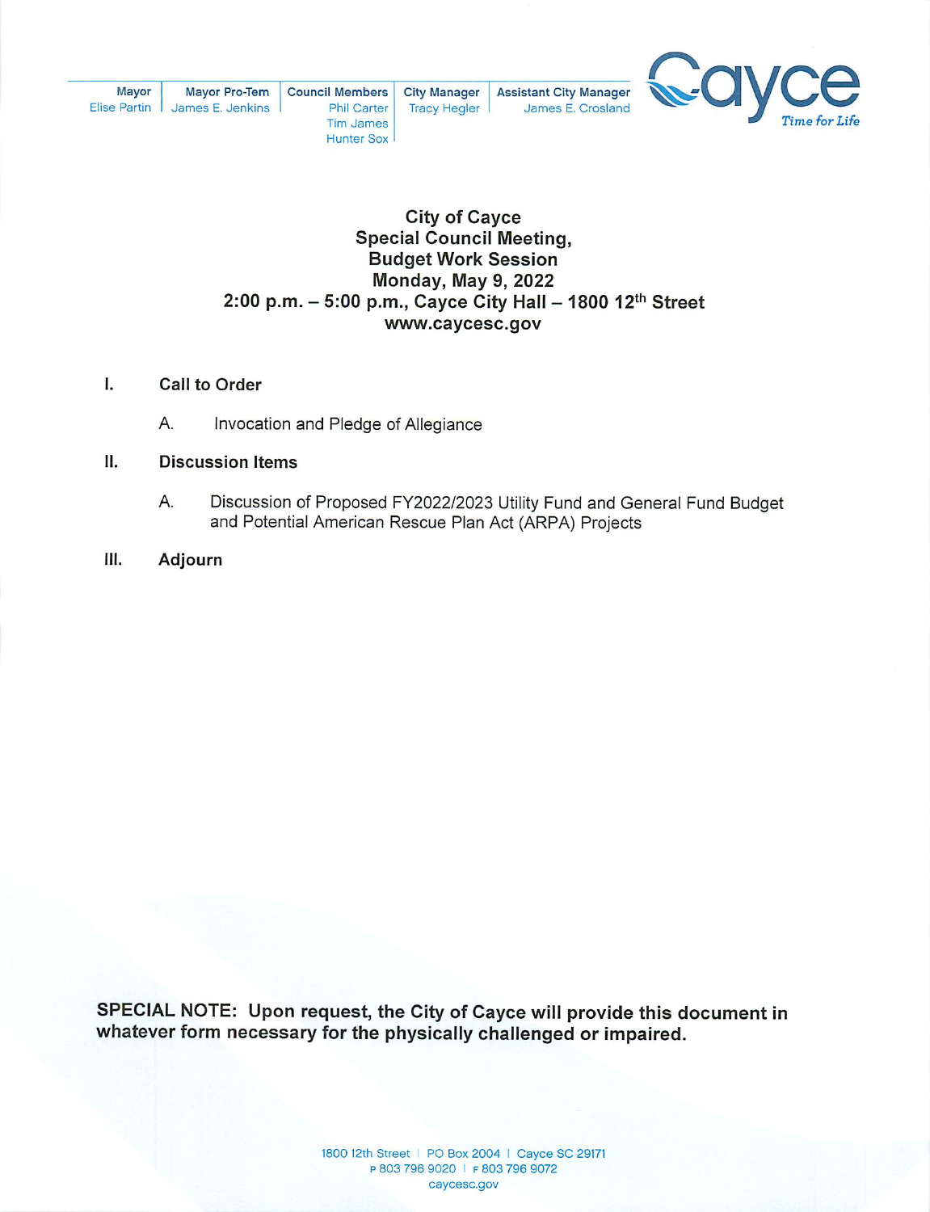| Mayor | Mayor Pro-Tem | Council Members | City Manager | Assistant City Manager |
|---|---|---|---|---|
| Elise Partin | James E. Jenkins | Phil Carter<br>Tim James<br>Hunter Sox | Tracy Hegler | James E. Crosland |

Cayce *Time for Life*

# City of Cayce
## Special Council Meeting,
## Budget Work Session
## Monday, May 9, 2022
## 2:00 p.m. – 5:00 p.m., Cayce City Hall – 1800 12th Street
## www.caycesc.gov

**I. Call to Order**

A. Invocation and Pledge of Allegiance

**II. Discussion Items**

A. Discussion of Proposed FY2022/2023 Utility Fund and General Fund Budget and Potential American Rescue Plan Act (ARPA) Projects

**III. Adjourn**

**SPECIAL NOTE: Upon request, the City of Cayce will provide this document in whatever form necessary for the physically challenged or impaired.**

1800 12th Street | PO Box 2004 | Cayce SC 29171
P 803 796 9020 | F 803 796 9072
caycesc.gov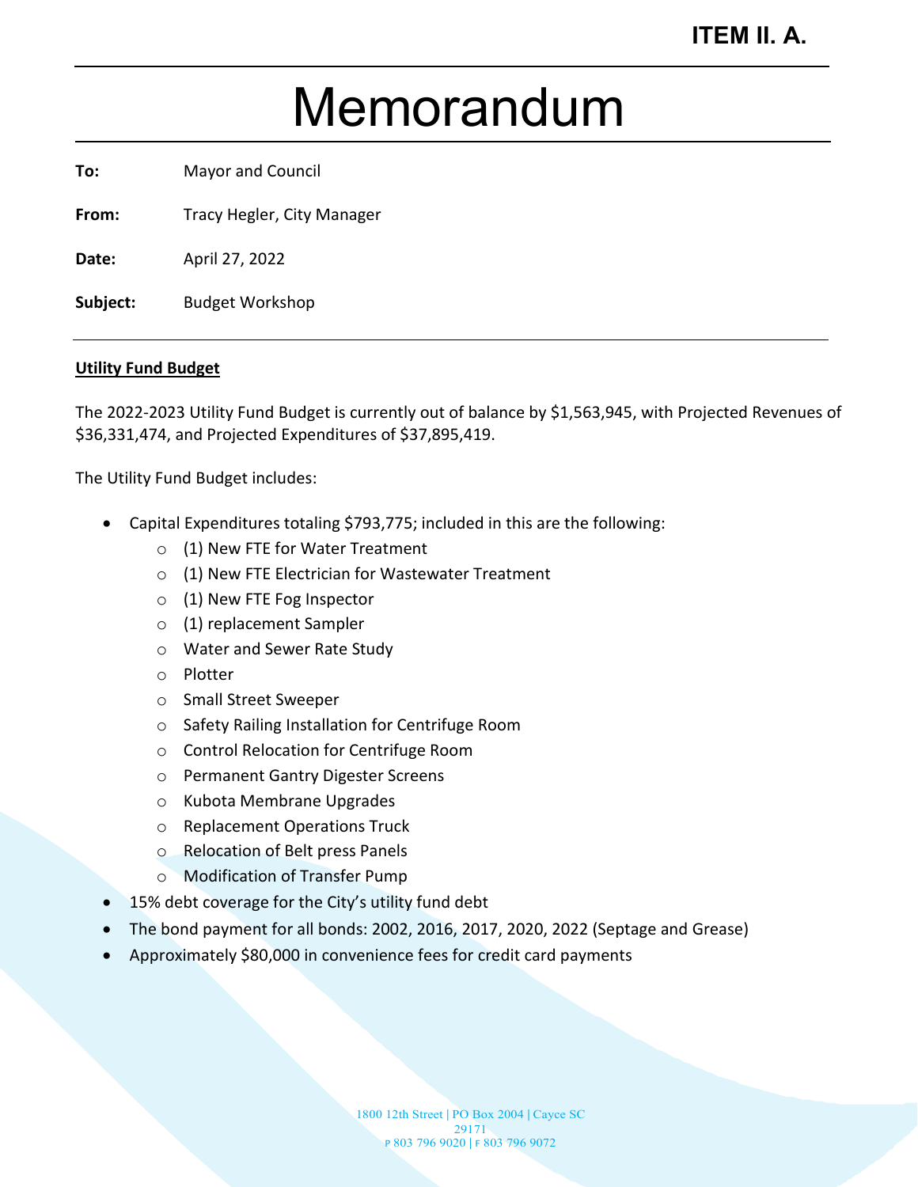**ITEM II. A.**

# Memorandum

**To:** Mayor and Council

**From:** Tracy Hegler, City Manager

**Date:** April 27, 2022

**Subject:** Budget Workshop

---

**Utility Fund Budget**

The 2022-2023 Utility Fund Budget is currently out of balance by $1,563,945, with Projected Revenues of $36,331,474, and Projected Expenditures of $37,895,419.

The Utility Fund Budget includes:

- Capital Expenditures totaling $793,775; included in this are the following:
  - (1) New FTE for Water Treatment
  - (1) New FTE Electrician for Wastewater Treatment
  - (1) New FTE Fog Inspector
  - (1) replacement Sampler
  - Water and Sewer Rate Study
  - Plotter
  - Small Street Sweeper
  - Safety Railing Installation for Centrifuge Room
  - Control Relocation for Centrifuge Room
  - Permanent Gantry Digester Screens
  - Kubota Membrane Upgrades
  - Replacement Operations Truck
  - Relocation of Belt press Panels
  - Modification of Transfer Pump
- 15% debt coverage for the City's utility fund debt
- The bond payment for all bonds: 2002, 2016, 2017, 2020, 2022 (Septage and Grease)
- Approximately $80,000 in convenience fees for credit card payments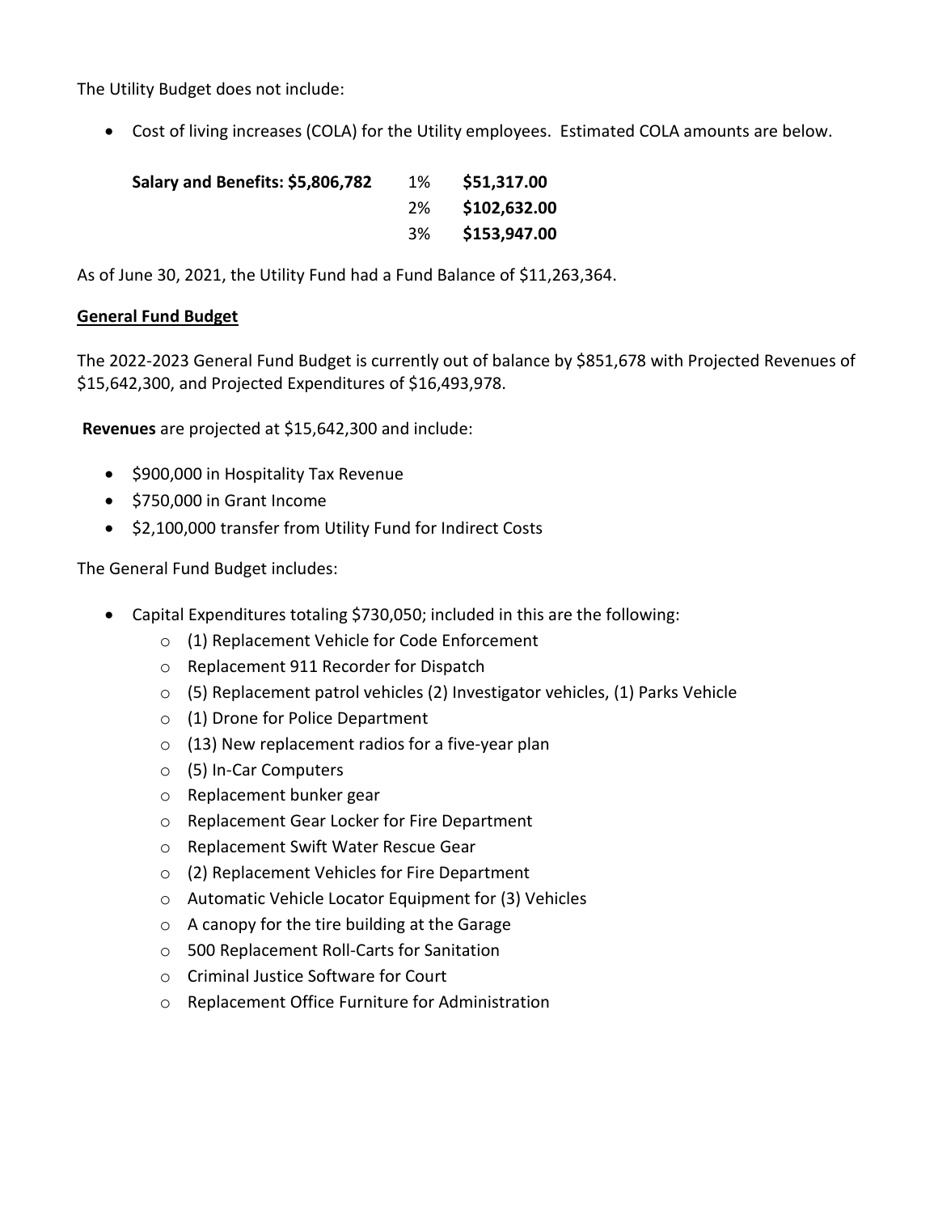The Utility Budget does not include:

- Cost of living increases (COLA) for the Utility employees. Estimated COLA amounts are below.

| **Salary and Benefits: $5,806,782** | 1% | **$51,317.00** |
| --- | --- | --- |
| | 2% | **$102,632.00** |
| | 3% | **$153,947.00** |

As of June 30, 2021, the Utility Fund had a Fund Balance of $11,263,364.

**General Fund Budget**

The 2022-2023 General Fund Budget is currently out of balance by $851,678 with Projected Revenues of $15,642,300, and Projected Expenditures of $16,493,978.

**Revenues** are projected at $15,642,300 and include:

- $900,000 in Hospitality Tax Revenue
- $750,000 in Grant Income
- $2,100,000 transfer from Utility Fund for Indirect Costs

The General Fund Budget includes:

- Capital Expenditures totaling $730,050; included in this are the following:
  - (1) Replacement Vehicle for Code Enforcement
  - Replacement 911 Recorder for Dispatch
  - (5) Replacement patrol vehicles (2) Investigator vehicles, (1) Parks Vehicle
  - (1) Drone for Police Department
  - (13) New replacement radios for a five-year plan
  - (5) In-Car Computers
  - Replacement bunker gear
  - Replacement Gear Locker for Fire Department
  - Replacement Swift Water Rescue Gear
  - (2) Replacement Vehicles for Fire Department
  - Automatic Vehicle Locator Equipment for (3) Vehicles
  - A canopy for the tire building at the Garage
  - 500 Replacement Roll-Carts for Sanitation
  - Criminal Justice Software for Court
  - Replacement Office Furniture for Administration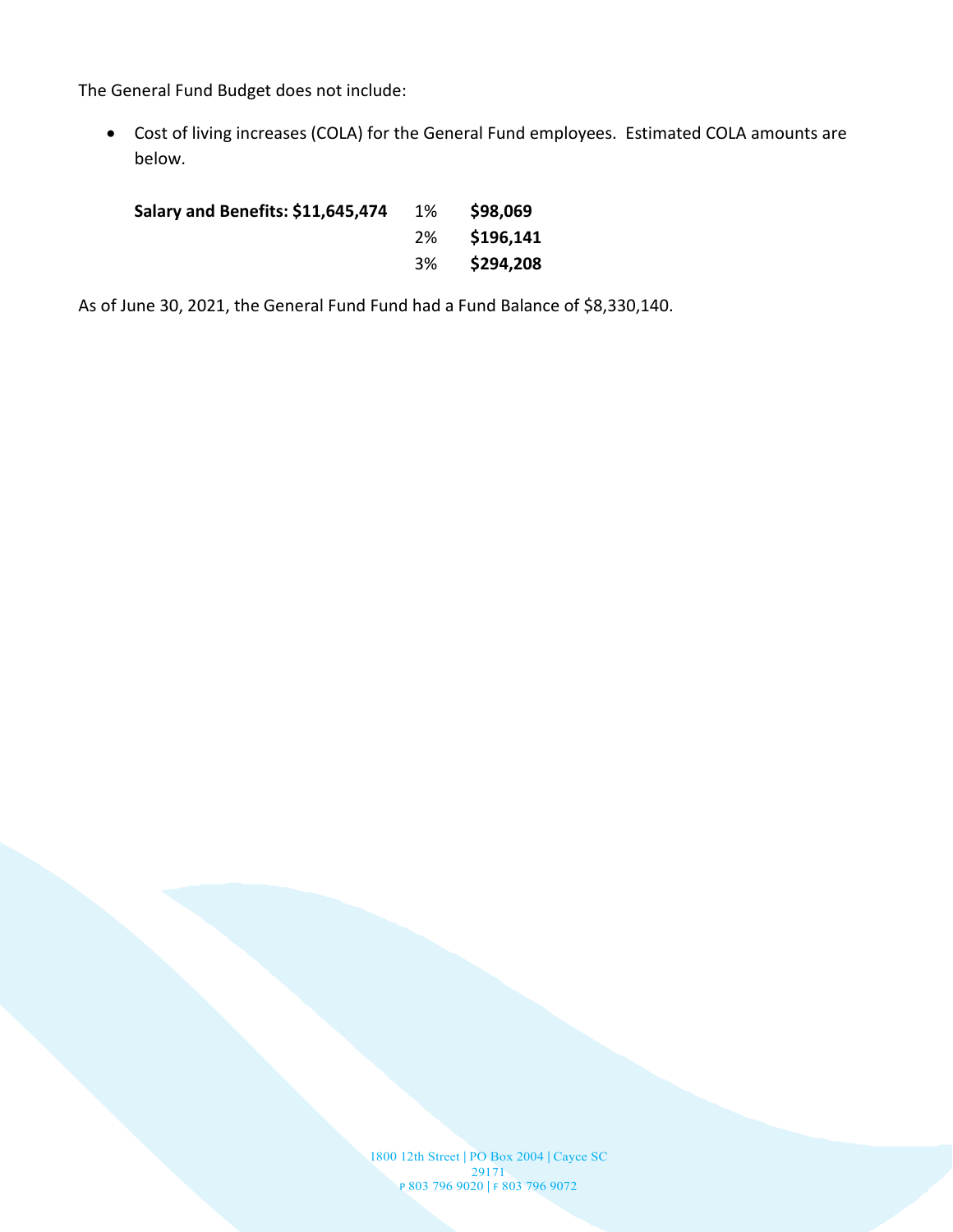The General Fund Budget does not include:

- Cost of living increases (COLA) for the General Fund employees. Estimated COLA amounts are below.

| | | |
|---|---|---|
| **Salary and Benefits: $11,645,474** | 1% | **$98,069** |
| | 2% | **$196,141** |
| | 3% | **$294,208** |

As of June 30, 2021, the General Fund Fund had a Fund Balance of $8,330,140.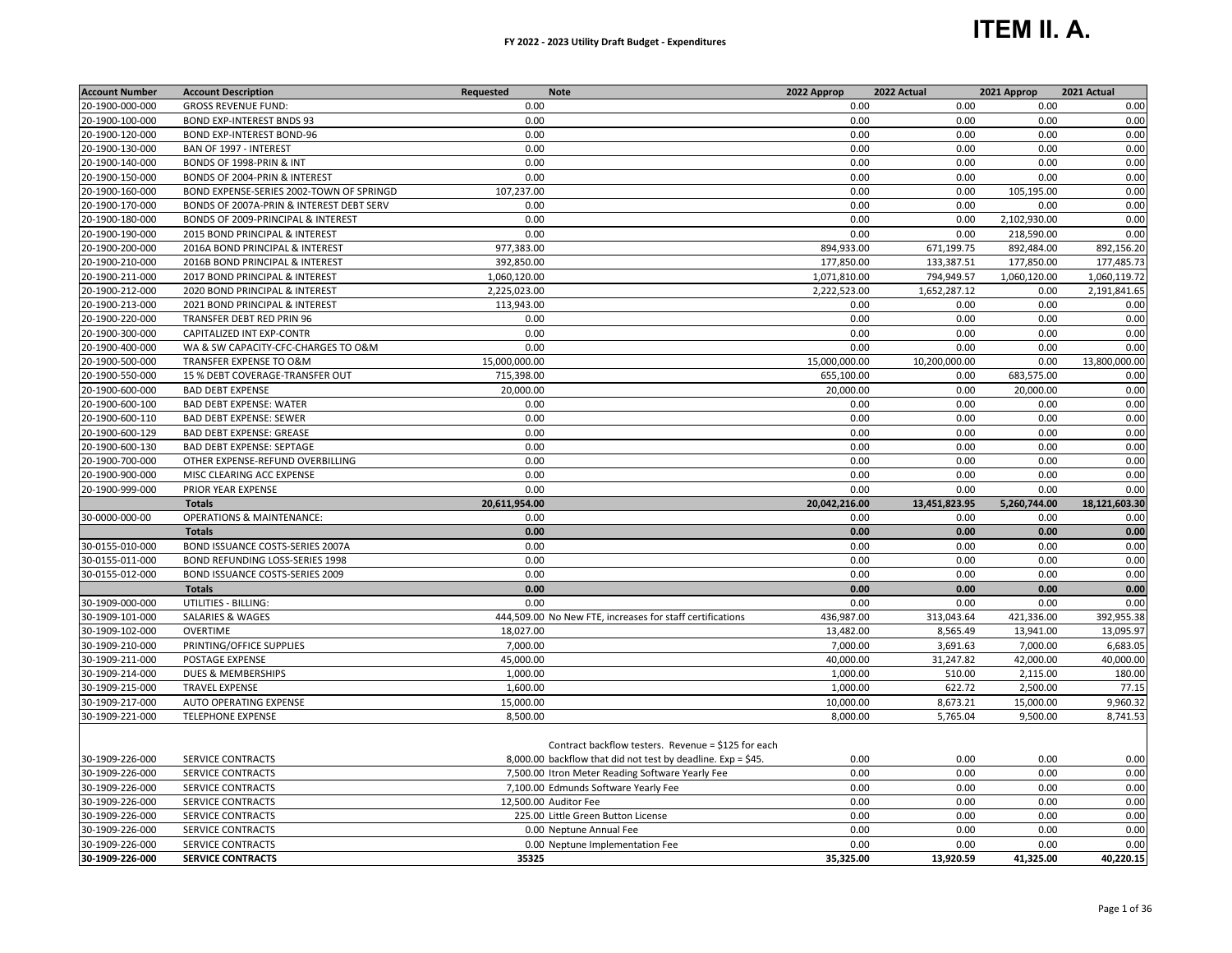**ITEM II. A.**

## FY 2022 - 2023 Utility Draft Budget - Expenditures

| Account Number | Account Description | Requested | Note | 2022 Approp | 2022 Actual | 2021 Approp | 2021 Actual |
|---|---|---|---|---|---|---|---|
| 20-1900-000-000 | GROSS REVENUE FUND: | 0.00 | | 0.00 | 0.00 | 0.00 | 0.00 |
| 20-1900-100-000 | BOND EXP-INTEREST BNDS 93 | 0.00 | | 0.00 | 0.00 | 0.00 | 0.00 |
| 20-1900-120-000 | BOND EXP-INTEREST BOND-96 | 0.00 | | 0.00 | 0.00 | 0.00 | 0.00 |
| 20-1900-130-000 | BAN OF 1997 - INTEREST | 0.00 | | 0.00 | 0.00 | 0.00 | 0.00 |
| 20-1900-140-000 | BONDS OF 1998-PRIN & INT | 0.00 | | 0.00 | 0.00 | 0.00 | 0.00 |
| 20-1900-150-000 | BONDS OF 2004-PRIN & INTEREST | 0.00 | | 0.00 | 0.00 | 0.00 | 0.00 |
| 20-1900-160-000 | BOND EXPENSE-SERIES 2002-TOWN OF SPRINGD | 107,237.00 | | 0.00 | 0.00 | 105,195.00 | 0.00 |
| 20-1900-170-000 | BONDS OF 2007A-PRIN & INTEREST DEBT SERV | 0.00 | | 0.00 | 0.00 | 0.00 | 0.00 |
| 20-1900-180-000 | BONDS OF 2009-PRINCIPAL & INTEREST | 0.00 | | 0.00 | 0.00 | 2,102,930.00 | 0.00 |
| 20-1900-190-000 | 2015 BOND PRINCIPAL & INTEREST | 0.00 | | 0.00 | 0.00 | 218,590.00 | 0.00 |
| 20-1900-200-000 | 2016A BOND PRINCIPAL & INTEREST | 977,383.00 | | 894,933.00 | 671,199.75 | 892,484.00 | 892,156.20 |
| 20-1900-210-000 | 2016B BOND PRINCIPAL & INTEREST | 392,850.00 | | 177,850.00 | 133,387.51 | 177,850.00 | 177,485.73 |
| 20-1900-211-000 | 2017 BOND PRINCIPAL & INTEREST | 1,060,120.00 | | 1,071,810.00 | 794,949.57 | 1,060,120.00 | 1,060,119.72 |
| 20-1900-212-000 | 2020 BOND PRINCIPAL & INTEREST | 2,225,023.00 | | 2,222,523.00 | 1,652,287.12 | 0.00 | 2,191,841.65 |
| 20-1900-213-000 | 2021 BOND PRINCIPAL & INTEREST | 113,943.00 | | 0.00 | 0.00 | 0.00 | 0.00 |
| 20-1900-220-000 | TRANSFER DEBT RED PRIN 96 | 0.00 | | 0.00 | 0.00 | 0.00 | 0.00 |
| 20-1900-300-000 | CAPITALIZED INT EXP-CONTR | 0.00 | | 0.00 | 0.00 | 0.00 | 0.00 |
| 20-1900-400-000 | WA & SW CAPACITY-CFC-CHARGES TO O&M | 0.00 | | 0.00 | 0.00 | 0.00 | 0.00 |
| 20-1900-500-000 | TRANSFER EXPENSE TO O&M | 15,000,000.00 | | 15,000,000.00 | 10,200,000.00 | 0.00 | 13,800,000.00 |
| 20-1900-550-000 | 15 % DEBT COVERAGE-TRANSFER OUT | 715,398.00 | | 655,100.00 | 0.00 | 683,575.00 | 0.00 |
| 20-1900-600-000 | BAD DEBT EXPENSE | 20,000.00 | | 20,000.00 | 0.00 | 20,000.00 | 0.00 |
| 20-1900-600-100 | BAD DEBT EXPENSE: WATER | 0.00 | | 0.00 | 0.00 | 0.00 | 0.00 |
| 20-1900-600-110 | BAD DEBT EXPENSE: SEWER | 0.00 | | 0.00 | 0.00 | 0.00 | 0.00 |
| 20-1900-600-129 | BAD DEBT EXPENSE: GREASE | 0.00 | | 0.00 | 0.00 | 0.00 | 0.00 |
| 20-1900-600-130 | BAD DEBT EXPENSE: SEPTAGE | 0.00 | | 0.00 | 0.00 | 0.00 | 0.00 |
| 20-1900-700-000 | OTHER EXPENSE-REFUND OVERBILLING | 0.00 | | 0.00 | 0.00 | 0.00 | 0.00 |
| 20-1900-900-000 | MISC CLEARING ACC EXPENSE | 0.00 | | 0.00 | 0.00 | 0.00 | 0.00 |
| 20-1900-999-000 | PRIOR YEAR EXPENSE | 0.00 | | 0.00 | 0.00 | 0.00 | 0.00 |
| | **Totals** | **20,611,954.00** | | **20,042,216.00** | **13,451,823.95** | **5,260,744.00** | **18,121,603.30** |
| 30-0000-000-00 | OPERATIONS & MAINTENANCE: | 0.00 | | 0.00 | 0.00 | 0.00 | 0.00 |
| | **Totals** | **0.00** | | **0.00** | **0.00** | **0.00** | **0.00** |
| 30-0155-010-000 | BOND ISSUANCE COSTS-SERIES 2007A | 0.00 | | 0.00 | 0.00 | 0.00 | 0.00 |
| 30-0155-011-000 | BOND REFUNDING LOSS-SERIES 1998 | 0.00 | | 0.00 | 0.00 | 0.00 | 0.00 |
| 30-0155-012-000 | BOND ISSUANCE COSTS-SERIES 2009 | 0.00 | | 0.00 | 0.00 | 0.00 | 0.00 |
| | **Totals** | **0.00** | | **0.00** | **0.00** | **0.00** | **0.00** |
| 30-1909-000-000 | UTILITIES - BILLING: | 0.00 | | 0.00 | 0.00 | 0.00 | 0.00 |
| 30-1909-101-000 | SALARIES & WAGES | 444,509.00 | No New FTE, increases for staff certifications | 436,987.00 | 313,043.64 | 421,336.00 | 392,955.38 |
| 30-1909-102-000 | OVERTIME | 18,027.00 | | 13,482.00 | 8,565.49 | 13,941.00 | 13,095.97 |
| 30-1909-210-000 | PRINTING/OFFICE SUPPLIES | 7,000.00 | | 7,000.00 | 3,691.63 | 7,000.00 | 6,683.05 |
| 30-1909-211-000 | POSTAGE EXPENSE | 45,000.00 | | 40,000.00 | 31,247.82 | 42,000.00 | 40,000.00 |
| 30-1909-214-000 | DUES & MEMBERSHIPS | 1,000.00 | | 1,000.00 | 510.00 | 2,115.00 | 180.00 |
| 30-1909-215-000 | TRAVEL EXPENSE | 1,600.00 | | 1,000.00 | 622.72 | 2,500.00 | 77.15 |
| 30-1909-217-000 | AUTO OPERATING EXPENSE | 15,000.00 | | 10,000.00 | 8,673.21 | 15,000.00 | 9,960.32 |
| 30-1909-221-000 | TELEPHONE EXPENSE | 8,500.00 | | 8,000.00 | 5,765.04 | 9,500.00 | 8,741.53 |
| 30-1909-226-000 | SERVICE CONTRACTS | 8,000.00 | Contract backflow testers. Revenue = $125 for each backflow that did not test by deadline. Exp = $45. | 0.00 | 0.00 | 0.00 | 0.00 |
| 30-1909-226-000 | SERVICE CONTRACTS | 7,500.00 | Itron Meter Reading Software Yearly Fee | 0.00 | 0.00 | 0.00 | 0.00 |
| 30-1909-226-000 | SERVICE CONTRACTS | 7,100.00 | Edmunds Software Yearly Fee | 0.00 | 0.00 | 0.00 | 0.00 |
| 30-1909-226-000 | SERVICE CONTRACTS | 12,500.00 | Auditor Fee | 0.00 | 0.00 | 0.00 | 0.00 |
| 30-1909-226-000 | SERVICE CONTRACTS | 225.00 | Little Green Button License | 0.00 | 0.00 | 0.00 | 0.00 |
| 30-1909-226-000 | SERVICE CONTRACTS | 0.00 | Neptune Annual Fee | 0.00 | 0.00 | 0.00 | 0.00 |
| 30-1909-226-000 | SERVICE CONTRACTS | 0.00 | Neptune Implementation Fee | 0.00 | 0.00 | 0.00 | 0.00 |
| **30-1909-226-000** | **SERVICE CONTRACTS** | **35325** | | **35,325.00** | **13,920.59** | **41,325.00** | **40,220.15** |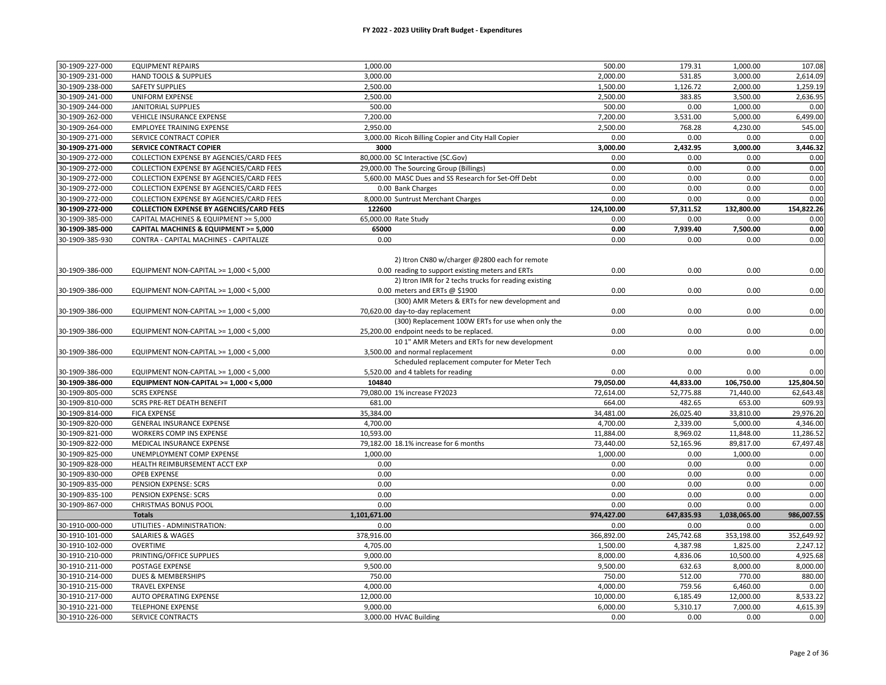# FY 2022 - 2023 Utility Draft Budget - Expenditures

| | | | | | | | |
|---|---|---|---|---|---|---|---|
| 30-1909-227-000 | EQUIPMENT REPAIRS | 1,000.00 | | 500.00 | 179.31 | 1,000.00 | 107.08 |
| 30-1909-231-000 | HAND TOOLS & SUPPLIES | 3,000.00 | | 2,000.00 | 531.85 | 3,000.00 | 2,614.09 |
| 30-1909-238-000 | SAFETY SUPPLIES | 2,500.00 | | 1,500.00 | 1,126.72 | 2,000.00 | 1,259.19 |
| 30-1909-241-000 | UNIFORM EXPENSE | 2,500.00 | | 2,500.00 | 383.85 | 3,500.00 | 2,636.95 |
| 30-1909-244-000 | JANITORIAL SUPPLIES | 500.00 | | 500.00 | 0.00 | 1,000.00 | 0.00 |
| 30-1909-262-000 | VEHICLE INSURANCE EXPENSE | 7,200.00 | | 7,200.00 | 3,531.00 | 5,000.00 | 6,499.00 |
| 30-1909-264-000 | EMPLOYEE TRAINING EXPENSE | 2,950.00 | | 2,500.00 | 768.28 | 4,230.00 | 545.00 |
| 30-1909-271-000 | SERVICE CONTRACT COPIER | 3,000.00 | Ricoh Billing Copier and City Hall Copier | 0.00 | 0.00 | 0.00 | 0.00 |
| **30-1909-271-000** | **SERVICE CONTRACT COPIER** | **3000** | | **3,000.00** | **2,432.95** | **3,000.00** | **3,446.32** |
| 30-1909-272-000 | COLLECTION EXPENSE BY AGENCIES/CARD FEES | 80,000.00 | SC Interactive (SC.Gov) | 0.00 | 0.00 | 0.00 | 0.00 |
| 30-1909-272-000 | COLLECTION EXPENSE BY AGENCIES/CARD FEES | 29,000.00 | The Sourcing Group (Billings) | 0.00 | 0.00 | 0.00 | 0.00 |
| 30-1909-272-000 | COLLECTION EXPENSE BY AGENCIES/CARD FEES | 5,600.00 | MASC Dues and SS Research for Set-Off Debt | 0.00 | 0.00 | 0.00 | 0.00 |
| 30-1909-272-000 | COLLECTION EXPENSE BY AGENCIES/CARD FEES | 0.00 | Bank Charges | 0.00 | 0.00 | 0.00 | 0.00 |
| 30-1909-272-000 | COLLECTION EXPENSE BY AGENCIES/CARD FEES | 8,000.00 | Suntrust Merchant Charges | 0.00 | 0.00 | 0.00 | 0.00 |
| **30-1909-272-000** | **COLLECTION EXPENSE BY AGENCIES/CARD FEES** | **122600** | | **124,100.00** | **57,311.52** | **132,800.00** | **154,822.26** |
| 30-1909-385-000 | CAPITAL MACHINES & EQUIPMENT >= 5,000 | 65,000.00 | Rate Study | 0.00 | 0.00 | 0.00 | 0.00 |
| **30-1909-385-000** | **CAPITAL MACHINES & EQUIPMENT >= 5,000** | **65000** | | **0.00** | **7,939.40** | **7,500.00** | **0.00** |
| 30-1909-385-930 | CONTRA - CAPITAL MACHINES - CAPITALIZE | 0.00 | | 0.00 | 0.00 | 0.00 | 0.00 |
| 30-1909-386-000 | EQUIPMENT NON-CAPITAL >= 1,000 < 5,000 | 0.00 | 2) Itron CN80 w/charger @2800 each for remote reading to support existing meters and ERTs | 0.00 | 0.00 | 0.00 | 0.00 |
| 30-1909-386-000 | EQUIPMENT NON-CAPITAL >= 1,000 < 5,000 | 0.00 | 2) Itron IMR for 2 techs trucks for reading existing meters and ERTs @ $1900 | 0.00 | 0.00 | 0.00 | 0.00 |
| 30-1909-386-000 | EQUIPMENT NON-CAPITAL >= 1,000 < 5,000 | 70,620.00 | (300) AMR Meters & ERTs for new development and day-to-day replacement | 0.00 | 0.00 | 0.00 | 0.00 |
| 30-1909-386-000 | EQUIPMENT NON-CAPITAL >= 1,000 < 5,000 | 25,200.00 | (300) Replacement 100W ERTs for use when only the endpoint needs to be replaced. | 0.00 | 0.00 | 0.00 | 0.00 |
| 30-1909-386-000 | EQUIPMENT NON-CAPITAL >= 1,000 < 5,000 | 3,500.00 | 10 1" AMR Meters and ERTs for new development and normal replacement | 0.00 | 0.00 | 0.00 | 0.00 |
| 30-1909-386-000 | EQUIPMENT NON-CAPITAL >= 1,000 < 5,000 | 5,520.00 | Scheduled replacement computer for Meter Tech and 4 tablets for reading | 0.00 | 0.00 | 0.00 | 0.00 |
| **30-1909-386-000** | **EQUIPMENT NON-CAPITAL >= 1,000 < 5,000** | **104840** | | **79,050.00** | **44,833.00** | **106,750.00** | **125,804.50** |
| 30-1909-805-000 | SCRS EXPENSE | 79,080.00 | 1% increase FY2023 | 72,614.00 | 52,775.88 | 71,440.00 | 62,643.48 |
| 30-1909-810-000 | SCRS PRE-RET DEATH BENEFIT | 681.00 | | 664.00 | 482.65 | 653.00 | 609.93 |
| 30-1909-814-000 | FICA EXPENSE | 35,384.00 | | 34,481.00 | 26,025.40 | 33,810.00 | 29,976.20 |
| 30-1909-820-000 | GENERAL INSURANCE EXPENSE | 4,700.00 | | 4,700.00 | 2,339.00 | 5,000.00 | 4,346.00 |
| 30-1909-821-000 | WORKERS COMP INS EXPENSE | 10,593.00 | | 11,884.00 | 8,969.02 | 11,848.00 | 11,286.52 |
| 30-1909-822-000 | MEDICAL INSURANCE EXPENSE | 79,182.00 | 18.1% increase for 6 months | 73,440.00 | 52,165.96 | 89,817.00 | 67,497.48 |
| 30-1909-825-000 | UNEMPLOYMENT COMP EXPENSE | 1,000.00 | | 1,000.00 | 0.00 | 1,000.00 | 0.00 |
| 30-1909-828-000 | HEALTH REIMBURSEMENT ACCT EXP | 0.00 | | 0.00 | 0.00 | 0.00 | 0.00 |
| 30-1909-830-000 | OPEB EXPENSE | 0.00 | | 0.00 | 0.00 | 0.00 | 0.00 |
| 30-1909-835-000 | PENSION EXPENSE: SCRS | 0.00 | | 0.00 | 0.00 | 0.00 | 0.00 |
| 30-1909-835-100 | PENSION EXPENSE: SCRS | 0.00 | | 0.00 | 0.00 | 0.00 | 0.00 |
| 30-1909-867-000 | CHRISTMAS BONUS POOL | 0.00 | | 0.00 | 0.00 | 0.00 | 0.00 |
| | **Totals** | **1,101,671.00** | | **974,427.00** | **647,835.93** | **1,038,065.00** | **986,007.55** |
| 30-1910-000-000 | UTILITIES - ADMINISTRATION: | 0.00 | | 0.00 | 0.00 | 0.00 | 0.00 |
| 30-1910-101-000 | SALARIES & WAGES | 378,916.00 | | 366,892.00 | 245,742.68 | 353,198.00 | 352,649.92 |
| 30-1910-102-000 | OVERTIME | 4,705.00 | | 1,500.00 | 4,387.98 | 1,825.00 | 2,247.12 |
| 30-1910-210-000 | PRINTING/OFFICE SUPPLIES | 9,000.00 | | 8,000.00 | 4,836.06 | 10,500.00 | 4,925.68 |
| 30-1910-211-000 | POSTAGE EXPENSE | 9,500.00 | | 9,500.00 | 632.63 | 8,000.00 | 8,000.00 |
| 30-1910-214-000 | DUES & MEMBERSHIPS | 750.00 | | 750.00 | 512.00 | 770.00 | 880.00 |
| 30-1910-215-000 | TRAVEL EXPENSE | 4,000.00 | | 4,000.00 | 759.56 | 6,460.00 | 0.00 |
| 30-1910-217-000 | AUTO OPERATING EXPENSE | 12,000.00 | | 10,000.00 | 6,185.49 | 12,000.00 | 8,533.22 |
| 30-1910-221-000 | TELEPHONE EXPENSE | 9,000.00 | | 6,000.00 | 5,310.17 | 7,000.00 | 4,615.39 |
| 30-1910-226-000 | SERVICE CONTRACTS | 3,000.00 | HVAC Building | 0.00 | 0.00 | 0.00 | 0.00 |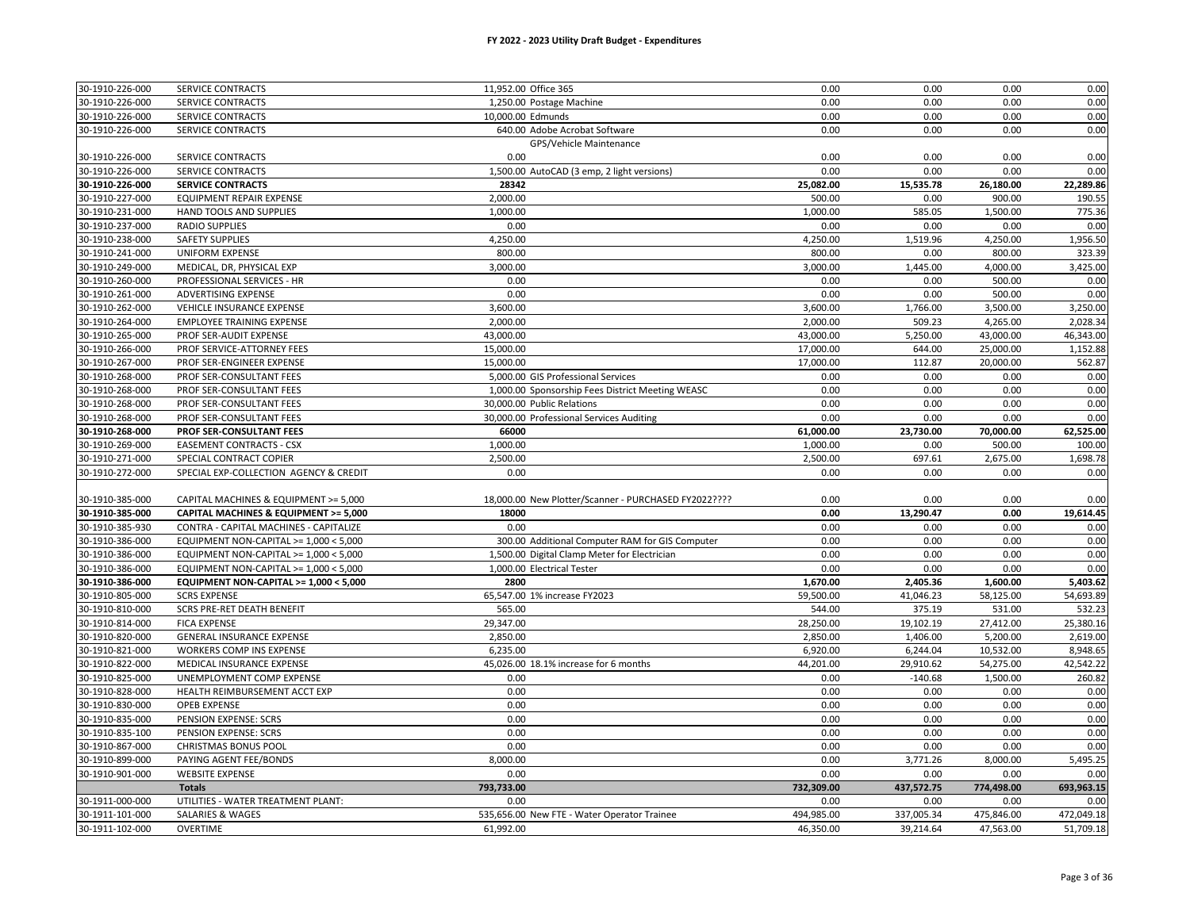# FY 2022 - 2023 Utility Draft Budget - Expenditures

| | | | | | | | |
|---|---|---|---|---|---|---|---|
| 30-1910-226-000 | SERVICE CONTRACTS | 11,952.00 | Office 365 | 0.00 | 0.00 | 0.00 | 0.00 |
| 30-1910-226-000 | SERVICE CONTRACTS | 1,250.00 | Postage Machine | 0.00 | 0.00 | 0.00 | 0.00 |
| 30-1910-226-000 | SERVICE CONTRACTS | 10,000.00 | Edmunds | 0.00 | 0.00 | 0.00 | 0.00 |
| 30-1910-226-000 | SERVICE CONTRACTS | 640.00 | Adobe Acrobat Software | 0.00 | 0.00 | 0.00 | 0.00 |
| 30-1910-226-000 | SERVICE CONTRACTS | 0.00 | GPS/Vehicle Maintenance | 0.00 | 0.00 | 0.00 | 0.00 |
| 30-1910-226-000 | SERVICE CONTRACTS | 1,500.00 | AutoCAD (3 emp, 2 light versions) | 0.00 | 0.00 | 0.00 | 0.00 |
| **30-1910-226-000** | **SERVICE CONTRACTS** | **28342** | | **25,082.00** | **15,535.78** | **26,180.00** | **22,289.86** |
| 30-1910-227-000 | EQUIPMENT REPAIR EXPENSE | 2,000.00 | | 500.00 | 0.00 | 900.00 | 190.55 |
| 30-1910-231-000 | HAND TOOLS AND SUPPLIES | 1,000.00 | | 1,000.00 | 585.05 | 1,500.00 | 775.36 |
| 30-1910-237-000 | RADIO SUPPLIES | 0.00 | | 0.00 | 0.00 | 0.00 | 0.00 |
| 30-1910-238-000 | SAFETY SUPPLIES | 4,250.00 | | 4,250.00 | 1,519.96 | 4,250.00 | 1,956.50 |
| 30-1910-241-000 | UNIFORM EXPENSE | 800.00 | | 800.00 | 0.00 | 800.00 | 323.39 |
| 30-1910-249-000 | MEDICAL, DR, PHYSICAL EXP | 3,000.00 | | 3,000.00 | 1,445.00 | 4,000.00 | 3,425.00 |
| 30-1910-260-000 | PROFESSIONAL SERVICES - HR | 0.00 | | 0.00 | 0.00 | 500.00 | 0.00 |
| 30-1910-261-000 | ADVERTISING EXPENSE | 0.00 | | 0.00 | 0.00 | 500.00 | 0.00 |
| 30-1910-262-000 | VEHICLE INSURANCE EXPENSE | 3,600.00 | | 3,600.00 | 1,766.00 | 3,500.00 | 3,250.00 |
| 30-1910-264-000 | EMPLOYEE TRAINING EXPENSE | 2,000.00 | | 2,000.00 | 509.23 | 4,265.00 | 2,028.34 |
| 30-1910-265-000 | PROF SER-AUDIT EXPENSE | 43,000.00 | | 43,000.00 | 5,250.00 | 43,000.00 | 46,343.00 |
| 30-1910-266-000 | PROF SERVICE-ATTORNEY FEES | 15,000.00 | | 17,000.00 | 644.00 | 25,000.00 | 1,152.88 |
| 30-1910-267-000 | PROF SER-ENGINEER EXPENSE | 15,000.00 | | 17,000.00 | 112.87 | 20,000.00 | 562.87 |
| 30-1910-268-000 | PROF SER-CONSULTANT FEES | 5,000.00 | GIS Professional Services | 0.00 | 0.00 | 0.00 | 0.00 |
| 30-1910-268-000 | PROF SER-CONSULTANT FEES | 1,000.00 | Sponsorship Fees District Meeting WEASC | 0.00 | 0.00 | 0.00 | 0.00 |
| 30-1910-268-000 | PROF SER-CONSULTANT FEES | 30,000.00 | Public Relations | 0.00 | 0.00 | 0.00 | 0.00 |
| 30-1910-268-000 | PROF SER-CONSULTANT FEES | 30,000.00 | Professional Services Auditing | 0.00 | 0.00 | 0.00 | 0.00 |
| **30-1910-268-000** | **PROF SER-CONSULTANT FEES** | **66000** | | **61,000.00** | **23,730.00** | **70,000.00** | **62,525.00** |
| 30-1910-269-000 | EASEMENT CONTRACTS - CSX | 1,000.00 | | 1,000.00 | 0.00 | 500.00 | 100.00 |
| 30-1910-271-000 | SPECIAL CONTRACT COPIER | 2,500.00 | | 2,500.00 | 697.61 | 2,675.00 | 1,698.78 |
| 30-1910-272-000 | SPECIAL EXP-COLLECTION AGENCY & CREDIT | 0.00 | | 0.00 | 0.00 | 0.00 | 0.00 |
| 30-1910-385-000 | CAPITAL MACHINES & EQUIPMENT >= 5,000 | 18,000.00 | New Plotter/Scanner - PURCHASED FY2022???? | 0.00 | 0.00 | 0.00 | 0.00 |
| **30-1910-385-000** | **CAPITAL MACHINES & EQUIPMENT >= 5,000** | **18000** | | **0.00** | **13,290.47** | **0.00** | **19,614.45** |
| 30-1910-385-930 | CONTRA - CAPITAL MACHINES - CAPITALIZE | 0.00 | | 0.00 | 0.00 | 0.00 | 0.00 |
| 30-1910-386-000 | EQUIPMENT NON-CAPITAL >= 1,000 < 5,000 | 300.00 | Additional Computer RAM for GIS Computer | 0.00 | 0.00 | 0.00 | 0.00 |
| 30-1910-386-000 | EQUIPMENT NON-CAPITAL >= 1,000 < 5,000 | 1,500.00 | Digital Clamp Meter for Electrician | 0.00 | 0.00 | 0.00 | 0.00 |
| 30-1910-386-000 | EQUIPMENT NON-CAPITAL >= 1,000 < 5,000 | 1,000.00 | Electrical Tester | 0.00 | 0.00 | 0.00 | 0.00 |
| **30-1910-386-000** | **EQUIPMENT NON-CAPITAL >= 1,000 < 5,000** | **2800** | | **1,670.00** | **2,405.36** | **1,600.00** | **5,403.62** |
| 30-1910-805-000 | SCRS EXPENSE | 65,547.00 | 1% increase FY2023 | 59,500.00 | 41,046.23 | 58,125.00 | 54,693.89 |
| 30-1910-810-000 | SCRS PRE-RET DEATH BENEFIT | 565.00 | | 544.00 | 375.19 | 531.00 | 532.23 |
| 30-1910-814-000 | FICA EXPENSE | 29,347.00 | | 28,250.00 | 19,102.19 | 27,412.00 | 25,380.16 |
| 30-1910-820-000 | GENERAL INSURANCE EXPENSE | 2,850.00 | | 2,850.00 | 1,406.00 | 5,200.00 | 2,619.00 |
| 30-1910-821-000 | WORKERS COMP INS EXPENSE | 6,235.00 | | 6,920.00 | 6,244.04 | 10,532.00 | 8,948.65 |
| 30-1910-822-000 | MEDICAL INSURANCE EXPENSE | 45,026.00 | 18.1% increase for 6 months | 44,201.00 | 29,910.62 | 54,275.00 | 42,542.22 |
| 30-1910-825-000 | UNEMPLOYMENT COMP EXPENSE | 0.00 | | 0.00 | -140.68 | 1,500.00 | 260.82 |
| 30-1910-828-000 | HEALTH REIMBURSEMENT ACCT EXP | 0.00 | | 0.00 | 0.00 | 0.00 | 0.00 |
| 30-1910-830-000 | OPEB EXPENSE | 0.00 | | 0.00 | 0.00 | 0.00 | 0.00 |
| 30-1910-835-000 | PENSION EXPENSE: SCRS | 0.00 | | 0.00 | 0.00 | 0.00 | 0.00 |
| 30-1910-835-100 | PENSION EXPENSE: SCRS | 0.00 | | 0.00 | 0.00 | 0.00 | 0.00 |
| 30-1910-867-000 | CHRISTMAS BONUS POOL | 0.00 | | 0.00 | 0.00 | 0.00 | 0.00 |
| 30-1910-899-000 | PAYING AGENT FEE/BONDS | 8,000.00 | | 0.00 | 3,771.26 | 8,000.00 | 5,495.25 |
| 30-1910-901-000 | WEBSITE EXPENSE | 0.00 | | 0.00 | 0.00 | 0.00 | 0.00 |
| | **Totals** | **793,733.00** | | **732,309.00** | **437,572.75** | **774,498.00** | **693,963.15** |
| 30-1911-000-000 | UTILITIES - WATER TREATMENT PLANT: | 0.00 | | 0.00 | 0.00 | 0.00 | 0.00 |
| 30-1911-101-000 | SALARIES & WAGES | 535,656.00 | New FTE - Water Operator Trainee | 494,985.00 | 337,005.34 | 475,846.00 | 472,049.18 |
| 30-1911-102-000 | OVERTIME | 61,992.00 | | 46,350.00 | 39,214.64 | 47,563.00 | 51,709.18 |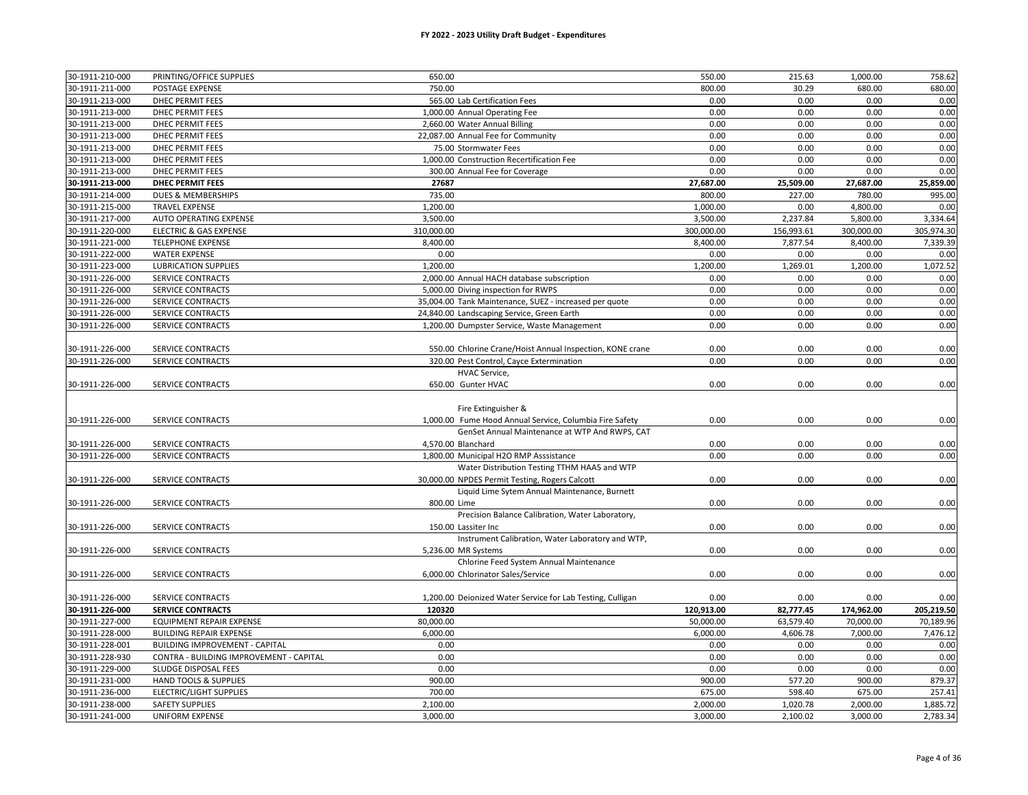# FY 2022 - 2023 Utility Draft Budget - Expenditures

| Account | Description | Amount | Detail | | | | |
|---|---|---|---|---|---|---|---|
| 30-1911-210-000 | PRINTING/OFFICE SUPPLIES | 650.00 | | 550.00 | 215.63 | 1,000.00 | 758.62 |
| 30-1911-211-000 | POSTAGE EXPENSE | 750.00 | | 800.00 | 30.29 | 680.00 | 680.00 |
| 30-1911-213-000 | DHEC PERMIT FEES | 565.00 | Lab Certification Fees | 0.00 | 0.00 | 0.00 | 0.00 |
| 30-1911-213-000 | DHEC PERMIT FEES | 1,000.00 | Annual Operating Fee | 0.00 | 0.00 | 0.00 | 0.00 |
| 30-1911-213-000 | DHEC PERMIT FEES | 2,660.00 | Water Annual Billing | 0.00 | 0.00 | 0.00 | 0.00 |
| 30-1911-213-000 | DHEC PERMIT FEES | 22,087.00 | Annual Fee for Community | 0.00 | 0.00 | 0.00 | 0.00 |
| 30-1911-213-000 | DHEC PERMIT FEES | 75.00 | Stormwater Fees | 0.00 | 0.00 | 0.00 | 0.00 |
| 30-1911-213-000 | DHEC PERMIT FEES | 1,000.00 | Construction Recertification Fee | 0.00 | 0.00 | 0.00 | 0.00 |
| 30-1911-213-000 | DHEC PERMIT FEES | 300.00 | Annual Fee for Coverage | 0.00 | 0.00 | 0.00 | 0.00 |
| **30-1911-213-000** | **DHEC PERMIT FEES** | **27687** | | **27,687.00** | **25,509.00** | **27,687.00** | **25,859.00** |
| 30-1911-214-000 | DUES & MEMBERSHIPS | 735.00 | | 800.00 | 227.00 | 780.00 | 995.00 |
| 30-1911-215-000 | TRAVEL EXPENSE | 1,200.00 | | 1,000.00 | 0.00 | 4,800.00 | 0.00 |
| 30-1911-217-000 | AUTO OPERATING EXPENSE | 3,500.00 | | 3,500.00 | 2,237.84 | 5,800.00 | 3,334.64 |
| 30-1911-220-000 | ELECTRIC & GAS EXPENSE | 310,000.00 | | 300,000.00 | 156,993.61 | 300,000.00 | 305,974.30 |
| 30-1911-221-000 | TELEPHONE EXPENSE | 8,400.00 | | 8,400.00 | 7,877.54 | 8,400.00 | 7,339.39 |
| 30-1911-222-000 | WATER EXPENSE | 0.00 | | 0.00 | 0.00 | 0.00 | 0.00 |
| 30-1911-223-000 | LUBRICATION SUPPLIES | 1,200.00 | | 1,200.00 | 1,269.01 | 1,200.00 | 1,072.52 |
| 30-1911-226-000 | SERVICE CONTRACTS | 2,000.00 | Annual HACH database subscription | 0.00 | 0.00 | 0.00 | 0.00 |
| 30-1911-226-000 | SERVICE CONTRACTS | 5,000.00 | Diving inspection for RWPS | 0.00 | 0.00 | 0.00 | 0.00 |
| 30-1911-226-000 | SERVICE CONTRACTS | 35,004.00 | Tank Maintenance, SUEZ - increased per quote | 0.00 | 0.00 | 0.00 | 0.00 |
| 30-1911-226-000 | SERVICE CONTRACTS | 24,840.00 | Landscaping Service, Green Earth | 0.00 | 0.00 | 0.00 | 0.00 |
| 30-1911-226-000 | SERVICE CONTRACTS | 1,200.00 | Dumpster Service, Waste Management | 0.00 | 0.00 | 0.00 | 0.00 |
| 30-1911-226-000 | SERVICE CONTRACTS | 550.00 | Chlorine Crane/Hoist Annual Inspection, KONE crane | 0.00 | 0.00 | 0.00 | 0.00 |
| 30-1911-226-000 | SERVICE CONTRACTS | 320.00 | Pest Control, Cayce Extermination | 0.00 | 0.00 | 0.00 | 0.00 |
| 30-1911-226-000 | SERVICE CONTRACTS | 650.00 | HVAC Service, Gunter HVAC | 0.00 | 0.00 | 0.00 | 0.00 |
| 30-1911-226-000 | SERVICE CONTRACTS | 1,000.00 | Fire Extinguisher & Fume Hood Annual Service, Columbia Fire Safety | 0.00 | 0.00 | 0.00 | 0.00 |
| 30-1911-226-000 | SERVICE CONTRACTS | 4,570.00 | GenSet Annual Maintenance at WTP And RWPS, CAT Blanchard | 0.00 | 0.00 | 0.00 | 0.00 |
| 30-1911-226-000 | SERVICE CONTRACTS | 1,800.00 | Municipal H2O RMP Asssistance | 0.00 | 0.00 | 0.00 | 0.00 |
| 30-1911-226-000 | SERVICE CONTRACTS | 30,000.00 | Water Distribution Testing TTHM HAA5 and WTP NPDES Permit Testing, Rogers Calcott | 0.00 | 0.00 | 0.00 | 0.00 |
| 30-1911-226-000 | SERVICE CONTRACTS | 800.00 | Liquid Lime Sytem Annual Maintenance, Burnett Lime | 0.00 | 0.00 | 0.00 | 0.00 |
| 30-1911-226-000 | SERVICE CONTRACTS | 150.00 | Precision Balance Calibration, Water Laboratory, Lassiter Inc | 0.00 | 0.00 | 0.00 | 0.00 |
| 30-1911-226-000 | SERVICE CONTRACTS | 5,236.00 | Instrument Calibration, Water Laboratory and WTP, MR Systems | 0.00 | 0.00 | 0.00 | 0.00 |
| 30-1911-226-000 | SERVICE CONTRACTS | 6,000.00 | Chlorine Feed System Annual Maintenance Chlorinator Sales/Service | 0.00 | 0.00 | 0.00 | 0.00 |
| 30-1911-226-000 | SERVICE CONTRACTS | 1,200.00 | Deionized Water Service for Lab Testing, Culligan | 0.00 | 0.00 | 0.00 | 0.00 |
| **30-1911-226-000** | **SERVICE CONTRACTS** | **120320** | | **120,913.00** | **82,777.45** | **174,962.00** | **205,219.50** |
| 30-1911-227-000 | EQUIPMENT REPAIR EXPENSE | 80,000.00 | | 50,000.00 | 63,579.40 | 70,000.00 | 70,189.96 |
| 30-1911-228-000 | BUILDING REPAIR EXPENSE | 6,000.00 | | 6,000.00 | 4,606.78 | 7,000.00 | 7,476.12 |
| 30-1911-228-001 | BUILDING IMPROVEMENT - CAPITAL | 0.00 | | 0.00 | 0.00 | 0.00 | 0.00 |
| 30-1911-228-930 | CONTRA - BUILDING IMPROVEMENT - CAPITAL | 0.00 | | 0.00 | 0.00 | 0.00 | 0.00 |
| 30-1911-229-000 | SLUDGE DISPOSAL FEES | 0.00 | | 0.00 | 0.00 | 0.00 | 0.00 |
| 30-1911-231-000 | HAND TOOLS & SUPPLIES | 900.00 | | 900.00 | 577.20 | 900.00 | 879.37 |
| 30-1911-236-000 | ELECTRIC/LIGHT SUPPLIES | 700.00 | | 675.00 | 598.40 | 675.00 | 257.41 |
| 30-1911-238-000 | SAFETY SUPPLIES | 2,100.00 | | 2,000.00 | 1,020.78 | 2,000.00 | 1,885.72 |
| 30-1911-241-000 | UNIFORM EXPENSE | 3,000.00 | | 3,000.00 | 2,100.02 | 3,000.00 | 2,783.34 |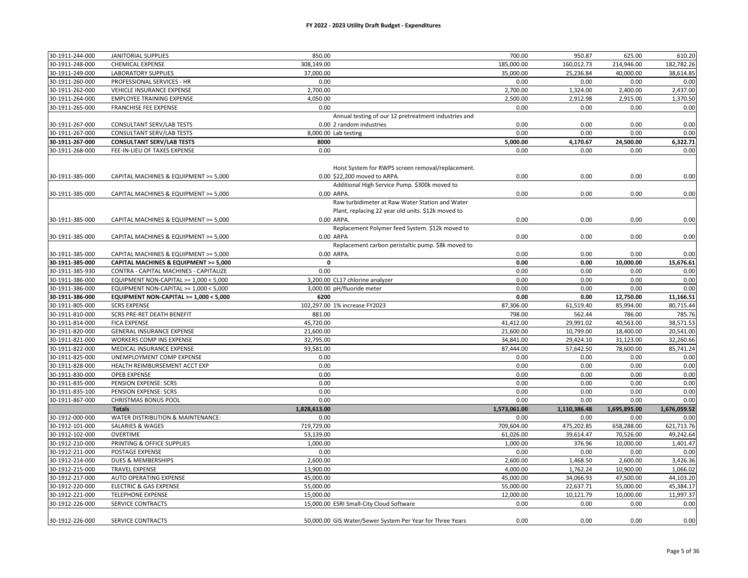# FY 2022 - 2023 Utility Draft Budget - Expenditures

| | | | | | | | |
|---|---|---|---|---|---|---|---|
| 30-1911-244-000 | JANITORIAL SUPPLIES | 850.00 | | 700.00 | 950.87 | 625.00 | 610.20 |
| 30-1911-248-000 | CHEMICAL EXPENSE | 308,149.00 | | 185,000.00 | 160,012.73 | 214,946.00 | 182,782.26 |
| 30-1911-249-000 | LABORATORY SUPPLIES | 37,000.00 | | 35,000.00 | 25,236.84 | 40,000.00 | 38,614.85 |
| 30-1911-260-000 | PROFESSIONAL SERVICES - HR | 0.00 | | 0.00 | 0.00 | 0.00 | 0.00 |
| 30-1911-262-000 | VEHICLE INSURANCE EXPENSE | 2,700.00 | | 2,700.00 | 1,324.00 | 2,400.00 | 2,437.00 |
| 30-1911-264-000 | EMPLOYEE TRAINING EXPENSE | 4,050.00 | | 2,500.00 | 2,912.98 | 2,915.00 | 1,370.50 |
| 30-1911-265-000 | FRANCHISE FEE EXPENSE | 0.00 | | 0.00 | 0.00 | 0.00 | 0.00 |
| 30-1911-267-000 | CONSULTANT SERV/LAB TESTS | 0.00 | Annual testing of our 12 pretreatment industries and 2 random industries | 0.00 | 0.00 | 0.00 | 0.00 |
| 30-1911-267-000 | CONSULTANT SERV/LAB TESTS | 8,000.00 | Lab testing | 0.00 | 0.00 | 0.00 | 0.00 |
| **30-1911-267-000** | **CONSULTANT SERV/LAB TESTS** | **8000** | | **5,000.00** | **4,170.67** | **24,500.00** | **6,322.71** |
| 30-1911-268-000 | FEE-IN-LIEU OF TAXES EXPENSE | 0.00 | | 0.00 | 0.00 | 0.00 | 0.00 |
| 30-1911-385-000 | CAPITAL MACHINES & EQUIPMENT >= 5,000 | 0.00 | Hoist System for RWPS screen removal/replacement. $22,200 moved to ARPA. | 0.00 | 0.00 | 0.00 | 0.00 |
| 30-1911-385-000 | CAPITAL MACHINES & EQUIPMENT >= 5,000 | 0.00 | Additional High Service Pump. $300k moved to ARPA. | 0.00 | 0.00 | 0.00 | 0.00 |
| 30-1911-385-000 | CAPITAL MACHINES & EQUIPMENT >= 5,000 | 0.00 | Raw turbidimeter at Raw Water Station and Water Plant, replacing 22 year old units. $12k moved to ARPA. | 0.00 | 0.00 | 0.00 | 0.00 |
| 30-1911-385-000 | CAPITAL MACHINES & EQUIPMENT >= 5,000 | 0.00 | Replacement Polymer feed System. $12k moved to ARPA | 0.00 | 0.00 | 0.00 | 0.00 |
| 30-1911-385-000 | CAPITAL MACHINES & EQUIPMENT >= 5,000 | 0.00 | Replacement carbon peristaltic pump. $8k moved to ARPA. | 0.00 | 0.00 | 0.00 | 0.00 |
| **30-1911-385-000** | **CAPITAL MACHINES & EQUIPMENT >= 5,000** | **0** | | **0.00** | **0.00** | **10,000.00** | **15,676.61** |
| 30-1911-385-930 | CONTRA - CAPITAL MACHINES - CAPITALIZE | 0.00 | | 0.00 | 0.00 | 0.00 | 0.00 |
| 30-1911-386-000 | EQUIPMENT NON-CAPITAL >= 1,000 < 5,000 | 3,200.00 | CL17 chlorine analyzer | 0.00 | 0.00 | 0.00 | 0.00 |
| 30-1911-386-000 | EQUIPMENT NON-CAPITAL >= 1,000 < 5,000 | 3,000.00 | pH/fluoride meter | 0.00 | 0.00 | 0.00 | 0.00 |
| **30-1911-386-000** | **EQUIPMENT NON-CAPITAL >= 1,000 < 5,000** | **6200** | | **0.00** | **0.00** | **12,750.00** | **11,166.51** |
| 30-1911-805-000 | SCRS EXPENSE | 102,297.00 | 1% increase FY2023 | 87,306.00 | 61,519.40 | 85,994.00 | 80,715.44 |
| 30-1911-810-000 | SCRS PRE-RET DEATH BENEFIT | 881.00 | | 798.00 | 562.44 | 786.00 | 785.76 |
| 30-1911-814-000 | FICA EXPENSE | 45,720.00 | | 41,412.00 | 29,991.02 | 40,563.00 | 38,571.53 |
| 30-1911-820-000 | GENERAL INSURANCE EXPENSE | 21,600.00 | | 21,600.00 | 10,799.00 | 18,400.00 | 20,541.00 |
| 30-1911-821-000 | WORKERS COMP INS EXPENSE | 32,795.00 | | 34,841.00 | 29,424.10 | 31,123.00 | 32,260.66 |
| 30-1911-822-000 | MEDICAL INSURANCE EXPENSE | 93,581.00 | | 87,444.00 | 57,642.50 | 78,600.00 | 85,741.24 |
| 30-1911-825-000 | UNEMPLOYMENT COMP EXPENSE | 0.00 | | 0.00 | 0.00 | 0.00 | 0.00 |
| 30-1911-828-000 | HEALTH REIMBURSEMENT ACCT EXP | 0.00 | | 0.00 | 0.00 | 0.00 | 0.00 |
| 30-1911-830-000 | OPEB EXPENSE | 0.00 | | 0.00 | 0.00 | 0.00 | 0.00 |
| 30-1911-835-000 | PENSION EXPENSE: SCRS | 0.00 | | 0.00 | 0.00 | 0.00 | 0.00 |
| 30-1911-835-100 | PENSION EXPENSE: SCRS | 0.00 | | 0.00 | 0.00 | 0.00 | 0.00 |
| 30-1911-867-000 | CHRISTMAS BONUS POOL | 0.00 | | 0.00 | 0.00 | 0.00 | 0.00 |
| | **Totals** | **1,828,613.00** | | **1,573,061.00** | **1,110,386.48** | **1,695,895.00** | **1,676,059.52** |
| 30-1912-000-000 | WATER DISTRIBUTION & MAINTENANCE: | 0.00 | | 0.00 | 0.00 | 0.00 | 0.00 |
| 30-1912-101-000 | SALARIES & WAGES | 719,729.00 | | 709,604.00 | 475,202.85 | 658,288.00 | 621,713.76 |
| 30-1912-102-000 | OVERTIME | 53,139.00 | | 61,026.00 | 39,614.47 | 70,526.00 | 49,242.64 |
| 30-1912-210-000 | PRINTING & OFFICE SUPPLIES | 1,000.00 | | 1,000.00 | 376.96 | 10,000.00 | 1,401.47 |
| 30-1912-211-000 | POSTAGE EXPENSE | 0.00 | | 0.00 | 0.00 | 0.00 | 0.00 |
| 30-1912-214-000 | DUES & MEMBERSHIPS | 2,600.00 | | 2,600.00 | 1,468.50 | 2,600.00 | 3,426.36 |
| 30-1912-215-000 | TRAVEL EXPENSE | 13,900.00 | | 4,000.00 | 1,762.24 | 10,900.00 | 1,066.02 |
| 30-1912-217-000 | AUTO OPERATING EXPENSE | 45,000.00 | | 45,000.00 | 34,066.93 | 47,500.00 | 44,103.20 |
| 30-1912-220-000 | ELECTRIC & GAS EXPENSE | 55,000.00 | | 55,000.00 | 22,637.71 | 55,000.00 | 45,384.17 |
| 30-1912-221-000 | TELEPHONE EXPENSE | 15,000.00 | | 12,000.00 | 10,121.79 | 10,000.00 | 11,997.37 |
| 30-1912-226-000 | SERVICE CONTRACTS | 15,000.00 | ESRI Small-City Cloud Software | 0.00 | 0.00 | 0.00 | 0.00 |
| 30-1912-226-000 | SERVICE CONTRACTS | 50,000.00 | GIS Water/Sewer System Per Year for Three Years | 0.00 | 0.00 | 0.00 | 0.00 |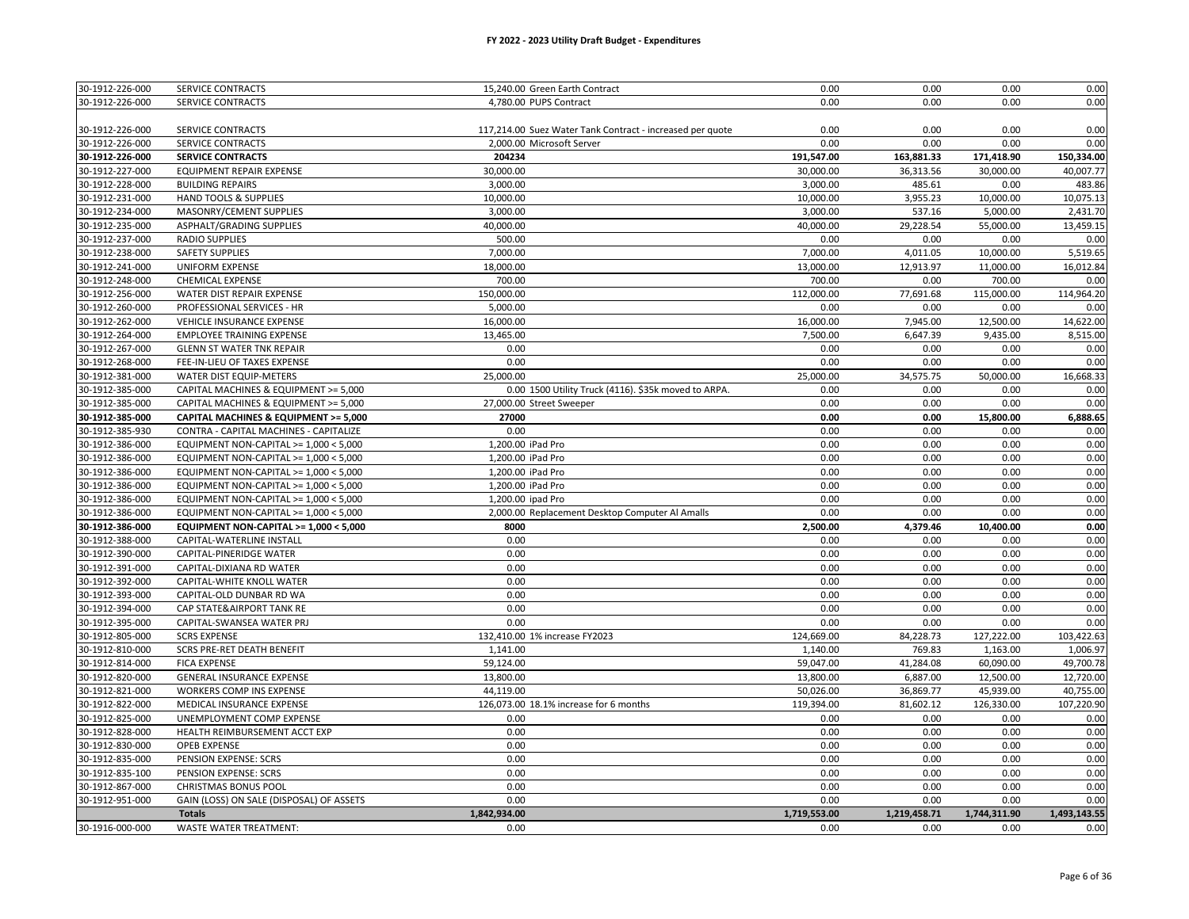# FY 2022 - 2023 Utility Draft Budget - Expenditures

| | | | | | | | |
|---|---|---|---|---|---|---|---|
| 30-1912-226-000 | SERVICE CONTRACTS | 15,240.00 | Green Earth Contract | 0.00 | 0.00 | 0.00 | 0.00 |
| 30-1912-226-000 | SERVICE CONTRACTS | 4,780.00 | PUPS Contract | 0.00 | 0.00 | 0.00 | 0.00 |
| 30-1912-226-000 | SERVICE CONTRACTS | 117,214.00 | Suez Water Tank Contract - increased per quote | 0.00 | 0.00 | 0.00 | 0.00 |
| 30-1912-226-000 | SERVICE CONTRACTS | 2,000.00 | Microsoft Server | 0.00 | 0.00 | 0.00 | 0.00 |
| **30-1912-226-000** | **SERVICE CONTRACTS** | **204234** | | **191,547.00** | **163,881.33** | **171,418.90** | **150,334.00** |
| 30-1912-227-000 | EQUIPMENT REPAIR EXPENSE | 30,000.00 | | 30,000.00 | 36,313.56 | 30,000.00 | 40,007.77 |
| 30-1912-228-000 | BUILDING REPAIRS | 3,000.00 | | 3,000.00 | 485.61 | 0.00 | 483.86 |
| 30-1912-231-000 | HAND TOOLS & SUPPLIES | 10,000.00 | | 10,000.00 | 3,955.23 | 10,000.00 | 10,075.13 |
| 30-1912-234-000 | MASONRY/CEMENT SUPPLIES | 3,000.00 | | 3,000.00 | 537.16 | 5,000.00 | 2,431.70 |
| 30-1912-235-000 | ASPHALT/GRADING SUPPLIES | 40,000.00 | | 40,000.00 | 29,228.54 | 55,000.00 | 13,459.15 |
| 30-1912-237-000 | RADIO SUPPLIES | 500.00 | | 0.00 | 0.00 | 0.00 | 0.00 |
| 30-1912-238-000 | SAFETY SUPPLIES | 7,000.00 | | 7,000.00 | 4,011.05 | 10,000.00 | 5,519.65 |
| 30-1912-241-000 | UNIFORM EXPENSE | 18,000.00 | | 13,000.00 | 12,913.97 | 11,000.00 | 16,012.84 |
| 30-1912-248-000 | CHEMICAL EXPENSE | 700.00 | | 700.00 | 0.00 | 700.00 | 0.00 |
| 30-1912-256-000 | WATER DIST REPAIR EXPENSE | 150,000.00 | | 112,000.00 | 77,691.68 | 115,000.00 | 114,964.20 |
| 30-1912-260-000 | PROFESSIONAL SERVICES - HR | 5,000.00 | | 0.00 | 0.00 | 0.00 | 0.00 |
| 30-1912-262-000 | VEHICLE INSURANCE EXPENSE | 16,000.00 | | 16,000.00 | 7,945.00 | 12,500.00 | 14,622.00 |
| 30-1912-264-000 | EMPLOYEE TRAINING EXPENSE | 13,465.00 | | 7,500.00 | 6,647.39 | 9,435.00 | 8,515.00 |
| 30-1912-267-000 | GLENN ST WATER TNK REPAIR | 0.00 | | 0.00 | 0.00 | 0.00 | 0.00 |
| 30-1912-268-000 | FEE-IN-LIEU OF TAXES EXPENSE | 0.00 | | 0.00 | 0.00 | 0.00 | 0.00 |
| 30-1912-381-000 | WATER DIST EQUIP-METERS | 25,000.00 | | 25,000.00 | 34,575.75 | 50,000.00 | 16,668.33 |
| 30-1912-385-000 | CAPITAL MACHINES & EQUIPMENT >= 5,000 | 0.00 | 1500 Utility Truck (4116). $35k moved to ARPA. | 0.00 | 0.00 | 0.00 | 0.00 |
| 30-1912-385-000 | CAPITAL MACHINES & EQUIPMENT >= 5,000 | 27,000.00 | Street Sweeper | 0.00 | 0.00 | 0.00 | 0.00 |
| **30-1912-385-000** | **CAPITAL MACHINES & EQUIPMENT >= 5,000** | **27000** | | **0.00** | **0.00** | **15,800.00** | **6,888.65** |
| 30-1912-385-930 | CONTRA - CAPITAL MACHINES - CAPITALIZE | 0.00 | | 0.00 | 0.00 | 0.00 | 0.00 |
| 30-1912-386-000 | EQUIPMENT NON-CAPITAL >= 1,000 < 5,000 | 1,200.00 | iPad Pro | 0.00 | 0.00 | 0.00 | 0.00 |
| 30-1912-386-000 | EQUIPMENT NON-CAPITAL >= 1,000 < 5,000 | 1,200.00 | iPad Pro | 0.00 | 0.00 | 0.00 | 0.00 |
| 30-1912-386-000 | EQUIPMENT NON-CAPITAL >= 1,000 < 5,000 | 1,200.00 | iPad Pro | 0.00 | 0.00 | 0.00 | 0.00 |
| 30-1912-386-000 | EQUIPMENT NON-CAPITAL >= 1,000 < 5,000 | 1,200.00 | iPad Pro | 0.00 | 0.00 | 0.00 | 0.00 |
| 30-1912-386-000 | EQUIPMENT NON-CAPITAL >= 1,000 < 5,000 | 1,200.00 | ipad Pro | 0.00 | 0.00 | 0.00 | 0.00 |
| 30-1912-386-000 | EQUIPMENT NON-CAPITAL >= 1,000 < 5,000 | 2,000.00 | Replacement Desktop Computer Al Amalls | 0.00 | 0.00 | 0.00 | 0.00 |
| **30-1912-386-000** | **EQUIPMENT NON-CAPITAL >= 1,000 < 5,000** | **8000** | | **2,500.00** | **4,379.46** | **10,400.00** | **0.00** |
| 30-1912-388-000 | CAPITAL-WATERLINE INSTALL | 0.00 | | 0.00 | 0.00 | 0.00 | 0.00 |
| 30-1912-390-000 | CAPITAL-PINERIDGE WATER | 0.00 | | 0.00 | 0.00 | 0.00 | 0.00 |
| 30-1912-391-000 | CAPITAL-DIXIANA RD WATER | 0.00 | | 0.00 | 0.00 | 0.00 | 0.00 |
| 30-1912-392-000 | CAPITAL-WHITE KNOLL WATER | 0.00 | | 0.00 | 0.00 | 0.00 | 0.00 |
| 30-1912-393-000 | CAPITAL-OLD DUNBAR RD WA | 0.00 | | 0.00 | 0.00 | 0.00 | 0.00 |
| 30-1912-394-000 | CAP STATE&AIRPORT TANK RE | 0.00 | | 0.00 | 0.00 | 0.00 | 0.00 |
| 30-1912-395-000 | CAPITAL-SWANSEA WATER PRJ | 0.00 | | 0.00 | 0.00 | 0.00 | 0.00 |
| 30-1912-805-000 | SCRS EXPENSE | 132,410.00 | 1% increase FY2023 | 124,669.00 | 84,228.73 | 127,222.00 | 103,422.63 |
| 30-1912-810-000 | SCRS PRE-RET DEATH BENEFIT | 1,141.00 | | 1,140.00 | 769.83 | 1,163.00 | 1,006.97 |
| 30-1912-814-000 | FICA EXPENSE | 59,124.00 | | 59,047.00 | 41,284.08 | 60,090.00 | 49,700.78 |
| 30-1912-820-000 | GENERAL INSURANCE EXPENSE | 13,800.00 | | 13,800.00 | 6,887.00 | 12,500.00 | 12,720.00 |
| 30-1912-821-000 | WORKERS COMP INS EXPENSE | 44,119.00 | | 50,026.00 | 36,869.77 | 45,939.00 | 40,755.00 |
| 30-1912-822-000 | MEDICAL INSURANCE EXPENSE | 126,073.00 | 18.1% increase for 6 months | 119,394.00 | 81,602.12 | 126,330.00 | 107,220.90 |
| 30-1912-825-000 | UNEMPLOYMENT COMP EXPENSE | 0.00 | | 0.00 | 0.00 | 0.00 | 0.00 |
| 30-1912-828-000 | HEALTH REIMBURSEMENT ACCT EXP | 0.00 | | 0.00 | 0.00 | 0.00 | 0.00 |
| 30-1912-830-000 | OPEB EXPENSE | 0.00 | | 0.00 | 0.00 | 0.00 | 0.00 |
| 30-1912-835-000 | PENSION EXPENSE: SCRS | 0.00 | | 0.00 | 0.00 | 0.00 | 0.00 |
| 30-1912-835-100 | PENSION EXPENSE: SCRS | 0.00 | | 0.00 | 0.00 | 0.00 | 0.00 |
| 30-1912-867-000 | CHRISTMAS BONUS POOL | 0.00 | | 0.00 | 0.00 | 0.00 | 0.00 |
| 30-1912-951-000 | GAIN (LOSS) ON SALE (DISPOSAL) OF ASSETS | 0.00 | | 0.00 | 0.00 | 0.00 | 0.00 |
| | **Totals** | **1,842,934.00** | | **1,719,553.00** | **1,219,458.71** | **1,744,311.90** | **1,493,143.55** |
| 30-1916-000-000 | WASTE WATER TREATMENT: | 0.00 | | 0.00 | 0.00 | 0.00 | 0.00 |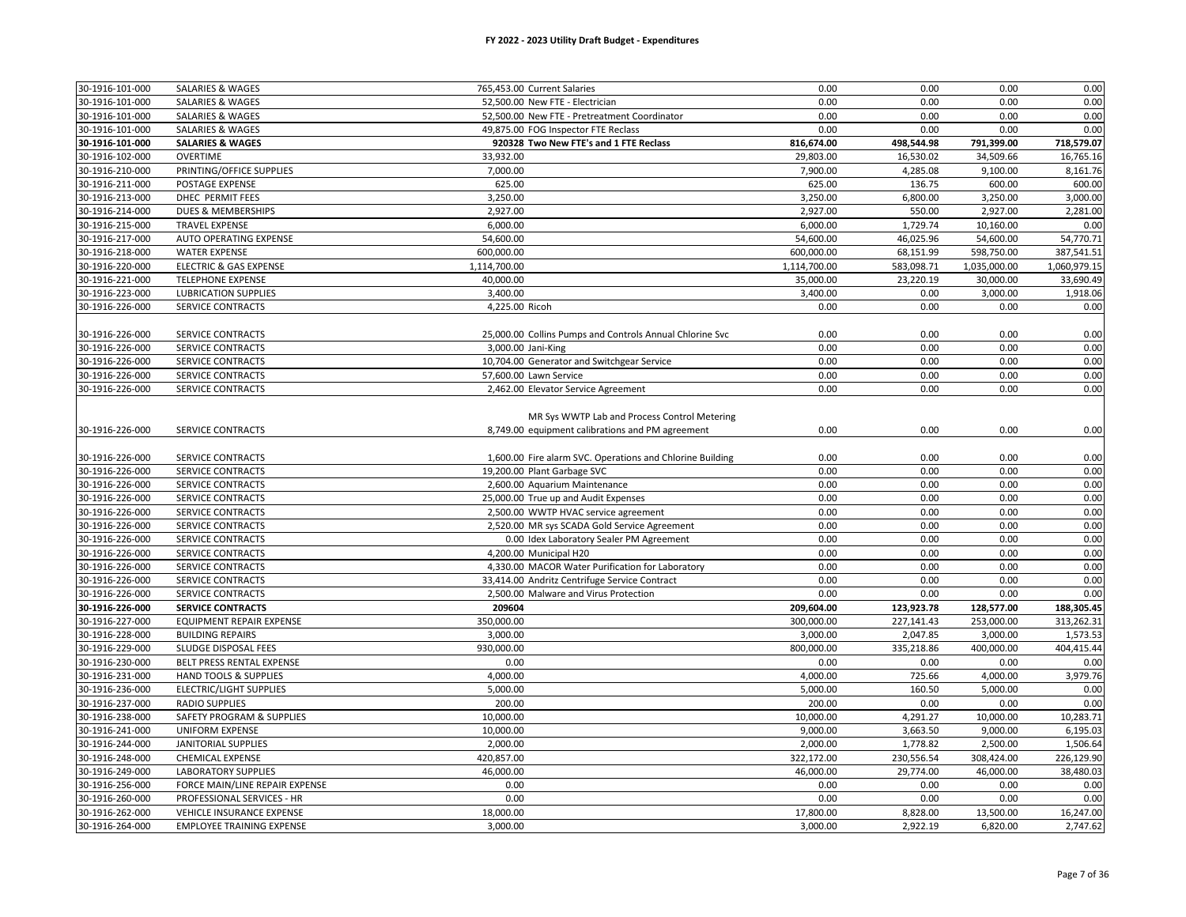# FY 2022 - 2023 Utility Draft Budget - Expenditures

| | | | | | | | |
|---|---|---|---|---|---|---|---|
| 30-1916-101-000 | SALARIES & WAGES | 765,453.00 | Current Salaries | 0.00 | 0.00 | 0.00 | 0.00 |
| 30-1916-101-000 | SALARIES & WAGES | 52,500.00 | New FTE - Electrician | 0.00 | 0.00 | 0.00 | 0.00 |
| 30-1916-101-000 | SALARIES & WAGES | 52,500.00 | New FTE - Pretreatment Coordinator | 0.00 | 0.00 | 0.00 | 0.00 |
| 30-1916-101-000 | SALARIES & WAGES | 49,875.00 | FOG Inspector FTE Reclass | 0.00 | 0.00 | 0.00 | 0.00 |
| **30-1916-101-000** | **SALARIES & WAGES** | **920328** | **Two New FTE's and 1 FTE Reclass** | **816,674.00** | **498,544.98** | **791,399.00** | **718,579.07** |
| 30-1916-102-000 | OVERTIME | 33,932.00 | | 29,803.00 | 16,530.02 | 34,509.66 | 16,765.16 |
| 30-1916-210-000 | PRINTING/OFFICE SUPPLIES | 7,000.00 | | 7,900.00 | 4,285.08 | 9,100.00 | 8,161.76 |
| 30-1916-211-000 | POSTAGE EXPENSE | 625.00 | | 625.00 | 136.75 | 600.00 | 600.00 |
| 30-1916-213-000 | DHEC PERMIT FEES | 3,250.00 | | 3,250.00 | 6,800.00 | 3,250.00 | 3,000.00 |
| 30-1916-214-000 | DUES & MEMBERSHIPS | 2,927.00 | | 2,927.00 | 550.00 | 2,927.00 | 2,281.00 |
| 30-1916-215-000 | TRAVEL EXPENSE | 6,000.00 | | 6,000.00 | 1,729.74 | 10,160.00 | 0.00 |
| 30-1916-217-000 | AUTO OPERATING EXPENSE | 54,600.00 | | 54,600.00 | 46,025.96 | 54,600.00 | 54,770.71 |
| 30-1916-218-000 | WATER EXPENSE | 600,000.00 | | 600,000.00 | 68,151.99 | 598,750.00 | 387,541.51 |
| 30-1916-220-000 | ELECTRIC & GAS EXPENSE | 1,114,700.00 | | 1,114,700.00 | 583,098.71 | 1,035,000.00 | 1,060,979.15 |
| 30-1916-221-000 | TELEPHONE EXPENSE | 40,000.00 | | 35,000.00 | 23,220.19 | 30,000.00 | 33,690.49 |
| 30-1916-223-000 | LUBRICATION SUPPLIES | 3,400.00 | | 3,400.00 | 0.00 | 3,000.00 | 1,918.06 |
| 30-1916-226-000 | SERVICE CONTRACTS | 4,225.00 | Ricoh | 0.00 | 0.00 | 0.00 | 0.00 |
| 30-1916-226-000 | SERVICE CONTRACTS | 25,000.00 | Collins Pumps and Controls Annual Chlorine Svc | 0.00 | 0.00 | 0.00 | 0.00 |
| 30-1916-226-000 | SERVICE CONTRACTS | 3,000.00 | Jani-King | 0.00 | 0.00 | 0.00 | 0.00 |
| 30-1916-226-000 | SERVICE CONTRACTS | 10,704.00 | Generator and Switchgear Service | 0.00 | 0.00 | 0.00 | 0.00 |
| 30-1916-226-000 | SERVICE CONTRACTS | 57,600.00 | Lawn Service | 0.00 | 0.00 | 0.00 | 0.00 |
| 30-1916-226-000 | SERVICE CONTRACTS | 2,462.00 | Elevator Service Agreement | 0.00 | 0.00 | 0.00 | 0.00 |
| 30-1916-226-000 | SERVICE CONTRACTS | 8,749.00 | MR Sys WWTP Lab and Process Control Metering equipment calibrations and PM agreement | 0.00 | 0.00 | 0.00 | 0.00 |
| 30-1916-226-000 | SERVICE CONTRACTS | 1,600.00 | Fire alarm SVC. Operations and Chlorine Building | 0.00 | 0.00 | 0.00 | 0.00 |
| 30-1916-226-000 | SERVICE CONTRACTS | 19,200.00 | Plant Garbage SVC | 0.00 | 0.00 | 0.00 | 0.00 |
| 30-1916-226-000 | SERVICE CONTRACTS | 2,600.00 | Aquarium Maintenance | 0.00 | 0.00 | 0.00 | 0.00 |
| 30-1916-226-000 | SERVICE CONTRACTS | 25,000.00 | True up and Audit Expenses | 0.00 | 0.00 | 0.00 | 0.00 |
| 30-1916-226-000 | SERVICE CONTRACTS | 2,500.00 | WWTP HVAC service agreement | 0.00 | 0.00 | 0.00 | 0.00 |
| 30-1916-226-000 | SERVICE CONTRACTS | 2,520.00 | MR sys SCADA Gold Service Agreement | 0.00 | 0.00 | 0.00 | 0.00 |
| 30-1916-226-000 | SERVICE CONTRACTS | 0.00 | Idex Laboratory Sealer PM Agreement | 0.00 | 0.00 | 0.00 | 0.00 |
| 30-1916-226-000 | SERVICE CONTRACTS | 4,200.00 | Municipal H20 | 0.00 | 0.00 | 0.00 | 0.00 |
| 30-1916-226-000 | SERVICE CONTRACTS | 4,330.00 | MACOR Water Purification for Laboratory | 0.00 | 0.00 | 0.00 | 0.00 |
| 30-1916-226-000 | SERVICE CONTRACTS | 33,414.00 | Andritz Centrifuge Service Contract | 0.00 | 0.00 | 0.00 | 0.00 |
| 30-1916-226-000 | SERVICE CONTRACTS | 2,500.00 | Malware and Virus Protection | 0.00 | 0.00 | 0.00 | 0.00 |
| **30-1916-226-000** | **SERVICE CONTRACTS** | **209604** | | **209,604.00** | **123,923.78** | **128,577.00** | **188,305.45** |
| 30-1916-227-000 | EQUIPMENT REPAIR EXPENSE | 350,000.00 | | 300,000.00 | 227,141.43 | 253,000.00 | 313,262.31 |
| 30-1916-228-000 | BUILDING REPAIRS | 3,000.00 | | 3,000.00 | 2,047.85 | 3,000.00 | 1,573.53 |
| 30-1916-229-000 | SLUDGE DISPOSAL FEES | 930,000.00 | | 800,000.00 | 335,218.86 | 400,000.00 | 404,415.44 |
| 30-1916-230-000 | BELT PRESS RENTAL EXPENSE | 0.00 | | 0.00 | 0.00 | 0.00 | 0.00 |
| 30-1916-231-000 | HAND TOOLS & SUPPLIES | 4,000.00 | | 4,000.00 | 725.66 | 4,000.00 | 3,979.76 |
| 30-1916-236-000 | ELECTRIC/LIGHT SUPPLIES | 5,000.00 | | 5,000.00 | 160.50 | 5,000.00 | 0.00 |
| 30-1916-237-000 | RADIO SUPPLIES | 200.00 | | 200.00 | 0.00 | 0.00 | 0.00 |
| 30-1916-238-000 | SAFETY PROGRAM & SUPPLIES | 10,000.00 | | 10,000.00 | 4,291.27 | 10,000.00 | 10,283.71 |
| 30-1916-241-000 | UNIFORM EXPENSE | 10,000.00 | | 9,000.00 | 3,663.50 | 9,000.00 | 6,195.03 |
| 30-1916-244-000 | JANITORIAL SUPPLIES | 2,000.00 | | 2,000.00 | 1,778.82 | 2,500.00 | 1,506.64 |
| 30-1916-248-000 | CHEMICAL EXPENSE | 420,857.00 | | 322,172.00 | 230,556.54 | 308,424.00 | 226,129.90 |
| 30-1916-249-000 | LABORATORY SUPPLIES | 46,000.00 | | 46,000.00 | 29,774.00 | 46,000.00 | 38,480.03 |
| 30-1916-256-000 | FORCE MAIN/LINE REPAIR EXPENSE | 0.00 | | 0.00 | 0.00 | 0.00 | 0.00 |
| 30-1916-260-000 | PROFESSIONAL SERVICES - HR | 0.00 | | 0.00 | 0.00 | 0.00 | 0.00 |
| 30-1916-262-000 | VEHICLE INSURANCE EXPENSE | 18,000.00 | | 17,800.00 | 8,828.00 | 13,500.00 | 16,247.00 |
| 30-1916-264-000 | EMPLOYEE TRAINING EXPENSE | 3,000.00 | | 3,000.00 | 2,922.19 | 6,820.00 | 2,747.62 |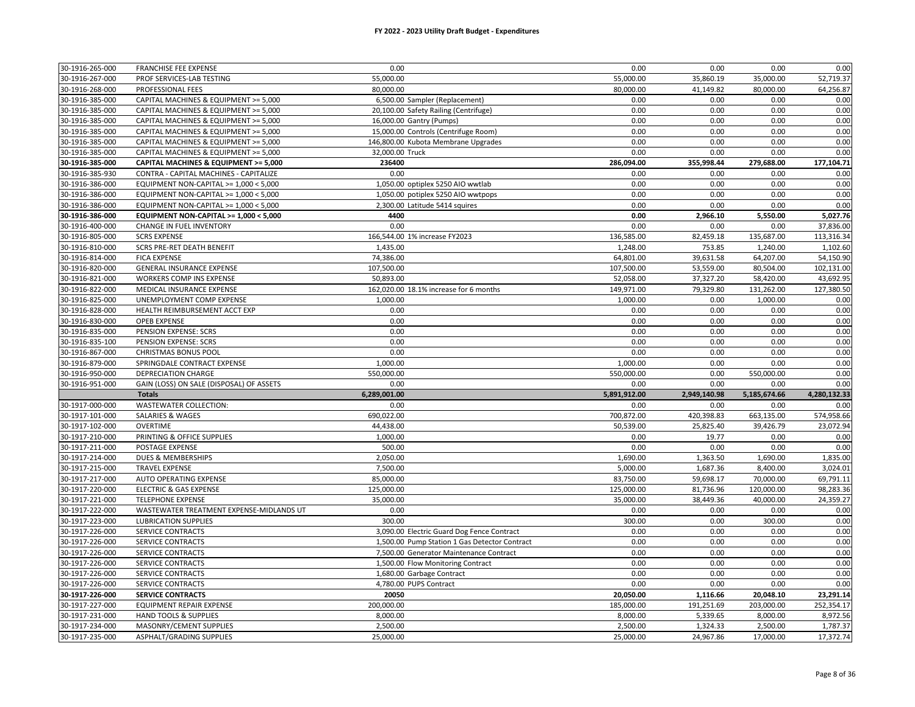# FY 2022 - 2023 Utility Draft Budget - Expenditures

| | | | | | | | |
|---|---|---|---|---|---|---|---|
| 30-1916-265-000 | FRANCHISE FEE EXPENSE | 0.00 | | 0.00 | 0.00 | 0.00 | 0.00 |
| 30-1916-267-000 | PROF SERVICES-LAB TESTING | 55,000.00 | | 55,000.00 | 35,860.19 | 35,000.00 | 52,719.37 |
| 30-1916-268-000 | PROFESSIONAL FEES | 80,000.00 | | 80,000.00 | 41,149.82 | 80,000.00 | 64,256.87 |
| 30-1916-385-000 | CAPITAL MACHINES & EQUIPMENT >= 5,000 | 6,500.00 | Sampler (Replacement) | 0.00 | 0.00 | 0.00 | 0.00 |
| 30-1916-385-000 | CAPITAL MACHINES & EQUIPMENT >= 5,000 | 20,100.00 | Safety Railing (Centrifuge) | 0.00 | 0.00 | 0.00 | 0.00 |
| 30-1916-385-000 | CAPITAL MACHINES & EQUIPMENT >= 5,000 | 16,000.00 | Gantry (Pumps) | 0.00 | 0.00 | 0.00 | 0.00 |
| 30-1916-385-000 | CAPITAL MACHINES & EQUIPMENT >= 5,000 | 15,000.00 | Controls (Centrifuge Room) | 0.00 | 0.00 | 0.00 | 0.00 |
| 30-1916-385-000 | CAPITAL MACHINES & EQUIPMENT >= 5,000 | 146,800.00 | Kubota Membrane Upgrades | 0.00 | 0.00 | 0.00 | 0.00 |
| 30-1916-385-000 | CAPITAL MACHINES & EQUIPMENT >= 5,000 | 32,000.00 | Truck | 0.00 | 0.00 | 0.00 | 0.00 |
| **30-1916-385-000** | **CAPITAL MACHINES & EQUIPMENT >= 5,000** | **236400** | | **286,094.00** | **355,998.44** | **279,688.00** | **177,104.71** |
| 30-1916-385-930 | CONTRA - CAPITAL MACHINES - CAPITALIZE | 0.00 | | 0.00 | 0.00 | 0.00 | 0.00 |
| 30-1916-386-000 | EQUIPMENT NON-CAPITAL >= 1,000 < 5,000 | 1,050.00 | optiplex 5250 AIO wwtlab | 0.00 | 0.00 | 0.00 | 0.00 |
| 30-1916-386-000 | EQUIPMENT NON-CAPITAL >= 1,000 < 5,000 | 1,050.00 | potiplex 5250 AIO wwtpops | 0.00 | 0.00 | 0.00 | 0.00 |
| 30-1916-386-000 | EQUIPMENT NON-CAPITAL >= 1,000 < 5,000 | 2,300.00 | Latitude 5414 squires | 0.00 | 0.00 | 0.00 | 0.00 |
| **30-1916-386-000** | **EQUIPMENT NON-CAPITAL >= 1,000 < 5,000** | **4400** | | **0.00** | **2,966.10** | **5,550.00** | **5,027.76** |
| 30-1916-400-000 | CHANGE IN FUEL INVENTORY | 0.00 | | 0.00 | 0.00 | 0.00 | 37,836.00 |
| 30-1916-805-000 | SCRS EXPENSE | 166,544.00 | 1% increase FY2023 | 136,585.00 | 82,459.18 | 135,687.00 | 113,316.34 |
| 30-1916-810-000 | SCRS PRE-RET DEATH BENEFIT | 1,435.00 | | 1,248.00 | 753.85 | 1,240.00 | 1,102.60 |
| 30-1916-814-000 | FICA EXPENSE | 74,386.00 | | 64,801.00 | 39,631.58 | 64,207.00 | 54,150.90 |
| 30-1916-820-000 | GENERAL INSURANCE EXPENSE | 107,500.00 | | 107,500.00 | 53,559.00 | 80,504.00 | 102,131.00 |
| 30-1916-821-000 | WORKERS COMP INS EXPENSE | 50,893.00 | | 52,058.00 | 37,327.20 | 58,420.00 | 43,692.95 |
| 30-1916-822-000 | MEDICAL INSURANCE EXPENSE | 162,020.00 | 18.1% increase for 6 months | 149,971.00 | 79,329.80 | 131,262.00 | 127,380.50 |
| 30-1916-825-000 | UNEMPLOYMENT COMP EXPENSE | 1,000.00 | | 1,000.00 | 0.00 | 1,000.00 | 0.00 |
| 30-1916-828-000 | HEALTH REIMBURSEMENT ACCT EXP | 0.00 | | 0.00 | 0.00 | 0.00 | 0.00 |
| 30-1916-830-000 | OPEB EXPENSE | 0.00 | | 0.00 | 0.00 | 0.00 | 0.00 |
| 30-1916-835-000 | PENSION EXPENSE: SCRS | 0.00 | | 0.00 | 0.00 | 0.00 | 0.00 |
| 30-1916-835-100 | PENSION EXPENSE: SCRS | 0.00 | | 0.00 | 0.00 | 0.00 | 0.00 |
| 30-1916-867-000 | CHRISTMAS BONUS POOL | 0.00 | | 0.00 | 0.00 | 0.00 | 0.00 |
| 30-1916-879-000 | SPRINGDALE CONTRACT EXPENSE | 1,000.00 | | 1,000.00 | 0.00 | 0.00 | 0.00 |
| 30-1916-950-000 | DEPRECIATION CHARGE | 550,000.00 | | 550,000.00 | 0.00 | 550,000.00 | 0.00 |
| 30-1916-951-000 | GAIN (LOSS) ON SALE (DISPOSAL) OF ASSETS | 0.00 | | 0.00 | 0.00 | 0.00 | 0.00 |
| | **Totals** | **6,289,001.00** | | **5,891,912.00** | **2,949,140.98** | **5,185,674.66** | **4,280,132.33** |
| 30-1917-000-000 | WASTEWATER COLLECTION: | 0.00 | | 0.00 | 0.00 | 0.00 | 0.00 |
| 30-1917-101-000 | SALARIES & WAGES | 690,022.00 | | 700,872.00 | 420,398.83 | 663,135.00 | 574,958.66 |
| 30-1917-102-000 | OVERTIME | 44,438.00 | | 50,539.00 | 25,825.40 | 39,426.79 | 23,072.94 |
| 30-1917-210-000 | PRINTING & OFFICE SUPPLIES | 1,000.00 | | 0.00 | 19.77 | 0.00 | 0.00 |
| 30-1917-211-000 | POSTAGE EXPENSE | 500.00 | | 0.00 | 0.00 | 0.00 | 0.00 |
| 30-1917-214-000 | DUES & MEMBERSHIPS | 2,050.00 | | 1,690.00 | 1,363.50 | 1,690.00 | 1,835.00 |
| 30-1917-215-000 | TRAVEL EXPENSE | 7,500.00 | | 5,000.00 | 1,687.36 | 8,400.00 | 3,024.01 |
| 30-1917-217-000 | AUTO OPERATING EXPENSE | 85,000.00 | | 83,750.00 | 59,698.17 | 70,000.00 | 69,791.11 |
| 30-1917-220-000 | ELECTRIC & GAS EXPENSE | 125,000.00 | | 125,000.00 | 81,736.96 | 120,000.00 | 98,283.36 |
| 30-1917-221-000 | TELEPHONE EXPENSE | 35,000.00 | | 35,000.00 | 38,449.36 | 40,000.00 | 24,359.27 |
| 30-1917-222-000 | WASTEWATER TREATMENT EXPENSE-MIDLANDS UT | 0.00 | | 0.00 | 0.00 | 0.00 | 0.00 |
| 30-1917-223-000 | LUBRICATION SUPPLIES | 300.00 | | 300.00 | 0.00 | 300.00 | 0.00 |
| 30-1917-226-000 | SERVICE CONTRACTS | 3,090.00 | Electric Guard Dog Fence Contract | 0.00 | 0.00 | 0.00 | 0.00 |
| 30-1917-226-000 | SERVICE CONTRACTS | 1,500.00 | Pump Station 1 Gas Detector Contract | 0.00 | 0.00 | 0.00 | 0.00 |
| 30-1917-226-000 | SERVICE CONTRACTS | 7,500.00 | Generator Maintenance Contract | 0.00 | 0.00 | 0.00 | 0.00 |
| 30-1917-226-000 | SERVICE CONTRACTS | 1,500.00 | Flow Monitoring Contract | 0.00 | 0.00 | 0.00 | 0.00 |
| 30-1917-226-000 | SERVICE CONTRACTS | 1,680.00 | Garbage Contract | 0.00 | 0.00 | 0.00 | 0.00 |
| 30-1917-226-000 | SERVICE CONTRACTS | 4,780.00 | PUPS Contract | 0.00 | 0.00 | 0.00 | 0.00 |
| **30-1917-226-000** | **SERVICE CONTRACTS** | **20050** | | **20,050.00** | **1,116.66** | **20,048.10** | **23,291.14** |
| 30-1917-227-000 | EQUIPMENT REPAIR EXPENSE | 200,000.00 | | 185,000.00 | 191,251.69 | 203,000.00 | 252,354.17 |
| 30-1917-231-000 | HAND TOOLS & SUPPLIES | 8,000.00 | | 8,000.00 | 5,339.65 | 8,000.00 | 8,972.56 |
| 30-1917-234-000 | MASONRY/CEMENT SUPPLIES | 2,500.00 | | 2,500.00 | 1,324.33 | 2,500.00 | 1,787.37 |
| 30-1917-235-000 | ASPHALT/GRADING SUPPLIES | 25,000.00 | | 25,000.00 | 24,967.86 | 17,000.00 | 17,372.74 |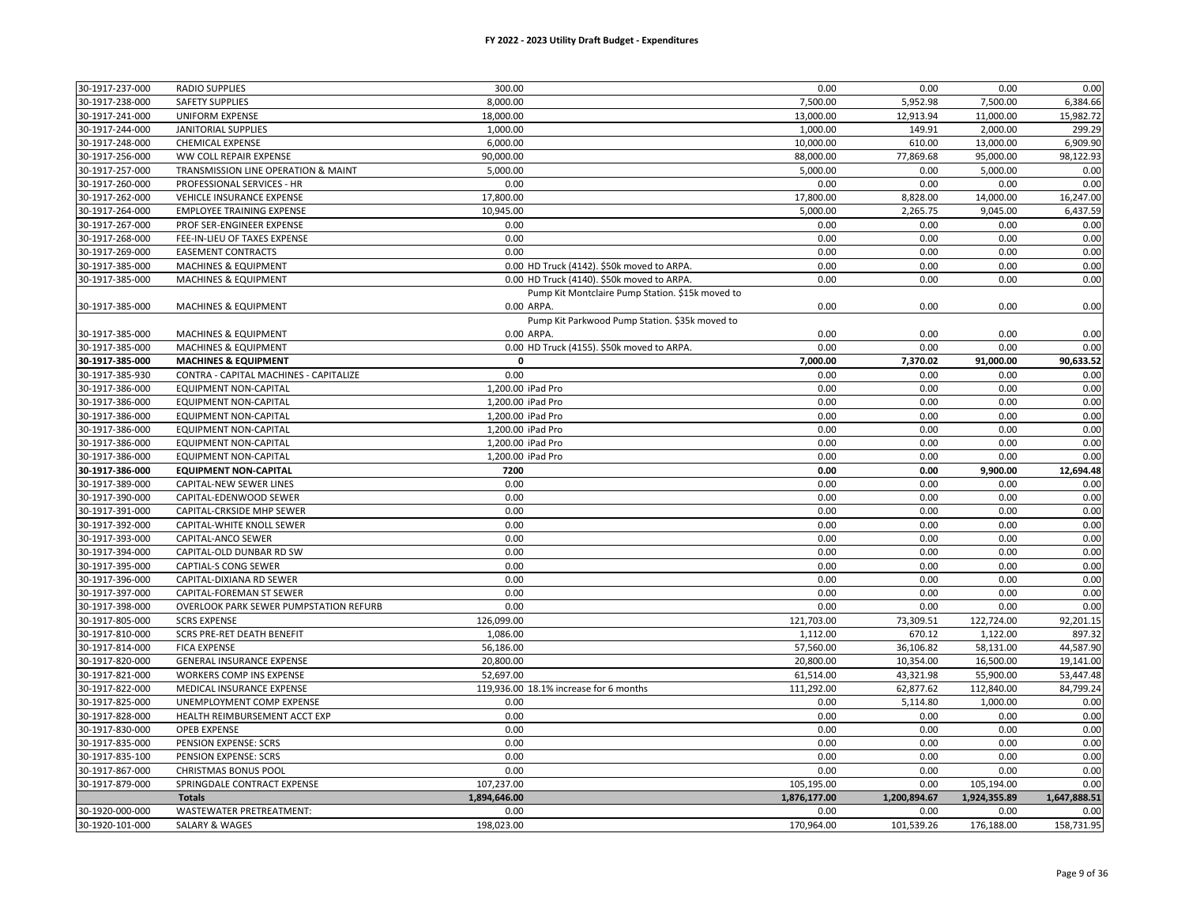# FY 2022 - 2023 Utility Draft Budget - Expenditures

| Account | Description | Amount | Note | Col1 | Col2 | Col3 | Col4 |
|---|---|---|---|---|---|---|---|
| 30-1917-237-000 | RADIO SUPPLIES | 300.00 | | 0.00 | 0.00 | 0.00 | 0.00 |
| 30-1917-238-000 | SAFETY SUPPLIES | 8,000.00 | | 7,500.00 | 5,952.98 | 7,500.00 | 6,384.66 |
| 30-1917-241-000 | UNIFORM EXPENSE | 18,000.00 | | 13,000.00 | 12,913.94 | 11,000.00 | 15,982.72 |
| 30-1917-244-000 | JANITORIAL SUPPLIES | 1,000.00 | | 1,000.00 | 149.91 | 2,000.00 | 299.29 |
| 30-1917-248-000 | CHEMICAL EXPENSE | 6,000.00 | | 10,000.00 | 610.00 | 13,000.00 | 6,909.90 |
| 30-1917-256-000 | WW COLL REPAIR EXPENSE | 90,000.00 | | 88,000.00 | 77,869.68 | 95,000.00 | 98,122.93 |
| 30-1917-257-000 | TRANSMISSION LINE OPERATION & MAINT | 5,000.00 | | 5,000.00 | 0.00 | 5,000.00 | 0.00 |
| 30-1917-260-000 | PROFESSIONAL SERVICES - HR | 0.00 | | 0.00 | 0.00 | 0.00 | 0.00 |
| 30-1917-262-000 | VEHICLE INSURANCE EXPENSE | 17,800.00 | | 17,800.00 | 8,828.00 | 14,000.00 | 16,247.00 |
| 30-1917-264-000 | EMPLOYEE TRAINING EXPENSE | 10,945.00 | | 5,000.00 | 2,265.75 | 9,045.00 | 6,437.59 |
| 30-1917-267-000 | PROF SER-ENGINEER EXPENSE | 0.00 | | 0.00 | 0.00 | 0.00 | 0.00 |
| 30-1917-268-000 | FEE-IN-LIEU OF TAXES EXPENSE | 0.00 | | 0.00 | 0.00 | 0.00 | 0.00 |
| 30-1917-269-000 | EASEMENT CONTRACTS | 0.00 | | 0.00 | 0.00 | 0.00 | 0.00 |
| 30-1917-385-000 | MACHINES & EQUIPMENT | 0.00 | HD Truck (4142). $50k moved to ARPA. | 0.00 | 0.00 | 0.00 | 0.00 |
| 30-1917-385-000 | MACHINES & EQUIPMENT | 0.00 | HD Truck (4140). $50k moved to ARPA. | 0.00 | 0.00 | 0.00 | 0.00 |
| 30-1917-385-000 | MACHINES & EQUIPMENT | 0.00 | Pump Kit Montclaire Pump Station. $15k moved to ARPA. | 0.00 | 0.00 | 0.00 | 0.00 |
| 30-1917-385-000 | MACHINES & EQUIPMENT | 0.00 | Pump Kit Parkwood Pump Station. $35k moved to ARPA. | 0.00 | 0.00 | 0.00 | 0.00 |
| 30-1917-385-000 | MACHINES & EQUIPMENT | 0.00 | HD Truck (4155). $50k moved to ARPA. | 0.00 | 0.00 | 0.00 | 0.00 |
| **30-1917-385-000** | **MACHINES & EQUIPMENT** | **0** | | **7,000.00** | **7,370.02** | **91,000.00** | **90,633.52** |
| 30-1917-385-930 | CONTRA - CAPITAL MACHINES - CAPITALIZE | 0.00 | | 0.00 | 0.00 | 0.00 | 0.00 |
| 30-1917-386-000 | EQUIPMENT NON-CAPITAL | 1,200.00 | iPad Pro | 0.00 | 0.00 | 0.00 | 0.00 |
| 30-1917-386-000 | EQUIPMENT NON-CAPITAL | 1,200.00 | iPad Pro | 0.00 | 0.00 | 0.00 | 0.00 |
| 30-1917-386-000 | EQUIPMENT NON-CAPITAL | 1,200.00 | iPad Pro | 0.00 | 0.00 | 0.00 | 0.00 |
| 30-1917-386-000 | EQUIPMENT NON-CAPITAL | 1,200.00 | iPad Pro | 0.00 | 0.00 | 0.00 | 0.00 |
| 30-1917-386-000 | EQUIPMENT NON-CAPITAL | 1,200.00 | iPad Pro | 0.00 | 0.00 | 0.00 | 0.00 |
| 30-1917-386-000 | EQUIPMENT NON-CAPITAL | 1,200.00 | iPad Pro | 0.00 | 0.00 | 0.00 | 0.00 |
| **30-1917-386-000** | **EQUIPMENT NON-CAPITAL** | **7200** | | **0.00** | **0.00** | **9,900.00** | **12,694.48** |
| 30-1917-389-000 | CAPITAL-NEW SEWER LINES | 0.00 | | 0.00 | 0.00 | 0.00 | 0.00 |
| 30-1917-390-000 | CAPITAL-EDENWOOD SEWER | 0.00 | | 0.00 | 0.00 | 0.00 | 0.00 |
| 30-1917-391-000 | CAPITAL-CRKSIDE MHP SEWER | 0.00 | | 0.00 | 0.00 | 0.00 | 0.00 |
| 30-1917-392-000 | CAPITAL-WHITE KNOLL SEWER | 0.00 | | 0.00 | 0.00 | 0.00 | 0.00 |
| 30-1917-393-000 | CAPITAL-ANCO SEWER | 0.00 | | 0.00 | 0.00 | 0.00 | 0.00 |
| 30-1917-394-000 | CAPITAL-OLD DUNBAR RD SW | 0.00 | | 0.00 | 0.00 | 0.00 | 0.00 |
| 30-1917-395-000 | CAPTIAL-S CONG SEWER | 0.00 | | 0.00 | 0.00 | 0.00 | 0.00 |
| 30-1917-396-000 | CAPITAL-DIXIANA RD SEWER | 0.00 | | 0.00 | 0.00 | 0.00 | 0.00 |
| 30-1917-397-000 | CAPITAL-FOREMAN ST SEWER | 0.00 | | 0.00 | 0.00 | 0.00 | 0.00 |
| 30-1917-398-000 | OVERLOOK PARK SEWER PUMPSTATION REFURB | 0.00 | | 0.00 | 0.00 | 0.00 | 0.00 |
| 30-1917-805-000 | SCRS EXPENSE | 126,099.00 | | 121,703.00 | 73,309.51 | 122,724.00 | 92,201.15 |
| 30-1917-810-000 | SCRS PRE-RET DEATH BENEFIT | 1,086.00 | | 1,112.00 | 670.12 | 1,122.00 | 897.32 |
| 30-1917-814-000 | FICA EXPENSE | 56,186.00 | | 57,560.00 | 36,106.82 | 58,131.00 | 44,587.90 |
| 30-1917-820-000 | GENERAL INSURANCE EXPENSE | 20,800.00 | | 20,800.00 | 10,354.00 | 16,500.00 | 19,141.00 |
| 30-1917-821-000 | WORKERS COMP INS EXPENSE | 52,697.00 | | 61,514.00 | 43,321.98 | 55,900.00 | 53,447.48 |
| 30-1917-822-000 | MEDICAL INSURANCE EXPENSE | 119,936.00 | 18.1% increase for 6 months | 111,292.00 | 62,877.62 | 112,840.00 | 84,799.24 |
| 30-1917-825-000 | UNEMPLOYMENT COMP EXPENSE | 0.00 | | 0.00 | 5,114.80 | 1,000.00 | 0.00 |
| 30-1917-828-000 | HEALTH REIMBURSEMENT ACCT EXP | 0.00 | | 0.00 | 0.00 | 0.00 | 0.00 |
| 30-1917-830-000 | OPEB EXPENSE | 0.00 | | 0.00 | 0.00 | 0.00 | 0.00 |
| 30-1917-835-000 | PENSION EXPENSE: SCRS | 0.00 | | 0.00 | 0.00 | 0.00 | 0.00 |
| 30-1917-835-100 | PENSION EXPENSE: SCRS | 0.00 | | 0.00 | 0.00 | 0.00 | 0.00 |
| 30-1917-867-000 | CHRISTMAS BONUS POOL | 0.00 | | 0.00 | 0.00 | 0.00 | 0.00 |
| 30-1917-879-000 | SPRINGDALE CONTRACT EXPENSE | 107,237.00 | | 105,195.00 | 0.00 | 105,194.00 | 0.00 |
| | **Totals** | **1,894,646.00** | | **1,876,177.00** | **1,200,894.67** | **1,924,355.89** | **1,647,888.51** |
| 30-1920-000-000 | WASTEWATER PRETREATMENT: | 0.00 | | 0.00 | 0.00 | 0.00 | 0.00 |
| 30-1920-101-000 | SALARY & WAGES | 198,023.00 | | 170,964.00 | 101,539.26 | 176,188.00 | 158,731.95 |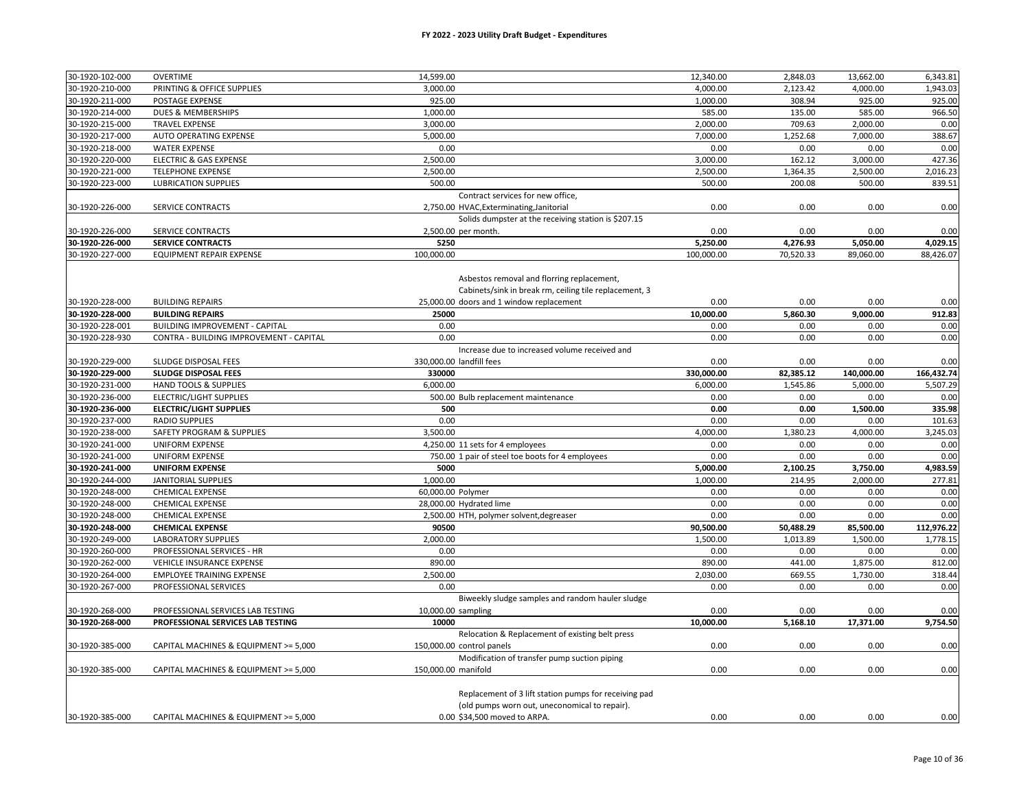# FY 2022 - 2023 Utility Draft Budget - Expenditures

| Account | Description | Amount | Notes | | | | |
|---|---|---|---|---|---|---|---|
| 30-1920-102-000 | OVERTIME | 14,599.00 | | 12,340.00 | 2,848.03 | 13,662.00 | 6,343.81 |
| 30-1920-210-000 | PRINTING & OFFICE SUPPLIES | 3,000.00 | | 4,000.00 | 2,123.42 | 4,000.00 | 1,943.03 |
| 30-1920-211-000 | POSTAGE EXPENSE | 925.00 | | 1,000.00 | 308.94 | 925.00 | 925.00 |
| 30-1920-214-000 | DUES & MEMBERSHIPS | 1,000.00 | | 585.00 | 135.00 | 585.00 | 966.50 |
| 30-1920-215-000 | TRAVEL EXPENSE | 3,000.00 | | 2,000.00 | 709.63 | 2,000.00 | 0.00 |
| 30-1920-217-000 | AUTO OPERATING EXPENSE | 5,000.00 | | 7,000.00 | 1,252.68 | 7,000.00 | 388.67 |
| 30-1920-218-000 | WATER EXPENSE | 0.00 | | 0.00 | 0.00 | 0.00 | 0.00 |
| 30-1920-220-000 | ELECTRIC & GAS EXPENSE | 2,500.00 | | 3,000.00 | 162.12 | 3,000.00 | 427.36 |
| 30-1920-221-000 | TELEPHONE EXPENSE | 2,500.00 | | 2,500.00 | 1,364.35 | 2,500.00 | 2,016.23 |
| 30-1920-223-000 | LUBRICATION SUPPLIES | 500.00 | | 500.00 | 200.08 | 500.00 | 839.51 |
| 30-1920-226-000 | SERVICE CONTRACTS | 2,750.00 | Contract services for new office, HVAC,Exterminating,Janitorial | 0.00 | 0.00 | 0.00 | 0.00 |
| 30-1920-226-000 | SERVICE CONTRACTS | 2,500.00 | Solids dumpster at the receiving station is $207.15 per month. | 0.00 | 0.00 | 0.00 | 0.00 |
| **30-1920-226-000** | **SERVICE CONTRACTS** | **5250** | | **5,250.00** | **4,276.93** | **5,050.00** | **4,029.15** |
| 30-1920-227-000 | EQUIPMENT REPAIR EXPENSE | 100,000.00 | | 100,000.00 | 70,520.33 | 89,060.00 | 88,426.07 |
| 30-1920-228-000 | BUILDING REPAIRS | 25,000.00 | Asbestos removal and florring replacement, Cabinets/sink in break rm, ceiling tile replacement, 3 doors and 1 window replacement | 0.00 | 0.00 | 0.00 | 0.00 |
| **30-1920-228-000** | **BUILDING REPAIRS** | **25000** | | **10,000.00** | **5,860.30** | **9,000.00** | **912.83** |
| 30-1920-228-001 | BUILDING IMPROVEMENT - CAPITAL | 0.00 | | 0.00 | 0.00 | 0.00 | 0.00 |
| 30-1920-228-930 | CONTRA - BUILDING IMPROVEMENT - CAPITAL | 0.00 | | 0.00 | 0.00 | 0.00 | 0.00 |
| 30-1920-229-000 | SLUDGE DISPOSAL FEES | 330,000.00 | Increase due to increased volume received and landfill fees | 0.00 | 0.00 | 0.00 | 0.00 |
| **30-1920-229-000** | **SLUDGE DISPOSAL FEES** | **330000** | | **330,000.00** | **82,385.12** | **140,000.00** | **166,432.74** |
| 30-1920-231-000 | HAND TOOLS & SUPPLIES | 6,000.00 | | 6,000.00 | 1,545.86 | 5,000.00 | 5,507.29 |
| 30-1920-236-000 | ELECTRIC/LIGHT SUPPLIES | 500.00 | Bulb replacement maintenance | 0.00 | 0.00 | 0.00 | 0.00 |
| **30-1920-236-000** | **ELECTRIC/LIGHT SUPPLIES** | **500** | | **0.00** | **0.00** | **1,500.00** | **335.98** |
| 30-1920-237-000 | RADIO SUPPLIES | 0.00 | | 0.00 | 0.00 | 0.00 | 101.63 |
| 30-1920-238-000 | SAFETY PROGRAM & SUPPLIES | 3,500.00 | | 4,000.00 | 1,380.23 | 4,000.00 | 3,245.03 |
| 30-1920-241-000 | UNIFORM EXPENSE | 4,250.00 | 11 sets for 4 employees | 0.00 | 0.00 | 0.00 | 0.00 |
| 30-1920-241-000 | UNIFORM EXPENSE | 750.00 | 1 pair of steel toe boots for 4 employees | 0.00 | 0.00 | 0.00 | 0.00 |
| **30-1920-241-000** | **UNIFORM EXPENSE** | **5000** | | **5,000.00** | **2,100.25** | **3,750.00** | **4,983.59** |
| 30-1920-244-000 | JANITORIAL SUPPLIES | 1,000.00 | | 1,000.00 | 214.95 | 2,000.00 | 277.81 |
| 30-1920-248-000 | CHEMICAL EXPENSE | 60,000.00 | Polymer | 0.00 | 0.00 | 0.00 | 0.00 |
| 30-1920-248-000 | CHEMICAL EXPENSE | 28,000.00 | Hydrated lime | 0.00 | 0.00 | 0.00 | 0.00 |
| 30-1920-248-000 | CHEMICAL EXPENSE | 2,500.00 | HTH, polymer solvent,degreaser | 0.00 | 0.00 | 0.00 | 0.00 |
| **30-1920-248-000** | **CHEMICAL EXPENSE** | **90500** | | **90,500.00** | **50,488.29** | **85,500.00** | **112,976.22** |
| 30-1920-249-000 | LABORATORY SUPPLIES | 2,000.00 | | 1,500.00 | 1,013.89 | 1,500.00 | 1,778.15 |
| 30-1920-260-000 | PROFESSIONAL SERVICES - HR | 0.00 | | 0.00 | 0.00 | 0.00 | 0.00 |
| 30-1920-262-000 | VEHICLE INSURANCE EXPENSE | 890.00 | | 890.00 | 441.00 | 1,875.00 | 812.00 |
| 30-1920-264-000 | EMPLOYEE TRAINING EXPENSE | 2,500.00 | | 2,030.00 | 669.55 | 1,730.00 | 318.44 |
| 30-1920-267-000 | PROFESSIONAL SERVICES | 0.00 | | 0.00 | 0.00 | 0.00 | 0.00 |
| 30-1920-268-000 | PROFESSIONAL SERVICES LAB TESTING | 10,000.00 | Biweekly sludge samples and random hauler sludge sampling | 0.00 | 0.00 | 0.00 | 0.00 |
| **30-1920-268-000** | **PROFESSIONAL SERVICES LAB TESTING** | **10000** | | **10,000.00** | **5,168.10** | **17,371.00** | **9,754.50** |
| 30-1920-385-000 | CAPITAL MACHINES & EQUIPMENT >= 5,000 | 150,000.00 | Relocation & Replacement of existing belt press control panels | 0.00 | 0.00 | 0.00 | 0.00 |
| 30-1920-385-000 | CAPITAL MACHINES & EQUIPMENT >= 5,000 | 150,000.00 | Modification of transfer pump suction piping manifold | 0.00 | 0.00 | 0.00 | 0.00 |
| 30-1920-385-000 | CAPITAL MACHINES & EQUIPMENT >= 5,000 | 0.00 | Replacement of 3 lift station pumps for receiving pad (old pumps worn out, uneconomical to repair). $34,500 moved to ARPA. | 0.00 | 0.00 | 0.00 | 0.00 |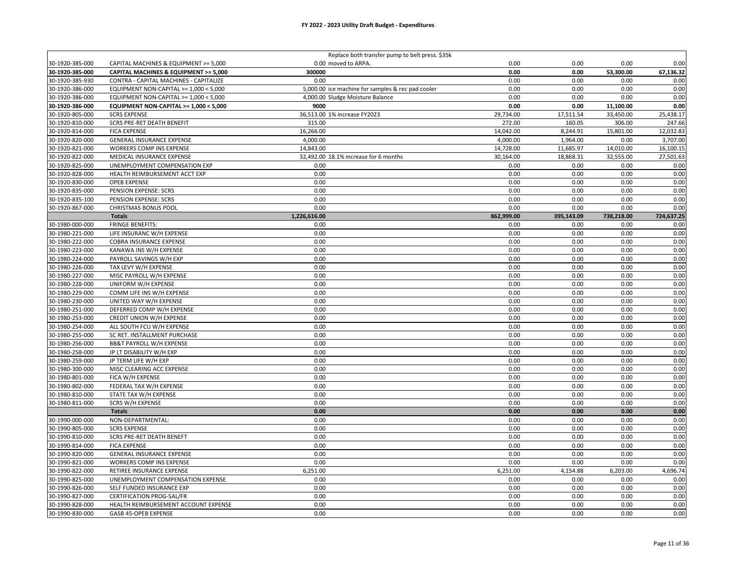# FY 2022 - 2023 Utility Draft Budget - Expenditures

| | | | | | | | |
|---|---|---|---|---|---|---|---|
| 30-1920-385-000 | CAPITAL MACHINES & EQUIPMENT >= 5,000 | 0.00 | Replace both transfer pump to belt press. $35k moved to ARPA. | 0.00 | 0.00 | 0.00 | 0.00 |
| **30-1920-385-000** | **CAPITAL MACHINES & EQUIPMENT >= 5,000** | **300000** | | **0.00** | **0.00** | **53,300.00** | **67,136.32** |
| 30-1920-385-930 | CONTRA - CAPITAL MACHINES - CAPITALIZE | 0.00 | | 0.00 | 0.00 | 0.00 | 0.00 |
| 30-1920-386-000 | EQUIPMENT NON-CAPITAL >= 1,000 < 5,000 | 5,000.00 | ice machine for samples & rec pad cooler | 0.00 | 0.00 | 0.00 | 0.00 |
| 30-1920-386-000 | EQUIPMENT NON-CAPITAL >= 1,000 < 5,000 | 4,000.00 | Sludge Moisture Balance | 0.00 | 0.00 | 0.00 | 0.00 |
| **30-1920-386-000** | **EQUIPMENT NON-CAPITAL >= 1,000 < 5,000** | **9000** | | **0.00** | **0.00** | **11,100.00** | **0.00** |
| 30-1920-805-000 | SCRS EXPENSE | 36,513.00 | 1% increase FY2023 | 29,734.00 | 17,511.54 | 33,450.00 | 25,438.17 |
| 30-1920-810-000 | SCRS PRE-RET DEATH BENEFIT | 315.00 | | 272.00 | 160.05 | 306.00 | 247.66 |
| 30-1920-814-000 | FICA EXPENSE | 16,266.00 | | 14,042.00 | 8,244.91 | 15,801.00 | 12,032.83 |
| 30-1920-820-000 | GENERAL INSURANCE EXPENSE | 4,000.00 | | 4,000.00 | 1,964.00 | 0.00 | 3,707.00 |
| 30-1920-821-000 | WORKERS COMP INS EXPENSE | 14,843.00 | | 14,728.00 | 11,685.97 | 14,010.00 | 16,100.15 |
| 30-1920-822-000 | MEDICAL INSURANCE EXPENSE | 32,492.00 | 18.1% increase for 6 months | 30,164.00 | 18,868.31 | 32,555.00 | 27,501.63 |
| 30-1920-825-000 | UNEMPLOYMENT COMPENSATION EXP | 0.00 | | 0.00 | 0.00 | 0.00 | 0.00 |
| 30-1920-828-000 | HEALTH REIMBURSEMENT ACCT EXP | 0.00 | | 0.00 | 0.00 | 0.00 | 0.00 |
| 30-1920-830-000 | OPEB EXPENSE | 0.00 | | 0.00 | 0.00 | 0.00 | 0.00 |
| 30-1920-835-000 | PENSION EXPENSE: SCRS | 0.00 | | 0.00 | 0.00 | 0.00 | 0.00 |
| 30-1920-835-100 | PENSION EXPENSE: SCRS | 0.00 | | 0.00 | 0.00 | 0.00 | 0.00 |
| 30-1920-867-000 | CHRISTMAS BONUS POOL | 0.00 | | 0.00 | 0.00 | 0.00 | 0.00 |
| | **Totals** | **1,226,616.00** | | **862,999.00** | **395,143.09** | **738,218.00** | **724,637.25** |
| 30-1980-000-000 | FRINGE BENEFITS: | 0.00 | | 0.00 | 0.00 | 0.00 | 0.00 |
| 30-1980-221-000 | LIFE INSURANC W/H EXPENSE | 0.00 | | 0.00 | 0.00 | 0.00 | 0.00 |
| 30-1980-222-000 | COBRA INSURANCE EXPENSE | 0.00 | | 0.00 | 0.00 | 0.00 | 0.00 |
| 30-1980-223-000 | KANAWA INS W/H EXPENSE | 0.00 | | 0.00 | 0.00 | 0.00 | 0.00 |
| 30-1980-224-000 | PAYROLL SAVINGS W/H EXP | 0.00 | | 0.00 | 0.00 | 0.00 | 0.00 |
| 30-1980-226-000 | TAX LEVY W/H EXPENSE | 0.00 | | 0.00 | 0.00 | 0.00 | 0.00 |
| 30-1980-227-000 | MISC PAYROLL W/H EXPENSE | 0.00 | | 0.00 | 0.00 | 0.00 | 0.00 |
| 30-1980-228-000 | UNIFORM W/H EXPENSE | 0.00 | | 0.00 | 0.00 | 0.00 | 0.00 |
| 30-1980-229-000 | COMM LIFE INS W/H EXPENSE | 0.00 | | 0.00 | 0.00 | 0.00 | 0.00 |
| 30-1980-230-000 | UNITED WAY W/H EXPENSE | 0.00 | | 0.00 | 0.00 | 0.00 | 0.00 |
| 30-1980-251-000 | DEFERRED COMP W/H EXPENSE | 0.00 | | 0.00 | 0.00 | 0.00 | 0.00 |
| 30-1980-253-000 | CREDIT UNION W/H EXPENSE | 0.00 | | 0.00 | 0.00 | 0.00 | 0.00 |
| 30-1980-254-000 | ALL SOUTH FCU W/H EXPENSE | 0.00 | | 0.00 | 0.00 | 0.00 | 0.00 |
| 30-1980-255-000 | SC RET. INSTALLMENT PURCHASE | 0.00 | | 0.00 | 0.00 | 0.00 | 0.00 |
| 30-1980-256-000 | BB&T PAYROLL W/H EXPENSE | 0.00 | | 0.00 | 0.00 | 0.00 | 0.00 |
| 30-1980-258-000 | JP LT DISABILITY W/H EXP | 0.00 | | 0.00 | 0.00 | 0.00 | 0.00 |
| 30-1980-259-000 | JP TERM LIFE W/H EXP | 0.00 | | 0.00 | 0.00 | 0.00 | 0.00 |
| 30-1980-300-000 | MISC CLEARING ACC EXPENSE | 0.00 | | 0.00 | 0.00 | 0.00 | 0.00 |
| 30-1980-801-000 | FICA W/H EXPENSE | 0.00 | | 0.00 | 0.00 | 0.00 | 0.00 |
| 30-1980-802-000 | FEDERAL TAX W/H EXPENSE | 0.00 | | 0.00 | 0.00 | 0.00 | 0.00 |
| 30-1980-810-000 | STATE TAX W/H EXPENSE | 0.00 | | 0.00 | 0.00 | 0.00 | 0.00 |
| 30-1980-811-000 | SCRS W/H EXPENSE | 0.00 | | 0.00 | 0.00 | 0.00 | 0.00 |
| | **Totals** | **0.00** | | **0.00** | **0.00** | **0.00** | **0.00** |
| 30-1990-000-000 | NON-DEPARTMENTAL: | 0.00 | | 0.00 | 0.00 | 0.00 | 0.00 |
| 30-1990-805-000 | SCRS EXPENSE | 0.00 | | 0.00 | 0.00 | 0.00 | 0.00 |
| 30-1990-810-000 | SCRS PRE-RET DEATH BENEFT | 0.00 | | 0.00 | 0.00 | 0.00 | 0.00 |
| 30-1990-814-000 | FICA EXPENSE | 0.00 | | 0.00 | 0.00 | 0.00 | 0.00 |
| 30-1990-820-000 | GENERAL INSURANCE EXPENSE | 0.00 | | 0.00 | 0.00 | 0.00 | 0.00 |
| 30-1990-821-000 | WORKERS COMP INS EXPENSE | 0.00 | | 0.00 | 0.00 | 0.00 | 0.00 |
| 30-1990-822-000 | RETIREE INSURANCE EXPENSE | 6,251.00 | | 6,251.00 | 4,154.88 | 6,203.00 | 4,696.74 |
| 30-1990-825-000 | UNEMPLOYMENT COMPENSATION EXPENSE | 0.00 | | 0.00 | 0.00 | 0.00 | 0.00 |
| 30-1990-826-000 | SELF FUNDED INSURANCE EXP | 0.00 | | 0.00 | 0.00 | 0.00 | 0.00 |
| 30-1990-827-000 | CERTIFICATION PROG-SAL/FR | 0.00 | | 0.00 | 0.00 | 0.00 | 0.00 |
| 30-1990-828-000 | HEALTH REIMBURSEMENT ACCOUNT EXPENSE | 0.00 | | 0.00 | 0.00 | 0.00 | 0.00 |
| 30-1990-830-000 | GASB 45-OPEB EXPENSE | 0.00 | | 0.00 | 0.00 | 0.00 | 0.00 |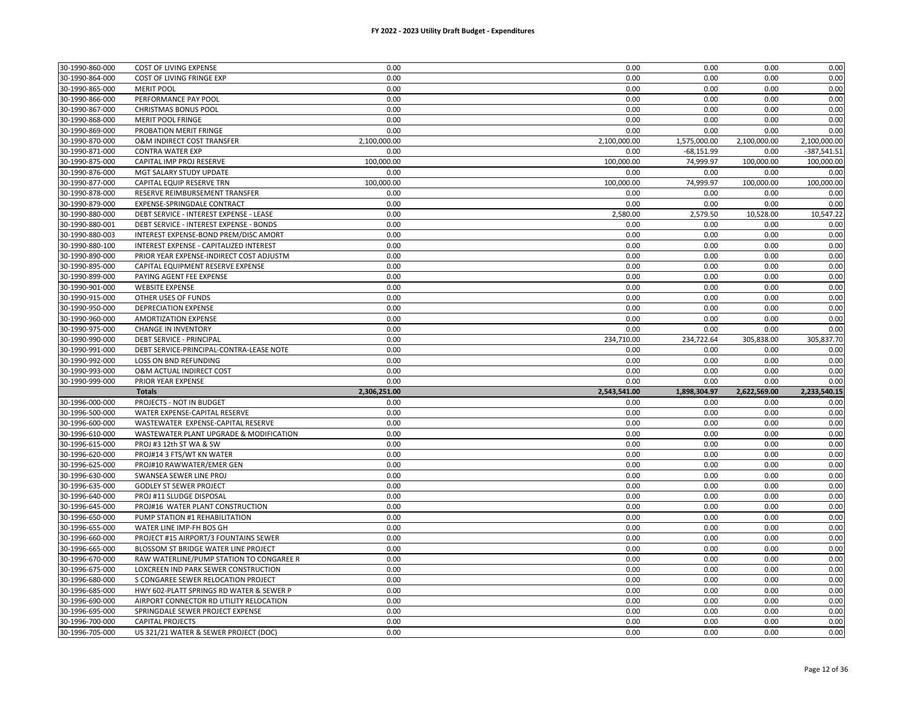# FY 2022 - 2023 Utility Draft Budget - Expenditures

| | | | | | | |
|---|---|---|---|---|---|---|
| 30-1990-860-000 | COST OF LIVING EXPENSE | 0.00 | 0.00 | 0.00 | 0.00 | 0.00 |
| 30-1990-864-000 | COST OF LIVING FRINGE EXP | 0.00 | 0.00 | 0.00 | 0.00 | 0.00 |
| 30-1990-865-000 | MERIT POOL | 0.00 | 0.00 | 0.00 | 0.00 | 0.00 |
| 30-1990-866-000 | PERFORMANCE PAY POOL | 0.00 | 0.00 | 0.00 | 0.00 | 0.00 |
| 30-1990-867-000 | CHRISTMAS BONUS POOL | 0.00 | 0.00 | 0.00 | 0.00 | 0.00 |
| 30-1990-868-000 | MERIT POOL FRINGE | 0.00 | 0.00 | 0.00 | 0.00 | 0.00 |
| 30-1990-869-000 | PROBATION MERIT FRINGE | 0.00 | 0.00 | 0.00 | 0.00 | 0.00 |
| 30-1990-870-000 | O&M INDIRECT COST TRANSFER | 2,100,000.00 | 2,100,000.00 | 1,575,000.00 | 2,100,000.00 | 2,100,000.00 |
| 30-1990-871-000 | CONTRA WATER EXP | 0.00 | 0.00 | -68,151.99 | 0.00 | -387,541.51 |
| 30-1990-875-000 | CAPITAL IMP PROJ RESERVE | 100,000.00 | 100,000.00 | 74,999.97 | 100,000.00 | 100,000.00 |
| 30-1990-876-000 | MGT SALARY STUDY UPDATE | 0.00 | 0.00 | 0.00 | 0.00 | 0.00 |
| 30-1990-877-000 | CAPITAL EQUIP RESERVE TRN | 100,000.00 | 100,000.00 | 74,999.97 | 100,000.00 | 100,000.00 |
| 30-1990-878-000 | RESERVE REIMBURSEMENT TRANSFER | 0.00 | 0.00 | 0.00 | 0.00 | 0.00 |
| 30-1990-879-000 | EXPENSE-SPRINGDALE CONTRACT | 0.00 | 0.00 | 0.00 | 0.00 | 0.00 |
| 30-1990-880-000 | DEBT SERVICE - INTEREST EXPENSE - LEASE | 0.00 | 2,580.00 | 2,579.50 | 10,528.00 | 10,547.22 |
| 30-1990-880-001 | DEBT SERVICE - INTEREST EXPENSE - BONDS | 0.00 | 0.00 | 0.00 | 0.00 | 0.00 |
| 30-1990-880-003 | INTEREST EXPENSE-BOND PREM/DISC AMORT | 0.00 | 0.00 | 0.00 | 0.00 | 0.00 |
| 30-1990-880-100 | INTEREST EXPENSE - CAPITALIZED INTEREST | 0.00 | 0.00 | 0.00 | 0.00 | 0.00 |
| 30-1990-890-000 | PRIOR YEAR EXPENSE-INDIRECT COST ADJUSTM | 0.00 | 0.00 | 0.00 | 0.00 | 0.00 |
| 30-1990-895-000 | CAPITAL EQUIPMENT RESERVE EXPENSE | 0.00 | 0.00 | 0.00 | 0.00 | 0.00 |
| 30-1990-899-000 | PAYING AGENT FEE EXPENSE | 0.00 | 0.00 | 0.00 | 0.00 | 0.00 |
| 30-1990-901-000 | WEBSITE EXPENSE | 0.00 | 0.00 | 0.00 | 0.00 | 0.00 |
| 30-1990-915-000 | OTHER USES OF FUNDS | 0.00 | 0.00 | 0.00 | 0.00 | 0.00 |
| 30-1990-950-000 | DEPRECIATION EXPENSE | 0.00 | 0.00 | 0.00 | 0.00 | 0.00 |
| 30-1990-960-000 | AMORTIZATION EXPENSE | 0.00 | 0.00 | 0.00 | 0.00 | 0.00 |
| 30-1990-975-000 | CHANGE IN INVENTORY | 0.00 | 0.00 | 0.00 | 0.00 | 0.00 |
| 30-1990-990-000 | DEBT SERVICE - PRINCIPAL | 0.00 | 234,710.00 | 234,722.64 | 305,838.00 | 305,837.70 |
| 30-1990-991-000 | DEBT SERVICE-PRINCIPAL-CONTRA-LEASE NOTE | 0.00 | 0.00 | 0.00 | 0.00 | 0.00 |
| 30-1990-992-000 | LOSS ON BND REFUNDING | 0.00 | 0.00 | 0.00 | 0.00 | 0.00 |
| 30-1990-993-000 | O&M ACTUAL INDIRECT COST | 0.00 | 0.00 | 0.00 | 0.00 | 0.00 |
| 30-1990-999-000 | PRIOR YEAR EXPENSE | 0.00 | 0.00 | 0.00 | 0.00 | 0.00 |
| | **Totals** | **2,306,251.00** | **2,543,541.00** | **1,898,304.97** | **2,622,569.00** | **2,233,540.15** |
| 30-1996-000-000 | PROJECTS - NOT IN BUDGET | 0.00 | 0.00 | 0.00 | 0.00 | 0.00 |
| 30-1996-500-000 | WATER EXPENSE-CAPITAL RESERVE | 0.00 | 0.00 | 0.00 | 0.00 | 0.00 |
| 30-1996-600-000 | WASTEWATER EXPENSE-CAPITAL RESERVE | 0.00 | 0.00 | 0.00 | 0.00 | 0.00 |
| 30-1996-610-000 | WASTEWATER PLANT UPGRADE & MODIFICATION | 0.00 | 0.00 | 0.00 | 0.00 | 0.00 |
| 30-1996-615-000 | PROJ #3 12th ST WA & SW | 0.00 | 0.00 | 0.00 | 0.00 | 0.00 |
| 30-1996-620-000 | PROJ#14 3 FTS/WT KN WATER | 0.00 | 0.00 | 0.00 | 0.00 | 0.00 |
| 30-1996-625-000 | PROJ#10 RAWWATER/EMER GEN | 0.00 | 0.00 | 0.00 | 0.00 | 0.00 |
| 30-1996-630-000 | SWANSEA SEWER LINE PROJ | 0.00 | 0.00 | 0.00 | 0.00 | 0.00 |
| 30-1996-635-000 | GODLEY ST SEWER PROJECT | 0.00 | 0.00 | 0.00 | 0.00 | 0.00 |
| 30-1996-640-000 | PROJ #11 SLUDGE DISPOSAL | 0.00 | 0.00 | 0.00 | 0.00 | 0.00 |
| 30-1996-645-000 | PROJ#16 WATER PLANT CONSTRUCTION | 0.00 | 0.00 | 0.00 | 0.00 | 0.00 |
| 30-1996-650-000 | PUMP STATION #1 REHABILITATION | 0.00 | 0.00 | 0.00 | 0.00 | 0.00 |
| 30-1996-655-000 | WATER LINE IMP-FH BOS GH | 0.00 | 0.00 | 0.00 | 0.00 | 0.00 |
| 30-1996-660-000 | PROJECT #15 AIRPORT/3 FOUNTAINS SEWER | 0.00 | 0.00 | 0.00 | 0.00 | 0.00 |
| 30-1996-665-000 | BLOSSOM ST BRIDGE WATER LINE PROJECT | 0.00 | 0.00 | 0.00 | 0.00 | 0.00 |
| 30-1996-670-000 | RAW WATERLINE/PUMP STATION TO CONGAREE R | 0.00 | 0.00 | 0.00 | 0.00 | 0.00 |
| 30-1996-675-000 | LOXCREEN IND PARK SEWER CONSTRUCTION | 0.00 | 0.00 | 0.00 | 0.00 | 0.00 |
| 30-1996-680-000 | S CONGAREE SEWER RELOCATION PROJECT | 0.00 | 0.00 | 0.00 | 0.00 | 0.00 |
| 30-1996-685-000 | HWY 602-PLATT SPRINGS RD WATER & SEWER P | 0.00 | 0.00 | 0.00 | 0.00 | 0.00 |
| 30-1996-690-000 | AIRPORT CONNECTOR RD UTILITY RELOCATION | 0.00 | 0.00 | 0.00 | 0.00 | 0.00 |
| 30-1996-695-000 | SPRINGDALE SEWER PROJECT EXPENSE | 0.00 | 0.00 | 0.00 | 0.00 | 0.00 |
| 30-1996-700-000 | CAPITAL PROJECTS | 0.00 | 0.00 | 0.00 | 0.00 | 0.00 |
| 30-1996-705-000 | US 321/21 WATER & SEWER PROJECT (DOC) | 0.00 | 0.00 | 0.00 | 0.00 | 0.00 |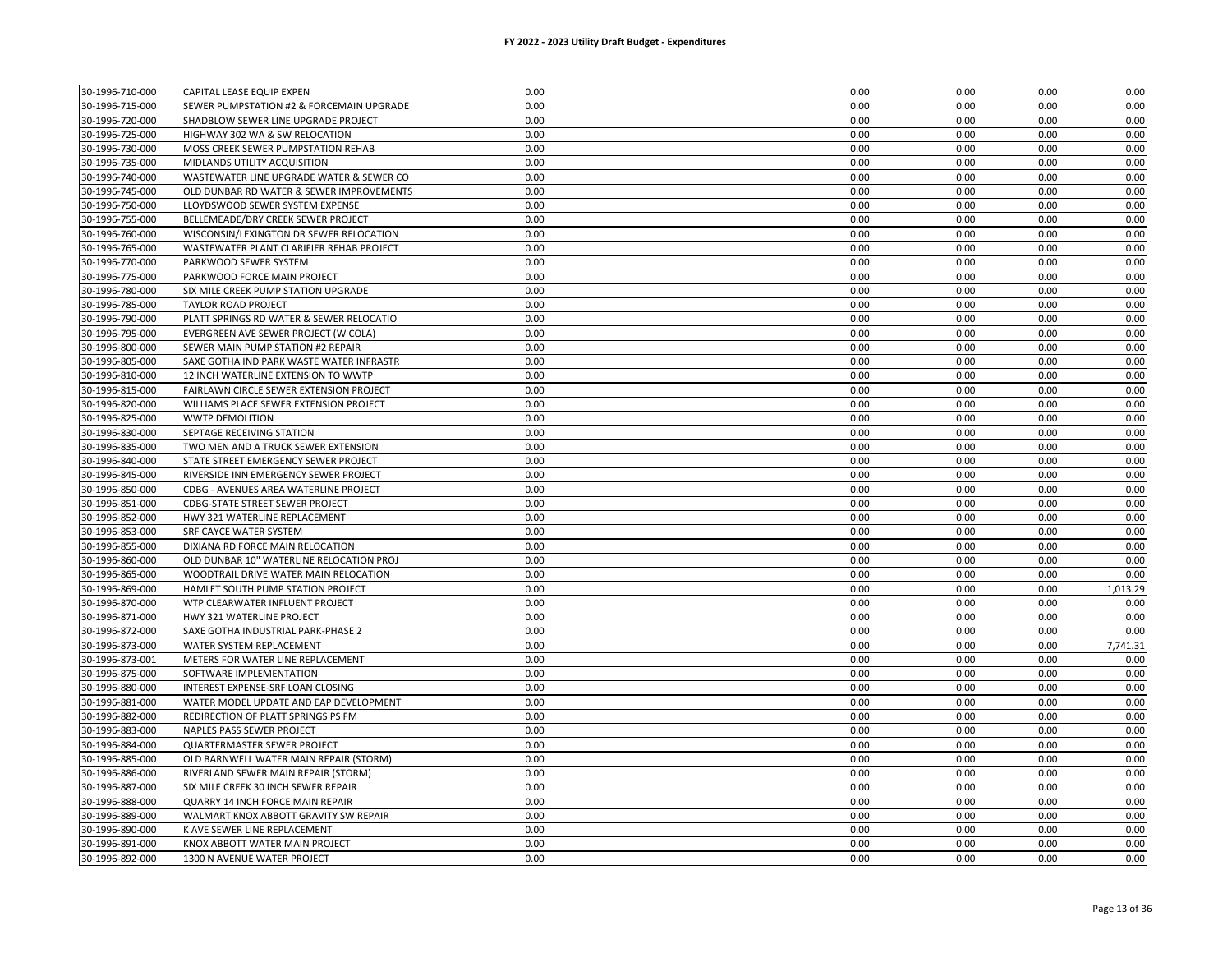# FY 2022 - 2023 Utility Draft Budget - Expenditures

| | | | | | | |
|---|---|---|---|---|---|---|
| 30-1996-710-000 | CAPITAL LEASE EQUIP EXPEN | 0.00 | 0.00 | 0.00 | 0.00 | 0.00 |
| 30-1996-715-000 | SEWER PUMPSTATION #2 & FORCEMAIN UPGRADE | 0.00 | 0.00 | 0.00 | 0.00 | 0.00 |
| 30-1996-720-000 | SHADBLOW SEWER LINE UPGRADE PROJECT | 0.00 | 0.00 | 0.00 | 0.00 | 0.00 |
| 30-1996-725-000 | HIGHWAY 302 WA & SW RELOCATION | 0.00 | 0.00 | 0.00 | 0.00 | 0.00 |
| 30-1996-730-000 | MOSS CREEK SEWER PUMPSTATION REHAB | 0.00 | 0.00 | 0.00 | 0.00 | 0.00 |
| 30-1996-735-000 | MIDLANDS UTILITY ACQUISITION | 0.00 | 0.00 | 0.00 | 0.00 | 0.00 |
| 30-1996-740-000 | WASTEWATER LINE UPGRADE WATER & SEWER CO | 0.00 | 0.00 | 0.00 | 0.00 | 0.00 |
| 30-1996-745-000 | OLD DUNBAR RD WATER & SEWER IMPROVEMENTS | 0.00 | 0.00 | 0.00 | 0.00 | 0.00 |
| 30-1996-750-000 | LLOYDSWOOD SEWER SYSTEM EXPENSE | 0.00 | 0.00 | 0.00 | 0.00 | 0.00 |
| 30-1996-755-000 | BELLEMEADE/DRY CREEK SEWER PROJECT | 0.00 | 0.00 | 0.00 | 0.00 | 0.00 |
| 30-1996-760-000 | WISCONSIN/LEXINGTON DR SEWER RELOCATION | 0.00 | 0.00 | 0.00 | 0.00 | 0.00 |
| 30-1996-765-000 | WASTEWATER PLANT CLARIFIER REHAB PROJECT | 0.00 | 0.00 | 0.00 | 0.00 | 0.00 |
| 30-1996-770-000 | PARKWOOD SEWER SYSTEM | 0.00 | 0.00 | 0.00 | 0.00 | 0.00 |
| 30-1996-775-000 | PARKWOOD FORCE MAIN PROJECT | 0.00 | 0.00 | 0.00 | 0.00 | 0.00 |
| 30-1996-780-000 | SIX MILE CREEK PUMP STATION UPGRADE | 0.00 | 0.00 | 0.00 | 0.00 | 0.00 |
| 30-1996-785-000 | TAYLOR ROAD PROJECT | 0.00 | 0.00 | 0.00 | 0.00 | 0.00 |
| 30-1996-790-000 | PLATT SPRINGS RD WATER & SEWER RELOCATIO | 0.00 | 0.00 | 0.00 | 0.00 | 0.00 |
| 30-1996-795-000 | EVERGREEN AVE SEWER PROJECT (W COLA) | 0.00 | 0.00 | 0.00 | 0.00 | 0.00 |
| 30-1996-800-000 | SEWER MAIN PUMP STATION #2 REPAIR | 0.00 | 0.00 | 0.00 | 0.00 | 0.00 |
| 30-1996-805-000 | SAXE GOTHA IND PARK WASTE WATER INFRASTR | 0.00 | 0.00 | 0.00 | 0.00 | 0.00 |
| 30-1996-810-000 | 12 INCH WATERLINE EXTENSION TO WWTP | 0.00 | 0.00 | 0.00 | 0.00 | 0.00 |
| 30-1996-815-000 | FAIRLAWN CIRCLE SEWER EXTENSION PROJECT | 0.00 | 0.00 | 0.00 | 0.00 | 0.00 |
| 30-1996-820-000 | WILLIAMS PLACE SEWER EXTENSION PROJECT | 0.00 | 0.00 | 0.00 | 0.00 | 0.00 |
| 30-1996-825-000 | WWTP DEMOLITION | 0.00 | 0.00 | 0.00 | 0.00 | 0.00 |
| 30-1996-830-000 | SEPTAGE RECEIVING STATION | 0.00 | 0.00 | 0.00 | 0.00 | 0.00 |
| 30-1996-835-000 | TWO MEN AND A TRUCK SEWER EXTENSION | 0.00 | 0.00 | 0.00 | 0.00 | 0.00 |
| 30-1996-840-000 | STATE STREET EMERGENCY SEWER PROJECT | 0.00 | 0.00 | 0.00 | 0.00 | 0.00 |
| 30-1996-845-000 | RIVERSIDE INN EMERGENCY SEWER PROJECT | 0.00 | 0.00 | 0.00 | 0.00 | 0.00 |
| 30-1996-850-000 | CDBG - AVENUES AREA WATERLINE PROJECT | 0.00 | 0.00 | 0.00 | 0.00 | 0.00 |
| 30-1996-851-000 | CDBG-STATE STREET SEWER PROJECT | 0.00 | 0.00 | 0.00 | 0.00 | 0.00 |
| 30-1996-852-000 | HWY 321 WATERLINE REPLACEMENT | 0.00 | 0.00 | 0.00 | 0.00 | 0.00 |
| 30-1996-853-000 | SRF CAYCE WATER SYSTEM | 0.00 | 0.00 | 0.00 | 0.00 | 0.00 |
| 30-1996-855-000 | DIXIANA RD FORCE MAIN RELOCATION | 0.00 | 0.00 | 0.00 | 0.00 | 0.00 |
| 30-1996-860-000 | OLD DUNBAR 10" WATERLINE RELOCATION PROJ | 0.00 | 0.00 | 0.00 | 0.00 | 0.00 |
| 30-1996-865-000 | WOODTRAIL DRIVE WATER MAIN RELOCATION | 0.00 | 0.00 | 0.00 | 0.00 | 0.00 |
| 30-1996-869-000 | HAMLET SOUTH PUMP STATION PROJECT | 0.00 | 0.00 | 0.00 | 0.00 | 1,013.29 |
| 30-1996-870-000 | WTP CLEARWATER INFLUENT PROJECT | 0.00 | 0.00 | 0.00 | 0.00 | 0.00 |
| 30-1996-871-000 | HWY 321 WATERLINE PROJECT | 0.00 | 0.00 | 0.00 | 0.00 | 0.00 |
| 30-1996-872-000 | SAXE GOTHA INDUSTRIAL PARK-PHASE 2 | 0.00 | 0.00 | 0.00 | 0.00 | 0.00 |
| 30-1996-873-000 | WATER SYSTEM REPLACEMENT | 0.00 | 0.00 | 0.00 | 0.00 | 7,741.31 |
| 30-1996-873-001 | METERS FOR WATER LINE REPLACEMENT | 0.00 | 0.00 | 0.00 | 0.00 | 0.00 |
| 30-1996-875-000 | SOFTWARE IMPLEMENTATION | 0.00 | 0.00 | 0.00 | 0.00 | 0.00 |
| 30-1996-880-000 | INTEREST EXPENSE-SRF LOAN CLOSING | 0.00 | 0.00 | 0.00 | 0.00 | 0.00 |
| 30-1996-881-000 | WATER MODEL UPDATE AND EAP DEVELOPMENT | 0.00 | 0.00 | 0.00 | 0.00 | 0.00 |
| 30-1996-882-000 | REDIRECTION OF PLATT SPRINGS PS FM | 0.00 | 0.00 | 0.00 | 0.00 | 0.00 |
| 30-1996-883-000 | NAPLES PASS SEWER PROJECT | 0.00 | 0.00 | 0.00 | 0.00 | 0.00 |
| 30-1996-884-000 | QUARTERMASTER SEWER PROJECT | 0.00 | 0.00 | 0.00 | 0.00 | 0.00 |
| 30-1996-885-000 | OLD BARNWELL WATER MAIN REPAIR (STORM) | 0.00 | 0.00 | 0.00 | 0.00 | 0.00 |
| 30-1996-886-000 | RIVERLAND SEWER MAIN REPAIR (STORM) | 0.00 | 0.00 | 0.00 | 0.00 | 0.00 |
| 30-1996-887-000 | SIX MILE CREEK 30 INCH SEWER REPAIR | 0.00 | 0.00 | 0.00 | 0.00 | 0.00 |
| 30-1996-888-000 | QUARRY 14 INCH FORCE MAIN REPAIR | 0.00 | 0.00 | 0.00 | 0.00 | 0.00 |
| 30-1996-889-000 | WALMART KNOX ABBOTT GRAVITY SW REPAIR | 0.00 | 0.00 | 0.00 | 0.00 | 0.00 |
| 30-1996-890-000 | K AVE SEWER LINE REPLACEMENT | 0.00 | 0.00 | 0.00 | 0.00 | 0.00 |
| 30-1996-891-000 | KNOX ABBOTT WATER MAIN PROJECT | 0.00 | 0.00 | 0.00 | 0.00 | 0.00 |
| 30-1996-892-000 | 1300 N AVENUE WATER PROJECT | 0.00 | 0.00 | 0.00 | 0.00 | 0.00 |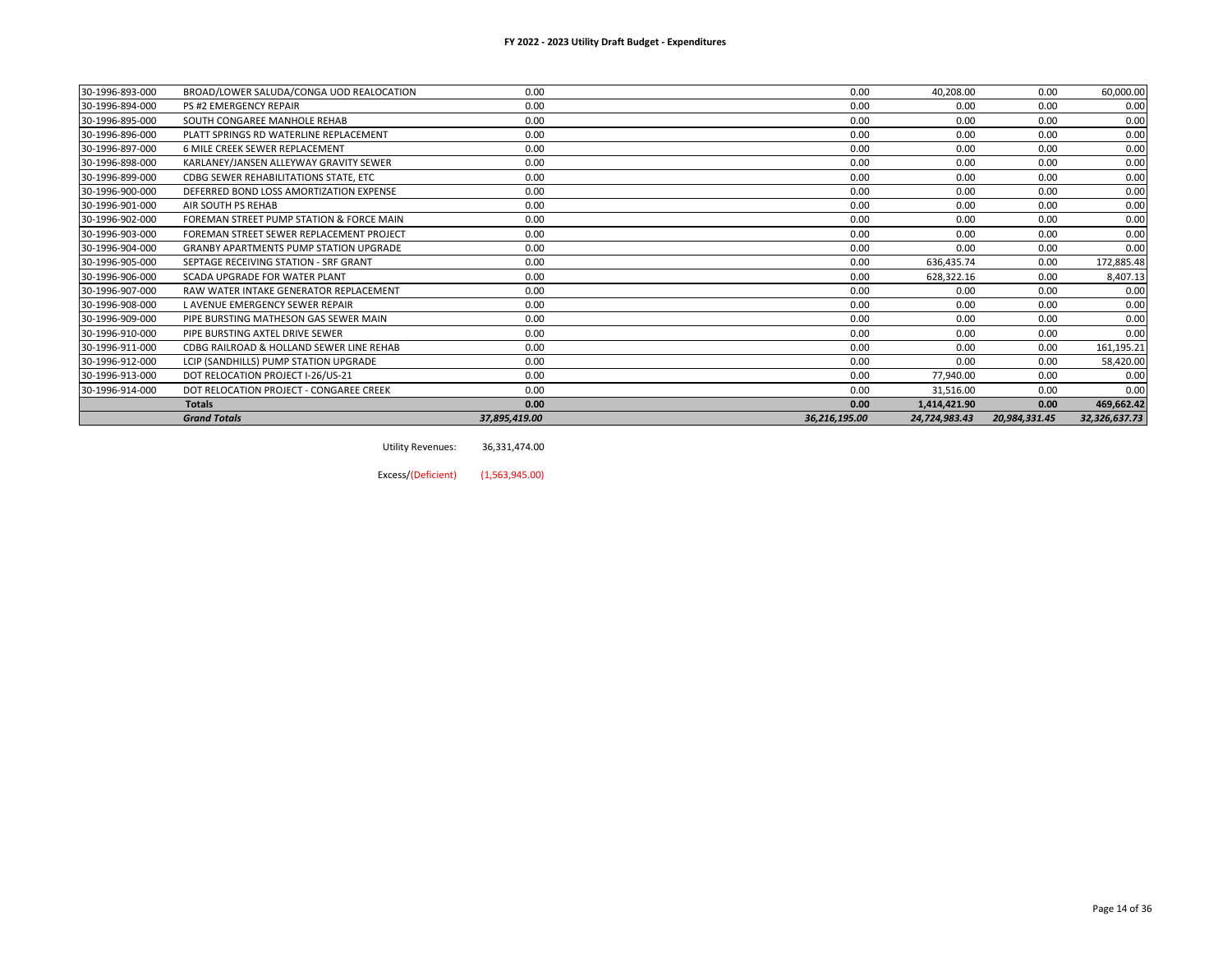# FY 2022 - 2023 Utility Draft Budget - Expenditures

| | | | | | | |
|---|---|---|---|---|---|---|
| 30-1996-893-000 | BROAD/LOWER SALUDA/CONGA UOD REALOCATION | 0.00 | 0.00 | 40,208.00 | 0.00 | 60,000.00 |
| 30-1996-894-000 | PS #2 EMERGENCY REPAIR | 0.00 | 0.00 | 0.00 | 0.00 | 0.00 |
| 30-1996-895-000 | SOUTH CONGAREE MANHOLE REHAB | 0.00 | 0.00 | 0.00 | 0.00 | 0.00 |
| 30-1996-896-000 | PLATT SPRINGS RD WATERLINE REPLACEMENT | 0.00 | 0.00 | 0.00 | 0.00 | 0.00 |
| 30-1996-897-000 | 6 MILE CREEK SEWER REPLACEMENT | 0.00 | 0.00 | 0.00 | 0.00 | 0.00 |
| 30-1996-898-000 | KARLANEY/JANSEN ALLEYWAY GRAVITY SEWER | 0.00 | 0.00 | 0.00 | 0.00 | 0.00 |
| 30-1996-899-000 | CDBG SEWER REHABILITATIONS STATE, ETC | 0.00 | 0.00 | 0.00 | 0.00 | 0.00 |
| 30-1996-900-000 | DEFERRED BOND LOSS AMORTIZATION EXPENSE | 0.00 | 0.00 | 0.00 | 0.00 | 0.00 |
| 30-1996-901-000 | AIR SOUTH PS REHAB | 0.00 | 0.00 | 0.00 | 0.00 | 0.00 |
| 30-1996-902-000 | FOREMAN STREET PUMP STATION & FORCE MAIN | 0.00 | 0.00 | 0.00 | 0.00 | 0.00 |
| 30-1996-903-000 | FOREMAN STREET SEWER REPLACEMENT PROJECT | 0.00 | 0.00 | 0.00 | 0.00 | 0.00 |
| 30-1996-904-000 | GRANBY APARTMENTS PUMP STATION UPGRADE | 0.00 | 0.00 | 0.00 | 0.00 | 0.00 |
| 30-1996-905-000 | SEPTAGE RECEIVING STATION - SRF GRANT | 0.00 | 0.00 | 636,435.74 | 0.00 | 172,885.48 |
| 30-1996-906-000 | SCADA UPGRADE FOR WATER PLANT | 0.00 | 0.00 | 628,322.16 | 0.00 | 8,407.13 |
| 30-1996-907-000 | RAW WATER INTAKE GENERATOR REPLACEMENT | 0.00 | 0.00 | 0.00 | 0.00 | 0.00 |
| 30-1996-908-000 | L AVENUE EMERGENCY SEWER REPAIR | 0.00 | 0.00 | 0.00 | 0.00 | 0.00 |
| 30-1996-909-000 | PIPE BURSTING MATHESON GAS SEWER MAIN | 0.00 | 0.00 | 0.00 | 0.00 | 0.00 |
| 30-1996-910-000 | PIPE BURSTING AXTEL DRIVE SEWER | 0.00 | 0.00 | 0.00 | 0.00 | 0.00 |
| 30-1996-911-000 | CDBG RAILROAD & HOLLAND SEWER LINE REHAB | 0.00 | 0.00 | 0.00 | 0.00 | 161,195.21 |
| 30-1996-912-000 | LCIP (SANDHILLS) PUMP STATION UPGRADE | 0.00 | 0.00 | 0.00 | 0.00 | 58,420.00 |
| 30-1996-913-000 | DOT RELOCATION PROJECT I-26/US-21 | 0.00 | 0.00 | 77,940.00 | 0.00 | 0.00 |
| 30-1996-914-000 | DOT RELOCATION PROJECT - CONGAREE CREEK | 0.00 | 0.00 | 31,516.00 | 0.00 | 0.00 |
| | **Totals** | **0.00** | **0.00** | **1,414,421.90** | **0.00** | **469,662.42** |
| | ***Grand Totals*** | ***37,895,419.00*** | ***36,216,195.00*** | ***24,724,983.43*** | ***20,984,331.45*** | ***32,326,637.73*** |

Utility Revenues: 36,331,474.00

Excess/(Deficient) (1,563,945.00)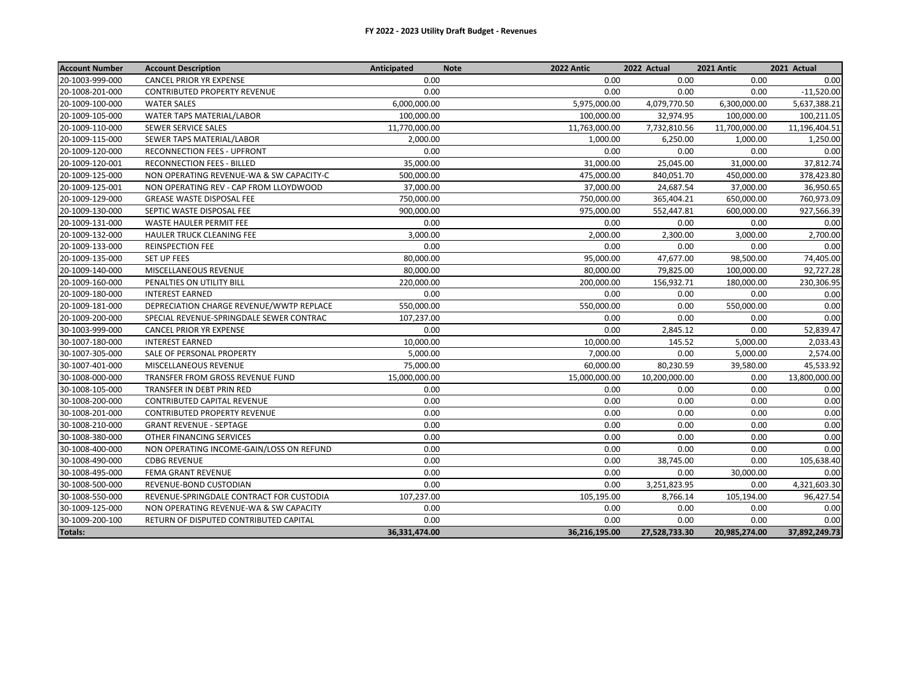# FY 2022 - 2023 Utility Draft Budget - Revenues

| Account Number | Account Description | Anticipated | Note | 2022 Antic | 2022 Actual | 2021 Antic | 2021 Actual |
|---|---|---|---|---|---|---|---|
| 20-1003-999-000 | CANCEL PRIOR YR EXPENSE | 0.00 | | 0.00 | 0.00 | 0.00 | 0.00 |
| 20-1008-201-000 | CONTRIBUTED PROPERTY REVENUE | 0.00 | | 0.00 | 0.00 | 0.00 | -11,520.00 |
| 20-1009-100-000 | WATER SALES | 6,000,000.00 | | 5,975,000.00 | 4,079,770.50 | 6,300,000.00 | 5,637,388.21 |
| 20-1009-105-000 | WATER TAPS MATERIAL/LABOR | 100,000.00 | | 100,000.00 | 32,974.95 | 100,000.00 | 100,211.05 |
| 20-1009-110-000 | SEWER SERVICE SALES | 11,770,000.00 | | 11,763,000.00 | 7,732,810.56 | 11,700,000.00 | 11,196,404.51 |
| 20-1009-115-000 | SEWER TAPS MATERIAL/LABOR | 2,000.00 | | 1,000.00 | 6,250.00 | 1,000.00 | 1,250.00 |
| 20-1009-120-000 | RECONNECTION FEES - UPFRONT | 0.00 | | 0.00 | 0.00 | 0.00 | 0.00 |
| 20-1009-120-001 | RECONNECTION FEES - BILLED | 35,000.00 | | 31,000.00 | 25,045.00 | 31,000.00 | 37,812.74 |
| 20-1009-125-000 | NON OPERATING REVENUE-WA & SW CAPACITY-C | 500,000.00 | | 475,000.00 | 840,051.70 | 450,000.00 | 378,423.80 |
| 20-1009-125-001 | NON OPERATING REV - CAP FROM LLOYDWOOD | 37,000.00 | | 37,000.00 | 24,687.54 | 37,000.00 | 36,950.65 |
| 20-1009-129-000 | GREASE WASTE DISPOSAL FEE | 750,000.00 | | 750,000.00 | 365,404.21 | 650,000.00 | 760,973.09 |
| 20-1009-130-000 | SEPTIC WASTE DISPOSAL FEE | 900,000.00 | | 975,000.00 | 552,447.81 | 600,000.00 | 927,566.39 |
| 20-1009-131-000 | WASTE HAULER PERMIT FEE | 0.00 | | 0.00 | 0.00 | 0.00 | 0.00 |
| 20-1009-132-000 | HAULER TRUCK CLEANING FEE | 3,000.00 | | 2,000.00 | 2,300.00 | 3,000.00 | 2,700.00 |
| 20-1009-133-000 | REINSPECTION FEE | 0.00 | | 0.00 | 0.00 | 0.00 | 0.00 |
| 20-1009-135-000 | SET UP FEES | 80,000.00 | | 95,000.00 | 47,677.00 | 98,500.00 | 74,405.00 |
| 20-1009-140-000 | MISCELLANEOUS REVENUE | 80,000.00 | | 80,000.00 | 79,825.00 | 100,000.00 | 92,727.28 |
| 20-1009-160-000 | PENALTIES ON UTILITY BILL | 220,000.00 | | 200,000.00 | 156,932.71 | 180,000.00 | 230,306.95 |
| 20-1009-180-000 | INTEREST EARNED | 0.00 | | 0.00 | 0.00 | 0.00 | 0.00 |
| 20-1009-181-000 | DEPRECIATION CHARGE REVENUE/WWTP REPLACE | 550,000.00 | | 550,000.00 | 0.00 | 550,000.00 | 0.00 |
| 20-1009-200-000 | SPECIAL REVENUE-SPRINGDALE SEWER CONTRAC | 107,237.00 | | 0.00 | 0.00 | 0.00 | 0.00 |
| 30-1003-999-000 | CANCEL PRIOR YR EXPENSE | 0.00 | | 0.00 | 2,845.12 | 0.00 | 52,839.47 |
| 30-1007-180-000 | INTEREST EARNED | 10,000.00 | | 10,000.00 | 145.52 | 5,000.00 | 2,033.43 |
| 30-1007-305-000 | SALE OF PERSONAL PROPERTY | 5,000.00 | | 7,000.00 | 0.00 | 5,000.00 | 2,574.00 |
| 30-1007-401-000 | MISCELLANEOUS REVENUE | 75,000.00 | | 60,000.00 | 80,230.59 | 39,580.00 | 45,533.92 |
| 30-1008-000-000 | TRANSFER FROM GROSS REVENUE FUND | 15,000,000.00 | | 15,000,000.00 | 10,200,000.00 | 0.00 | 13,800,000.00 |
| 30-1008-105-000 | TRANSFER IN DEBT PRIN RED | 0.00 | | 0.00 | 0.00 | 0.00 | 0.00 |
| 30-1008-200-000 | CONTRIBUTED CAPITAL REVENUE | 0.00 | | 0.00 | 0.00 | 0.00 | 0.00 |
| 30-1008-201-000 | CONTRIBUTED PROPERTY REVENUE | 0.00 | | 0.00 | 0.00 | 0.00 | 0.00 |
| 30-1008-210-000 | GRANT REVENUE - SEPTAGE | 0.00 | | 0.00 | 0.00 | 0.00 | 0.00 |
| 30-1008-380-000 | OTHER FINANCING SERVICES | 0.00 | | 0.00 | 0.00 | 0.00 | 0.00 |
| 30-1008-400-000 | NON OPERATING INCOME-GAIN/LOSS ON REFUND | 0.00 | | 0.00 | 0.00 | 0.00 | 0.00 |
| 30-1008-490-000 | CDBG REVENUE | 0.00 | | 0.00 | 38,745.00 | 0.00 | 105,638.40 |
| 30-1008-495-000 | FEMA GRANT REVENUE | 0.00 | | 0.00 | 0.00 | 30,000.00 | 0.00 |
| 30-1008-500-000 | REVENUE-BOND CUSTODIAN | 0.00 | | 0.00 | 3,251,823.95 | 0.00 | 4,321,603.30 |
| 30-1008-550-000 | REVENUE-SPRINGDALE CONTRACT FOR CUSTODIA | 107,237.00 | | 105,195.00 | 8,766.14 | 105,194.00 | 96,427.54 |
| 30-1009-125-000 | NON OPERATING REVENUE-WA & SW CAPACITY | 0.00 | | 0.00 | 0.00 | 0.00 | 0.00 |
| 30-1009-200-100 | RETURN OF DISPUTED CONTRIBUTED CAPITAL | 0.00 | | 0.00 | 0.00 | 0.00 | 0.00 |
| **Totals:** | | **36,331,474.00** | | **36,216,195.00** | **27,528,733.30** | **20,985,274.00** | **37,892,249.73** |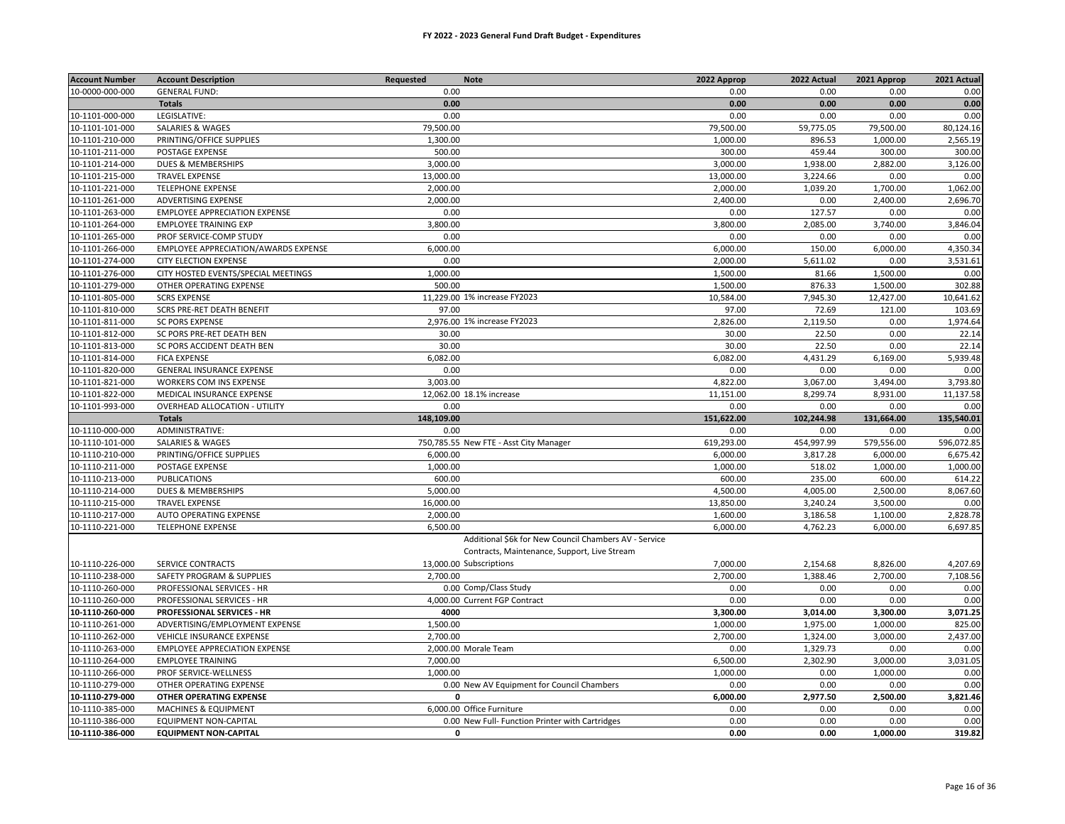**FY 2022 - 2023 General Fund Draft Budget - Expenditures**

| Account Number | Account Description | Requested | Note | 2022 Approp | 2022 Actual | 2021 Approp | 2021 Actual |
|---|---|---|---|---|---|---|---|
| 10-0000-000-000 | GENERAL FUND: | 0.00 | | 0.00 | 0.00 | 0.00 | 0.00 |
| | **Totals** | **0.00** | | **0.00** | **0.00** | **0.00** | **0.00** |
| 10-1101-000-000 | LEGISLATIVE: | 0.00 | | 0.00 | 0.00 | 0.00 | 0.00 |
| 10-1101-101-000 | SALARIES & WAGES | 79,500.00 | | 79,500.00 | 59,775.05 | 79,500.00 | 80,124.16 |
| 10-1101-210-000 | PRINTING/OFFICE SUPPLIES | 1,300.00 | | 1,000.00 | 896.53 | 1,000.00 | 2,565.19 |
| 10-1101-211-000 | POSTAGE EXPENSE | 500.00 | | 300.00 | 459.44 | 300.00 | 300.00 |
| 10-1101-214-000 | DUES & MEMBERSHIPS | 3,000.00 | | 3,000.00 | 1,938.00 | 2,882.00 | 3,126.00 |
| 10-1101-215-000 | TRAVEL EXPENSE | 13,000.00 | | 13,000.00 | 3,224.66 | 0.00 | 0.00 |
| 10-1101-221-000 | TELEPHONE EXPENSE | 2,000.00 | | 2,000.00 | 1,039.20 | 1,700.00 | 1,062.00 |
| 10-1101-261-000 | ADVERTISING EXPENSE | 2,000.00 | | 2,400.00 | 0.00 | 2,400.00 | 2,696.70 |
| 10-1101-263-000 | EMPLOYEE APPRECIATION EXPENSE | 0.00 | | 0.00 | 127.57 | 0.00 | 0.00 |
| 10-1101-264-000 | EMPLOYEE TRAINING EXP | 3,800.00 | | 3,800.00 | 2,085.00 | 3,740.00 | 3,846.04 |
| 10-1101-265-000 | PROF SERVICE-COMP STUDY | 0.00 | | 0.00 | 0.00 | 0.00 | 0.00 |
| 10-1101-266-000 | EMPLOYEE APPRECIATION/AWARDS EXPENSE | 6,000.00 | | 6,000.00 | 150.00 | 6,000.00 | 4,350.34 |
| 10-1101-274-000 | CITY ELECTION EXPENSE | 0.00 | | 2,000.00 | 5,611.02 | 0.00 | 3,531.61 |
| 10-1101-276-000 | CITY HOSTED EVENTS/SPECIAL MEETINGS | 1,000.00 | | 1,500.00 | 81.66 | 1,500.00 | 0.00 |
| 10-1101-279-000 | OTHER OPERATING EXPENSE | 500.00 | | 1,500.00 | 876.33 | 1,500.00 | 302.88 |
| 10-1101-805-000 | SCRS EXPENSE | 11,229.00 | 1% increase FY2023 | 10,584.00 | 7,945.30 | 12,427.00 | 10,641.62 |
| 10-1101-810-000 | SCRS PRE-RET DEATH BENEFIT | 97.00 | | 97.00 | 72.69 | 121.00 | 103.69 |
| 10-1101-811-000 | SC PORS EXPENSE | 2,976.00 | 1% increase FY2023 | 2,826.00 | 2,119.50 | 0.00 | 1,974.64 |
| 10-1101-812-000 | SC PORS PRE-RET DEATH BEN | 30.00 | | 30.00 | 22.50 | 0.00 | 22.14 |
| 10-1101-813-000 | SC PORS ACCIDENT DEATH BEN | 30.00 | | 30.00 | 22.50 | 0.00 | 22.14 |
| 10-1101-814-000 | FICA EXPENSE | 6,082.00 | | 6,082.00 | 4,431.29 | 6,169.00 | 5,939.48 |
| 10-1101-820-000 | GENERAL INSURANCE EXPENSE | 0.00 | | 0.00 | 0.00 | 0.00 | 0.00 |
| 10-1101-821-000 | WORKERS COM INS EXPENSE | 3,003.00 | | 4,822.00 | 3,067.00 | 3,494.00 | 3,793.80 |
| 10-1101-822-000 | MEDICAL INSURANCE EXPENSE | 12,062.00 | 18.1% increase | 11,151.00 | 8,299.74 | 8,931.00 | 11,137.58 |
| 10-1101-993-000 | OVERHEAD ALLOCATION - UTILITY | 0.00 | | 0.00 | 0.00 | 0.00 | 0.00 |
| | **Totals** | **148,109.00** | | **151,622.00** | **102,244.98** | **131,664.00** | **135,540.01** |
| 10-1110-000-000 | ADMINISTRATIVE: | 0.00 | | 0.00 | 0.00 | 0.00 | 0.00 |
| 10-1110-101-000 | SALARIES & WAGES | 750,785.55 | New FTE - Asst City Manager | 619,293.00 | 454,997.99 | 579,556.00 | 596,072.85 |
| 10-1110-210-000 | PRINTING/OFFICE SUPPLIES | 6,000.00 | | 6,000.00 | 3,817.28 | 6,000.00 | 6,675.42 |
| 10-1110-211-000 | POSTAGE EXPENSE | 1,000.00 | | 1,000.00 | 518.02 | 1,000.00 | 1,000.00 |
| 10-1110-213-000 | PUBLICATIONS | 600.00 | | 600.00 | 235.00 | 600.00 | 614.22 |
| 10-1110-214-000 | DUES & MEMBERSHIPS | 5,000.00 | | 4,500.00 | 4,005.00 | 2,500.00 | 8,067.60 |
| 10-1110-215-000 | TRAVEL EXPENSE | 16,000.00 | | 13,850.00 | 3,240.24 | 3,500.00 | 0.00 |
| 10-1110-217-000 | AUTO OPERATING EXPENSE | 2,000.00 | | 1,600.00 | 3,186.58 | 1,100.00 | 2,828.78 |
| 10-1110-221-000 | TELEPHONE EXPENSE | 6,500.00 | | 6,000.00 | 4,762.23 | 6,000.00 | 6,697.85 |
| 10-1110-226-000 | SERVICE CONTRACTS | 13,000.00 | Additional $6k for New Council Chambers AV - Service Contracts, Maintenance, Support, Live Stream Subscriptions | 7,000.00 | 2,154.68 | 8,826.00 | 4,207.69 |
| 10-1110-238-000 | SAFETY PROGRAM & SUPPLIES | 2,700.00 | | 2,700.00 | 1,388.46 | 2,700.00 | 7,108.56 |
| 10-1110-260-000 | PROFESSIONAL SERVICES - HR | 0.00 | Comp/Class Study | 0.00 | 0.00 | 0.00 | 0.00 |
| 10-1110-260-000 | PROFESSIONAL SERVICES - HR | 4,000.00 | Current FGP Contract | 0.00 | 0.00 | 0.00 | 0.00 |
| **10-1110-260-000** | **PROFESSIONAL SERVICES - HR** | **4000** | | **3,300.00** | **3,014.00** | **3,300.00** | **3,071.25** |
| 10-1110-261-000 | ADVERTISING/EMPLOYMENT EXPENSE | 1,500.00 | | 1,000.00 | 1,975.00 | 1,000.00 | 825.00 |
| 10-1110-262-000 | VEHICLE INSURANCE EXPENSE | 2,700.00 | | 2,700.00 | 1,324.00 | 3,000.00 | 2,437.00 |
| 10-1110-263-000 | EMPLOYEE APPRECIATION EXPENSE | 2,000.00 | Morale Team | 0.00 | 1,329.73 | 0.00 | 0.00 |
| 10-1110-264-000 | EMPLOYEE TRAINING | 7,000.00 | | 6,500.00 | 2,302.90 | 3,000.00 | 3,031.05 |
| 10-1110-266-000 | PROF SERVICE-WELLNESS | 1,000.00 | | 1,000.00 | 0.00 | 1,000.00 | 0.00 |
| 10-1110-279-000 | OTHER OPERATING EXPENSE | 0.00 | New AV Equipment for Council Chambers | 0.00 | 0.00 | 0.00 | 0.00 |
| **10-1110-279-000** | **OTHER OPERATING EXPENSE** | **0** | | **6,000.00** | **2,977.50** | **2,500.00** | **3,821.46** |
| 10-1110-385-000 | MACHINES & EQUIPMENT | 6,000.00 | Office Furniture | 0.00 | 0.00 | 0.00 | 0.00 |
| 10-1110-386-000 | EQUIPMENT NON-CAPITAL | 0.00 | New Full- Function Printer with Cartridges | 0.00 | 0.00 | 0.00 | 0.00 |
| **10-1110-386-000** | **EQUIPMENT NON-CAPITAL** | **0** | | **0.00** | **0.00** | **1,000.00** | **319.82** |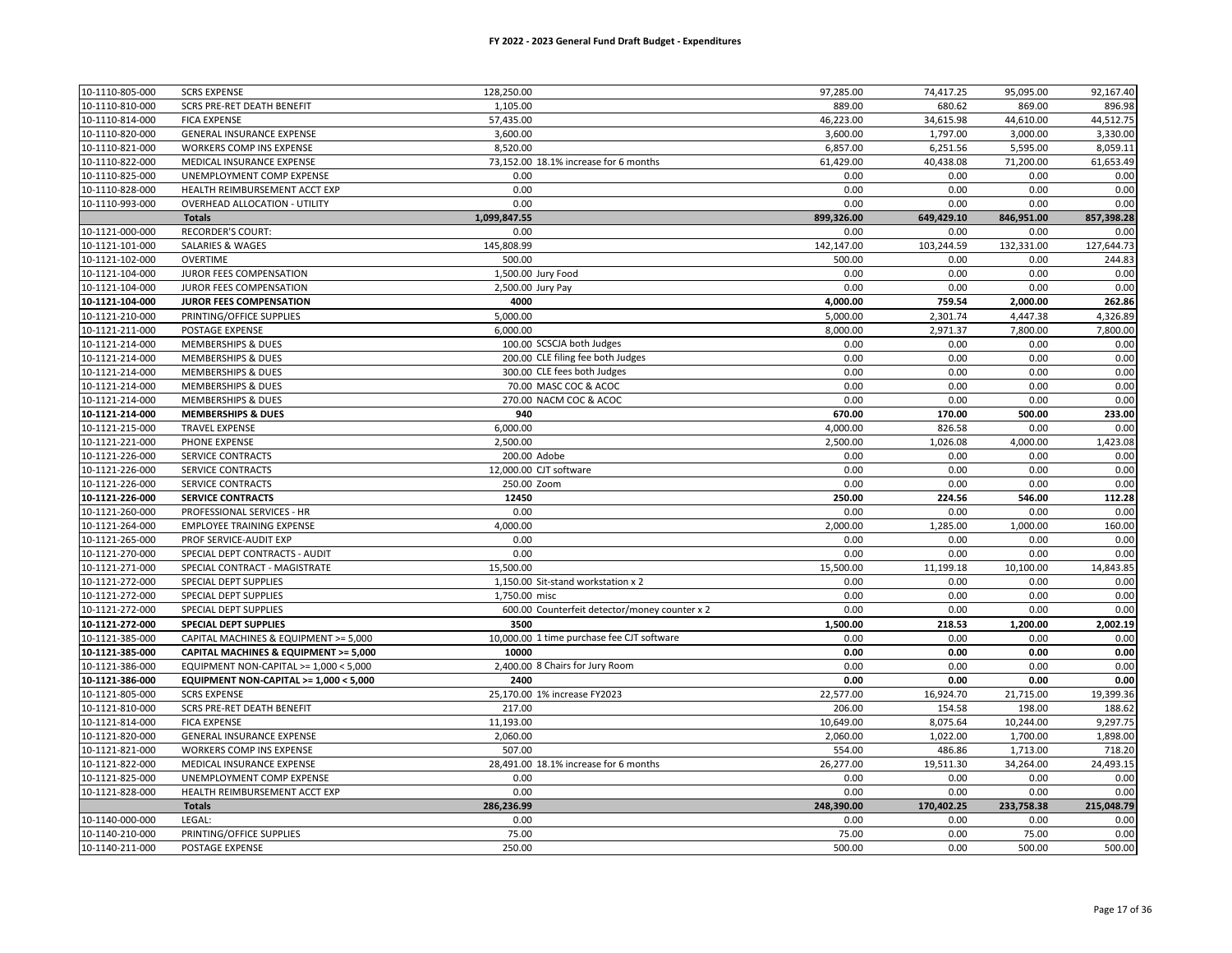# FY 2022 - 2023 General Fund Draft Budget - Expenditures

| | | | | | | | |
|---|---|---|---|---|---|---|---|
| 10-1110-805-000 | SCRS EXPENSE | 128,250.00 | | 97,285.00 | 74,417.25 | 95,095.00 | 92,167.40 |
| 10-1110-810-000 | SCRS PRE-RET DEATH BENEFIT | 1,105.00 | | 889.00 | 680.62 | 869.00 | 896.98 |
| 10-1110-814-000 | FICA EXPENSE | 57,435.00 | | 46,223.00 | 34,615.98 | 44,610.00 | 44,512.75 |
| 10-1110-820-000 | GENERAL INSURANCE EXPENSE | 3,600.00 | | 3,600.00 | 1,797.00 | 3,000.00 | 3,330.00 |
| 10-1110-821-000 | WORKERS COMP INS EXPENSE | 8,520.00 | | 6,857.00 | 6,251.56 | 5,595.00 | 8,059.11 |
| 10-1110-822-000 | MEDICAL INSURANCE EXPENSE | 73,152.00 | 18.1% increase for 6 months | 61,429.00 | 40,438.08 | 71,200.00 | 61,653.49 |
| 10-1110-825-000 | UNEMPLOYMENT COMP EXPENSE | 0.00 | | 0.00 | 0.00 | 0.00 | 0.00 |
| 10-1110-828-000 | HEALTH REIMBURSEMENT ACCT EXP | 0.00 | | 0.00 | 0.00 | 0.00 | 0.00 |
| 10-1110-993-000 | OVERHEAD ALLOCATION - UTILITY | 0.00 | | 0.00 | 0.00 | 0.00 | 0.00 |
| | **Totals** | **1,099,847.55** | | **899,326.00** | **649,429.10** | **846,951.00** | **857,398.28** |
| 10-1121-000-000 | RECORDER'S COURT: | 0.00 | | 0.00 | 0.00 | 0.00 | 0.00 |
| 10-1121-101-000 | SALARIES & WAGES | 145,808.99 | | 142,147.00 | 103,244.59 | 132,331.00 | 127,644.73 |
| 10-1121-102-000 | OVERTIME | 500.00 | | 500.00 | 0.00 | 0.00 | 244.83 |
| 10-1121-104-000 | JUROR FEES COMPENSATION | 1,500.00 | Jury Food | 0.00 | 0.00 | 0.00 | 0.00 |
| 10-1121-104-000 | JUROR FEES COMPENSATION | 2,500.00 | Jury Pay | 0.00 | 0.00 | 0.00 | 0.00 |
| **10-1121-104-000** | **JUROR FEES COMPENSATION** | **4000** | | **4,000.00** | **759.54** | **2,000.00** | **262.86** |
| 10-1121-210-000 | PRINTING/OFFICE SUPPLIES | 5,000.00 | | 5,000.00 | 2,301.74 | 4,447.38 | 4,326.89 |
| 10-1121-211-000 | POSTAGE EXPENSE | 6,000.00 | | 8,000.00 | 2,971.37 | 7,800.00 | 7,800.00 |
| 10-1121-214-000 | MEMBERSHIPS & DUES | 100.00 | SCSCJA both Judges | 0.00 | 0.00 | 0.00 | 0.00 |
| 10-1121-214-000 | MEMBERSHIPS & DUES | 200.00 | CLE filing fee both Judges | 0.00 | 0.00 | 0.00 | 0.00 |
| 10-1121-214-000 | MEMBERSHIPS & DUES | 300.00 | CLE fees both Judges | 0.00 | 0.00 | 0.00 | 0.00 |
| 10-1121-214-000 | MEMBERSHIPS & DUES | 70.00 | MASC COC & ACOC | 0.00 | 0.00 | 0.00 | 0.00 |
| 10-1121-214-000 | MEMBERSHIPS & DUES | 270.00 | NACM COC & ACOC | 0.00 | 0.00 | 0.00 | 0.00 |
| **10-1121-214-000** | **MEMBERSHIPS & DUES** | **940** | | **670.00** | **170.00** | **500.00** | **233.00** |
| 10-1121-215-000 | TRAVEL EXPENSE | 6,000.00 | | 4,000.00 | 826.58 | 0.00 | 0.00 |
| 10-1121-221-000 | PHONE EXPENSE | 2,500.00 | | 2,500.00 | 1,026.08 | 4,000.00 | 1,423.08 |
| 10-1121-226-000 | SERVICE CONTRACTS | 200.00 | Adobe | 0.00 | 0.00 | 0.00 | 0.00 |
| 10-1121-226-000 | SERVICE CONTRACTS | 12,000.00 | CJT software | 0.00 | 0.00 | 0.00 | 0.00 |
| 10-1121-226-000 | SERVICE CONTRACTS | 250.00 | Zoom | 0.00 | 0.00 | 0.00 | 0.00 |
| **10-1121-226-000** | **SERVICE CONTRACTS** | **12450** | | **250.00** | **224.56** | **546.00** | **112.28** |
| 10-1121-260-000 | PROFESSIONAL SERVICES - HR | 0.00 | | 0.00 | 0.00 | 0.00 | 0.00 |
| 10-1121-264-000 | EMPLOYEE TRAINING EXPENSE | 4,000.00 | | 2,000.00 | 1,285.00 | 1,000.00 | 160.00 |
| 10-1121-265-000 | PROF SERVICE-AUDIT EXP | 0.00 | | 0.00 | 0.00 | 0.00 | 0.00 |
| 10-1121-270-000 | SPECIAL DEPT CONTRACTS - AUDIT | 0.00 | | 0.00 | 0.00 | 0.00 | 0.00 |
| 10-1121-271-000 | SPECIAL CONTRACT - MAGISTRATE | 15,500.00 | | 15,500.00 | 11,199.18 | 10,100.00 | 14,843.85 |
| 10-1121-272-000 | SPECIAL DEPT SUPPLIES | 1,150.00 | Sit-stand workstation x 2 | 0.00 | 0.00 | 0.00 | 0.00 |
| 10-1121-272-000 | SPECIAL DEPT SUPPLIES | 1,750.00 | misc | 0.00 | 0.00 | 0.00 | 0.00 |
| 10-1121-272-000 | SPECIAL DEPT SUPPLIES | 600.00 | Counterfeit detector/money counter x 2 | 0.00 | 0.00 | 0.00 | 0.00 |
| **10-1121-272-000** | **SPECIAL DEPT SUPPLIES** | **3500** | | **1,500.00** | **218.53** | **1,200.00** | **2,002.19** |
| 10-1121-385-000 | CAPITAL MACHINES & EQUIPMENT >= 5,000 | 10,000.00 | 1 time purchase fee CJT software | 0.00 | 0.00 | 0.00 | 0.00 |
| **10-1121-385-000** | **CAPITAL MACHINES & EQUIPMENT >= 5,000** | **10000** | | **0.00** | **0.00** | **0.00** | **0.00** |
| 10-1121-386-000 | EQUIPMENT NON-CAPITAL >= 1,000 < 5,000 | 2,400.00 | 8 Chairs for Jury Room | 0.00 | 0.00 | 0.00 | 0.00 |
| **10-1121-386-000** | **EQUIPMENT NON-CAPITAL >= 1,000 < 5,000** | **2400** | | **0.00** | **0.00** | **0.00** | **0.00** |
| 10-1121-805-000 | SCRS EXPENSE | 25,170.00 | 1% increase FY2023 | 22,577.00 | 16,924.70 | 21,715.00 | 19,399.36 |
| 10-1121-810-000 | SCRS PRE-RET DEATH BENEFIT | 217.00 | | 206.00 | 154.58 | 198.00 | 188.62 |
| 10-1121-814-000 | FICA EXPENSE | 11,193.00 | | 10,649.00 | 8,075.64 | 10,244.00 | 9,297.75 |
| 10-1121-820-000 | GENERAL INSURANCE EXPENSE | 2,060.00 | | 2,060.00 | 1,022.00 | 1,700.00 | 1,898.00 |
| 10-1121-821-000 | WORKERS COMP INS EXPENSE | 507.00 | | 554.00 | 486.86 | 1,713.00 | 718.20 |
| 10-1121-822-000 | MEDICAL INSURANCE EXPENSE | 28,491.00 | 18.1% increase for 6 months | 26,277.00 | 19,511.30 | 34,264.00 | 24,493.15 |
| 10-1121-825-000 | UNEMPLOYMENT COMP EXPENSE | 0.00 | | 0.00 | 0.00 | 0.00 | 0.00 |
| 10-1121-828-000 | HEALTH REIMBURSEMENT ACCT EXP | 0.00 | | 0.00 | 0.00 | 0.00 | 0.00 |
| | **Totals** | **286,236.99** | | **248,390.00** | **170,402.25** | **233,758.38** | **215,048.79** |
| 10-1140-000-000 | LEGAL: | 0.00 | | 0.00 | 0.00 | 0.00 | 0.00 |
| 10-1140-210-000 | PRINTING/OFFICE SUPPLIES | 75.00 | | 75.00 | 0.00 | 75.00 | 0.00 |
| 10-1140-211-000 | POSTAGE EXPENSE | 250.00 | | 500.00 | 0.00 | 500.00 | 500.00 |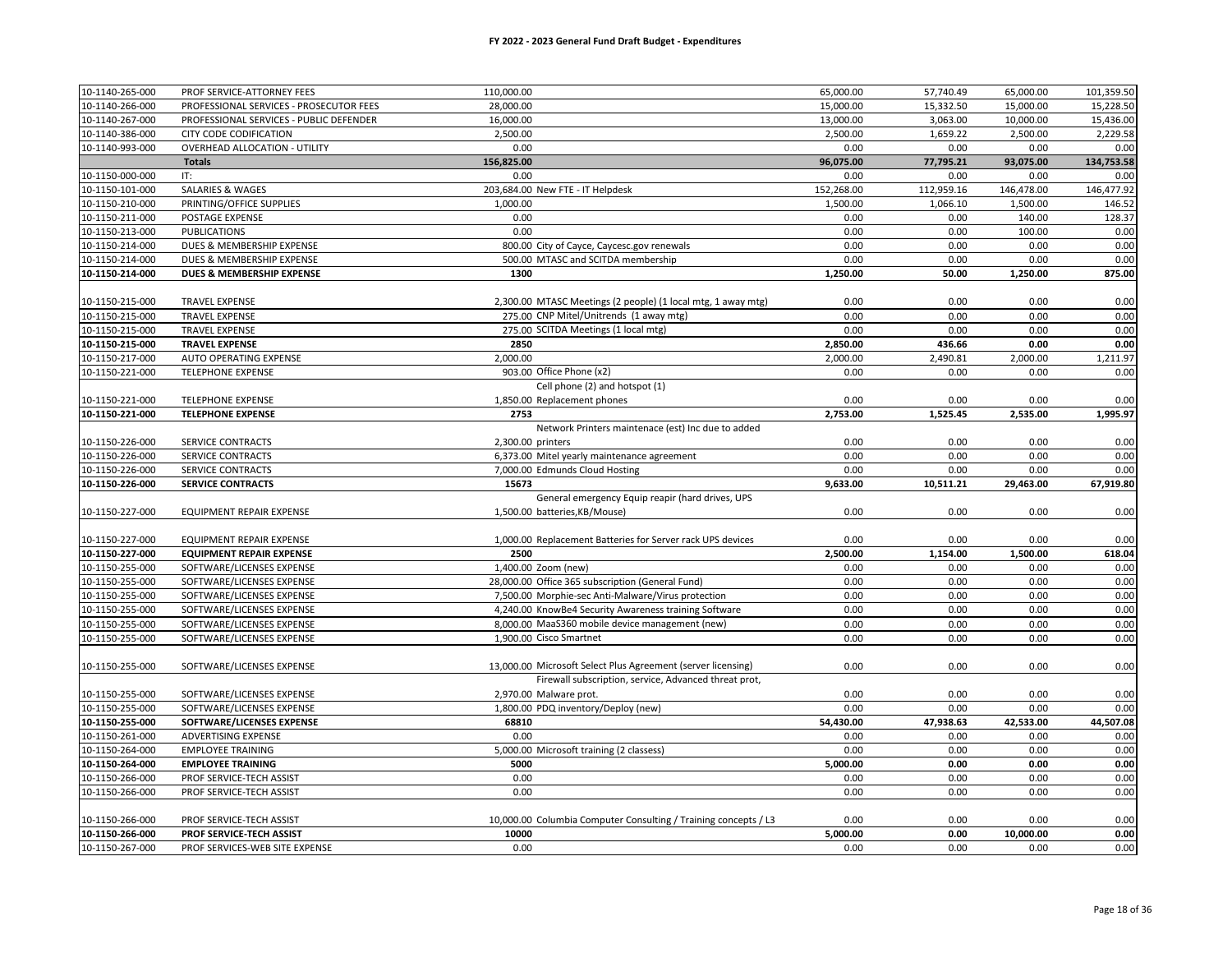# FY 2022 - 2023 General Fund Draft Budget - Expenditures

| | | | | | | | |
|---|---|---|---|---|---|---|---|
| 10-1140-265-000 | PROF SERVICE-ATTORNEY FEES | 110,000.00 | | 65,000.00 | 57,740.49 | 65,000.00 | 101,359.50 |
| 10-1140-266-000 | PROFESSIONAL SERVICES - PROSECUTOR FEES | 28,000.00 | | 15,000.00 | 15,332.50 | 15,000.00 | 15,228.50 |
| 10-1140-267-000 | PROFESSIONAL SERVICES - PUBLIC DEFENDER | 16,000.00 | | 13,000.00 | 3,063.00 | 10,000.00 | 15,436.00 |
| 10-1140-386-000 | CITY CODE CODIFICATION | 2,500.00 | | 2,500.00 | 1,659.22 | 2,500.00 | 2,229.58 |
| 10-1140-993-000 | OVERHEAD ALLOCATION - UTILITY | 0.00 | | 0.00 | 0.00 | 0.00 | 0.00 |
| | **Totals** | **156,825.00** | | **96,075.00** | **77,795.21** | **93,075.00** | **134,753.58** |
| 10-1150-000-000 | IT: | 0.00 | | 0.00 | 0.00 | 0.00 | 0.00 |
| 10-1150-101-000 | SALARIES & WAGES | 203,684.00 | New FTE - IT Helpdesk | 152,268.00 | 112,959.16 | 146,478.00 | 146,477.92 |
| 10-1150-210-000 | PRINTING/OFFICE SUPPLIES | 1,000.00 | | 1,500.00 | 1,066.10 | 1,500.00 | 146.52 |
| 10-1150-211-000 | POSTAGE EXPENSE | 0.00 | | 0.00 | 0.00 | 140.00 | 128.37 |
| 10-1150-213-000 | PUBLICATIONS | 0.00 | | 0.00 | 0.00 | 100.00 | 0.00 |
| 10-1150-214-000 | DUES & MEMBERSHIP EXPENSE | 800.00 | City of Cayce, Caycesc.gov renewals | 0.00 | 0.00 | 0.00 | 0.00 |
| 10-1150-214-000 | DUES & MEMBERSHIP EXPENSE | 500.00 | MTASC and SCITDA membership | 0.00 | 0.00 | 0.00 | 0.00 |
| **10-1150-214-000** | **DUES & MEMBERSHIP EXPENSE** | **1300** | | **1,250.00** | **50.00** | **1,250.00** | **875.00** |
| 10-1150-215-000 | TRAVEL EXPENSE | 2,300.00 | MTASC Meetings (2 people) (1 local mtg, 1 away mtg) | 0.00 | 0.00 | 0.00 | 0.00 |
| 10-1150-215-000 | TRAVEL EXPENSE | 275.00 | CNP Mitel/Unitrends (1 away mtg) | 0.00 | 0.00 | 0.00 | 0.00 |
| 10-1150-215-000 | TRAVEL EXPENSE | 275.00 | SCITDA Meetings (1 local mtg) | 0.00 | 0.00 | 0.00 | 0.00 |
| **10-1150-215-000** | **TRAVEL EXPENSE** | **2850** | | **2,850.00** | **436.66** | **0.00** | **0.00** |
| 10-1150-217-000 | AUTO OPERATING EXPENSE | 2,000.00 | | 2,000.00 | 2,490.81 | 2,000.00 | 1,211.97 |
| 10-1150-221-000 | TELEPHONE EXPENSE | 903.00 | Office Phone (x2) | 0.00 | 0.00 | 0.00 | 0.00 |
| 10-1150-221-000 | TELEPHONE EXPENSE | 1,850.00 | Cell phone (2) and hotspot (1) Replacement phones | 0.00 | 0.00 | 0.00 | 0.00 |
| **10-1150-221-000** | **TELEPHONE EXPENSE** | **2753** | | **2,753.00** | **1,525.45** | **2,535.00** | **1,995.97** |
| 10-1150-226-000 | SERVICE CONTRACTS | 2,300.00 | Network Printers maintenace (est) Inc due to added printers | 0.00 | 0.00 | 0.00 | 0.00 |
| 10-1150-226-000 | SERVICE CONTRACTS | 6,373.00 | Mitel yearly maintenance agreement | 0.00 | 0.00 | 0.00 | 0.00 |
| 10-1150-226-000 | SERVICE CONTRACTS | 7,000.00 | Edmunds Cloud Hosting | 0.00 | 0.00 | 0.00 | 0.00 |
| **10-1150-226-000** | **SERVICE CONTRACTS** | **15673** | | **9,633.00** | **10,511.21** | **29,463.00** | **67,919.80** |
| 10-1150-227-000 | EQUIPMENT REPAIR EXPENSE | 1,500.00 | General emergency Equip reapir (hard drives, UPS batteries,KB/Mouse) | 0.00 | 0.00 | 0.00 | 0.00 |
| 10-1150-227-000 | EQUIPMENT REPAIR EXPENSE | 1,000.00 | Replacement Batteries for Server rack UPS devices | 0.00 | 0.00 | 0.00 | 0.00 |
| **10-1150-227-000** | **EQUIPMENT REPAIR EXPENSE** | **2500** | | **2,500.00** | **1,154.00** | **1,500.00** | **618.04** |
| 10-1150-255-000 | SOFTWARE/LICENSES EXPENSE | 1,400.00 | Zoom (new) | 0.00 | 0.00 | 0.00 | 0.00 |
| 10-1150-255-000 | SOFTWARE/LICENSES EXPENSE | 28,000.00 | Office 365 subscription (General Fund) | 0.00 | 0.00 | 0.00 | 0.00 |
| 10-1150-255-000 | SOFTWARE/LICENSES EXPENSE | 7,500.00 | Morphie-sec Anti-Malware/Virus protection | 0.00 | 0.00 | 0.00 | 0.00 |
| 10-1150-255-000 | SOFTWARE/LICENSES EXPENSE | 4,240.00 | KnowBe4 Security Awareness training Software | 0.00 | 0.00 | 0.00 | 0.00 |
| 10-1150-255-000 | SOFTWARE/LICENSES EXPENSE | 8,000.00 | MaaS360 mobile device management (new) | 0.00 | 0.00 | 0.00 | 0.00 |
| 10-1150-255-000 | SOFTWARE/LICENSES EXPENSE | 1,900.00 | Cisco Smartnet | 0.00 | 0.00 | 0.00 | 0.00 |
| 10-1150-255-000 | SOFTWARE/LICENSES EXPENSE | 13,000.00 | Microsoft Select Plus Agreement (server licensing) | 0.00 | 0.00 | 0.00 | 0.00 |
| 10-1150-255-000 | SOFTWARE/LICENSES EXPENSE | 2,970.00 | Firewall subscription, service, Advanced threat prot, Malware prot. | 0.00 | 0.00 | 0.00 | 0.00 |
| 10-1150-255-000 | SOFTWARE/LICENSES EXPENSE | 1,800.00 | PDQ inventory/Deploy (new) | 0.00 | 0.00 | 0.00 | 0.00 |
| **10-1150-255-000** | **SOFTWARE/LICENSES EXPENSE** | **68810** | | **54,430.00** | **47,938.63** | **42,533.00** | **44,507.08** |
| 10-1150-261-000 | ADVERTISING EXPENSE | 0.00 | | 0.00 | 0.00 | 0.00 | 0.00 |
| 10-1150-264-000 | EMPLOYEE TRAINING | 5,000.00 | Microsoft training (2 classess) | 0.00 | 0.00 | 0.00 | 0.00 |
| **10-1150-264-000** | **EMPLOYEE TRAINING** | **5000** | | **5,000.00** | **0.00** | **0.00** | **0.00** |
| 10-1150-266-000 | PROF SERVICE-TECH ASSIST | 0.00 | | 0.00 | 0.00 | 0.00 | 0.00 |
| 10-1150-266-000 | PROF SERVICE-TECH ASSIST | 0.00 | | 0.00 | 0.00 | 0.00 | 0.00 |
| 10-1150-266-000 | PROF SERVICE-TECH ASSIST | 10,000.00 | Columbia Computer Consulting / Training concepts / L3 | 0.00 | 0.00 | 0.00 | 0.00 |
| **10-1150-266-000** | **PROF SERVICE-TECH ASSIST** | **10000** | | **5,000.00** | **0.00** | **10,000.00** | **0.00** |
| 10-1150-267-000 | PROF SERVICES-WEB SITE EXPENSE | 0.00 | | 0.00 | 0.00 | 0.00 | 0.00 |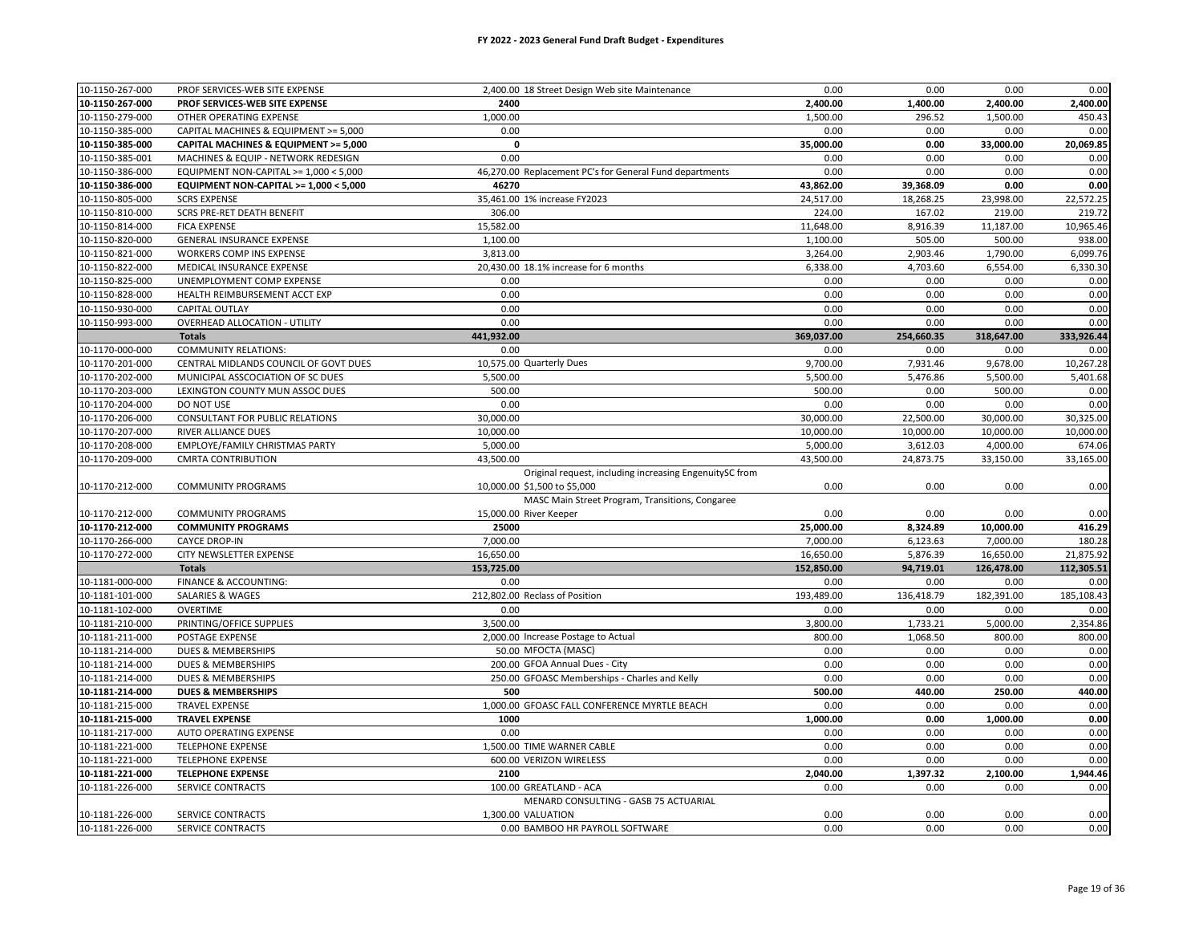# FY 2022 - 2023 General Fund Draft Budget - Expenditures

| | | | | | | | |
|---|---|---|---|---|---|---|---|
| 10-1150-267-000 | PROF SERVICES-WEB SITE EXPENSE | 2,400.00 | 18 Street Design Web site Maintenance | 0.00 | 0.00 | 0.00 | 0.00 |
| **10-1150-267-000** | **PROF SERVICES-WEB SITE EXPENSE** | **2400** | | **2,400.00** | **1,400.00** | **2,400.00** | **2,400.00** |
| 10-1150-279-000 | OTHER OPERATING EXPENSE | 1,000.00 | | 1,500.00 | 296.52 | 1,500.00 | 450.43 |
| 10-1150-385-000 | CAPITAL MACHINES & EQUIPMENT >= 5,000 | 0.00 | | 0.00 | 0.00 | 0.00 | 0.00 |
| **10-1150-385-000** | **CAPITAL MACHINES & EQUIPMENT >= 5,000** | **0** | | **35,000.00** | **0.00** | **33,000.00** | **20,069.85** |
| 10-1150-385-001 | MACHINES & EQUIP - NETWORK REDESIGN | 0.00 | | 0.00 | 0.00 | 0.00 | 0.00 |
| 10-1150-386-000 | EQUIPMENT NON-CAPITAL >= 1,000 < 5,000 | 46,270.00 | Replacement PC's for General Fund departments | 0.00 | 0.00 | 0.00 | 0.00 |
| **10-1150-386-000** | **EQUIPMENT NON-CAPITAL >= 1,000 < 5,000** | **46270** | | **43,862.00** | **39,368.09** | **0.00** | **0.00** |
| 10-1150-805-000 | SCRS EXPENSE | 35,461.00 | 1% increase FY2023 | 24,517.00 | 18,268.25 | 23,998.00 | 22,572.25 |
| 10-1150-810-000 | SCRS PRE-RET DEATH BENEFIT | 306.00 | | 224.00 | 167.02 | 219.00 | 219.72 |
| 10-1150-814-000 | FICA EXPENSE | 15,582.00 | | 11,648.00 | 8,916.39 | 11,187.00 | 10,965.46 |
| 10-1150-820-000 | GENERAL INSURANCE EXPENSE | 1,100.00 | | 1,100.00 | 505.00 | 500.00 | 938.00 |
| 10-1150-821-000 | WORKERS COMP INS EXPENSE | 3,813.00 | | 3,264.00 | 2,903.46 | 1,790.00 | 6,099.76 |
| 10-1150-822-000 | MEDICAL INSURANCE EXPENSE | 20,430.00 | 18.1% increase for 6 months | 6,338.00 | 4,703.60 | 6,554.00 | 6,330.30 |
| 10-1150-825-000 | UNEMPLOYMENT COMP EXPENSE | 0.00 | | 0.00 | 0.00 | 0.00 | 0.00 |
| 10-1150-828-000 | HEALTH REIMBURSEMENT ACCT EXP | 0.00 | | 0.00 | 0.00 | 0.00 | 0.00 |
| 10-1150-930-000 | CAPITAL OUTLAY | 0.00 | | 0.00 | 0.00 | 0.00 | 0.00 |
| 10-1150-993-000 | OVERHEAD ALLOCATION - UTILITY | 0.00 | | 0.00 | 0.00 | 0.00 | 0.00 |
| | **Totals** | **441,932.00** | | **369,037.00** | **254,660.35** | **318,647.00** | **333,926.44** |
| 10-1170-000-000 | COMMUNITY RELATIONS: | 0.00 | | 0.00 | 0.00 | 0.00 | 0.00 |
| 10-1170-201-000 | CENTRAL MIDLANDS COUNCIL OF GOVT DUES | 10,575.00 | Quarterly Dues | 9,700.00 | 7,931.46 | 9,678.00 | 10,267.28 |
| 10-1170-202-000 | MUNICIPAL ASSCOCIATION OF SC DUES | 5,500.00 | | 5,500.00 | 5,476.86 | 5,500.00 | 5,401.68 |
| 10-1170-203-000 | LEXINGTON COUNTY MUN ASSOC DUES | 500.00 | | 500.00 | 0.00 | 500.00 | 0.00 |
| 10-1170-204-000 | DO NOT USE | 0.00 | | 0.00 | 0.00 | 0.00 | 0.00 |
| 10-1170-206-000 | CONSULTANT FOR PUBLIC RELATIONS | 30,000.00 | | 30,000.00 | 22,500.00 | 30,000.00 | 30,325.00 |
| 10-1170-207-000 | RIVER ALLIANCE DUES | 10,000.00 | | 10,000.00 | 10,000.00 | 10,000.00 | 10,000.00 |
| 10-1170-208-000 | EMPLOYE/FAMILY CHRISTMAS PARTY | 5,000.00 | | 5,000.00 | 3,612.03 | 4,000.00 | 674.06 |
| 10-1170-209-000 | CMRTA CONTRIBUTION | 43,500.00 | | 43,500.00 | 24,873.75 | 33,150.00 | 33,165.00 |
| 10-1170-212-000 | COMMUNITY PROGRAMS | 10,000.00 | Original request, including increasing EngenuitySC from $1,500 to $5,000 | 0.00 | 0.00 | 0.00 | 0.00 |
| 10-1170-212-000 | COMMUNITY PROGRAMS | 15,000.00 | MASC Main Street Program, Transitions, Congaree River Keeper | 0.00 | 0.00 | 0.00 | 0.00 |
| **10-1170-212-000** | **COMMUNITY PROGRAMS** | **25000** | | **25,000.00** | **8,324.89** | **10,000.00** | **416.29** |
| 10-1170-266-000 | CAYCE DROP-IN | 7,000.00 | | 7,000.00 | 6,123.63 | 7,000.00 | 180.28 |
| 10-1170-272-000 | CITY NEWSLETTER EXPENSE | 16,650.00 | | 16,650.00 | 5,876.39 | 16,650.00 | 21,875.92 |
| | **Totals** | **153,725.00** | | **152,850.00** | **94,719.01** | **126,478.00** | **112,305.51** |
| 10-1181-000-000 | FINANCE & ACCOUNTING: | 0.00 | | 0.00 | 0.00 | 0.00 | 0.00 |
| 10-1181-101-000 | SALARIES & WAGES | 212,802.00 | Reclas of Position | 193,489.00 | 136,418.79 | 182,391.00 | 185,108.43 |
| 10-1181-102-000 | OVERTIME | 0.00 | | 0.00 | 0.00 | 0.00 | 0.00 |
| 10-1181-210-000 | PRINTING/OFFICE SUPPLIES | 3,500.00 | | 3,800.00 | 1,733.21 | 5,000.00 | 2,354.86 |
| 10-1181-211-000 | POSTAGE EXPENSE | 2,000.00 | Increase Postage to Actual | 800.00 | 1,068.50 | 800.00 | 800.00 |
| 10-1181-214-000 | DUES & MEMBERSHIPS | 50.00 | MFOCTA (MASC) | 0.00 | 0.00 | 0.00 | 0.00 |
| 10-1181-214-000 | DUES & MEMBERSHIPS | 200.00 | GFOA Annual Dues - City | 0.00 | 0.00 | 0.00 | 0.00 |
| 10-1181-214-000 | DUES & MEMBERSHIPS | 250.00 | GFOASC Memberships - Charles and Kelly | 0.00 | 0.00 | 0.00 | 0.00 |
| **10-1181-214-000** | **DUES & MEMBERSHIPS** | **500** | | **500.00** | **440.00** | **250.00** | **440.00** |
| 10-1181-215-000 | TRAVEL EXPENSE | 1,000.00 | GFOASC FALL CONFERENCE MYRTLE BEACH | 0.00 | 0.00 | 0.00 | 0.00 |
| **10-1181-215-000** | **TRAVEL EXPENSE** | **1000** | | **1,000.00** | **0.00** | **1,000.00** | **0.00** |
| 10-1181-217-000 | AUTO OPERATING EXPENSE | 0.00 | | 0.00 | 0.00 | 0.00 | 0.00 |
| 10-1181-221-000 | TELEPHONE EXPENSE | 1,500.00 | TIME WARNER CABLE | 0.00 | 0.00 | 0.00 | 0.00 |
| 10-1181-221-000 | TELEPHONE EXPENSE | 600.00 | VERIZON WIRELESS | 0.00 | 0.00 | 0.00 | 0.00 |
| **10-1181-221-000** | **TELEPHONE EXPENSE** | **2100** | | **2,040.00** | **1,397.32** | **2,100.00** | **1,944.46** |
| 10-1181-226-000 | SERVICE CONTRACTS | 100.00 | GREATLAND - ACA | 0.00 | 0.00 | 0.00 | 0.00 |
| 10-1181-226-000 | SERVICE CONTRACTS | 1,300.00 | MENARD CONSULTING - GASB 75 ACTUARIAL VALUATION | 0.00 | 0.00 | 0.00 | 0.00 |
| 10-1181-226-000 | SERVICE CONTRACTS | 0.00 | BAMBOO HR PAYROLL SOFTWARE | 0.00 | 0.00 | 0.00 | 0.00 |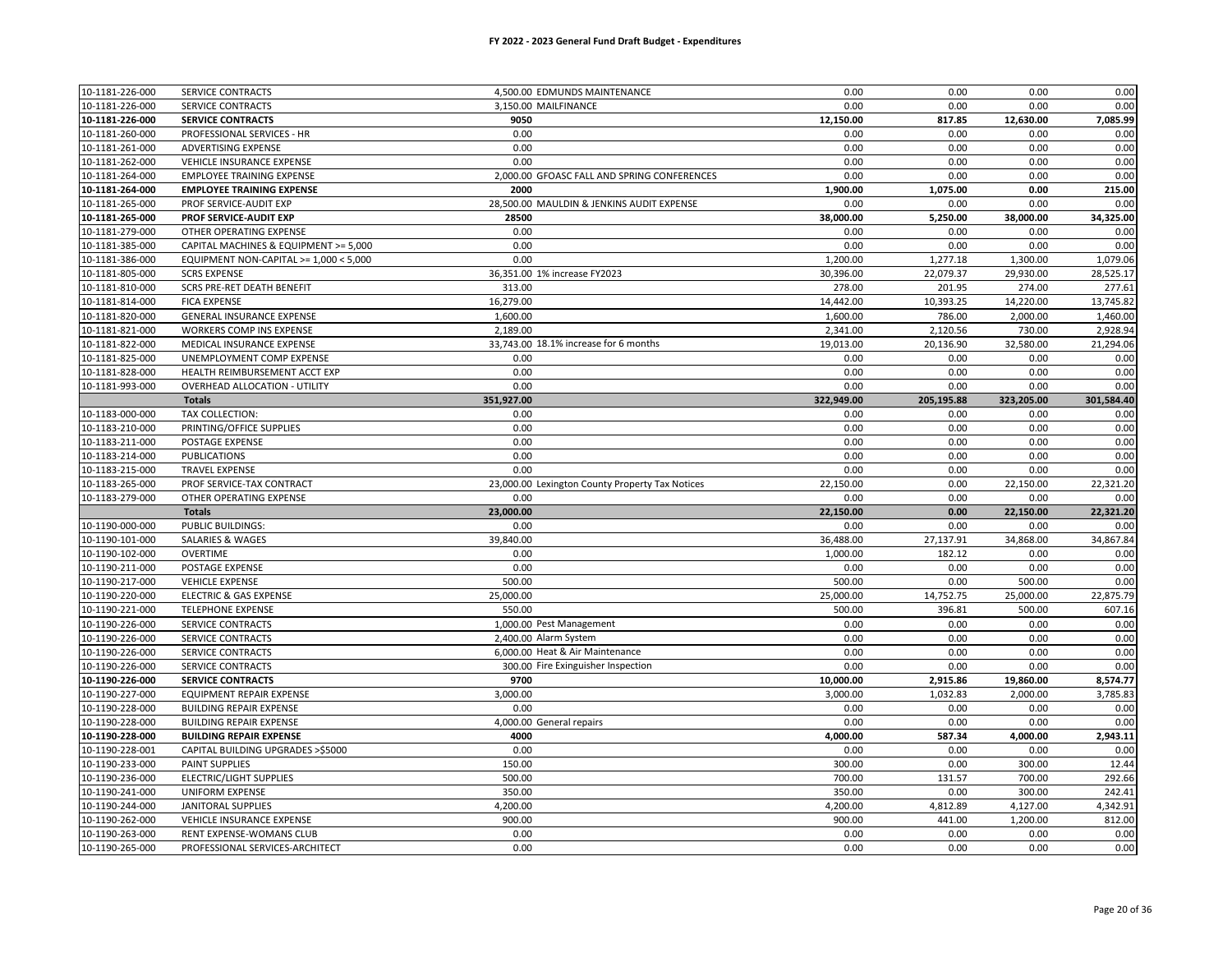# FY 2022 - 2023 General Fund Draft Budget - Expenditures

| | | | | | | | |
|---|---|---|---|---|---|---|---|
| 10-1181-226-000 | SERVICE CONTRACTS | 4,500.00 | EDMUNDS MAINTENANCE | 0.00 | 0.00 | 0.00 | 0.00 |
| 10-1181-226-000 | SERVICE CONTRACTS | 3,150.00 | MAILFINANCE | 0.00 | 0.00 | 0.00 | 0.00 |
| **10-1181-226-000** | **SERVICE CONTRACTS** | **9050** | | **12,150.00** | **817.85** | **12,630.00** | **7,085.99** |
| 10-1181-260-000 | PROFESSIONAL SERVICES - HR | 0.00 | | 0.00 | 0.00 | 0.00 | 0.00 |
| 10-1181-261-000 | ADVERTISING EXPENSE | 0.00 | | 0.00 | 0.00 | 0.00 | 0.00 |
| 10-1181-262-000 | VEHICLE INSURANCE EXPENSE | 0.00 | | 0.00 | 0.00 | 0.00 | 0.00 |
| 10-1181-264-000 | EMPLOYEE TRAINING EXPENSE | 2,000.00 | GFOASC FALL AND SPRING CONFERENCES | 0.00 | 0.00 | 0.00 | 0.00 |
| **10-1181-264-000** | **EMPLOYEE TRAINING EXPENSE** | **2000** | | **1,900.00** | **1,075.00** | **0.00** | **215.00** |
| 10-1181-265-000 | PROF SERVICE-AUDIT EXP | 28,500.00 | MAULDIN & JENKINS AUDIT EXPENSE | 0.00 | 0.00 | 0.00 | 0.00 |
| **10-1181-265-000** | **PROF SERVICE-AUDIT EXP** | **28500** | | **38,000.00** | **5,250.00** | **38,000.00** | **34,325.00** |
| 10-1181-279-000 | OTHER OPERATING EXPENSE | 0.00 | | 0.00 | 0.00 | 0.00 | 0.00 |
| 10-1181-385-000 | CAPITAL MACHINES & EQUIPMENT >= 5,000 | 0.00 | | 0.00 | 0.00 | 0.00 | 0.00 |
| 10-1181-386-000 | EQUIPMENT NON-CAPITAL >= 1,000 < 5,000 | 0.00 | | 1,200.00 | 1,277.18 | 1,300.00 | 1,079.06 |
| 10-1181-805-000 | SCRS EXPENSE | 36,351.00 | 1% increase FY2023 | 30,396.00 | 22,079.37 | 29,930.00 | 28,525.17 |
| 10-1181-810-000 | SCRS PRE-RET DEATH BENEFIT | 313.00 | | 278.00 | 201.95 | 274.00 | 277.61 |
| 10-1181-814-000 | FICA EXPENSE | 16,279.00 | | 14,442.00 | 10,393.25 | 14,220.00 | 13,745.82 |
| 10-1181-820-000 | GENERAL INSURANCE EXPENSE | 1,600.00 | | 1,600.00 | 786.00 | 2,000.00 | 1,460.00 |
| 10-1181-821-000 | WORKERS COMP INS EXPENSE | 2,189.00 | | 2,341.00 | 2,120.56 | 730.00 | 2,928.94 |
| 10-1181-822-000 | MEDICAL INSURANCE EXPENSE | 33,743.00 | 18.1% increase for 6 months | 19,013.00 | 20,136.90 | 32,580.00 | 21,294.06 |
| 10-1181-825-000 | UNEMPLOYMENT COMP EXPENSE | 0.00 | | 0.00 | 0.00 | 0.00 | 0.00 |
| 10-1181-828-000 | HEALTH REIMBURSEMENT ACCT EXP | 0.00 | | 0.00 | 0.00 | 0.00 | 0.00 |
| 10-1181-993-000 | OVERHEAD ALLOCATION - UTILITY | 0.00 | | 0.00 | 0.00 | 0.00 | 0.00 |
| | **Totals** | **351,927.00** | | **322,949.00** | **205,195.88** | **323,205.00** | **301,584.40** |
| 10-1183-000-000 | TAX COLLECTION: | 0.00 | | 0.00 | 0.00 | 0.00 | 0.00 |
| 10-1183-210-000 | PRINTING/OFFICE SUPPLIES | 0.00 | | 0.00 | 0.00 | 0.00 | 0.00 |
| 10-1183-211-000 | POSTAGE EXPENSE | 0.00 | | 0.00 | 0.00 | 0.00 | 0.00 |
| 10-1183-214-000 | PUBLICATIONS | 0.00 | | 0.00 | 0.00 | 0.00 | 0.00 |
| 10-1183-215-000 | TRAVEL EXPENSE | 0.00 | | 0.00 | 0.00 | 0.00 | 0.00 |
| 10-1183-265-000 | PROF SERVICE-TAX CONTRACT | 23,000.00 | Lexington County Property Tax Notices | 22,150.00 | 0.00 | 22,150.00 | 22,321.20 |
| 10-1183-279-000 | OTHER OPERATING EXPENSE | 0.00 | | 0.00 | 0.00 | 0.00 | 0.00 |
| | **Totals** | **23,000.00** | | **22,150.00** | **0.00** | **22,150.00** | **22,321.20** |
| 10-1190-000-000 | PUBLIC BUILDINGS: | 0.00 | | 0.00 | 0.00 | 0.00 | 0.00 |
| 10-1190-101-000 | SALARIES & WAGES | 39,840.00 | | 36,488.00 | 27,137.91 | 34,868.00 | 34,867.84 |
| 10-1190-102-000 | OVERTIME | 0.00 | | 1,000.00 | 182.12 | 0.00 | 0.00 |
| 10-1190-211-000 | POSTAGE EXPENSE | 0.00 | | 0.00 | 0.00 | 0.00 | 0.00 |
| 10-1190-217-000 | VEHICLE EXPENSE | 500.00 | | 500.00 | 0.00 | 500.00 | 0.00 |
| 10-1190-220-000 | ELECTRIC & GAS EXPENSE | 25,000.00 | | 25,000.00 | 14,752.75 | 25,000.00 | 22,875.79 |
| 10-1190-221-000 | TELEPHONE EXPENSE | 550.00 | | 500.00 | 396.81 | 500.00 | 607.16 |
| 10-1190-226-000 | SERVICE CONTRACTS | 1,000.00 | Pest Management | 0.00 | 0.00 | 0.00 | 0.00 |
| 10-1190-226-000 | SERVICE CONTRACTS | 2,400.00 | Alarm System | 0.00 | 0.00 | 0.00 | 0.00 |
| 10-1190-226-000 | SERVICE CONTRACTS | 6,000.00 | Heat & Air Maintenance | 0.00 | 0.00 | 0.00 | 0.00 |
| 10-1190-226-000 | SERVICE CONTRACTS | 300.00 | Fire Exinguisher Inspection | 0.00 | 0.00 | 0.00 | 0.00 |
| **10-1190-226-000** | **SERVICE CONTRACTS** | **9700** | | **10,000.00** | **2,915.86** | **19,860.00** | **8,574.77** |
| 10-1190-227-000 | EQUIPMENT REPAIR EXPENSE | 3,000.00 | | 3,000.00 | 1,032.83 | 2,000.00 | 3,785.83 |
| 10-1190-228-000 | BUILDING REPAIR EXPENSE | 0.00 | | 0.00 | 0.00 | 0.00 | 0.00 |
| 10-1190-228-000 | BUILDING REPAIR EXPENSE | 4,000.00 | General repairs | 0.00 | 0.00 | 0.00 | 0.00 |
| **10-1190-228-000** | **BUILDING REPAIR EXPENSE** | **4000** | | **4,000.00** | **587.34** | **4,000.00** | **2,943.11** |
| 10-1190-228-001 | CAPITAL BUILDING UPGRADES >$5000 | 0.00 | | 0.00 | 0.00 | 0.00 | 0.00 |
| 10-1190-233-000 | PAINT SUPPLIES | 150.00 | | 300.00 | 0.00 | 300.00 | 12.44 |
| 10-1190-236-000 | ELECTRIC/LIGHT SUPPLIES | 500.00 | | 700.00 | 131.57 | 700.00 | 292.66 |
| 10-1190-241-000 | UNIFORM EXPENSE | 350.00 | | 350.00 | 0.00 | 300.00 | 242.41 |
| 10-1190-244-000 | JANITORAL SUPPLIES | 4,200.00 | | 4,200.00 | 4,812.89 | 4,127.00 | 4,342.91 |
| 10-1190-262-000 | VEHICLE INSURANCE EXPENSE | 900.00 | | 900.00 | 441.00 | 1,200.00 | 812.00 |
| 10-1190-263-000 | RENT EXPENSE-WOMANS CLUB | 0.00 | | 0.00 | 0.00 | 0.00 | 0.00 |
| 10-1190-265-000 | PROFESSIONAL SERVICES-ARCHITECT | 0.00 | | 0.00 | 0.00 | 0.00 | 0.00 |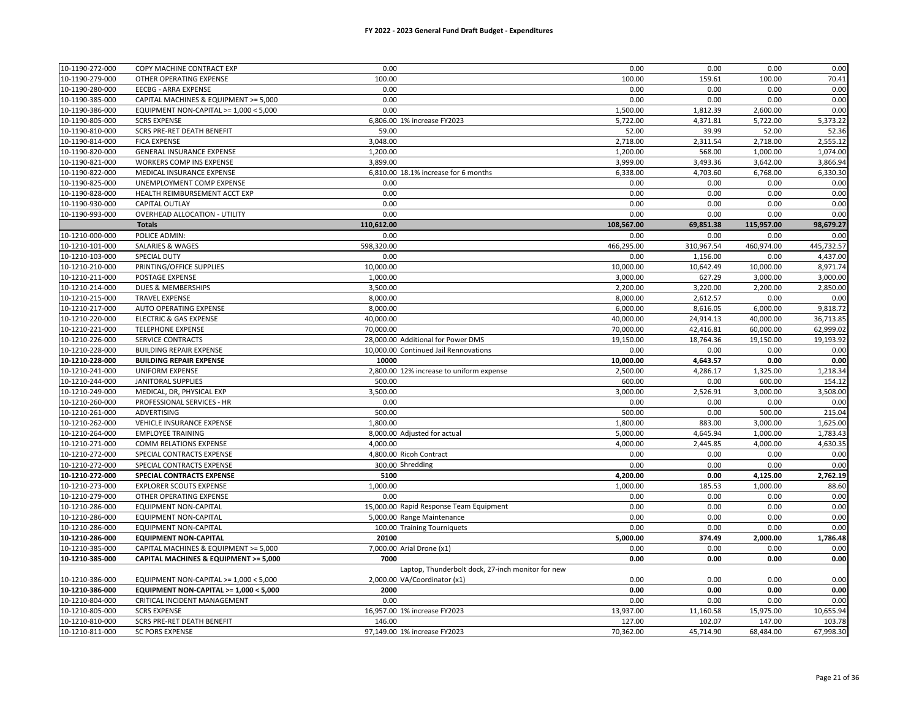# FY 2022 - 2023 General Fund Draft Budget - Expenditures

| | | | | | | | |
|---|---|---|---|---|---|---|---|
| 10-1190-272-000 | COPY MACHINE CONTRACT EXP | 0.00 | | 0.00 | 0.00 | 0.00 | 0.00 |
| 10-1190-279-000 | OTHER OPERATING EXPENSE | 100.00 | | 100.00 | 159.61 | 100.00 | 70.41 |
| 10-1190-280-000 | EECBG - ARRA EXPENSE | 0.00 | | 0.00 | 0.00 | 0.00 | 0.00 |
| 10-1190-385-000 | CAPITAL MACHINES & EQUIPMENT >= 5,000 | 0.00 | | 0.00 | 0.00 | 0.00 | 0.00 |
| 10-1190-386-000 | EQUIPMENT NON-CAPITAL >= 1,000 < 5,000 | 0.00 | | 1,500.00 | 1,812.39 | 2,600.00 | 0.00 |
| 10-1190-805-000 | SCRS EXPENSE | 6,806.00 | 1% increase FY2023 | 5,722.00 | 4,371.81 | 5,722.00 | 5,373.22 |
| 10-1190-810-000 | SCRS PRE-RET DEATH BENEFIT | 59.00 | | 52.00 | 39.99 | 52.00 | 52.36 |
| 10-1190-814-000 | FICA EXPENSE | 3,048.00 | | 2,718.00 | 2,311.54 | 2,718.00 | 2,555.12 |
| 10-1190-820-000 | GENERAL INSURANCE EXPENSE | 1,200.00 | | 1,200.00 | 568.00 | 1,000.00 | 1,074.00 |
| 10-1190-821-000 | WORKERS COMP INS EXPENSE | 3,899.00 | | 3,999.00 | 3,493.36 | 3,642.00 | 3,866.94 |
| 10-1190-822-000 | MEDICAL INSURANCE EXPENSE | 6,810.00 | 18.1% increase for 6 months | 6,338.00 | 4,703.60 | 6,768.00 | 6,330.30 |
| 10-1190-825-000 | UNEMPLOYMENT COMP EXPENSE | 0.00 | | 0.00 | 0.00 | 0.00 | 0.00 |
| 10-1190-828-000 | HEALTH REIMBURSEMENT ACCT EXP | 0.00 | | 0.00 | 0.00 | 0.00 | 0.00 |
| 10-1190-930-000 | CAPITAL OUTLAY | 0.00 | | 0.00 | 0.00 | 0.00 | 0.00 |
| 10-1190-993-000 | OVERHEAD ALLOCATION - UTILITY | 0.00 | | 0.00 | 0.00 | 0.00 | 0.00 |
| | **Totals** | **110,612.00** | | **108,567.00** | **69,851.38** | **115,957.00** | **98,679.27** |
| 10-1210-000-000 | POLICE ADMIN: | 0.00 | | 0.00 | 0.00 | 0.00 | 0.00 |
| 10-1210-101-000 | SALARIES & WAGES | 598,320.00 | | 466,295.00 | 310,967.54 | 460,974.00 | 445,732.57 |
| 10-1210-103-000 | SPECIAL DUTY | 0.00 | | 0.00 | 1,156.00 | 0.00 | 4,437.00 |
| 10-1210-210-000 | PRINTING/OFFICE SUPPLIES | 10,000.00 | | 10,000.00 | 10,642.49 | 10,000.00 | 8,971.74 |
| 10-1210-211-000 | POSTAGE EXPENSE | 1,000.00 | | 3,000.00 | 627.29 | 3,000.00 | 3,000.00 |
| 10-1210-214-000 | DUES & MEMBERSHIPS | 3,500.00 | | 2,200.00 | 3,220.00 | 2,200.00 | 2,850.00 |
| 10-1210-215-000 | TRAVEL EXPENSE | 8,000.00 | | 8,000.00 | 2,612.57 | 0.00 | 0.00 |
| 10-1210-217-000 | AUTO OPERATING EXPENSE | 8,000.00 | | 6,000.00 | 8,616.05 | 6,000.00 | 9,818.72 |
| 10-1210-220-000 | ELECTRIC & GAS EXPENSE | 40,000.00 | | 40,000.00 | 24,914.13 | 40,000.00 | 36,713.85 |
| 10-1210-221-000 | TELEPHONE EXPENSE | 70,000.00 | | 70,000.00 | 42,416.81 | 60,000.00 | 62,999.02 |
| 10-1210-226-000 | SERVICE CONTRACTS | 28,000.00 | Additional for Power DMS | 19,150.00 | 18,764.36 | 19,150.00 | 19,193.92 |
| 10-1210-228-000 | BUILDING REPAIR EXPENSE | 10,000.00 | Continued Jail Rennovations | 0.00 | 0.00 | 0.00 | 0.00 |
| **10-1210-228-000** | **BUILDING REPAIR EXPENSE** | **10000** | | **10,000.00** | **4,643.57** | **0.00** | **0.00** |
| 10-1210-241-000 | UNIFORM EXPENSE | 2,800.00 | 12% increase to uniform expense | 2,500.00 | 4,286.17 | 1,325.00 | 1,218.34 |
| 10-1210-244-000 | JANITORAL SUPPLIES | 500.00 | | 600.00 | 0.00 | 600.00 | 154.12 |
| 10-1210-249-000 | MEDICAL, DR, PHYSICAL EXP | 3,500.00 | | 3,000.00 | 2,526.91 | 3,000.00 | 3,508.00 |
| 10-1210-260-000 | PROFESSIONAL SERVICES - HR | 0.00 | | 0.00 | 0.00 | 0.00 | 0.00 |
| 10-1210-261-000 | ADVERTISING | 500.00 | | 500.00 | 0.00 | 500.00 | 215.04 |
| 10-1210-262-000 | VEHICLE INSURANCE EXPENSE | 1,800.00 | | 1,800.00 | 883.00 | 3,000.00 | 1,625.00 |
| 10-1210-264-000 | EMPLOYEE TRAINING | 8,000.00 | Adjusted for actual | 5,000.00 | 4,645.94 | 1,000.00 | 1,783.43 |
| 10-1210-271-000 | COMM RELATIONS EXPENSE | 4,000.00 | | 4,000.00 | 2,445.85 | 4,000.00 | 4,630.35 |
| 10-1210-272-000 | SPECIAL CONTRACTS EXPENSE | 4,800.00 | Ricoh Contract | 0.00 | 0.00 | 0.00 | 0.00 |
| 10-1210-272-000 | SPECIAL CONTRACTS EXPENSE | 300.00 | Shredding | 0.00 | 0.00 | 0.00 | 0.00 |
| **10-1210-272-000** | **SPECIAL CONTRACTS EXPENSE** | **5100** | | **4,200.00** | **0.00** | **4,125.00** | **2,762.19** |
| 10-1210-273-000 | EXPLORER SCOUTS EXPENSE | 1,000.00 | | 1,000.00 | 185.53 | 1,000.00 | 88.60 |
| 10-1210-279-000 | OTHER OPERATING EXPENSE | 0.00 | | 0.00 | 0.00 | 0.00 | 0.00 |
| 10-1210-286-000 | EQUIPMENT NON-CAPITAL | 15,000.00 | Rapid Response Team Equipment | 0.00 | 0.00 | 0.00 | 0.00 |
| 10-1210-286-000 | EQUIPMENT NON-CAPITAL | 5,000.00 | Range Maintenance | 0.00 | 0.00 | 0.00 | 0.00 |
| 10-1210-286-000 | EQUIPMENT NON-CAPITAL | 100.00 | Training Tourniquets | 0.00 | 0.00 | 0.00 | 0.00 |
| **10-1210-286-000** | **EQUIPMENT NON-CAPITAL** | **20100** | | **5,000.00** | **374.49** | **2,000.00** | **1,786.48** |
| 10-1210-385-000 | CAPITAL MACHINES & EQUIPMENT >= 5,000 | 7,000.00 | Arial Drone (x1) | 0.00 | 0.00 | 0.00 | 0.00 |
| **10-1210-385-000** | **CAPITAL MACHINES & EQUIPMENT >= 5,000** | **7000** | | **0.00** | **0.00** | **0.00** | **0.00** |
| 10-1210-386-000 | EQUIPMENT NON-CAPITAL >= 1,000 < 5,000 | 2,000.00 | Laptop, Thunderbolt dock, 27-inch monitor for new VA/Coordinator (x1) | 0.00 | 0.00 | 0.00 | 0.00 |
| **10-1210-386-000** | **EQUIPMENT NON-CAPITAL >= 1,000 < 5,000** | **2000** | | **0.00** | **0.00** | **0.00** | **0.00** |
| 10-1210-804-000 | CRITICAL INCIDENT MANAGEMENT | 0.00 | | 0.00 | 0.00 | 0.00 | 0.00 |
| 10-1210-805-000 | SCRS EXPENSE | 16,957.00 | 1% increase FY2023 | 13,937.00 | 11,160.58 | 15,975.00 | 10,655.94 |
| 10-1210-810-000 | SCRS PRE-RET DEATH BENEFIT | 146.00 | | 127.00 | 102.07 | 147.00 | 103.78 |
| 10-1210-811-000 | SC PORS EXPENSE | 97,149.00 | 1% increase FY2023 | 70,362.00 | 45,714.90 | 68,484.00 | 67,998.30 |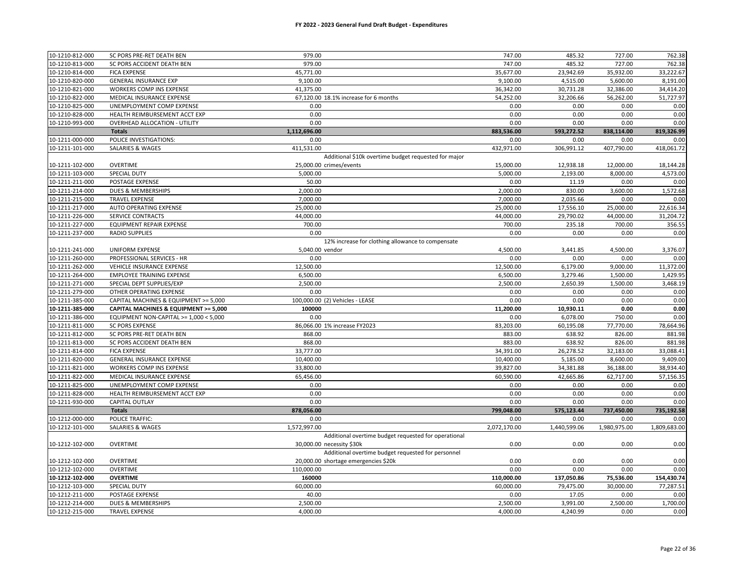**FY 2022 - 2023 General Fund Draft Budget - Expenditures**

| | | | | | | | |
|---|---|---|---|---|---|---|---|
| 10-1210-812-000 | SC PORS PRE-RET DEATH BEN | 979.00 | | 747.00 | 485.32 | 727.00 | 762.38 |
| 10-1210-813-000 | SC PORS ACCIDENT DEATH BEN | 979.00 | | 747.00 | 485.32 | 727.00 | 762.38 |
| 10-1210-814-000 | FICA EXPENSE | 45,771.00 | | 35,677.00 | 23,942.69 | 35,932.00 | 33,222.67 |
| 10-1210-820-000 | GENERAL INSURANCE EXP | 9,100.00 | | 9,100.00 | 4,515.00 | 5,600.00 | 8,191.00 |
| 10-1210-821-000 | WORKERS COMP INS EXPENSE | 41,375.00 | | 36,342.00 | 30,731.28 | 32,386.00 | 34,414.20 |
| 10-1210-822-000 | MEDICAL INSURANCE EXPENSE | 67,120.00 | 18.1% increase for 6 months | 54,252.00 | 32,206.66 | 56,262.00 | 51,727.97 |
| 10-1210-825-000 | UNEMPLOYMENT COMP EXPENSE | 0.00 | | 0.00 | 0.00 | 0.00 | 0.00 |
| 10-1210-828-000 | HEALTH REIMBURSEMENT ACCT EXP | 0.00 | | 0.00 | 0.00 | 0.00 | 0.00 |
| 10-1210-993-000 | OVERHEAD ALLOCATION - UTILITY | 0.00 | | 0.00 | 0.00 | 0.00 | 0.00 |
| | **Totals** | **1,112,696.00** | | **883,536.00** | **593,272.52** | **838,114.00** | **819,326.99** |
| 10-1211-000-000 | POLICE INVESTIGATIONS: | 0.00 | | 0.00 | 0.00 | 0.00 | 0.00 |
| 10-1211-101-000 | SALARIES & WAGES | 411,531.00 | | 432,971.00 | 306,991.12 | 407,790.00 | 418,061.72 |
| 10-1211-102-000 | OVERTIME | 25,000.00 | Additional $10k overtime budget requested for major crimes/events | 15,000.00 | 12,938.18 | 12,000.00 | 18,144.28 |
| 10-1211-103-000 | SPECIAL DUTY | 5,000.00 | | 5,000.00 | 2,193.00 | 8,000.00 | 4,573.00 |
| 10-1211-211-000 | POSTAGE EXPENSE | 50.00 | | 0.00 | 11.19 | 0.00 | 0.00 |
| 10-1211-214-000 | DUES & MEMBERSHIPS | 2,000.00 | | 2,000.00 | 830.00 | 3,600.00 | 1,572.68 |
| 10-1211-215-000 | TRAVEL EXPENSE | 7,000.00 | | 7,000.00 | 2,035.66 | 0.00 | 0.00 |
| 10-1211-217-000 | AUTO OPERATING EXPENSE | 25,000.00 | | 25,000.00 | 17,556.10 | 25,000.00 | 22,616.34 |
| 10-1211-226-000 | SERVICE CONTRACTS | 44,000.00 | | 44,000.00 | 29,790.02 | 44,000.00 | 31,204.72 |
| 10-1211-227-000 | EQUIPMENT REPAIR EXPENSE | 700.00 | | 700.00 | 235.18 | 700.00 | 356.55 |
| 10-1211-237-000 | RADIO SUPPLIES | 0.00 | | 0.00 | 0.00 | 0.00 | 0.00 |
| 10-1211-241-000 | UNIFORM EXPENSE | 5,040.00 | 12% increase for clothing allowance to compensate vendor | 4,500.00 | 3,441.85 | 4,500.00 | 3,376.07 |
| 10-1211-260-000 | PROFESSIONAL SERVICES - HR | 0.00 | | 0.00 | 0.00 | 0.00 | 0.00 |
| 10-1211-262-000 | VEHICLE INSURANCE EXPENSE | 12,500.00 | | 12,500.00 | 6,179.00 | 9,000.00 | 11,372.00 |
| 10-1211-264-000 | EMPLOYEE TRAINING EXPENSE | 6,500.00 | | 6,500.00 | 3,279.46 | 1,500.00 | 1,429.95 |
| 10-1211-271-000 | SPECIAL DEPT SUPPLIES/EXP | 2,500.00 | | 2,500.00 | 2,650.39 | 1,500.00 | 3,468.19 |
| 10-1211-279-000 | OTHER OPERATING EXPENSE | 0.00 | | 0.00 | 0.00 | 0.00 | 0.00 |
| 10-1211-385-000 | CAPITAL MACHINES & EQUIPMENT >= 5,000 | 100,000.00 | (2) Vehicles - LEASE | 0.00 | 0.00 | 0.00 | 0.00 |
| **10-1211-385-000** | **CAPITAL MACHINES & EQUIPMENT >= 5,000** | **100000** | | **11,200.00** | **10,930.11** | **0.00** | **0.00** |
| 10-1211-386-000 | EQUIPMENT NON-CAPITAL >= 1,000 < 5,000 | 0.00 | | 0.00 | 6,078.00 | 750.00 | 0.00 |
| 10-1211-811-000 | SC PORS EXPENSE | 86,066.00 | 1% increase FY2023 | 83,203.00 | 60,195.08 | 77,770.00 | 78,664.96 |
| 10-1211-812-000 | SC PORS PRE-RET DEATH BEN | 868.00 | | 883.00 | 638.92 | 826.00 | 881.98 |
| 10-1211-813-000 | SC PORS ACCIDENT DEATH BEN | 868.00 | | 883.00 | 638.92 | 826.00 | 881.98 |
| 10-1211-814-000 | FICA EXPENSE | 33,777.00 | | 34,391.00 | 26,278.52 | 32,183.00 | 33,088.41 |
| 10-1211-820-000 | GENERAL INSURANCE EXPENSE | 10,400.00 | | 10,400.00 | 5,185.00 | 8,600.00 | 9,409.00 |
| 10-1211-821-000 | WORKERS COMP INS EXPENSE | 33,800.00 | | 39,827.00 | 34,381.88 | 36,188.00 | 38,934.40 |
| 10-1211-822-000 | MEDICAL INSURANCE EXPENSE | 65,456.00 | | 60,590.00 | 42,665.86 | 62,717.00 | 57,156.35 |
| 10-1211-825-000 | UNEMPLOYMENT COMP EXPENSE | 0.00 | | 0.00 | 0.00 | 0.00 | 0.00 |
| 10-1211-828-000 | HEALTH REIMBURSEMENT ACCT EXP | 0.00 | | 0.00 | 0.00 | 0.00 | 0.00 |
| 10-1211-930-000 | CAPITAL OUTLAY | 0.00 | | 0.00 | 0.00 | 0.00 | 0.00 |
| | **Totals** | **878,056.00** | | **799,048.00** | **575,123.44** | **737,450.00** | **735,192.58** |
| 10-1212-000-000 | POLICE TRAFFIC: | 0.00 | | 0.00 | 0.00 | 0.00 | 0.00 |
| 10-1212-101-000 | SALARIES & WAGES | 1,572,997.00 | | 2,072,170.00 | 1,440,599.06 | 1,980,975.00 | 1,809,683.00 |
| 10-1212-102-000 | OVERTIME | 30,000.00 | Additional overtime budget requested for operational necessity $30k | 0.00 | 0.00 | 0.00 | 0.00 |
| 10-1212-102-000 | OVERTIME | 20,000.00 | Additional overtime budget requested for personnel shortage emergencies $20k | 0.00 | 0.00 | 0.00 | 0.00 |
| 10-1212-102-000 | OVERTIME | 110,000.00 | | 0.00 | 0.00 | 0.00 | 0.00 |
| **10-1212-102-000** | **OVERTIME** | **160000** | | **110,000.00** | **137,050.86** | **75,536.00** | **154,430.74** |
| 10-1212-103-000 | SPECIAL DUTY | 60,000.00 | | 60,000.00 | 79,475.00 | 30,000.00 | 77,287.51 |
| 10-1212-211-000 | POSTAGE EXPENSE | 40.00 | | 0.00 | 17.05 | 0.00 | 0.00 |
| 10-1212-214-000 | DUES & MEMBERSHIPS | 2,500.00 | | 2,500.00 | 3,991.00 | 2,500.00 | 1,700.00 |
| 10-1212-215-000 | TRAVEL EXPENSE | 4,000.00 | | 4,000.00 | 4,240.99 | 0.00 | 0.00 |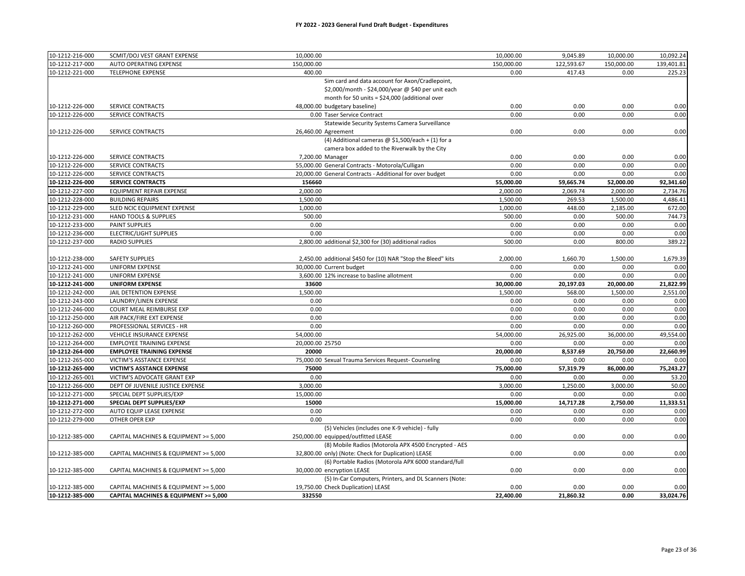**FY 2022 - 2023 General Fund Draft Budget - Expenditures**

| | | | | | | | |
|---|---|---|---|---|---|---|---|
| 10-1212-216-000 | SCMIT/DOJ VEST GRANT EXPENSE | 10,000.00 | | 10,000.00 | 9,045.89 | 10,000.00 | 10,092.24 |
| 10-1212-217-000 | AUTO OPERATING EXPENSE | 150,000.00 | | 150,000.00 | 122,593.67 | 150,000.00 | 139,401.81 |
| 10-1212-221-000 | TELEPHONE EXPENSE | 400.00 | | 0.00 | 417.43 | 0.00 | 225.23 |
| 10-1212-226-000 | SERVICE CONTRACTS | 48,000.00 | Sim card and data account for Axon/Cradlepoint, $2,000/month - $24,000/year @ $40 per unit each month for 50 units = $24,000 (additional over budgetary baseline) | 0.00 | 0.00 | 0.00 | 0.00 |
| 10-1212-226-000 | SERVICE CONTRACTS | 0.00 | Taser Service Contract | 0.00 | 0.00 | 0.00 | 0.00 |
| 10-1212-226-000 | SERVICE CONTRACTS | 26,460.00 | Statewide Security Systems Camera Surveillance Agreement | 0.00 | 0.00 | 0.00 | 0.00 |
| 10-1212-226-000 | SERVICE CONTRACTS | 7,200.00 | (4) Additional cameras @ $1,500/each + (1) for a camera box added to the Riverwalk by the City Manager | 0.00 | 0.00 | 0.00 | 0.00 |
| 10-1212-226-000 | SERVICE CONTRACTS | 55,000.00 | General Contracts - Motorola/Culligan | 0.00 | 0.00 | 0.00 | 0.00 |
| 10-1212-226-000 | SERVICE CONTRACTS | 20,000.00 | General Contracts - Additional for over budget | 0.00 | 0.00 | 0.00 | 0.00 |
| **10-1212-226-000** | **SERVICE CONTRACTS** | **156660** | | **55,000.00** | **59,665.74** | **52,000.00** | **92,341.60** |
| 10-1212-227-000 | EQUIPMENT REPAIR EXPENSE | 2,000.00 | | 2,000.00 | 2,069.74 | 2,000.00 | 2,734.76 |
| 10-1212-228-000 | BUILDING REPAIRS | 1,500.00 | | 1,500.00 | 269.53 | 1,500.00 | 4,486.41 |
| 10-1212-229-000 | SLED NCIC EQUIPMENT EXPENSE | 1,000.00 | | 1,000.00 | 448.00 | 2,185.00 | 672.00 |
| 10-1212-231-000 | HAND TOOLS & SUPPLIES | 500.00 | | 500.00 | 0.00 | 500.00 | 744.73 |
| 10-1212-233-000 | PAINT SUPPLIES | 0.00 | | 0.00 | 0.00 | 0.00 | 0.00 |
| 10-1212-236-000 | ELECTRIC/LIGHT SUPPLIES | 0.00 | | 0.00 | 0.00 | 0.00 | 0.00 |
| 10-1212-237-000 | RADIO SUPPLIES | 2,800.00 | additional $2,300 for (30) additional radios | 500.00 | 0.00 | 800.00 | 389.22 |
| 10-1212-238-000 | SAFETY SUPPLIES | 2,450.00 | additional $450 for (10) NAR "Stop the Bleed" kits | 2,000.00 | 1,660.70 | 1,500.00 | 1,679.39 |
| 10-1212-241-000 | UNIFORM EXPENSE | 30,000.00 | Current budget | 0.00 | 0.00 | 0.00 | 0.00 |
| 10-1212-241-000 | UNIFORM EXPENSE | 3,600.00 | 12% increase to basline allotment | 0.00 | 0.00 | 0.00 | 0.00 |
| **10-1212-241-000** | **UNIFORM EXPENSE** | **33600** | | **30,000.00** | **20,197.03** | **20,000.00** | **21,822.99** |
| 10-1212-242-000 | JAIL DETENTION EXPENSE | 1,500.00 | | 1,500.00 | 568.00 | 1,500.00 | 2,551.00 |
| 10-1212-243-000 | LAUNDRY/LINEN EXPENSE | 0.00 | | 0.00 | 0.00 | 0.00 | 0.00 |
| 10-1212-246-000 | COURT MEAL REIMBURSE EXP | 0.00 | | 0.00 | 0.00 | 0.00 | 0.00 |
| 10-1212-250-000 | AIR PACK/FIRE EXT EXPENSE | 0.00 | | 0.00 | 0.00 | 0.00 | 0.00 |
| 10-1212-260-000 | PROFESSIONAL SERVICES - HR | 0.00 | | 0.00 | 0.00 | 0.00 | 0.00 |
| 10-1212-262-000 | VEHICLE INSURANCE EXPENSE | 54,000.00 | | 54,000.00 | 26,925.00 | 36,000.00 | 49,554.00 |
| 10-1212-264-000 | EMPLOYEE TRAINING EXPENSE | 20,000.00 | 25750 | 0.00 | 0.00 | 0.00 | 0.00 |
| **10-1212-264-000** | **EMPLOYEE TRAINING EXPENSE** | **20000** | | **20,000.00** | **8,537.69** | **20,750.00** | **22,660.99** |
| 10-1212-265-000 | VICTIM'S ASSTANCE EXPENSE | 75,000.00 | Sexual Trauma Services Request- Counseling | 0.00 | 0.00 | 0.00 | 0.00 |
| **10-1212-265-000** | **VICTIM'S ASSTANCE EXPENSE** | **75000** | | **75,000.00** | **57,319.79** | **86,000.00** | **75,243.27** |
| 10-1212-265-001 | VICTIM'S ADVOCATE GRANT EXP | 0.00 | | 0.00 | 0.00 | 0.00 | 53.20 |
| 10-1212-266-000 | DEPT OF JUVENILE JUSTICE EXPENSE | 3,000.00 | | 3,000.00 | 1,250.00 | 3,000.00 | 50.00 |
| 10-1212-271-000 | SPECIAL DEPT SUPPLIES/EXP | 15,000.00 | | 0.00 | 0.00 | 0.00 | 0.00 |
| **10-1212-271-000** | **SPECIAL DEPT SUPPLIES/EXP** | **15000** | | **15,000.00** | **14,717.28** | **2,750.00** | **11,333.51** |
| 10-1212-272-000 | AUTO EQUIP LEASE EXPENSE | 0.00 | | 0.00 | 0.00 | 0.00 | 0.00 |
| 10-1212-279-000 | OTHER OPER EXP | 0.00 | | 0.00 | 0.00 | 0.00 | 0.00 |
| 10-1212-385-000 | CAPITAL MACHINES & EQUIPMENT >= 5,000 | 250,000.00 | (5) Vehicles (includes one K-9 vehicle) - fully equipped/outfitted LEASE | 0.00 | 0.00 | 0.00 | 0.00 |
| 10-1212-385-000 | CAPITAL MACHINES & EQUIPMENT >= 5,000 | 32,800.00 | (8) Mobile Radios (Motorola APX 4500 Encrypted - AES only) (Note: Check for Duplication) LEASE | 0.00 | 0.00 | 0.00 | 0.00 |
| 10-1212-385-000 | CAPITAL MACHINES & EQUIPMENT >= 5,000 | 30,000.00 | (6) Portable Radios (Motorola APX 6000 standard/full encryption LEASE | 0.00 | 0.00 | 0.00 | 0.00 |
| 10-1212-385-000 | CAPITAL MACHINES & EQUIPMENT >= 5,000 | 19,750.00 | (5) In-Car Computers, Printers, and DL Scanners (Note: Check Duplication) LEASE | 0.00 | 0.00 | 0.00 | 0.00 |
| **10-1212-385-000** | **CAPITAL MACHINES & EQUIPMENT >= 5,000** | **332550** | | **22,400.00** | **21,860.32** | **0.00** | **33,024.76** |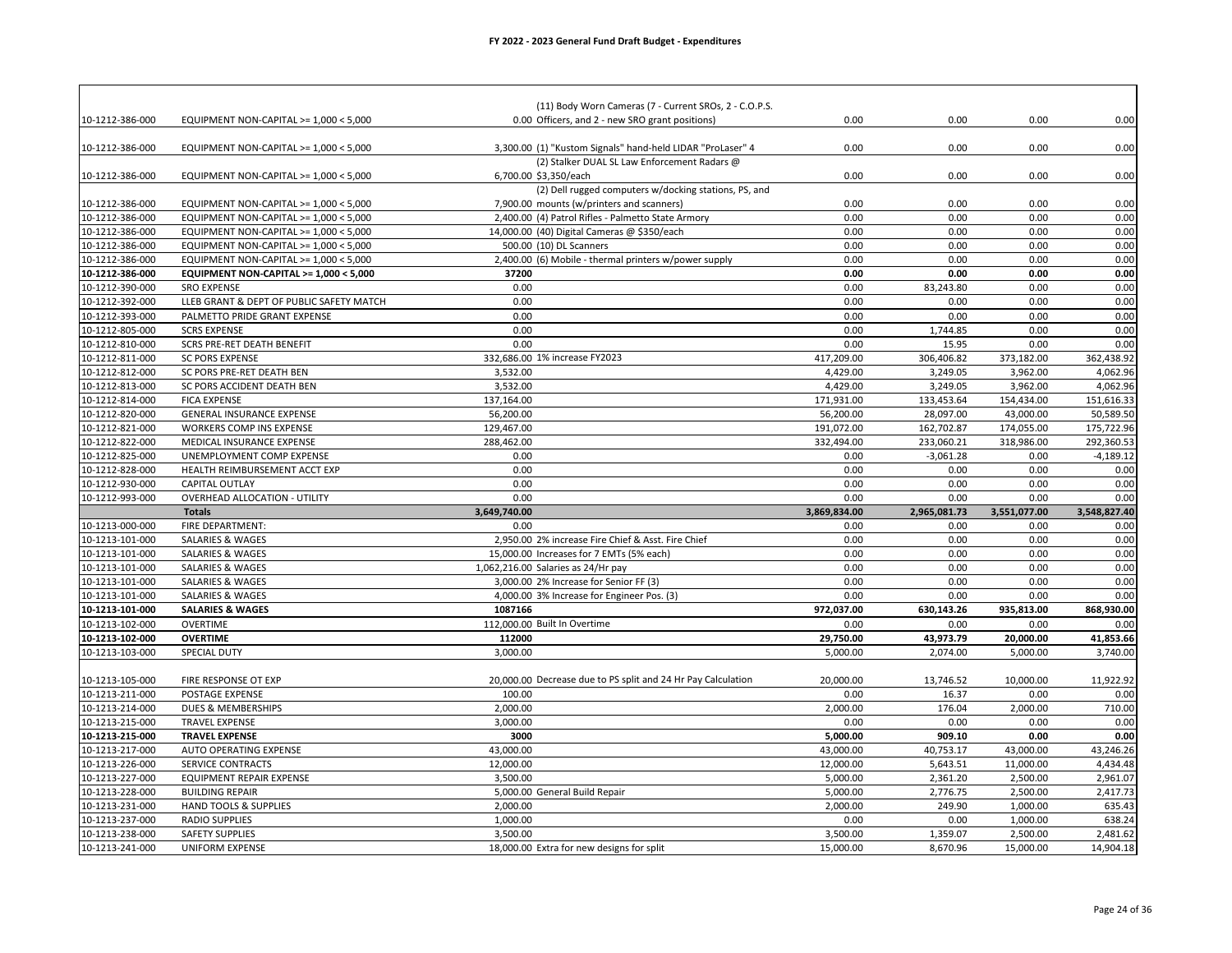# FY 2022 - 2023 General Fund Draft Budget - Expenditures

| | | | | | | | |
|---|---|---|---|---|---|---|---|
| 10-1212-386-000 | EQUIPMENT NON-CAPITAL >= 1,000 < 5,000 | 0.00 | (11) Body Worn Cameras (7 - Current SROs, 2 - C.O.P.S. Officers, and 2 - new SRO grant positions) | 0.00 | 0.00 | 0.00 | 0.00 |
| 10-1212-386-000 | EQUIPMENT NON-CAPITAL >= 1,000 < 5,000 | 3,300.00 | (1) "Kustom Signals" hand-held LIDAR "ProLaser" 4 | 0.00 | 0.00 | 0.00 | 0.00 |
| 10-1212-386-000 | EQUIPMENT NON-CAPITAL >= 1,000 < 5,000 | 6,700.00 | (2) Stalker DUAL SL Law Enforcement Radars @ $3,350/each | 0.00 | 0.00 | 0.00 | 0.00 |
| 10-1212-386-000 | EQUIPMENT NON-CAPITAL >= 1,000 < 5,000 | 7,900.00 | (2) Dell rugged computers w/docking stations, PS, and mounts (w/printers and scanners) | 0.00 | 0.00 | 0.00 | 0.00 |
| 10-1212-386-000 | EQUIPMENT NON-CAPITAL >= 1,000 < 5,000 | 2,400.00 | (4) Patrol Rifles - Palmetto State Armory | 0.00 | 0.00 | 0.00 | 0.00 |
| 10-1212-386-000 | EQUIPMENT NON-CAPITAL >= 1,000 < 5,000 | 14,000.00 | (40) Digital Cameras @ $350/each | 0.00 | 0.00 | 0.00 | 0.00 |
| 10-1212-386-000 | EQUIPMENT NON-CAPITAL >= 1,000 < 5,000 | 500.00 | (10) DL Scanners | 0.00 | 0.00 | 0.00 | 0.00 |
| 10-1212-386-000 | EQUIPMENT NON-CAPITAL >= 1,000 < 5,000 | 2,400.00 | (6) Mobile - thermal printers w/power supply | 0.00 | 0.00 | 0.00 | 0.00 |
| **10-1212-386-000** | **EQUIPMENT NON-CAPITAL >= 1,000 < 5,000** | **37200** | | **0.00** | **0.00** | **0.00** | **0.00** |
| 10-1212-390-000 | SRO EXPENSE | 0.00 | | 0.00 | 83,243.80 | 0.00 | 0.00 |
| 10-1212-392-000 | LLEB GRANT & DEPT OF PUBLIC SAFETY MATCH | 0.00 | | 0.00 | 0.00 | 0.00 | 0.00 |
| 10-1212-393-000 | PALMETTO PRIDE GRANT EXPENSE | 0.00 | | 0.00 | 0.00 | 0.00 | 0.00 |
| 10-1212-805-000 | SCRS EXPENSE | 0.00 | | 0.00 | 1,744.85 | 0.00 | 0.00 |
| 10-1212-810-000 | SCRS PRE-RET DEATH BENEFIT | 0.00 | | 0.00 | 15.95 | 0.00 | 0.00 |
| 10-1212-811-000 | SC PORS EXPENSE | 332,686.00 | 1% increase FY2023 | 417,209.00 | 306,406.82 | 373,182.00 | 362,438.92 |
| 10-1212-812-000 | SC PORS PRE-RET DEATH BEN | 3,532.00 | | 4,429.00 | 3,249.05 | 3,962.00 | 4,062.96 |
| 10-1212-813-000 | SC PORS ACCIDENT DEATH BEN | 3,532.00 | | 4,429.00 | 3,249.05 | 3,962.00 | 4,062.96 |
| 10-1212-814-000 | FICA EXPENSE | 137,164.00 | | 171,931.00 | 133,453.64 | 154,434.00 | 151,616.33 |
| 10-1212-820-000 | GENERAL INSURANCE EXPENSE | 56,200.00 | | 56,200.00 | 28,097.00 | 43,000.00 | 50,589.50 |
| 10-1212-821-000 | WORKERS COMP INS EXPENSE | 129,467.00 | | 191,072.00 | 162,702.87 | 174,055.00 | 175,722.96 |
| 10-1212-822-000 | MEDICAL INSURANCE EXPENSE | 288,462.00 | | 332,494.00 | 233,060.21 | 318,986.00 | 292,360.53 |
| 10-1212-825-000 | UNEMPLOYMENT COMP EXPENSE | 0.00 | | 0.00 | -3,061.28 | 0.00 | -4,189.12 |
| 10-1212-828-000 | HEALTH REIMBURSEMENT ACCT EXP | 0.00 | | 0.00 | 0.00 | 0.00 | 0.00 |
| 10-1212-930-000 | CAPITAL OUTLAY | 0.00 | | 0.00 | 0.00 | 0.00 | 0.00 |
| 10-1212-993-000 | OVERHEAD ALLOCATION - UTILITY | 0.00 | | 0.00 | 0.00 | 0.00 | 0.00 |
| | **Totals** | **3,649,740.00** | | **3,869,834.00** | **2,965,081.73** | **3,551,077.00** | **3,548,827.40** |
| 10-1213-000-000 | FIRE DEPARTMENT: | 0.00 | | 0.00 | 0.00 | 0.00 | 0.00 |
| 10-1213-101-000 | SALARIES & WAGES | 2,950.00 | 2% increase Fire Chief & Asst. Fire Chief | 0.00 | 0.00 | 0.00 | 0.00 |
| 10-1213-101-000 | SALARIES & WAGES | 15,000.00 | Increases for 7 EMTs (5% each) | 0.00 | 0.00 | 0.00 | 0.00 |
| 10-1213-101-000 | SALARIES & WAGES | 1,062,216.00 | Salaries as 24/Hr pay | 0.00 | 0.00 | 0.00 | 0.00 |
| 10-1213-101-000 | SALARIES & WAGES | 3,000.00 | 2% Increase for Senior FF (3) | 0.00 | 0.00 | 0.00 | 0.00 |
| 10-1213-101-000 | SALARIES & WAGES | 4,000.00 | 3% Increase for Engineer Pos. (3) | 0.00 | 0.00 | 0.00 | 0.00 |
| **10-1213-101-000** | **SALARIES & WAGES** | **1087166** | | **972,037.00** | **630,143.26** | **935,813.00** | **868,930.00** |
| 10-1213-102-000 | OVERTIME | 112,000.00 | Built In Overtime | 0.00 | 0.00 | 0.00 | 0.00 |
| **10-1213-102-000** | **OVERTIME** | **112000** | | **29,750.00** | **43,973.79** | **20,000.00** | **41,853.66** |
| 10-1213-103-000 | SPECIAL DUTY | 3,000.00 | | 5,000.00 | 2,074.00 | 5,000.00 | 3,740.00 |
| 10-1213-105-000 | FIRE RESPONSE OT EXP | 20,000.00 | Decrease due to PS split and 24 Hr Pay Calculation | 20,000.00 | 13,746.52 | 10,000.00 | 11,922.92 |
| 10-1213-211-000 | POSTAGE EXPENSE | 100.00 | | 0.00 | 16.37 | 0.00 | 0.00 |
| 10-1213-214-000 | DUES & MEMBERSHIPS | 2,000.00 | | 2,000.00 | 176.04 | 2,000.00 | 710.00 |
| 10-1213-215-000 | TRAVEL EXPENSE | 3,000.00 | | 0.00 | 0.00 | 0.00 | 0.00 |
| **10-1213-215-000** | **TRAVEL EXPENSE** | **3000** | | **5,000.00** | **909.10** | **0.00** | **0.00** |
| 10-1213-217-000 | AUTO OPERATING EXPENSE | 43,000.00 | | 43,000.00 | 40,753.17 | 43,000.00 | 43,246.26 |
| 10-1213-226-000 | SERVICE CONTRACTS | 12,000.00 | | 12,000.00 | 5,643.51 | 11,000.00 | 4,434.48 |
| 10-1213-227-000 | EQUIPMENT REPAIR EXPENSE | 3,500.00 | | 5,000.00 | 2,361.20 | 2,500.00 | 2,961.07 |
| 10-1213-228-000 | BUILDING REPAIR | 5,000.00 | General Build Repair | 5,000.00 | 2,776.75 | 2,500.00 | 2,417.73 |
| 10-1213-231-000 | HAND TOOLS & SUPPLIES | 2,000.00 | | 2,000.00 | 249.90 | 1,000.00 | 635.43 |
| 10-1213-237-000 | RADIO SUPPLIES | 1,000.00 | | 0.00 | 0.00 | 1,000.00 | 638.24 |
| 10-1213-238-000 | SAFETY SUPPLIES | 3,500.00 | | 3,500.00 | 1,359.07 | 2,500.00 | 2,481.62 |
| 10-1213-241-000 | UNIFORM EXPENSE | 18,000.00 | Extra for new designs for split | 15,000.00 | 8,670.96 | 15,000.00 | 14,904.18 |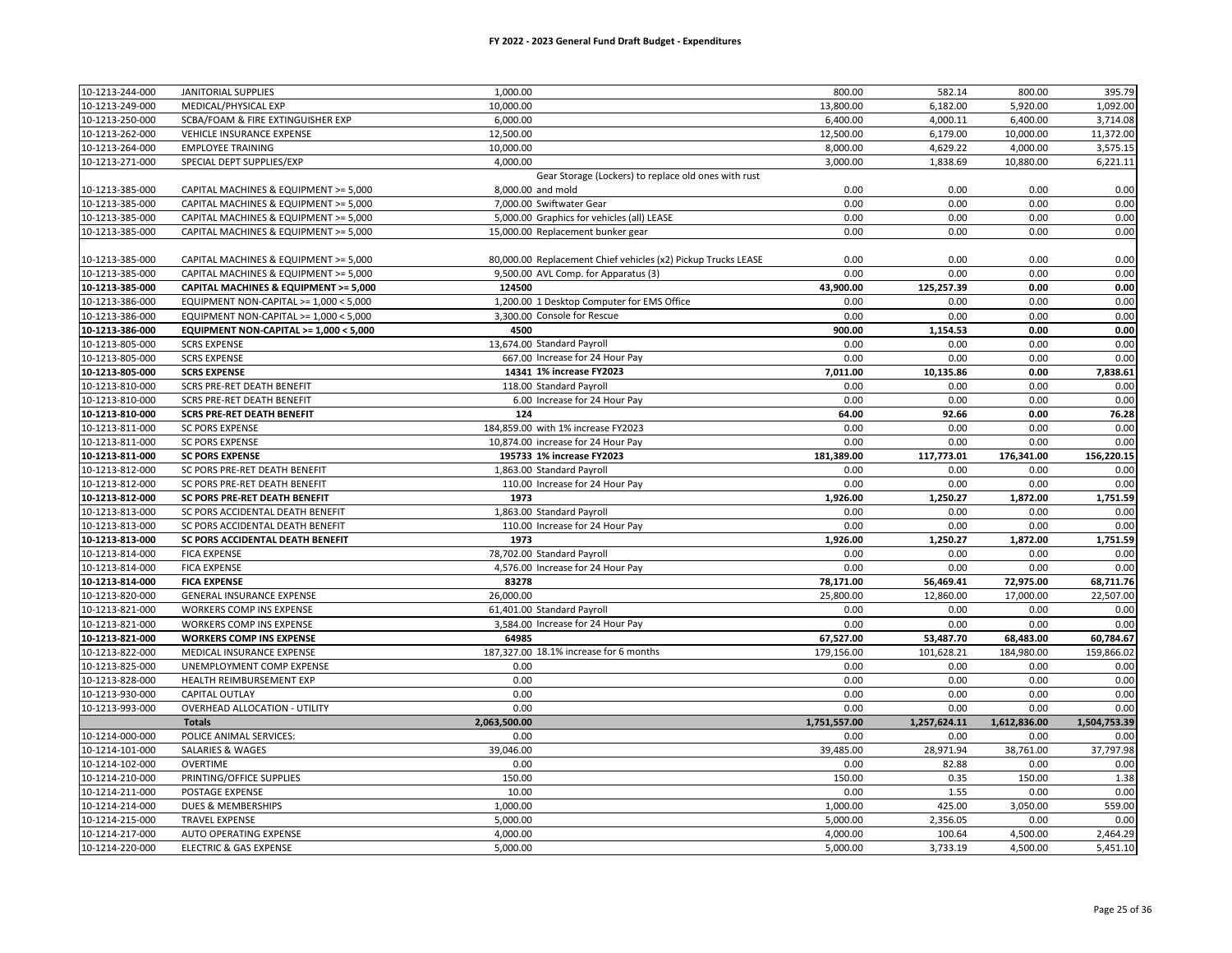# FY 2022 - 2023 General Fund Draft Budget - Expenditures

| | | | | | | | |
|---|---|---|---|---|---|---|---|
| 10-1213-244-000 | JANITORIAL SUPPLIES | 1,000.00 | | 800.00 | 582.14 | 800.00 | 395.79 |
| 10-1213-249-000 | MEDICAL/PHYSICAL EXP | 10,000.00 | | 13,800.00 | 6,182.00 | 5,920.00 | 1,092.00 |
| 10-1213-250-000 | SCBA/FOAM & FIRE EXTINGUISHER EXP | 6,000.00 | | 6,400.00 | 4,000.11 | 6,400.00 | 3,714.08 |
| 10-1213-262-000 | VEHICLE INSURANCE EXPENSE | 12,500.00 | | 12,500.00 | 6,179.00 | 10,000.00 | 11,372.00 |
| 10-1213-264-000 | EMPLOYEE TRAINING | 10,000.00 | | 8,000.00 | 4,629.22 | 4,000.00 | 3,575.15 |
| 10-1213-271-000 | SPECIAL DEPT SUPPLIES/EXP | 4,000.00 | | 3,000.00 | 1,838.69 | 10,880.00 | 6,221.11 |
| 10-1213-385-000 | CAPITAL MACHINES & EQUIPMENT >= 5,000 | 8,000.00 | Gear Storage (Lockers) to replace old ones with rust and mold | 0.00 | 0.00 | 0.00 | 0.00 |
| 10-1213-385-000 | CAPITAL MACHINES & EQUIPMENT >= 5,000 | 7,000.00 | Swiftwater Gear | 0.00 | 0.00 | 0.00 | 0.00 |
| 10-1213-385-000 | CAPITAL MACHINES & EQUIPMENT >= 5,000 | 5,000.00 | Graphics for vehicles (all) LEASE | 0.00 | 0.00 | 0.00 | 0.00 |
| 10-1213-385-000 | CAPITAL MACHINES & EQUIPMENT >= 5,000 | 15,000.00 | Replacement bunker gear | 0.00 | 0.00 | 0.00 | 0.00 |
| 10-1213-385-000 | CAPITAL MACHINES & EQUIPMENT >= 5,000 | 80,000.00 | Replacement Chief vehicles (x2) Pickup Trucks LEASE | 0.00 | 0.00 | 0.00 | 0.00 |
| 10-1213-385-000 | CAPITAL MACHINES & EQUIPMENT >= 5,000 | 9,500.00 | AVL Comp. for Apparatus (3) | 0.00 | 0.00 | 0.00 | 0.00 |
| **10-1213-385-000** | **CAPITAL MACHINES & EQUIPMENT >= 5,000** | **124500** | | **43,900.00** | **125,257.39** | **0.00** | **0.00** |
| 10-1213-386-000 | EQUIPMENT NON-CAPITAL >= 1,000 < 5,000 | 1,200.00 | 1 Desktop Computer for EMS Office | 0.00 | 0.00 | 0.00 | 0.00 |
| 10-1213-386-000 | EQUIPMENT NON-CAPITAL >= 1,000 < 5,000 | 3,300.00 | Console for Rescue | 0.00 | 0.00 | 0.00 | 0.00 |
| **10-1213-386-000** | **EQUIPMENT NON-CAPITAL >= 1,000 < 5,000** | **4500** | | **900.00** | **1,154.53** | **0.00** | **0.00** |
| 10-1213-805-000 | SCRS EXPENSE | 13,674.00 | Standard Payroll | 0.00 | 0.00 | 0.00 | 0.00 |
| 10-1213-805-000 | SCRS EXPENSE | 667.00 | Increase for 24 Hour Pay | 0.00 | 0.00 | 0.00 | 0.00 |
| **10-1213-805-000** | **SCRS EXPENSE** | **14341** | **1% increase FY2023** | **7,011.00** | **10,135.86** | **0.00** | **7,838.61** |
| 10-1213-810-000 | SCRS PRE-RET DEATH BENEFIT | 118.00 | Standard Payroll | 0.00 | 0.00 | 0.00 | 0.00 |
| 10-1213-810-000 | SCRS PRE-RET DEATH BENEFIT | 6.00 | Increase for 24 Hour Pay | 0.00 | 0.00 | 0.00 | 0.00 |
| **10-1213-810-000** | **SCRS PRE-RET DEATH BENEFIT** | **124** | | **64.00** | **92.66** | **0.00** | **76.28** |
| 10-1213-811-000 | SC PORS EXPENSE | 184,859.00 | with 1% increase FY2023 | 0.00 | 0.00 | 0.00 | 0.00 |
| 10-1213-811-000 | SC PORS EXPENSE | 10,874.00 | increase for 24 Hour Pay | 0.00 | 0.00 | 0.00 | 0.00 |
| **10-1213-811-000** | **SC PORS EXPENSE** | **195733** | **1% increase FY2023** | **181,389.00** | **117,773.01** | **176,341.00** | **156,220.15** |
| 10-1213-812-000 | SC PORS PRE-RET DEATH BENEFIT | 1,863.00 | Standard Payroll | 0.00 | 0.00 | 0.00 | 0.00 |
| 10-1213-812-000 | SC PORS PRE-RET DEATH BENEFIT | 110.00 | Increase for 24 Hour Pay | 0.00 | 0.00 | 0.00 | 0.00 |
| **10-1213-812-000** | **SC PORS PRE-RET DEATH BENEFIT** | **1973** | | **1,926.00** | **1,250.27** | **1,872.00** | **1,751.59** |
| 10-1213-813-000 | SC PORS ACCIDENTAL DEATH BENEFIT | 1,863.00 | Standard Payroll | 0.00 | 0.00 | 0.00 | 0.00 |
| 10-1213-813-000 | SC PORS ACCIDENTAL DEATH BENEFIT | 110.00 | Increase for 24 Hour Pay | 0.00 | 0.00 | 0.00 | 0.00 |
| **10-1213-813-000** | **SC PORS ACCIDENTAL DEATH BENEFIT** | **1973** | | **1,926.00** | **1,250.27** | **1,872.00** | **1,751.59** |
| 10-1213-814-000 | FICA EXPENSE | 78,702.00 | Standard Payroll | 0.00 | 0.00 | 0.00 | 0.00 |
| 10-1213-814-000 | FICA EXPENSE | 4,576.00 | Increase for 24 Hour Pay | 0.00 | 0.00 | 0.00 | 0.00 |
| **10-1213-814-000** | **FICA EXPENSE** | **83278** | | **78,171.00** | **56,469.41** | **72,975.00** | **68,711.76** |
| 10-1213-820-000 | GENERAL INSURANCE EXPENSE | 26,000.00 | | 25,800.00 | 12,860.00 | 17,000.00 | 22,507.00 |
| 10-1213-821-000 | WORKERS COMP INS EXPENSE | 61,401.00 | Standard Payroll | 0.00 | 0.00 | 0.00 | 0.00 |
| 10-1213-821-000 | WORKERS COMP INS EXPENSE | 3,584.00 | Increase for 24 Hour Pay | 0.00 | 0.00 | 0.00 | 0.00 |
| **10-1213-821-000** | **WORKERS COMP INS EXPENSE** | **64985** | | **67,527.00** | **53,487.70** | **68,483.00** | **60,784.67** |
| 10-1213-822-000 | MEDICAL INSURANCE EXPENSE | 187,327.00 | 18.1% increase for 6 months | 179,156.00 | 101,628.21 | 184,980.00 | 159,866.02 |
| 10-1213-825-000 | UNEMPLOYMENT COMP EXPENSE | 0.00 | | 0.00 | 0.00 | 0.00 | 0.00 |
| 10-1213-828-000 | HEALTH REIMBURSEMENT EXP | 0.00 | | 0.00 | 0.00 | 0.00 | 0.00 |
| 10-1213-930-000 | CAPITAL OUTLAY | 0.00 | | 0.00 | 0.00 | 0.00 | 0.00 |
| 10-1213-993-000 | OVERHEAD ALLOCATION - UTILITY | 0.00 | | 0.00 | 0.00 | 0.00 | 0.00 |
| | **Totals** | **2,063,500.00** | | **1,751,557.00** | **1,257,624.11** | **1,612,836.00** | **1,504,753.39** |
| 10-1214-000-000 | POLICE ANIMAL SERVICES: | 0.00 | | 0.00 | 0.00 | 0.00 | 0.00 |
| 10-1214-101-000 | SALARIES & WAGES | 39,046.00 | | 39,485.00 | 28,971.94 | 38,761.00 | 37,797.98 |
| 10-1214-102-000 | OVERTIME | 0.00 | | 0.00 | 82.88 | 0.00 | 0.00 |
| 10-1214-210-000 | PRINTING/OFFICE SUPPLIES | 150.00 | | 150.00 | 0.35 | 150.00 | 1.38 |
| 10-1214-211-000 | POSTAGE EXPENSE | 10.00 | | 0.00 | 1.55 | 0.00 | 0.00 |
| 10-1214-214-000 | DUES & MEMBERSHIPS | 1,000.00 | | 1,000.00 | 425.00 | 3,050.00 | 559.00 |
| 10-1214-215-000 | TRAVEL EXPENSE | 5,000.00 | | 5,000.00 | 2,356.05 | 0.00 | 0.00 |
| 10-1214-217-000 | AUTO OPERATING EXPENSE | 4,000.00 | | 4,000.00 | 100.64 | 4,500.00 | 2,464.29 |
| 10-1214-220-000 | ELECTRIC & GAS EXPENSE | 5,000.00 | | 5,000.00 | 3,733.19 | 4,500.00 | 5,451.10 |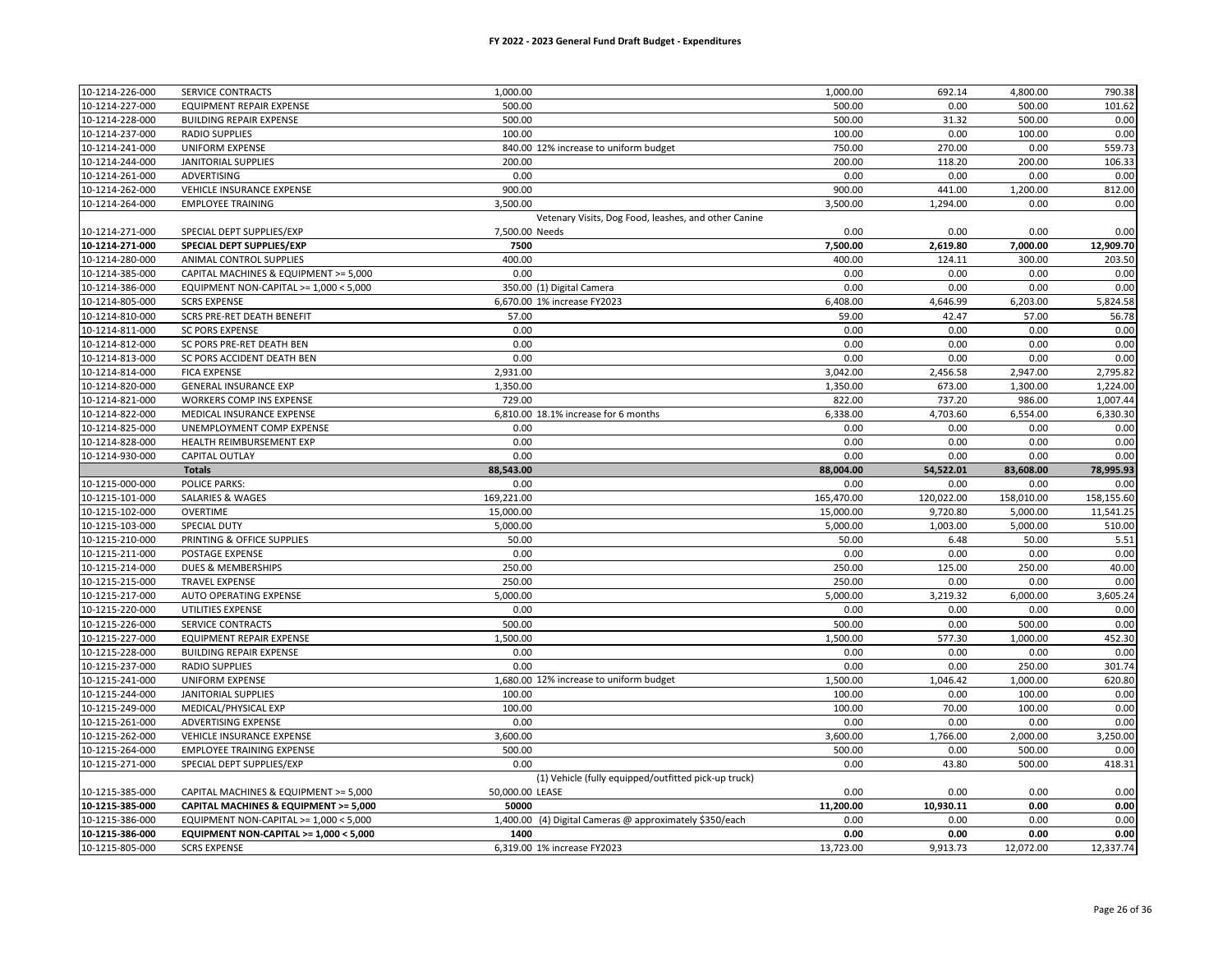# FY 2022 - 2023 General Fund Draft Budget - Expenditures

| | | | | | | | |
|---|---|---|---|---|---|---|---|
| 10-1214-226-000 | SERVICE CONTRACTS | 1,000.00 | | 1,000.00 | 692.14 | 4,800.00 | 790.38 |
| 10-1214-227-000 | EQUIPMENT REPAIR EXPENSE | 500.00 | | 500.00 | 0.00 | 500.00 | 101.62 |
| 10-1214-228-000 | BUILDING REPAIR EXPENSE | 500.00 | | 500.00 | 31.32 | 500.00 | 0.00 |
| 10-1214-237-000 | RADIO SUPPLIES | 100.00 | | 100.00 | 0.00 | 100.00 | 0.00 |
| 10-1214-241-000 | UNIFORM EXPENSE | 840.00 | 12% increase to uniform budget | 750.00 | 270.00 | 0.00 | 559.73 |
| 10-1214-244-000 | JANITORIAL SUPPLIES | 200.00 | | 200.00 | 118.20 | 200.00 | 106.33 |
| 10-1214-261-000 | ADVERTISING | 0.00 | | 0.00 | 0.00 | 0.00 | 0.00 |
| 10-1214-262-000 | VEHICLE INSURANCE EXPENSE | 900.00 | | 900.00 | 441.00 | 1,200.00 | 812.00 |
| 10-1214-264-000 | EMPLOYEE TRAINING | 3,500.00 | | 3,500.00 | 1,294.00 | 0.00 | 0.00 |
| 10-1214-271-000 | SPECIAL DEPT SUPPLIES/EXP | 7,500.00 | Vetenary Visits, Dog Food, leashes, and other Canine Needs | 0.00 | 0.00 | 0.00 | 0.00 |
| **10-1214-271-000** | **SPECIAL DEPT SUPPLIES/EXP** | **7500** | | **7,500.00** | **2,619.80** | **7,000.00** | **12,909.70** |
| 10-1214-280-000 | ANIMAL CONTROL SUPPLIES | 400.00 | | 400.00 | 124.11 | 300.00 | 203.50 |
| 10-1214-385-000 | CAPITAL MACHINES & EQUIPMENT >= 5,000 | 0.00 | | 0.00 | 0.00 | 0.00 | 0.00 |
| 10-1214-386-000 | EQUIPMENT NON-CAPITAL >= 1,000 < 5,000 | 350.00 | (1) Digital Camera | 0.00 | 0.00 | 0.00 | 0.00 |
| 10-1214-805-000 | SCRS EXPENSE | 6,670.00 | 1% increase FY2023 | 6,408.00 | 4,646.99 | 6,203.00 | 5,824.58 |
| 10-1214-810-000 | SCRS PRE-RET DEATH BENEFIT | 57.00 | | 59.00 | 42.47 | 57.00 | 56.78 |
| 10-1214-811-000 | SC PORS EXPENSE | 0.00 | | 0.00 | 0.00 | 0.00 | 0.00 |
| 10-1214-812-000 | SC PORS PRE-RET DEATH BEN | 0.00 | | 0.00 | 0.00 | 0.00 | 0.00 |
| 10-1214-813-000 | SC PORS ACCIDENT DEATH BEN | 0.00 | | 0.00 | 0.00 | 0.00 | 0.00 |
| 10-1214-814-000 | FICA EXPENSE | 2,931.00 | | 3,042.00 | 2,456.58 | 2,947.00 | 2,795.82 |
| 10-1214-820-000 | GENERAL INSURANCE EXP | 1,350.00 | | 1,350.00 | 673.00 | 1,300.00 | 1,224.00 |
| 10-1214-821-000 | WORKERS COMP INS EXPENSE | 729.00 | | 822.00 | 737.20 | 986.00 | 1,007.44 |
| 10-1214-822-000 | MEDICAL INSURANCE EXPENSE | 6,810.00 | 18.1% increase for 6 months | 6,338.00 | 4,703.60 | 6,554.00 | 6,330.30 |
| 10-1214-825-000 | UNEMPLOYMENT COMP EXPENSE | 0.00 | | 0.00 | 0.00 | 0.00 | 0.00 |
| 10-1214-828-000 | HEALTH REIMBURSEMENT EXP | 0.00 | | 0.00 | 0.00 | 0.00 | 0.00 |
| 10-1214-930-000 | CAPITAL OUTLAY | 0.00 | | 0.00 | 0.00 | 0.00 | 0.00 |
| | **Totals** | **88,543.00** | | **88,004.00** | **54,522.01** | **83,608.00** | **78,995.93** |
| 10-1215-000-000 | POLICE PARKS: | 0.00 | | 0.00 | 0.00 | 0.00 | 0.00 |
| 10-1215-101-000 | SALARIES & WAGES | 169,221.00 | | 165,470.00 | 120,022.00 | 158,010.00 | 158,155.60 |
| 10-1215-102-000 | OVERTIME | 15,000.00 | | 15,000.00 | 9,720.80 | 5,000.00 | 11,541.25 |
| 10-1215-103-000 | SPECIAL DUTY | 5,000.00 | | 5,000.00 | 1,003.00 | 5,000.00 | 510.00 |
| 10-1215-210-000 | PRINTING & OFFICE SUPPLIES | 50.00 | | 50.00 | 6.48 | 50.00 | 5.51 |
| 10-1215-211-000 | POSTAGE EXPENSE | 0.00 | | 0.00 | 0.00 | 0.00 | 0.00 |
| 10-1215-214-000 | DUES & MEMBERSHIPS | 250.00 | | 250.00 | 125.00 | 250.00 | 40.00 |
| 10-1215-215-000 | TRAVEL EXPENSE | 250.00 | | 250.00 | 0.00 | 0.00 | 0.00 |
| 10-1215-217-000 | AUTO OPERATING EXPENSE | 5,000.00 | | 5,000.00 | 3,219.32 | 6,000.00 | 3,605.24 |
| 10-1215-220-000 | UTILITIES EXPENSE | 0.00 | | 0.00 | 0.00 | 0.00 | 0.00 |
| 10-1215-226-000 | SERVICE CONTRACTS | 500.00 | | 500.00 | 0.00 | 500.00 | 0.00 |
| 10-1215-227-000 | EQUIPMENT REPAIR EXPENSE | 1,500.00 | | 1,500.00 | 577.30 | 1,000.00 | 452.30 |
| 10-1215-228-000 | BUILDING REPAIR EXPENSE | 0.00 | | 0.00 | 0.00 | 0.00 | 0.00 |
| 10-1215-237-000 | RADIO SUPPLIES | 0.00 | | 0.00 | 0.00 | 250.00 | 301.74 |
| 10-1215-241-000 | UNIFORM EXPENSE | 1,680.00 | 12% increase to uniform budget | 1,500.00 | 1,046.42 | 1,000.00 | 620.80 |
| 10-1215-244-000 | JANITORIAL SUPPLIES | 100.00 | | 100.00 | 0.00 | 100.00 | 0.00 |
| 10-1215-249-000 | MEDICAL/PHYSICAL EXP | 100.00 | | 100.00 | 70.00 | 100.00 | 0.00 |
| 10-1215-261-000 | ADVERTISING EXPENSE | 0.00 | | 0.00 | 0.00 | 0.00 | 0.00 |
| 10-1215-262-000 | VEHICLE INSURANCE EXPENSE | 3,600.00 | | 3,600.00 | 1,766.00 | 2,000.00 | 3,250.00 |
| 10-1215-264-000 | EMPLOYEE TRAINING EXPENSE | 500.00 | | 500.00 | 0.00 | 500.00 | 0.00 |
| 10-1215-271-000 | SPECIAL DEPT SUPPLIES/EXP | 0.00 | | 0.00 | 43.80 | 500.00 | 418.31 |
| 10-1215-385-000 | CAPITAL MACHINES & EQUIPMENT >= 5,000 | 50,000.00 | (1) Vehicle (fully equipped/outfitted pick-up truck) LEASE | 0.00 | 0.00 | 0.00 | 0.00 |
| **10-1215-385-000** | **CAPITAL MACHINES & EQUIPMENT >= 5,000** | **50000** | | **11,200.00** | **10,930.11** | **0.00** | **0.00** |
| 10-1215-386-000 | EQUIPMENT NON-CAPITAL >= 1,000 < 5,000 | 1,400.00 | (4) Digital Cameras @ approximately $350/each | 0.00 | 0.00 | 0.00 | 0.00 |
| **10-1215-386-000** | **EQUIPMENT NON-CAPITAL >= 1,000 < 5,000** | **1400** | | **0.00** | **0.00** | **0.00** | **0.00** |
| 10-1215-805-000 | SCRS EXPENSE | 6,319.00 | 1% increase FY2023 | 13,723.00 | 9,913.73 | 12,072.00 | 12,337.74 |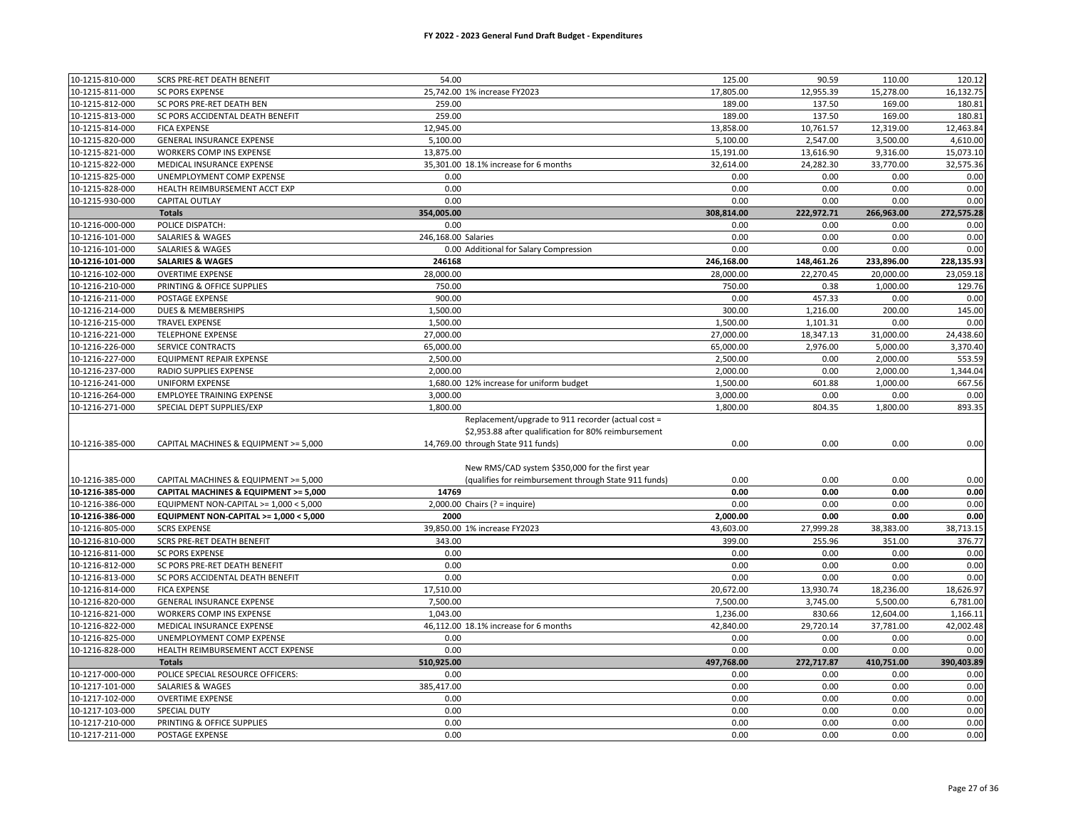# FY 2022 - 2023 General Fund Draft Budget - Expenditures

| | | | | | | | |
|---|---|---|---|---|---|---|---|
| 10-1215-810-000 | SCRS PRE-RET DEATH BENEFIT | 54.00 | | 125.00 | 90.59 | 110.00 | 120.12 |
| 10-1215-811-000 | SC PORS EXPENSE | 25,742.00 | 1% increase FY2023 | 17,805.00 | 12,955.39 | 15,278.00 | 16,132.75 |
| 10-1215-812-000 | SC PORS PRE-RET DEATH BEN | 259.00 | | 189.00 | 137.50 | 169.00 | 180.81 |
| 10-1215-813-000 | SC PORS ACCIDENTAL DEATH BENEFIT | 259.00 | | 189.00 | 137.50 | 169.00 | 180.81 |
| 10-1215-814-000 | FICA EXPENSE | 12,945.00 | | 13,858.00 | 10,761.57 | 12,319.00 | 12,463.84 |
| 10-1215-820-000 | GENERAL INSURANCE EXPENSE | 5,100.00 | | 5,100.00 | 2,547.00 | 3,500.00 | 4,610.00 |
| 10-1215-821-000 | WORKERS COMP INS EXPENSE | 13,875.00 | | 15,191.00 | 13,616.90 | 9,316.00 | 15,073.10 |
| 10-1215-822-000 | MEDICAL INSURANCE EXPENSE | 35,301.00 | 18.1% increase for 6 months | 32,614.00 | 24,282.30 | 33,770.00 | 32,575.36 |
| 10-1215-825-000 | UNEMPLOYMENT COMP EXPENSE | 0.00 | | 0.00 | 0.00 | 0.00 | 0.00 |
| 10-1215-828-000 | HEALTH REIMBURSEMENT ACCT EXP | 0.00 | | 0.00 | 0.00 | 0.00 | 0.00 |
| 10-1215-930-000 | CAPITAL OUTLAY | 0.00 | | 0.00 | 0.00 | 0.00 | 0.00 |
| | **Totals** | **354,005.00** | | **308,814.00** | **222,972.71** | **266,963.00** | **272,575.28** |
| 10-1216-000-000 | POLICE DISPATCH: | 0.00 | | 0.00 | 0.00 | 0.00 | 0.00 |
| 10-1216-101-000 | SALARIES & WAGES | 246,168.00 | Salaries | 0.00 | 0.00 | 0.00 | 0.00 |
| 10-1216-101-000 | SALARIES & WAGES | 0.00 | Additional for Salary Compression | 0.00 | 0.00 | 0.00 | 0.00 |
| **10-1216-101-000** | **SALARIES & WAGES** | **246168** | | **246,168.00** | **148,461.26** | **233,896.00** | **228,135.93** |
| 10-1216-102-000 | OVERTIME EXPENSE | 28,000.00 | | 28,000.00 | 22,270.45 | 20,000.00 | 23,059.18 |
| 10-1216-210-000 | PRINTING & OFFICE SUPPLIES | 750.00 | | 750.00 | 0.38 | 1,000.00 | 129.76 |
| 10-1216-211-000 | POSTAGE EXPENSE | 900.00 | | 0.00 | 457.33 | 0.00 | 0.00 |
| 10-1216-214-000 | DUES & MEMBERSHIPS | 1,500.00 | | 300.00 | 1,216.00 | 200.00 | 145.00 |
| 10-1216-215-000 | TRAVEL EXPENSE | 1,500.00 | | 1,500.00 | 1,101.31 | 0.00 | 0.00 |
| 10-1216-221-000 | TELEPHONE EXPENSE | 27,000.00 | | 27,000.00 | 18,347.13 | 31,000.00 | 24,438.60 |
| 10-1216-226-000 | SERVICE CONTRACTS | 65,000.00 | | 65,000.00 | 2,976.00 | 5,000.00 | 3,370.40 |
| 10-1216-227-000 | EQUIPMENT REPAIR EXPENSE | 2,500.00 | | 2,500.00 | 0.00 | 2,000.00 | 553.59 |
| 10-1216-237-000 | RADIO SUPPLIES EXPENSE | 2,000.00 | | 2,000.00 | 0.00 | 2,000.00 | 1,344.04 |
| 10-1216-241-000 | UNIFORM EXPENSE | 1,680.00 | 12% increase for uniform budget | 1,500.00 | 601.88 | 1,000.00 | 667.56 |
| 10-1216-264-000 | EMPLOYEE TRAINING EXPENSE | 3,000.00 | | 3,000.00 | 0.00 | 0.00 | 0.00 |
| 10-1216-271-000 | SPECIAL DEPT SUPPLIES/EXP | 1,800.00 | | 1,800.00 | 804.35 | 1,800.00 | 893.35 |
| 10-1216-385-000 | CAPITAL MACHINES & EQUIPMENT >= 5,000 | 14,769.00 | Replacement/upgrade to 911 recorder (actual cost = $2,953.88 after qualification for 80% reimbursement through State 911 funds) | 0.00 | 0.00 | 0.00 | 0.00 |
| 10-1216-385-000 | CAPITAL MACHINES & EQUIPMENT >= 5,000 | | New RMS/CAD system $350,000 for the first year (qualifies for reimbursement through State 911 funds) | 0.00 | 0.00 | 0.00 | 0.00 |
| **10-1216-385-000** | **CAPITAL MACHINES & EQUIPMENT >= 5,000** | **14769** | | **0.00** | **0.00** | **0.00** | **0.00** |
| 10-1216-386-000 | EQUIPMENT NON-CAPITAL >= 1,000 < 5,000 | 2,000.00 | Chairs (? = inquire) | 0.00 | 0.00 | 0.00 | 0.00 |
| **10-1216-386-000** | **EQUIPMENT NON-CAPITAL >= 1,000 < 5,000** | **2000** | | **2,000.00** | **0.00** | **0.00** | **0.00** |
| 10-1216-805-000 | SCRS EXPENSE | 39,850.00 | 1% increase FY2023 | 43,603.00 | 27,999.28 | 38,383.00 | 38,713.15 |
| 10-1216-810-000 | SCRS PRE-RET DEATH BENEFIT | 343.00 | | 399.00 | 255.96 | 351.00 | 376.77 |
| 10-1216-811-000 | SC PORS EXPENSE | 0.00 | | 0.00 | 0.00 | 0.00 | 0.00 |
| 10-1216-812-000 | SC PORS PRE-RET DEATH BENEFIT | 0.00 | | 0.00 | 0.00 | 0.00 | 0.00 |
| 10-1216-813-000 | SC PORS ACCIDENTAL DEATH BENEFIT | 0.00 | | 0.00 | 0.00 | 0.00 | 0.00 |
| 10-1216-814-000 | FICA EXPENSE | 17,510.00 | | 20,672.00 | 13,930.74 | 18,236.00 | 18,626.97 |
| 10-1216-820-000 | GENERAL INSURANCE EXPENSE | 7,500.00 | | 7,500.00 | 3,745.00 | 5,500.00 | 6,781.00 |
| 10-1216-821-000 | WORKERS COMP INS EXPENSE | 1,043.00 | | 1,236.00 | 830.66 | 12,604.00 | 1,166.11 |
| 10-1216-822-000 | MEDICAL INSURANCE EXPENSE | 46,112.00 | 18.1% increase for 6 months | 42,840.00 | 29,720.14 | 37,781.00 | 42,002.48 |
| 10-1216-825-000 | UNEMPLOYMENT COMP EXPENSE | 0.00 | | 0.00 | 0.00 | 0.00 | 0.00 |
| 10-1216-828-000 | HEALTH REIMBURSEMENT ACCT EXPENSE | 0.00 | | 0.00 | 0.00 | 0.00 | 0.00 |
| | **Totals** | **510,925.00** | | **497,768.00** | **272,717.87** | **410,751.00** | **390,403.89** |
| 10-1217-000-000 | POLICE SPECIAL RESOURCE OFFICERS: | 0.00 | | 0.00 | 0.00 | 0.00 | 0.00 |
| 10-1217-101-000 | SALARIES & WAGES | 385,417.00 | | 0.00 | 0.00 | 0.00 | 0.00 |
| 10-1217-102-000 | OVERTIME EXPENSE | 0.00 | | 0.00 | 0.00 | 0.00 | 0.00 |
| 10-1217-103-000 | SPECIAL DUTY | 0.00 | | 0.00 | 0.00 | 0.00 | 0.00 |
| 10-1217-210-000 | PRINTING & OFFICE SUPPLIES | 0.00 | | 0.00 | 0.00 | 0.00 | 0.00 |
| 10-1217-211-000 | POSTAGE EXPENSE | 0.00 | | 0.00 | 0.00 | 0.00 | 0.00 |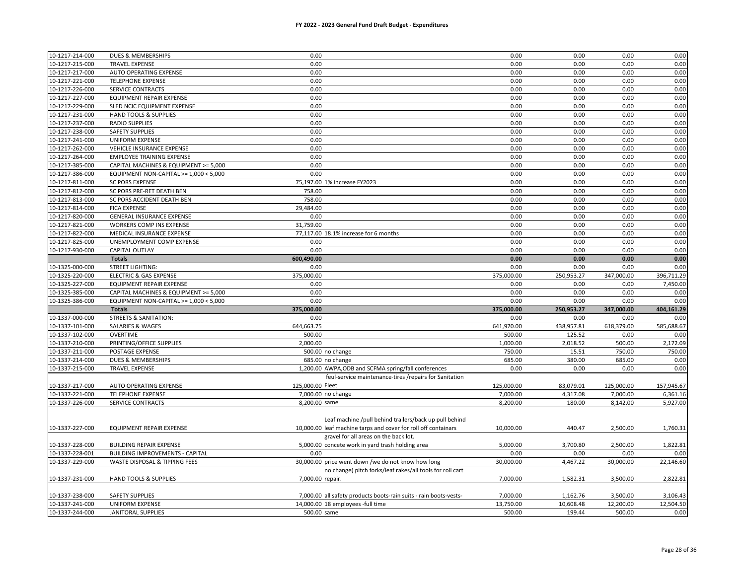# FY 2022 - 2023 General Fund Draft Budget - Expenditures

| | | | | | | | |
|---|---|---|---|---|---|---|---|
| 10-1217-214-000 | DUES & MEMBERSHIPS | 0.00 | | 0.00 | 0.00 | 0.00 | 0.00 |
| 10-1217-215-000 | TRAVEL EXPENSE | 0.00 | | 0.00 | 0.00 | 0.00 | 0.00 |
| 10-1217-217-000 | AUTO OPERATING EXPENSE | 0.00 | | 0.00 | 0.00 | 0.00 | 0.00 |
| 10-1217-221-000 | TELEPHONE EXPENSE | 0.00 | | 0.00 | 0.00 | 0.00 | 0.00 |
| 10-1217-226-000 | SERVICE CONTRACTS | 0.00 | | 0.00 | 0.00 | 0.00 | 0.00 |
| 10-1217-227-000 | EQUIPMENT REPAIR EXPENSE | 0.00 | | 0.00 | 0.00 | 0.00 | 0.00 |
| 10-1217-229-000 | SLED NCIC EQUIPMENT EXPENSE | 0.00 | | 0.00 | 0.00 | 0.00 | 0.00 |
| 10-1217-231-000 | HAND TOOLS & SUPPLIES | 0.00 | | 0.00 | 0.00 | 0.00 | 0.00 |
| 10-1217-237-000 | RADIO SUPPLIES | 0.00 | | 0.00 | 0.00 | 0.00 | 0.00 |
| 10-1217-238-000 | SAFETY SUPPLIES | 0.00 | | 0.00 | 0.00 | 0.00 | 0.00 |
| 10-1217-241-000 | UNIFORM EXPENSE | 0.00 | | 0.00 | 0.00 | 0.00 | 0.00 |
| 10-1217-262-000 | VEHICLE INSURANCE EXPENSE | 0.00 | | 0.00 | 0.00 | 0.00 | 0.00 |
| 10-1217-264-000 | EMPLOYEE TRAINING EXPENSE | 0.00 | | 0.00 | 0.00 | 0.00 | 0.00 |
| 10-1217-385-000 | CAPITAL MACHINES & EQUIPMENT >= 5,000 | 0.00 | | 0.00 | 0.00 | 0.00 | 0.00 |
| 10-1217-386-000 | EQUIPMENT NON-CAPITAL >= 1,000 < 5,000 | 0.00 | | 0.00 | 0.00 | 0.00 | 0.00 |
| 10-1217-811-000 | SC PORS EXPENSE | 75,197.00 | 1% increase FY2023 | 0.00 | 0.00 | 0.00 | 0.00 |
| 10-1217-812-000 | SC PORS PRE-RET DEATH BEN | 758.00 | | 0.00 | 0.00 | 0.00 | 0.00 |
| 10-1217-813-000 | SC PORS ACCIDENT DEATH BEN | 758.00 | | 0.00 | 0.00 | 0.00 | 0.00 |
| 10-1217-814-000 | FICA EXPENSE | 29,484.00 | | 0.00 | 0.00 | 0.00 | 0.00 |
| 10-1217-820-000 | GENERAL INSURANCE EXPENSE | 0.00 | | 0.00 | 0.00 | 0.00 | 0.00 |
| 10-1217-821-000 | WORKERS COMP INS EXPENSE | 31,759.00 | | 0.00 | 0.00 | 0.00 | 0.00 |
| 10-1217-822-000 | MEDICAL INSURANCE EXPENSE | 77,117.00 | 18.1% increase for 6 months | 0.00 | 0.00 | 0.00 | 0.00 |
| 10-1217-825-000 | UNEMPLOYMENT COMP EXPENSE | 0.00 | | 0.00 | 0.00 | 0.00 | 0.00 |
| 10-1217-930-000 | CAPITAL OUTLAY | 0.00 | | 0.00 | 0.00 | 0.00 | 0.00 |
| | **Totals** | **600,490.00** | | **0.00** | **0.00** | **0.00** | **0.00** |
| 10-1325-000-000 | STREET LIGHTING: | 0.00 | | 0.00 | 0.00 | 0.00 | 0.00 |
| 10-1325-220-000 | ELECTRIC & GAS EXPENSE | 375,000.00 | | 375,000.00 | 250,953.27 | 347,000.00 | 396,711.29 |
| 10-1325-227-000 | EQUIPMENT REPAIR EXPENSE | 0.00 | | 0.00 | 0.00 | 0.00 | 7,450.00 |
| 10-1325-385-000 | CAPITAL MACHINES & EQUIPMENT >= 5,000 | 0.00 | | 0.00 | 0.00 | 0.00 | 0.00 |
| 10-1325-386-000 | EQUIPMENT NON-CAPITAL >= 1,000 < 5,000 | 0.00 | | 0.00 | 0.00 | 0.00 | 0.00 |
| | **Totals** | **375,000.00** | | **375,000.00** | **250,953.27** | **347,000.00** | **404,161.29** |
| 10-1337-000-000 | STREETS & SANITATION: | 0.00 | | 0.00 | 0.00 | 0.00 | 0.00 |
| 10-1337-101-000 | SALARIES & WAGES | 644,663.75 | | 641,970.00 | 438,957.81 | 618,379.00 | 585,688.67 |
| 10-1337-102-000 | OVERTIME | 500.00 | | 500.00 | 125.52 | 0.00 | 0.00 |
| 10-1337-210-000 | PRINTING/OFFICE SUPPLIES | 2,000.00 | | 1,000.00 | 2,018.52 | 500.00 | 2,172.09 |
| 10-1337-211-000 | POSTAGE EXPENSE | 500.00 | no change | 750.00 | 15.51 | 750.00 | 750.00 |
| 10-1337-214-000 | DUES & MEMBERSHIPS | 685.00 | no change | 685.00 | 380.00 | 685.00 | 0.00 |
| 10-1337-215-000 | TRAVEL EXPENSE | 1,200.00 | AWPA,ODB and SCFMA spring/fall conferences | 0.00 | 0.00 | 0.00 | 0.00 |
| 10-1337-217-000 | AUTO OPERATING EXPENSE | 125,000.00 | feul-service maintenance-tires /repairs for Sanitation Fleet | 125,000.00 | 83,079.01 | 125,000.00 | 157,945.67 |
| 10-1337-221-000 | TELEPHONE EXPENSE | 7,000.00 | no change | 7,000.00 | 4,317.08 | 7,000.00 | 6,361.16 |
| 10-1337-226-000 | SERVICE CONTRACTS | 8,200.00 | same | 8,200.00 | 180.00 | 8,142.00 | 5,927.00 |
| 10-1337-227-000 | EQUIPMENT REPAIR EXPENSE | 10,000.00 | Leaf machine /pull behind trailers/back up pull behind leaf machine tarps and cover for roll off containars | 10,000.00 | 440.47 | 2,500.00 | 1,760.31 |
| 10-1337-228-000 | BUILDING REPAIR EXPENSE | 5,000.00 | gravel for all areas on the back lot. concete work in yard trash holding area | 5,000.00 | 3,700.80 | 2,500.00 | 1,822.81 |
| 10-1337-228-001 | BUILDING IMPROVEMENTS - CAPITAL | 0.00 | | 0.00 | 0.00 | 0.00 | 0.00 |
| 10-1337-229-000 | WASTE DISPOSAL & TIPPING FEES | 30,000.00 | price went down /we do not know how long | 30,000.00 | 4,467.22 | 30,000.00 | 22,146.60 |
| 10-1337-231-000 | HAND TOOLS & SUPPLIES | 7,000.00 | no change( pitch forks/leaf rakes/all tools for roll cart repair. | 7,000.00 | 1,582.31 | 3,500.00 | 2,822.81 |
| 10-1337-238-000 | SAFETY SUPPLIES | 7,000.00 | all safety products boots-rain suits - rain boots-vests- | 7,000.00 | 1,162.76 | 3,500.00 | 3,106.43 |
| 10-1337-241-000 | UNIFORM EXPENSE | 14,000.00 | 18 employees -full time | 13,750.00 | 10,608.48 | 12,200.00 | 12,504.50 |
| 10-1337-244-000 | JANITORAL SUPPLIES | 500.00 | same | 500.00 | 199.44 | 500.00 | 0.00 |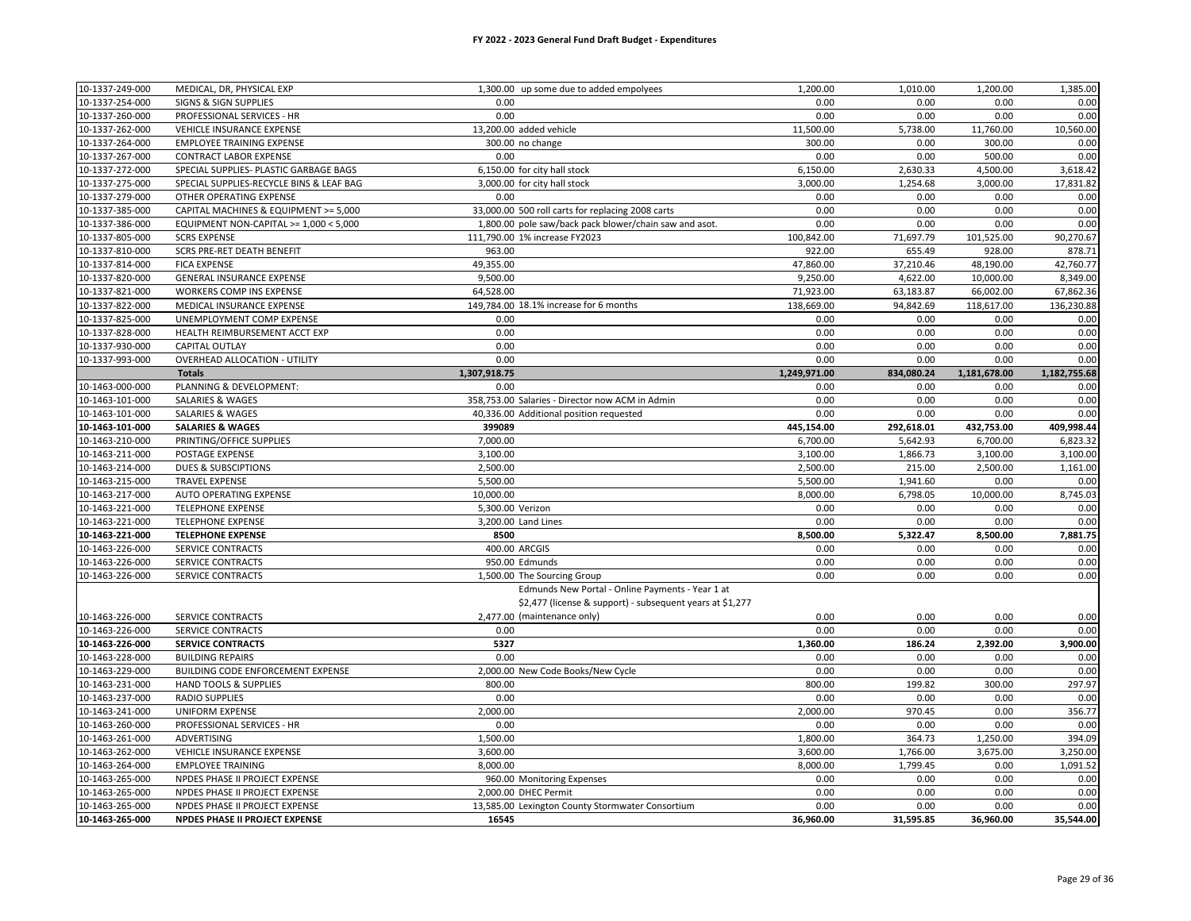# FY 2022 - 2023 General Fund Draft Budget - Expenditures

| Account | Description | Amount | Notes | Col 1 | Col 2 | Col 3 | Col 4 |
|---|---|---|---|---|---|---|---|
| 10-1337-249-000 | MEDICAL, DR, PHYSICAL EXP | 1,300.00 | up some due to added empolyees | 1,200.00 | 1,010.00 | 1,200.00 | 1,385.00 |
| 10-1337-254-000 | SIGNS & SIGN SUPPLIES | 0.00 | | 0.00 | 0.00 | 0.00 | 0.00 |
| 10-1337-260-000 | PROFESSIONAL SERVICES - HR | 0.00 | | 0.00 | 0.00 | 0.00 | 0.00 |
| 10-1337-262-000 | VEHICLE INSURANCE EXPENSE | 13,200.00 | added vehicle | 11,500.00 | 5,738.00 | 11,760.00 | 10,560.00 |
| 10-1337-264-000 | EMPLOYEE TRAINING EXPENSE | 300.00 | no change | 300.00 | 0.00 | 300.00 | 0.00 |
| 10-1337-267-000 | CONTRACT LABOR EXPENSE | 0.00 | | 0.00 | 0.00 | 500.00 | 0.00 |
| 10-1337-272-000 | SPECIAL SUPPLIES- PLASTIC GARBAGE BAGS | 6,150.00 | for city hall stock | 6,150.00 | 2,630.33 | 4,500.00 | 3,618.42 |
| 10-1337-275-000 | SPECIAL SUPPLIES-RECYCLE BINS & LEAF BAG | 3,000.00 | for city hall stock | 3,000.00 | 1,254.68 | 3,000.00 | 17,831.82 |
| 10-1337-279-000 | OTHER OPERATING EXPENSE | 0.00 | | 0.00 | 0.00 | 0.00 | 0.00 |
| 10-1337-385-000 | CAPITAL MACHINES & EQUIPMENT >= 5,000 | 33,000.00 | 500 roll carts for replacing 2008 carts | 0.00 | 0.00 | 0.00 | 0.00 |
| 10-1337-386-000 | EQUIPMENT NON-CAPITAL >= 1,000 < 5,000 | 1,800.00 | pole saw/back pack blower/chain saw and asot. | 0.00 | 0.00 | 0.00 | 0.00 |
| 10-1337-805-000 | SCRS EXPENSE | 111,790.00 | 1% increase FY2023 | 100,842.00 | 71,697.79 | 101,525.00 | 90,270.67 |
| 10-1337-810-000 | SCRS PRE-RET DEATH BENEFIT | 963.00 | | 922.00 | 655.49 | 928.00 | 878.71 |
| 10-1337-814-000 | FICA EXPENSE | 49,355.00 | | 47,860.00 | 37,210.46 | 48,190.00 | 42,760.77 |
| 10-1337-820-000 | GENERAL INSURANCE EXPENSE | 9,500.00 | | 9,250.00 | 4,622.00 | 10,000.00 | 8,349.00 |
| 10-1337-821-000 | WORKERS COMP INS EXPENSE | 64,528.00 | | 71,923.00 | 63,183.87 | 66,002.00 | 67,862.36 |
| 10-1337-822-000 | MEDICAL INSURANCE EXPENSE | 149,784.00 | 18.1% increase for 6 months | 138,669.00 | 94,842.69 | 118,617.00 | 136,230.88 |
| 10-1337-825-000 | UNEMPLOYMENT COMP EXPENSE | 0.00 | | 0.00 | 0.00 | 0.00 | 0.00 |
| 10-1337-828-000 | HEALTH REIMBURSEMENT ACCT EXP | 0.00 | | 0.00 | 0.00 | 0.00 | 0.00 |
| 10-1337-930-000 | CAPITAL OUTLAY | 0.00 | | 0.00 | 0.00 | 0.00 | 0.00 |
| 10-1337-993-000 | OVERHEAD ALLOCATION - UTILITY | 0.00 | | 0.00 | 0.00 | 0.00 | 0.00 |
| | **Totals** | **1,307,918.75** | | **1,249,971.00** | **834,080.24** | **1,181,678.00** | **1,182,755.68** |
| 10-1463-000-000 | PLANNING & DEVELOPMENT: | 0.00 | | 0.00 | 0.00 | 0.00 | 0.00 |
| 10-1463-101-000 | SALARIES & WAGES | 358,753.00 | Salaries - Director now ACM in Admin | 0.00 | 0.00 | 0.00 | 0.00 |
| 10-1463-101-000 | SALARIES & WAGES | 40,336.00 | Additional position requested | 0.00 | 0.00 | 0.00 | 0.00 |
| **10-1463-101-000** | **SALARIES & WAGES** | **399089** | | **445,154.00** | **292,618.01** | **432,753.00** | **409,998.44** |
| 10-1463-210-000 | PRINTING/OFFICE SUPPLIES | 7,000.00 | | 6,700.00 | 5,642.93 | 6,700.00 | 6,823.32 |
| 10-1463-211-000 | POSTAGE EXPENSE | 3,100.00 | | 3,100.00 | 1,866.73 | 3,100.00 | 3,100.00 |
| 10-1463-214-000 | DUES & SUBSCIPTIONS | 2,500.00 | | 2,500.00 | 215.00 | 2,500.00 | 1,161.00 |
| 10-1463-215-000 | TRAVEL EXPENSE | 5,500.00 | | 5,500.00 | 1,941.60 | 0.00 | 0.00 |
| 10-1463-217-000 | AUTO OPERATING EXPENSE | 10,000.00 | | 8,000.00 | 6,798.05 | 10,000.00 | 8,745.03 |
| 10-1463-221-000 | TELEPHONE EXPENSE | 5,300.00 | Verizon | 0.00 | 0.00 | 0.00 | 0.00 |
| 10-1463-221-000 | TELEPHONE EXPENSE | 3,200.00 | Land Lines | 0.00 | 0.00 | 0.00 | 0.00 |
| **10-1463-221-000** | **TELEPHONE EXPENSE** | **8500** | | **8,500.00** | **5,322.47** | **8,500.00** | **7,881.75** |
| 10-1463-226-000 | SERVICE CONTRACTS | 400.00 | ARCGIS | 0.00 | 0.00 | 0.00 | 0.00 |
| 10-1463-226-000 | SERVICE CONTRACTS | 950.00 | Edmunds | 0.00 | 0.00 | 0.00 | 0.00 |
| 10-1463-226-000 | SERVICE CONTRACTS | 1,500.00 | The Sourcing Group | 0.00 | 0.00 | 0.00 | 0.00 |
| 10-1463-226-000 | SERVICE CONTRACTS | 2,477.00 | Edmunds New Portal - Online Payments - Year 1 at \$2,477 (license & support) - subsequent years at \$1,277 (maintenance only) | 0.00 | 0.00 | 0.00 | 0.00 |
| 10-1463-226-000 | SERVICE CONTRACTS | 0.00 | | 0.00 | 0.00 | 0.00 | 0.00 |
| **10-1463-226-000** | **SERVICE CONTRACTS** | **5327** | | **1,360.00** | **186.24** | **2,392.00** | **3,900.00** |
| 10-1463-228-000 | BUILDING REPAIRS | 0.00 | | 0.00 | 0.00 | 0.00 | 0.00 |
| 10-1463-229-000 | BUILDING CODE ENFORCEMENT EXPENSE | 2,000.00 | New Code Books/New Cycle | 0.00 | 0.00 | 0.00 | 0.00 |
| 10-1463-231-000 | HAND TOOLS & SUPPLIES | 800.00 | | 800.00 | 199.82 | 300.00 | 297.97 |
| 10-1463-237-000 | RADIO SUPPLIES | 0.00 | | 0.00 | 0.00 | 0.00 | 0.00 |
| 10-1463-241-000 | UNIFORM EXPENSE | 2,000.00 | | 2,000.00 | 970.45 | 0.00 | 356.77 |
| 10-1463-260-000 | PROFESSIONAL SERVICES - HR | 0.00 | | 0.00 | 0.00 | 0.00 | 0.00 |
| 10-1463-261-000 | ADVERTISING | 1,500.00 | | 1,800.00 | 364.73 | 1,250.00 | 394.09 |
| 10-1463-262-000 | VEHICLE INSURANCE EXPENSE | 3,600.00 | | 3,600.00 | 1,766.00 | 3,675.00 | 3,250.00 |
| 10-1463-264-000 | EMPLOYEE TRAINING | 8,000.00 | | 8,000.00 | 1,799.45 | 0.00 | 1,091.52 |
| 10-1463-265-000 | NPDES PHASE II PROJECT EXPENSE | 960.00 | Monitoring Expenses | 0.00 | 0.00 | 0.00 | 0.00 |
| 10-1463-265-000 | NPDES PHASE II PROJECT EXPENSE | 2,000.00 | DHEC Permit | 0.00 | 0.00 | 0.00 | 0.00 |
| 10-1463-265-000 | NPDES PHASE II PROJECT EXPENSE | 13,585.00 | Lexington County Stormwater Consortium | 0.00 | 0.00 | 0.00 | 0.00 |
| **10-1463-265-000** | **NPDES PHASE II PROJECT EXPENSE** | **16545** | | **36,960.00** | **31,595.85** | **36,960.00** | **35,544.00** |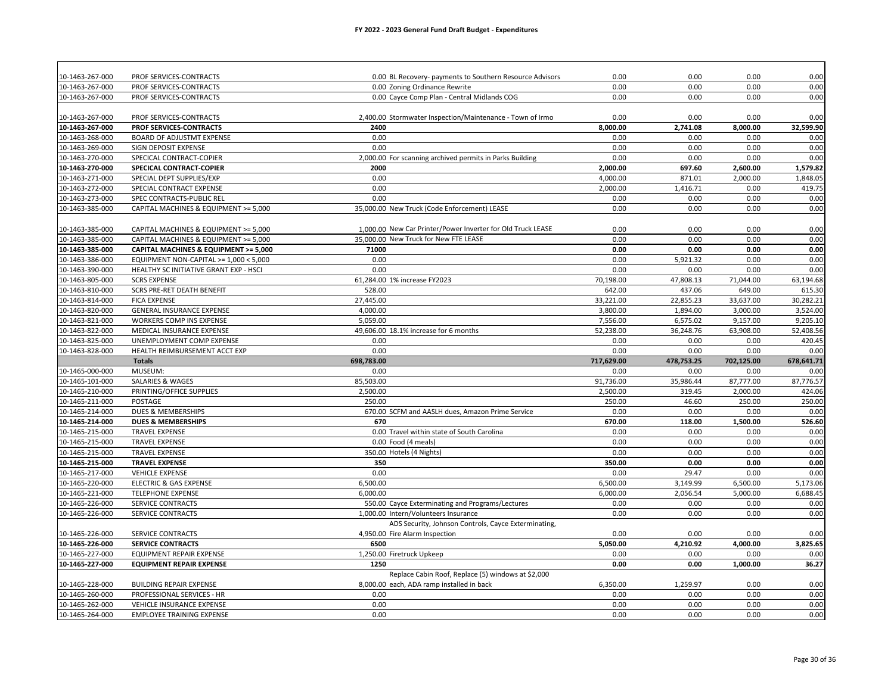# FY 2022 - 2023 General Fund Draft Budget - Expenditures

| | | | | | | | |
|---|---|---|---|---|---|---|---|
| 10-1463-267-000 | PROF SERVICES-CONTRACTS | 0.00 | BL Recovery- payments to Southern Resource Advisors | 0.00 | 0.00 | 0.00 | 0.00 |
| 10-1463-267-000 | PROF SERVICES-CONTRACTS | 0.00 | Zoning Ordinance Rewrite | 0.00 | 0.00 | 0.00 | 0.00 |
| 10-1463-267-000 | PROF SERVICES-CONTRACTS | 0.00 | Cayce Comp Plan - Central Midlands COG | 0.00 | 0.00 | 0.00 | 0.00 |
| 10-1463-267-000 | PROF SERVICES-CONTRACTS | 2,400.00 | Stormwater Inspection/Maintenance - Town of Irmo | 0.00 | 0.00 | 0.00 | 0.00 |
| **10-1463-267-000** | **PROF SERVICES-CONTRACTS** | **2400** | | **8,000.00** | **2,741.08** | **8,000.00** | **32,599.90** |
| 10-1463-268-000 | BOARD OF ADJUSTMT EXPENSE | 0.00 | | 0.00 | 0.00 | 0.00 | 0.00 |
| 10-1463-269-000 | SIGN DEPOSIT EXPENSE | 0.00 | | 0.00 | 0.00 | 0.00 | 0.00 |
| 10-1463-270-000 | SPECICAL CONTRACT-COPIER | 2,000.00 | For scanning archived permits in Parks Building | 0.00 | 0.00 | 0.00 | 0.00 |
| **10-1463-270-000** | **SPECICAL CONTRACT-COPIER** | **2000** | | **2,000.00** | **697.60** | **2,600.00** | **1,579.82** |
| 10-1463-271-000 | SPECIAL DEPT SUPPLIES/EXP | 0.00 | | 4,000.00 | 871.01 | 2,000.00 | 1,848.05 |
| 10-1463-272-000 | SPECIAL CONTRACT EXPENSE | 0.00 | | 2,000.00 | 1,416.71 | 0.00 | 419.75 |
| 10-1463-273-000 | SPEC CONTRACTS-PUBLIC REL | 0.00 | | 0.00 | 0.00 | 0.00 | 0.00 |
| 10-1463-385-000 | CAPITAL MACHINES & EQUIPMENT >= 5,000 | 35,000.00 | New Truck (Code Enforcement) LEASE | 0.00 | 0.00 | 0.00 | 0.00 |
| 10-1463-385-000 | CAPITAL MACHINES & EQUIPMENT >= 5,000 | 1,000.00 | New Car Printer/Power Inverter for Old Truck LEASE | 0.00 | 0.00 | 0.00 | 0.00 |
| 10-1463-385-000 | CAPITAL MACHINES & EQUIPMENT >= 5,000 | 35,000.00 | New Truck for New FTE LEASE | 0.00 | 0.00 | 0.00 | 0.00 |
| **10-1463-385-000** | **CAPITAL MACHINES & EQUIPMENT >= 5,000** | **71000** | | **0.00** | **0.00** | **0.00** | **0.00** |
| 10-1463-386-000 | EQUIPMENT NON-CAPITAL >= 1,000 < 5,000 | 0.00 | | 0.00 | 5,921.32 | 0.00 | 0.00 |
| 10-1463-390-000 | HEALTHY SC INITIATIVE GRANT EXP - HSCI | 0.00 | | 0.00 | 0.00 | 0.00 | 0.00 |
| 10-1463-805-000 | SCRS EXPENSE | 61,284.00 | 1% increase FY2023 | 70,198.00 | 47,808.13 | 71,044.00 | 63,194.68 |
| 10-1463-810-000 | SCRS PRE-RET DEATH BENEFIT | 528.00 | | 642.00 | 437.06 | 649.00 | 615.30 |
| 10-1463-814-000 | FICA EXPENSE | 27,445.00 | | 33,221.00 | 22,855.23 | 33,637.00 | 30,282.21 |
| 10-1463-820-000 | GENERAL INSURANCE EXPENSE | 4,000.00 | | 3,800.00 | 1,894.00 | 3,000.00 | 3,524.00 |
| 10-1463-821-000 | WORKERS COMP INS EXPENSE | 5,059.00 | | 7,556.00 | 6,575.02 | 9,157.00 | 9,205.10 |
| 10-1463-822-000 | MEDICAL INSURANCE EXPENSE | 49,606.00 | 18.1% increase for 6 months | 52,238.00 | 36,248.76 | 63,908.00 | 52,408.56 |
| 10-1463-825-000 | UNEMPLOYMENT COMP EXPENSE | 0.00 | | 0.00 | 0.00 | 0.00 | 420.45 |
| 10-1463-828-000 | HEALTH REIMBURSEMENT ACCT EXP | 0.00 | | 0.00 | 0.00 | 0.00 | 0.00 |
| | **Totals** | **698,783.00** | | **717,629.00** | **478,753.25** | **702,125.00** | **678,641.71** |
| 10-1465-000-000 | MUSEUM: | 0.00 | | 0.00 | 0.00 | 0.00 | 0.00 |
| 10-1465-101-000 | SALARIES & WAGES | 85,503.00 | | 91,736.00 | 35,986.44 | 87,777.00 | 87,776.57 |
| 10-1465-210-000 | PRINTING/OFFICE SUPPLIES | 2,500.00 | | 2,500.00 | 319.45 | 2,000.00 | 424.06 |
| 10-1465-211-000 | POSTAGE | 250.00 | | 250.00 | 46.60 | 250.00 | 250.00 |
| 10-1465-214-000 | DUES & MEMBERSHIPS | 670.00 | SCFM and AASLH dues, Amazon Prime Service | 0.00 | 0.00 | 0.00 | 0.00 |
| **10-1465-214-000** | **DUES & MEMBERSHIPS** | **670** | | **670.00** | **118.00** | **1,500.00** | **526.60** |
| 10-1465-215-000 | TRAVEL EXPENSE | 0.00 | Travel within state of South Carolina | 0.00 | 0.00 | 0.00 | 0.00 |
| 10-1465-215-000 | TRAVEL EXPENSE | 0.00 | Food (4 meals) | 0.00 | 0.00 | 0.00 | 0.00 |
| 10-1465-215-000 | TRAVEL EXPENSE | 350.00 | Hotels (4 Nights) | 0.00 | 0.00 | 0.00 | 0.00 |
| **10-1465-215-000** | **TRAVEL EXPENSE** | **350** | | **350.00** | **0.00** | **0.00** | **0.00** |
| 10-1465-217-000 | VEHICLE EXPENSE | 0.00 | | 0.00 | 29.47 | 0.00 | 0.00 |
| 10-1465-220-000 | ELECTRIC & GAS EXPENSE | 6,500.00 | | 6,500.00 | 3,149.99 | 6,500.00 | 5,173.06 |
| 10-1465-221-000 | TELEPHONE EXPENSE | 6,000.00 | | 6,000.00 | 2,056.54 | 5,000.00 | 6,688.45 |
| 10-1465-226-000 | SERVICE CONTRACTS | 550.00 | Cayce Exterminating and Programs/Lectures | 0.00 | 0.00 | 0.00 | 0.00 |
| 10-1465-226-000 | SERVICE CONTRACTS | 1,000.00 | Intern/Volunteers Insurance | 0.00 | 0.00 | 0.00 | 0.00 |
| 10-1465-226-000 | SERVICE CONTRACTS | 4,950.00 | ADS Security, Johnson Controls, Cayce Exterminating, Fire Alarm Inspection | 0.00 | 0.00 | 0.00 | 0.00 |
| **10-1465-226-000** | **SERVICE CONTRACTS** | **6500** | | **5,050.00** | **4,210.92** | **4,000.00** | **3,825.65** |
| 10-1465-227-000 | EQUIPMENT REPAIR EXPENSE | 1,250.00 | Firetruck Upkeep | 0.00 | 0.00 | 0.00 | 0.00 |
| **10-1465-227-000** | **EQUIPMENT REPAIR EXPENSE** | **1250** | | **0.00** | **0.00** | **1,000.00** | **36.27** |
| 10-1465-228-000 | BUILDING REPAIR EXPENSE | 8,000.00 | Replace Cabin Roof, Replace (5) windows at $2,000 each, ADA ramp installed in back | 6,350.00 | 1,259.97 | 0.00 | 0.00 |
| 10-1465-260-000 | PROFESSIONAL SERVICES - HR | 0.00 | | 0.00 | 0.00 | 0.00 | 0.00 |
| 10-1465-262-000 | VEHICLE INSURANCE EXPENSE | 0.00 | | 0.00 | 0.00 | 0.00 | 0.00 |
| 10-1465-264-000 | EMPLOYEE TRAINING EXPENSE | 0.00 | | 0.00 | 0.00 | 0.00 | 0.00 |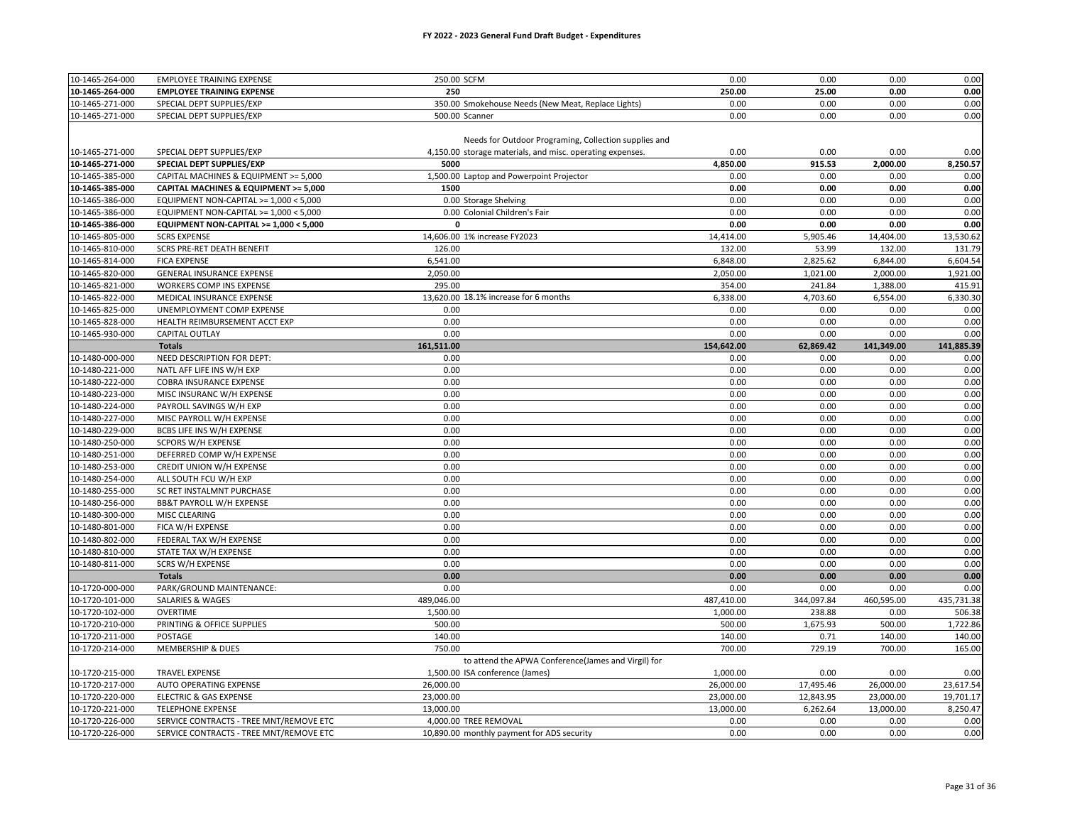# FY 2022 - 2023 General Fund Draft Budget - Expenditures

| Account | Description | Amount | Notes | Col1 | Col2 | Col3 | Col4 |
|---|---|---|---|---|---|---|---|
| 10-1465-264-000 | EMPLOYEE TRAINING EXPENSE | 250.00 | SCFM | 0.00 | 0.00 | 0.00 | 0.00 |
| **10-1465-264-000** | **EMPLOYEE TRAINING EXPENSE** | **250** | | **250.00** | **25.00** | **0.00** | **0.00** |
| 10-1465-271-000 | SPECIAL DEPT SUPPLIES/EXP | 350.00 | Smokehouse Needs (New Meat, Replace Lights) | 0.00 | 0.00 | 0.00 | 0.00 |
| 10-1465-271-000 | SPECIAL DEPT SUPPLIES/EXP | 500.00 | Scanner | 0.00 | 0.00 | 0.00 | 0.00 |
| 10-1465-271-000 | SPECIAL DEPT SUPPLIES/EXP | 4,150.00 | Needs for Outdoor Programing, Collection supplies and storage materials, and misc. operating expenses. | 0.00 | 0.00 | 0.00 | 0.00 |
| **10-1465-271-000** | **SPECIAL DEPT SUPPLIES/EXP** | **5000** | | **4,850.00** | **915.53** | **2,000.00** | **8,250.57** |
| 10-1465-385-000 | CAPITAL MACHINES & EQUIPMENT >= 5,000 | 1,500.00 | Laptop and Powerpoint Projector | 0.00 | 0.00 | 0.00 | 0.00 |
| **10-1465-385-000** | **CAPITAL MACHINES & EQUIPMENT >= 5,000** | **1500** | | **0.00** | **0.00** | **0.00** | **0.00** |
| 10-1465-386-000 | EQUIPMENT NON-CAPITAL >= 1,000 < 5,000 | 0.00 | Storage Shelving | 0.00 | 0.00 | 0.00 | 0.00 |
| 10-1465-386-000 | EQUIPMENT NON-CAPITAL >= 1,000 < 5,000 | 0.00 | Colonial Children's Fair | 0.00 | 0.00 | 0.00 | 0.00 |
| **10-1465-386-000** | **EQUIPMENT NON-CAPITAL >= 1,000 < 5,000** | **0** | | **0.00** | **0.00** | **0.00** | **0.00** |
| 10-1465-805-000 | SCRS EXPENSE | 14,606.00 | 1% increase FY2023 | 14,414.00 | 5,905.46 | 14,404.00 | 13,530.62 |
| 10-1465-810-000 | SCRS PRE-RET DEATH BENEFIT | 126.00 | | 132.00 | 53.99 | 132.00 | 131.79 |
| 10-1465-814-000 | FICA EXPENSE | 6,541.00 | | 6,848.00 | 2,825.62 | 6,844.00 | 6,604.54 |
| 10-1465-820-000 | GENERAL INSURANCE EXPENSE | 2,050.00 | | 2,050.00 | 1,021.00 | 2,000.00 | 1,921.00 |
| 10-1465-821-000 | WORKERS COMP INS EXPENSE | 295.00 | | 354.00 | 241.84 | 1,388.00 | 415.91 |
| 10-1465-822-000 | MEDICAL INSURANCE EXPENSE | 13,620.00 | 18.1% increase for 6 months | 6,338.00 | 4,703.60 | 6,554.00 | 6,330.30 |
| 10-1465-825-000 | UNEMPLOYMENT COMP EXPENSE | 0.00 | | 0.00 | 0.00 | 0.00 | 0.00 |
| 10-1465-828-000 | HEALTH REIMBURSEMENT ACCT EXP | 0.00 | | 0.00 | 0.00 | 0.00 | 0.00 |
| 10-1465-930-000 | CAPITAL OUTLAY | 0.00 | | 0.00 | 0.00 | 0.00 | 0.00 |
| | **Totals** | **161,511.00** | | **154,642.00** | **62,869.42** | **141,349.00** | **141,885.39** |
| 10-1480-000-000 | NEED DESCRIPTION FOR DEPT: | 0.00 | | 0.00 | 0.00 | 0.00 | 0.00 |
| 10-1480-221-000 | NATL AFF LIFE INS W/H EXP | 0.00 | | 0.00 | 0.00 | 0.00 | 0.00 |
| 10-1480-222-000 | COBRA INSURANCE EXPENSE | 0.00 | | 0.00 | 0.00 | 0.00 | 0.00 |
| 10-1480-223-000 | MISC INSURANC W/H EXPENSE | 0.00 | | 0.00 | 0.00 | 0.00 | 0.00 |
| 10-1480-224-000 | PAYROLL SAVINGS W/H EXP | 0.00 | | 0.00 | 0.00 | 0.00 | 0.00 |
| 10-1480-227-000 | MISC PAYROLL W/H EXPENSE | 0.00 | | 0.00 | 0.00 | 0.00 | 0.00 |
| 10-1480-229-000 | BCBS LIFE INS W/H EXPENSE | 0.00 | | 0.00 | 0.00 | 0.00 | 0.00 |
| 10-1480-250-000 | SCPORS W/H EXPENSE | 0.00 | | 0.00 | 0.00 | 0.00 | 0.00 |
| 10-1480-251-000 | DEFERRED COMP W/H EXPENSE | 0.00 | | 0.00 | 0.00 | 0.00 | 0.00 |
| 10-1480-253-000 | CREDIT UNION W/H EXPENSE | 0.00 | | 0.00 | 0.00 | 0.00 | 0.00 |
| 10-1480-254-000 | ALL SOUTH FCU W/H EXP | 0.00 | | 0.00 | 0.00 | 0.00 | 0.00 |
| 10-1480-255-000 | SC RET INSTALMNT PURCHASE | 0.00 | | 0.00 | 0.00 | 0.00 | 0.00 |
| 10-1480-256-000 | BB&T PAYROLL W/H EXPENSE | 0.00 | | 0.00 | 0.00 | 0.00 | 0.00 |
| 10-1480-300-000 | MISC CLEARING | 0.00 | | 0.00 | 0.00 | 0.00 | 0.00 |
| 10-1480-801-000 | FICA W/H EXPENSE | 0.00 | | 0.00 | 0.00 | 0.00 | 0.00 |
| 10-1480-802-000 | FEDERAL TAX W/H EXPENSE | 0.00 | | 0.00 | 0.00 | 0.00 | 0.00 |
| 10-1480-810-000 | STATE TAX W/H EXPENSE | 0.00 | | 0.00 | 0.00 | 0.00 | 0.00 |
| 10-1480-811-000 | SCRS W/H EXPENSE | 0.00 | | 0.00 | 0.00 | 0.00 | 0.00 |
| | **Totals** | **0.00** | | **0.00** | **0.00** | **0.00** | **0.00** |
| 10-1720-000-000 | PARK/GROUND MAINTENANCE: | 0.00 | | 0.00 | 0.00 | 0.00 | 0.00 |
| 10-1720-101-000 | SALARIES & WAGES | 489,046.00 | | 487,410.00 | 344,097.84 | 460,595.00 | 435,731.38 |
| 10-1720-102-000 | OVERTIME | 1,500.00 | | 1,000.00 | 238.88 | 0.00 | 506.38 |
| 10-1720-210-000 | PRINTING & OFFICE SUPPLIES | 500.00 | | 500.00 | 1,675.93 | 500.00 | 1,722.86 |
| 10-1720-211-000 | POSTAGE | 140.00 | | 140.00 | 0.71 | 140.00 | 140.00 |
| 10-1720-214-000 | MEMBERSHIP & DUES | 750.00 | | 700.00 | 729.19 | 700.00 | 165.00 |
| 10-1720-215-000 | TRAVEL EXPENSE | 1,500.00 | to attend the APWA Conference(James and Virgil) for ISA conference (James) | 1,000.00 | 0.00 | 0.00 | 0.00 |
| 10-1720-217-000 | AUTO OPERATING EXPENSE | 26,000.00 | | 26,000.00 | 17,495.46 | 26,000.00 | 23,617.54 |
| 10-1720-220-000 | ELECTRIC & GAS EXPENSE | 23,000.00 | | 23,000.00 | 12,843.95 | 23,000.00 | 19,701.17 |
| 10-1720-221-000 | TELEPHONE EXPENSE | 13,000.00 | | 13,000.00 | 6,262.64 | 13,000.00 | 8,250.47 |
| 10-1720-226-000 | SERVICE CONTRACTS - TREE MNT/REMOVE ETC | 4,000.00 | TREE REMOVAL | 0.00 | 0.00 | 0.00 | 0.00 |
| 10-1720-226-000 | SERVICE CONTRACTS - TREE MNT/REMOVE ETC | 10,890.00 | monthly payment for ADS security | 0.00 | 0.00 | 0.00 | 0.00 |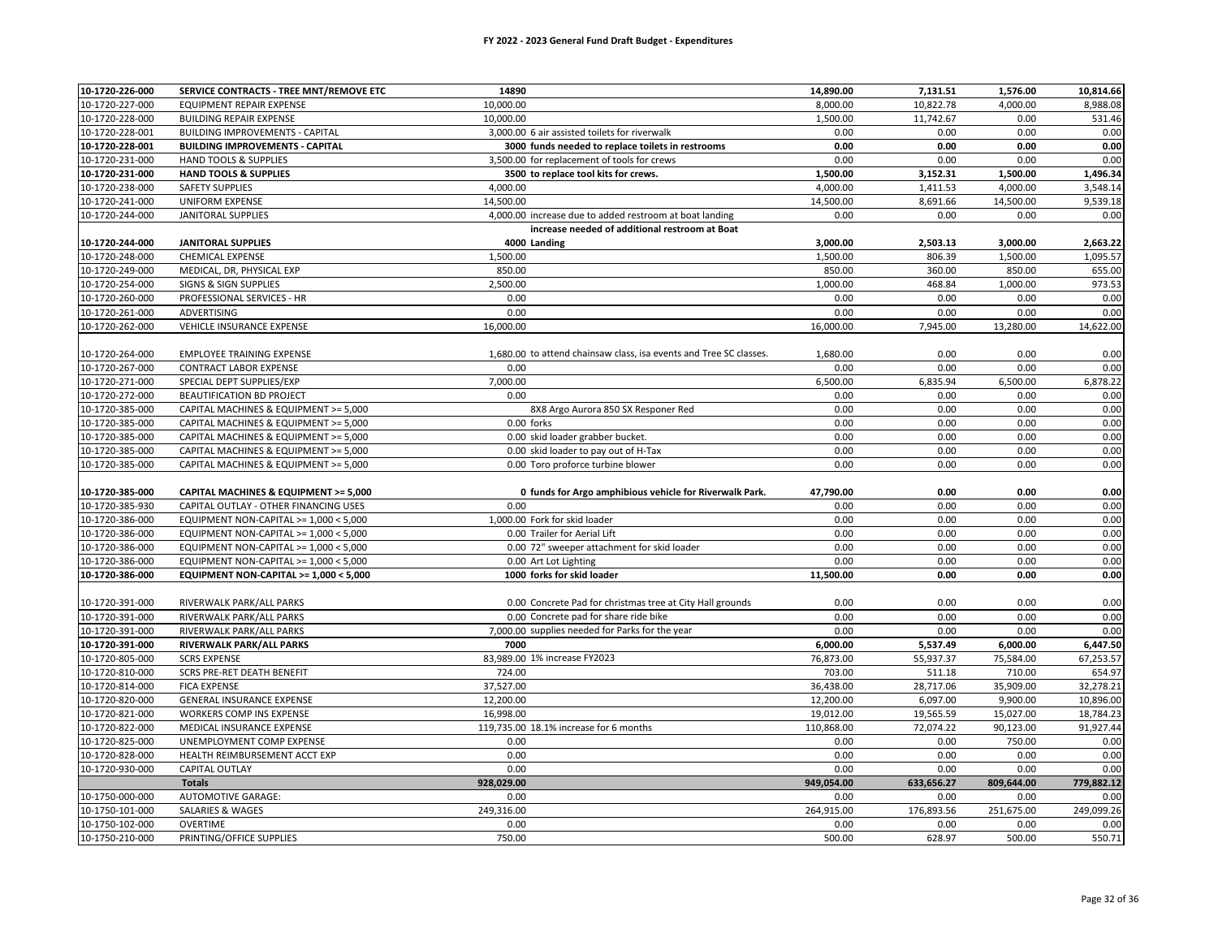# FY 2022 - 2023 General Fund Draft Budget - Expenditures

| Account | Description | Amount | Notes | Col 4 | Col 5 | Col 6 | Col 7 |
|---|---|---|---|---|---|---|---|
| **10-1720-226-000** | **SERVICE CONTRACTS - TREE MNT/REMOVE ETC** | **14890** | | **14,890.00** | **7,131.51** | **1,576.00** | **10,814.66** |
| 10-1720-227-000 | EQUIPMENT REPAIR EXPENSE | 10,000.00 | | 8,000.00 | 10,822.78 | 4,000.00 | 8,988.08 |
| 10-1720-228-000 | BUILDING REPAIR EXPENSE | 10,000.00 | | 1,500.00 | 11,742.67 | 0.00 | 531.46 |
| 10-1720-228-001 | BUILDING IMPROVEMENTS - CAPITAL | 3,000.00 | 6 air assisted toilets for riverwalk | 0.00 | 0.00 | 0.00 | 0.00 |
| **10-1720-228-001** | **BUILDING IMPROVEMENTS - CAPITAL** | **3000** | **funds needed to replace toilets in restrooms** | **0.00** | **0.00** | **0.00** | **0.00** |
| 10-1720-231-000 | HAND TOOLS & SUPPLIES | 3,500.00 | for replacement of tools for crews | 0.00 | 0.00 | 0.00 | 0.00 |
| **10-1720-231-000** | **HAND TOOLS & SUPPLIES** | **3500** | **to replace tool kits for crews.** | **1,500.00** | **3,152.31** | **1,500.00** | **1,496.34** |
| 10-1720-238-000 | SAFETY SUPPLIES | 4,000.00 | | 4,000.00 | 1,411.53 | 4,000.00 | 3,548.14 |
| 10-1720-241-000 | UNIFORM EXPENSE | 14,500.00 | | 14,500.00 | 8,691.66 | 14,500.00 | 9,539.18 |
| 10-1720-244-000 | JANITORAL SUPPLIES | 4,000.00 | increase due to added restroom at boat landing | 0.00 | 0.00 | 0.00 | 0.00 |
| **10-1720-244-000** | **JANITORAL SUPPLIES** | **4000** | **increase needed of additional restroom at Boat Landing** | **3,000.00** | **2,503.13** | **3,000.00** | **2,663.22** |
| 10-1720-248-000 | CHEMICAL EXPENSE | 1,500.00 | | 1,500.00 | 806.39 | 1,500.00 | 1,095.57 |
| 10-1720-249-000 | MEDICAL, DR, PHYSICAL EXP | 850.00 | | 850.00 | 360.00 | 850.00 | 655.00 |
| 10-1720-254-000 | SIGNS & SIGN SUPPLIES | 2,500.00 | | 1,000.00 | 468.84 | 1,000.00 | 973.53 |
| 10-1720-260-000 | PROFESSIONAL SERVICES - HR | 0.00 | | 0.00 | 0.00 | 0.00 | 0.00 |
| 10-1720-261-000 | ADVERTISING | 0.00 | | 0.00 | 0.00 | 0.00 | 0.00 |
| 10-1720-262-000 | VEHICLE INSURANCE EXPENSE | 16,000.00 | | 16,000.00 | 7,945.00 | 13,280.00 | 14,622.00 |
| 10-1720-264-000 | EMPLOYEE TRAINING EXPENSE | 1,680.00 | to attend chainsaw class, isa events and Tree SC classes. | 1,680.00 | 0.00 | 0.00 | 0.00 |
| 10-1720-267-000 | CONTRACT LABOR EXPENSE | 0.00 | | 0.00 | 0.00 | 0.00 | 0.00 |
| 10-1720-271-000 | SPECIAL DEPT SUPPLIES/EXP | 7,000.00 | | 6,500.00 | 6,835.94 | 6,500.00 | 6,878.22 |
| 10-1720-272-000 | BEAUTIFICATION BD PROJECT | 0.00 | | 0.00 | 0.00 | 0.00 | 0.00 |
| 10-1720-385-000 | CAPITAL MACHINES & EQUIPMENT >= 5,000 | | 8X8 Argo Aurora 850 SX Responer Red | 0.00 | 0.00 | 0.00 | 0.00 |
| 10-1720-385-000 | CAPITAL MACHINES & EQUIPMENT >= 5,000 | 0.00 | forks | 0.00 | 0.00 | 0.00 | 0.00 |
| 10-1720-385-000 | CAPITAL MACHINES & EQUIPMENT >= 5,000 | 0.00 | skid loader grabber bucket. | 0.00 | 0.00 | 0.00 | 0.00 |
| 10-1720-385-000 | CAPITAL MACHINES & EQUIPMENT >= 5,000 | 0.00 | skid loader to pay out of H-Tax | 0.00 | 0.00 | 0.00 | 0.00 |
| 10-1720-385-000 | CAPITAL MACHINES & EQUIPMENT >= 5,000 | 0.00 | Toro proforce turbine blower | 0.00 | 0.00 | 0.00 | 0.00 |
| **10-1720-385-000** | **CAPITAL MACHINES & EQUIPMENT >= 5,000** | **0** | **funds for Argo amphibious vehicle for Riverwalk Park.** | **47,790.00** | **0.00** | **0.00** | **0.00** |
| 10-1720-385-930 | CAPITAL OUTLAY - OTHER FINANCING USES | 0.00 | | 0.00 | 0.00 | 0.00 | 0.00 |
| 10-1720-386-000 | EQUIPMENT NON-CAPITAL >= 1,000 < 5,000 | 1,000.00 | Fork for skid loader | 0.00 | 0.00 | 0.00 | 0.00 |
| 10-1720-386-000 | EQUIPMENT NON-CAPITAL >= 1,000 < 5,000 | 0.00 | Trailer for Aerial Lift | 0.00 | 0.00 | 0.00 | 0.00 |
| 10-1720-386-000 | EQUIPMENT NON-CAPITAL >= 1,000 < 5,000 | 0.00 | 72" sweeper attachment for skid loader | 0.00 | 0.00 | 0.00 | 0.00 |
| 10-1720-386-000 | EQUIPMENT NON-CAPITAL >= 1,000 < 5,000 | 0.00 | Art Lot Lighting | 0.00 | 0.00 | 0.00 | 0.00 |
| **10-1720-386-000** | **EQUIPMENT NON-CAPITAL >= 1,000 < 5,000** | **1000** | **forks for skid loader** | **11,500.00** | **0.00** | **0.00** | **0.00** |
| 10-1720-391-000 | RIVERWALK PARK/ALL PARKS | 0.00 | Concrete Pad for christmas tree at City Hall grounds | 0.00 | 0.00 | 0.00 | 0.00 |
| 10-1720-391-000 | RIVERWALK PARK/ALL PARKS | 0.00 | Concrete pad for share ride bike | 0.00 | 0.00 | 0.00 | 0.00 |
| 10-1720-391-000 | RIVERWALK PARK/ALL PARKS | 7,000.00 | supplies needed for Parks for the year | 0.00 | 0.00 | 0.00 | 0.00 |
| **10-1720-391-000** | **RIVERWALK PARK/ALL PARKS** | **7000** | | **6,000.00** | **5,537.49** | **6,000.00** | **6,447.50** |
| 10-1720-805-000 | SCRS EXPENSE | 83,989.00 | 1% increase FY2023 | 76,873.00 | 55,937.37 | 75,584.00 | 67,253.57 |
| 10-1720-810-000 | SCRS PRE-RET DEATH BENEFIT | 724.00 | | 703.00 | 511.18 | 710.00 | 654.97 |
| 10-1720-814-000 | FICA EXPENSE | 37,527.00 | | 36,438.00 | 28,717.06 | 35,909.00 | 32,278.21 |
| 10-1720-820-000 | GENERAL INSURANCE EXPENSE | 12,200.00 | | 12,200.00 | 6,097.00 | 9,900.00 | 10,896.00 |
| 10-1720-821-000 | WORKERS COMP INS EXPENSE | 16,998.00 | | 19,012.00 | 19,565.59 | 15,027.00 | 18,784.23 |
| 10-1720-822-000 | MEDICAL INSURANCE EXPENSE | 119,735.00 | 18.1% increase for 6 months | 110,868.00 | 72,074.22 | 90,123.00 | 91,927.44 |
| 10-1720-825-000 | UNEMPLOYMENT COMP EXPENSE | 0.00 | | 0.00 | 0.00 | 750.00 | 0.00 |
| 10-1720-828-000 | HEALTH REIMBURSEMENT ACCT EXP | 0.00 | | 0.00 | 0.00 | 0.00 | 0.00 |
| 10-1720-930-000 | CAPITAL OUTLAY | 0.00 | | 0.00 | 0.00 | 0.00 | 0.00 |
| | **Totals** | **928,029.00** | | **949,054.00** | **633,656.27** | **809,644.00** | **779,882.12** |
| 10-1750-000-000 | AUTOMOTIVE GARAGE: | 0.00 | | 0.00 | 0.00 | 0.00 | 0.00 |
| 10-1750-101-000 | SALARIES & WAGES | 249,316.00 | | 264,915.00 | 176,893.56 | 251,675.00 | 249,099.26 |
| 10-1750-102-000 | OVERTIME | 0.00 | | 0.00 | 0.00 | 0.00 | 0.00 |
| 10-1750-210-000 | PRINTING/OFFICE SUPPLIES | 750.00 | | 500.00 | 628.97 | 500.00 | 550.71 |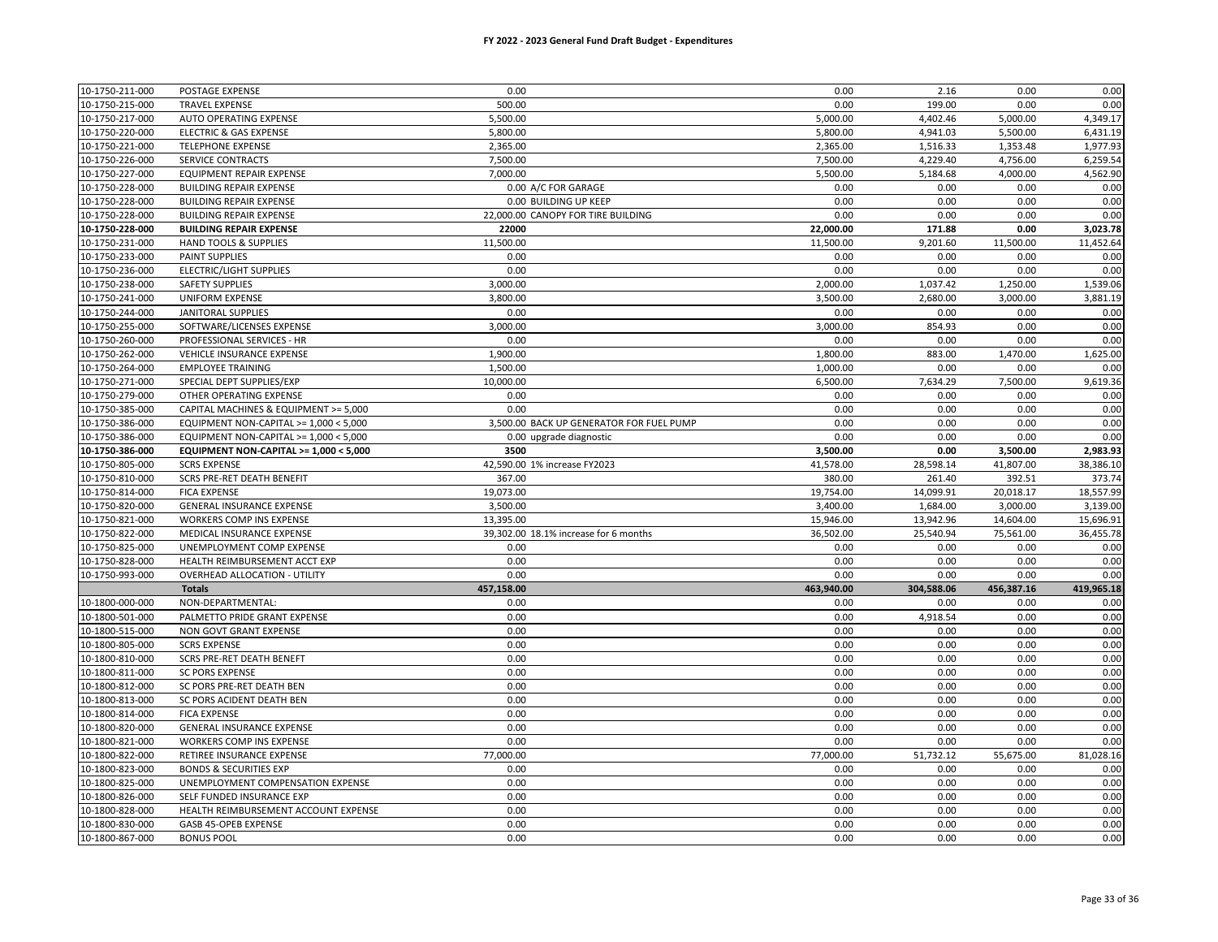# FY 2022 - 2023 General Fund Draft Budget - Expenditures

| Account | Description | Amount | Note | Col 1 | Col 2 | Col 3 | Col 4 |
|---|---|---|---|---|---|---|---|
| 10-1750-211-000 | POSTAGE EXPENSE | 0.00 | | 0.00 | 2.16 | 0.00 | 0.00 |
| 10-1750-215-000 | TRAVEL EXPENSE | 500.00 | | 0.00 | 199.00 | 0.00 | 0.00 |
| 10-1750-217-000 | AUTO OPERATING EXPENSE | 5,500.00 | | 5,000.00 | 4,402.46 | 5,000.00 | 4,349.17 |
| 10-1750-220-000 | ELECTRIC & GAS EXPENSE | 5,800.00 | | 5,800.00 | 4,941.03 | 5,500.00 | 6,431.19 |
| 10-1750-221-000 | TELEPHONE EXPENSE | 2,365.00 | | 2,365.00 | 1,516.33 | 1,353.48 | 1,977.93 |
| 10-1750-226-000 | SERVICE CONTRACTS | 7,500.00 | | 7,500.00 | 4,229.40 | 4,756.00 | 6,259.54 |
| 10-1750-227-000 | EQUIPMENT REPAIR EXPENSE | 7,000.00 | | 5,500.00 | 5,184.68 | 4,000.00 | 4,562.90 |
| 10-1750-228-000 | BUILDING REPAIR EXPENSE | 0.00 | A/C FOR GARAGE | 0.00 | 0.00 | 0.00 | 0.00 |
| 10-1750-228-000 | BUILDING REPAIR EXPENSE | 0.00 | BUILDING UP KEEP | 0.00 | 0.00 | 0.00 | 0.00 |
| 10-1750-228-000 | BUILDING REPAIR EXPENSE | 22,000.00 | CANOPY FOR TIRE BUILDING | 0.00 | 0.00 | 0.00 | 0.00 |
| **10-1750-228-000** | **BUILDING REPAIR EXPENSE** | **22000** | | **22,000.00** | **171.88** | **0.00** | **3,023.78** |
| 10-1750-231-000 | HAND TOOLS & SUPPLIES | 11,500.00 | | 11,500.00 | 9,201.60 | 11,500.00 | 11,452.64 |
| 10-1750-233-000 | PAINT SUPPLIES | 0.00 | | 0.00 | 0.00 | 0.00 | 0.00 |
| 10-1750-236-000 | ELECTRIC/LIGHT SUPPLIES | 0.00 | | 0.00 | 0.00 | 0.00 | 0.00 |
| 10-1750-238-000 | SAFETY SUPPLIES | 3,000.00 | | 2,000.00 | 1,037.42 | 1,250.00 | 1,539.06 |
| 10-1750-241-000 | UNIFORM EXPENSE | 3,800.00 | | 3,500.00 | 2,680.00 | 3,000.00 | 3,881.19 |
| 10-1750-244-000 | JANITORAL SUPPLIES | 0.00 | | 0.00 | 0.00 | 0.00 | 0.00 |
| 10-1750-255-000 | SOFTWARE/LICENSES EXPENSE | 3,000.00 | | 3,000.00 | 854.93 | 0.00 | 0.00 |
| 10-1750-260-000 | PROFESSIONAL SERVICES - HR | 0.00 | | 0.00 | 0.00 | 0.00 | 0.00 |
| 10-1750-262-000 | VEHICLE INSURANCE EXPENSE | 1,900.00 | | 1,800.00 | 883.00 | 1,470.00 | 1,625.00 |
| 10-1750-264-000 | EMPLOYEE TRAINING | 1,500.00 | | 1,000.00 | 0.00 | 0.00 | 0.00 |
| 10-1750-271-000 | SPECIAL DEPT SUPPLIES/EXP | 10,000.00 | | 6,500.00 | 7,634.29 | 7,500.00 | 9,619.36 |
| 10-1750-279-000 | OTHER OPERATING EXPENSE | 0.00 | | 0.00 | 0.00 | 0.00 | 0.00 |
| 10-1750-385-000 | CAPITAL MACHINES & EQUIPMENT >= 5,000 | 0.00 | | 0.00 | 0.00 | 0.00 | 0.00 |
| 10-1750-386-000 | EQUIPMENT NON-CAPITAL >= 1,000 < 5,000 | 3,500.00 | BACK UP GENERATOR FOR FUEL PUMP | 0.00 | 0.00 | 0.00 | 0.00 |
| 10-1750-386-000 | EQUIPMENT NON-CAPITAL >= 1,000 < 5,000 | 0.00 | upgrade diagnostic | 0.00 | 0.00 | 0.00 | 0.00 |
| **10-1750-386-000** | **EQUIPMENT NON-CAPITAL >= 1,000 < 5,000** | **3500** | | **3,500.00** | **0.00** | **3,500.00** | **2,983.93** |
| 10-1750-805-000 | SCRS EXPENSE | 42,590.00 | 1% increase FY2023 | 41,578.00 | 28,598.14 | 41,807.00 | 38,386.10 |
| 10-1750-810-000 | SCRS PRE-RET DEATH BENEFIT | 367.00 | | 380.00 | 261.40 | 392.51 | 373.74 |
| 10-1750-814-000 | FICA EXPENSE | 19,073.00 | | 19,754.00 | 14,099.91 | 20,018.17 | 18,557.99 |
| 10-1750-820-000 | GENERAL INSURANCE EXPENSE | 3,500.00 | | 3,400.00 | 1,684.00 | 3,000.00 | 3,139.00 |
| 10-1750-821-000 | WORKERS COMP INS EXPENSE | 13,395.00 | | 15,946.00 | 13,942.96 | 14,604.00 | 15,696.91 |
| 10-1750-822-000 | MEDICAL INSURANCE EXPENSE | 39,302.00 | 18.1% increase for 6 months | 36,502.00 | 25,540.94 | 75,561.00 | 36,455.78 |
| 10-1750-825-000 | UNEMPLOYMENT COMP EXPENSE | 0.00 | | 0.00 | 0.00 | 0.00 | 0.00 |
| 10-1750-828-000 | HEALTH REIMBURSEMENT ACCT EXP | 0.00 | | 0.00 | 0.00 | 0.00 | 0.00 |
| 10-1750-993-000 | OVERHEAD ALLOCATION - UTILITY | 0.00 | | 0.00 | 0.00 | 0.00 | 0.00 |
| | **Totals** | **457,158.00** | | **463,940.00** | **304,588.06** | **456,387.16** | **419,965.18** |
| 10-1800-000-000 | NON-DEPARTMENTAL: | 0.00 | | 0.00 | 0.00 | 0.00 | 0.00 |
| 10-1800-501-000 | PALMETTO PRIDE GRANT EXPENSE | 0.00 | | 0.00 | 4,918.54 | 0.00 | 0.00 |
| 10-1800-515-000 | NON GOVT GRANT EXPENSE | 0.00 | | 0.00 | 0.00 | 0.00 | 0.00 |
| 10-1800-805-000 | SCRS EXPENSE | 0.00 | | 0.00 | 0.00 | 0.00 | 0.00 |
| 10-1800-810-000 | SCRS PRE-RET DEATH BENEFT | 0.00 | | 0.00 | 0.00 | 0.00 | 0.00 |
| 10-1800-811-000 | SC PORS EXPENSE | 0.00 | | 0.00 | 0.00 | 0.00 | 0.00 |
| 10-1800-812-000 | SC PORS PRE-RET DEATH BEN | 0.00 | | 0.00 | 0.00 | 0.00 | 0.00 |
| 10-1800-813-000 | SC PORS ACIDENT DEATH BEN | 0.00 | | 0.00 | 0.00 | 0.00 | 0.00 |
| 10-1800-814-000 | FICA EXPENSE | 0.00 | | 0.00 | 0.00 | 0.00 | 0.00 |
| 10-1800-820-000 | GENERAL INSURANCE EXPENSE | 0.00 | | 0.00 | 0.00 | 0.00 | 0.00 |
| 10-1800-821-000 | WORKERS COMP INS EXPENSE | 0.00 | | 0.00 | 0.00 | 0.00 | 0.00 |
| 10-1800-822-000 | RETIREE INSURANCE EXPENSE | 77,000.00 | | 77,000.00 | 51,732.12 | 55,675.00 | 81,028.16 |
| 10-1800-823-000 | BONDS & SECURITIES EXP | 0.00 | | 0.00 | 0.00 | 0.00 | 0.00 |
| 10-1800-825-000 | UNEMPLOYMENT COMPENSATION EXPENSE | 0.00 | | 0.00 | 0.00 | 0.00 | 0.00 |
| 10-1800-826-000 | SELF FUNDED INSURANCE EXP | 0.00 | | 0.00 | 0.00 | 0.00 | 0.00 |
| 10-1800-828-000 | HEALTH REIMBURSEMENT ACCOUNT EXPENSE | 0.00 | | 0.00 | 0.00 | 0.00 | 0.00 |
| 10-1800-830-000 | GASB 45-OPEB EXPENSE | 0.00 | | 0.00 | 0.00 | 0.00 | 0.00 |
| 10-1800-867-000 | BONUS POOL | 0.00 | | 0.00 | 0.00 | 0.00 | 0.00 |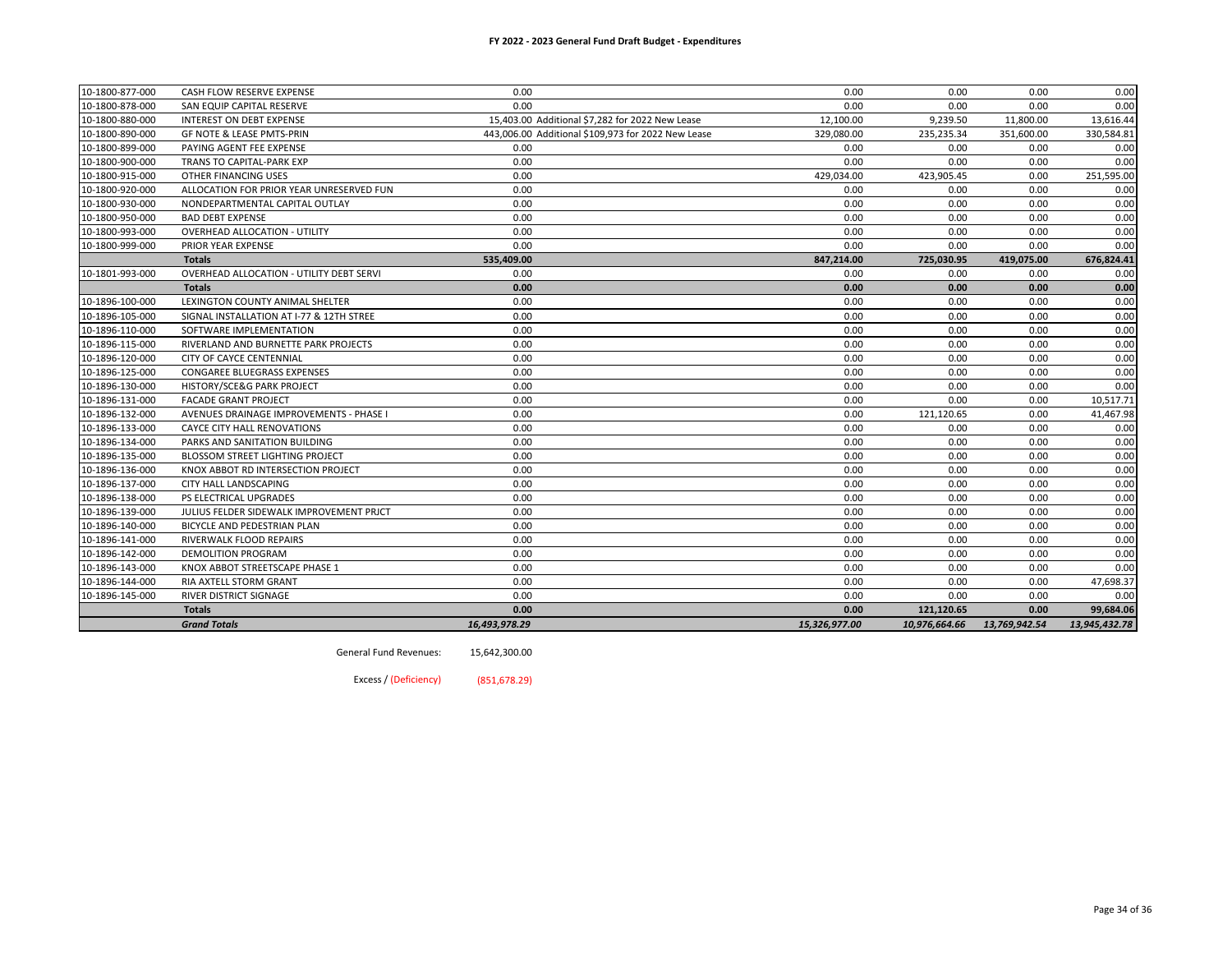**FY 2022 - 2023 General Fund Draft Budget - Expenditures**

| | | | | | | | |
|---|---|---|---|---|---|---|---|
| 10-1800-877-000 | CASH FLOW RESERVE EXPENSE | 0.00 | | 0.00 | 0.00 | 0.00 | 0.00 |
| 10-1800-878-000 | SAN EQUIP CAPITAL RESERVE | 0.00 | | 0.00 | 0.00 | 0.00 | 0.00 |
| 10-1800-880-000 | INTEREST ON DEBT EXPENSE | 15,403.00 | Additional $7,282 for 2022 New Lease | 12,100.00 | 9,239.50 | 11,800.00 | 13,616.44 |
| 10-1800-890-000 | GF NOTE & LEASE PMTS-PRIN | 443,006.00 | Additional $109,973 for 2022 New Lease | 329,080.00 | 235,235.34 | 351,600.00 | 330,584.81 |
| 10-1800-899-000 | PAYING AGENT FEE EXPENSE | 0.00 | | 0.00 | 0.00 | 0.00 | 0.00 |
| 10-1800-900-000 | TRANS TO CAPITAL-PARK EXP | 0.00 | | 0.00 | 0.00 | 0.00 | 0.00 |
| 10-1800-915-000 | OTHER FINANCING USES | 0.00 | | 429,034.00 | 423,905.45 | 0.00 | 251,595.00 |
| 10-1800-920-000 | ALLOCATION FOR PRIOR YEAR UNRESERVED FUN | 0.00 | | 0.00 | 0.00 | 0.00 | 0.00 |
| 10-1800-930-000 | NONDEPARTMENTAL CAPITAL OUTLAY | 0.00 | | 0.00 | 0.00 | 0.00 | 0.00 |
| 10-1800-950-000 | BAD DEBT EXPENSE | 0.00 | | 0.00 | 0.00 | 0.00 | 0.00 |
| 10-1800-993-000 | OVERHEAD ALLOCATION - UTILITY | 0.00 | | 0.00 | 0.00 | 0.00 | 0.00 |
| 10-1800-999-000 | PRIOR YEAR EXPENSE | 0.00 | | 0.00 | 0.00 | 0.00 | 0.00 |
| | **Totals** | **535,409.00** | | **847,214.00** | **725,030.95** | **419,075.00** | **676,824.41** |
| 10-1801-993-000 | OVERHEAD ALLOCATION - UTILITY DEBT SERVI | 0.00 | | 0.00 | 0.00 | 0.00 | 0.00 |
| | **Totals** | **0.00** | | **0.00** | **0.00** | **0.00** | **0.00** |
| 10-1896-100-000 | LEXINGTON COUNTY ANIMAL SHELTER | 0.00 | | 0.00 | 0.00 | 0.00 | 0.00 |
| 10-1896-105-000 | SIGNAL INSTALLATION AT I-77 & 12TH STREE | 0.00 | | 0.00 | 0.00 | 0.00 | 0.00 |
| 10-1896-110-000 | SOFTWARE IMPLEMENTATION | 0.00 | | 0.00 | 0.00 | 0.00 | 0.00 |
| 10-1896-115-000 | RIVERLAND AND BURNETTE PARK PROJECTS | 0.00 | | 0.00 | 0.00 | 0.00 | 0.00 |
| 10-1896-120-000 | CITY OF CAYCE CENTENNIAL | 0.00 | | 0.00 | 0.00 | 0.00 | 0.00 |
| 10-1896-125-000 | CONGAREE BLUEGRASS EXPENSES | 0.00 | | 0.00 | 0.00 | 0.00 | 0.00 |
| 10-1896-130-000 | HISTORY/SCE&G PARK PROJECT | 0.00 | | 0.00 | 0.00 | 0.00 | 0.00 |
| 10-1896-131-000 | FACADE GRANT PROJECT | 0.00 | | 0.00 | 0.00 | 0.00 | 10,517.71 |
| 10-1896-132-000 | AVENUES DRAINAGE IMPROVEMENTS - PHASE I | 0.00 | | 0.00 | 121,120.65 | 0.00 | 41,467.98 |
| 10-1896-133-000 | CAYCE CITY HALL RENOVATIONS | 0.00 | | 0.00 | 0.00 | 0.00 | 0.00 |
| 10-1896-134-000 | PARKS AND SANITATION BUILDING | 0.00 | | 0.00 | 0.00 | 0.00 | 0.00 |
| 10-1896-135-000 | BLOSSOM STREET LIGHTING PROJECT | 0.00 | | 0.00 | 0.00 | 0.00 | 0.00 |
| 10-1896-136-000 | KNOX ABBOT RD INTERSECTION PROJECT | 0.00 | | 0.00 | 0.00 | 0.00 | 0.00 |
| 10-1896-137-000 | CITY HALL LANDSCAPING | 0.00 | | 0.00 | 0.00 | 0.00 | 0.00 |
| 10-1896-138-000 | PS ELECTRICAL UPGRADES | 0.00 | | 0.00 | 0.00 | 0.00 | 0.00 |
| 10-1896-139-000 | JULIUS FELDER SIDEWALK IMPROVEMENT PRJCT | 0.00 | | 0.00 | 0.00 | 0.00 | 0.00 |
| 10-1896-140-000 | BICYCLE AND PEDESTRIAN PLAN | 0.00 | | 0.00 | 0.00 | 0.00 | 0.00 |
| 10-1896-141-000 | RIVERWALK FLOOD REPAIRS | 0.00 | | 0.00 | 0.00 | 0.00 | 0.00 |
| 10-1896-142-000 | DEMOLITION PROGRAM | 0.00 | | 0.00 | 0.00 | 0.00 | 0.00 |
| 10-1896-143-000 | KNOX ABBOT STREETSCAPE PHASE 1 | 0.00 | | 0.00 | 0.00 | 0.00 | 0.00 |
| 10-1896-144-000 | RIA AXTELL STORM GRANT | 0.00 | | 0.00 | 0.00 | 0.00 | 47,698.37 |
| 10-1896-145-000 | RIVER DISTRICT SIGNAGE | 0.00 | | 0.00 | 0.00 | 0.00 | 0.00 |
| | **Totals** | **0.00** | | **0.00** | **121,120.65** | **0.00** | **99,684.06** |
| | ***Grand Totals*** | ***16,493,978.29*** | | ***15,326,977.00*** | ***10,976,664.66*** | ***13,769,942.54*** | ***13,945,432.78*** |

General Fund Revenues: 15,642,300.00

Excess / (Deficiency) (851,678.29)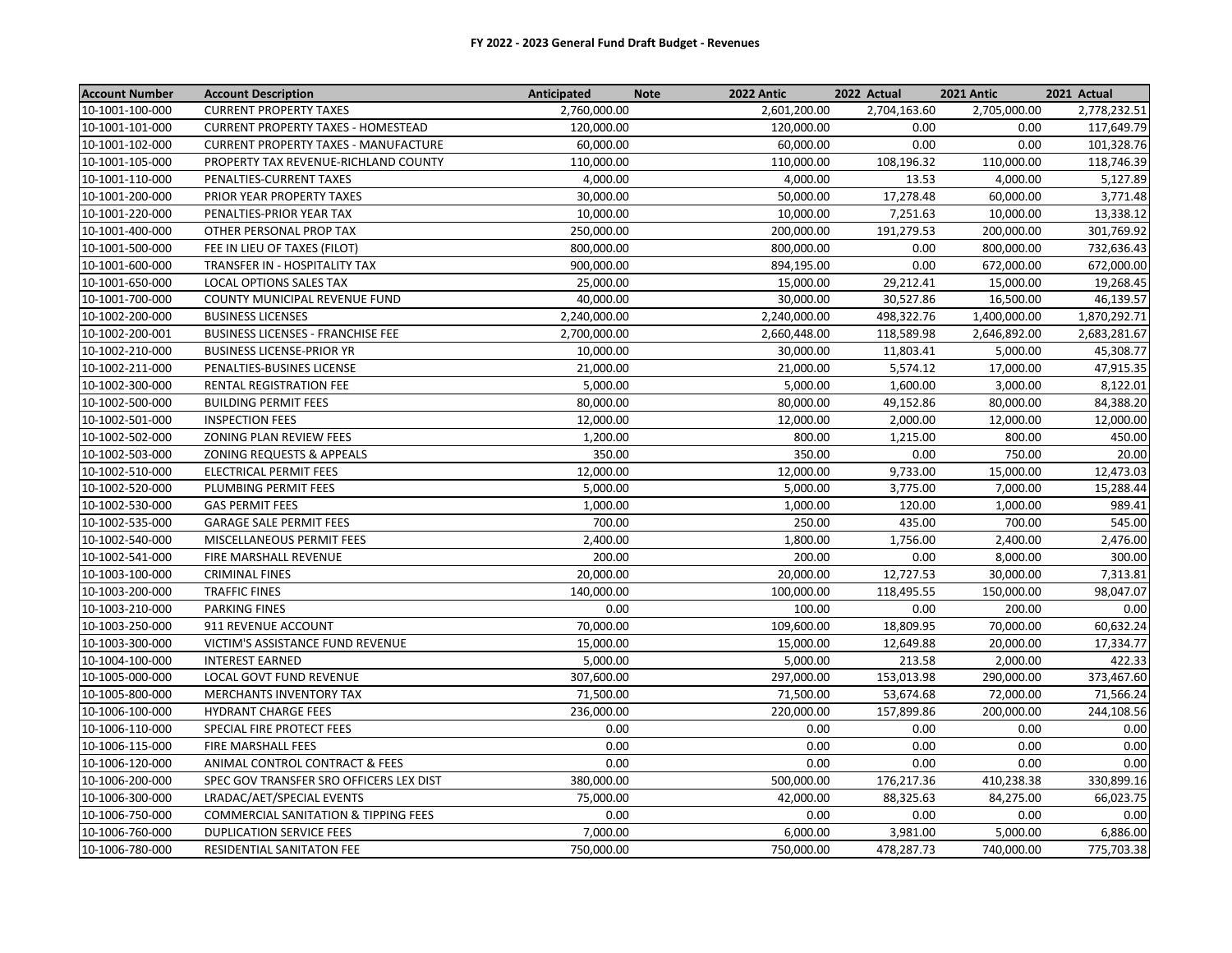# FY 2022 - 2023 General Fund Draft Budget - Revenues

| Account Number | Account Description | Anticipated | Note | 2022 Antic | 2022 Actual | 2021 Antic | 2021 Actual |
|---|---|---|---|---|---|---|---|
| 10-1001-100-000 | CURRENT PROPERTY TAXES | 2,760,000.00 | | 2,601,200.00 | 2,704,163.60 | 2,705,000.00 | 2,778,232.51 |
| 10-1001-101-000 | CURRENT PROPERTY TAXES - HOMESTEAD | 120,000.00 | | 120,000.00 | 0.00 | 0.00 | 117,649.79 |
| 10-1001-102-000 | CURRENT PROPERTY TAXES - MANUFACTURE | 60,000.00 | | 60,000.00 | 0.00 | 0.00 | 101,328.76 |
| 10-1001-105-000 | PROPERTY TAX REVENUE-RICHLAND COUNTY | 110,000.00 | | 110,000.00 | 108,196.32 | 110,000.00 | 118,746.39 |
| 10-1001-110-000 | PENALTIES-CURRENT TAXES | 4,000.00 | | 4,000.00 | 13.53 | 4,000.00 | 5,127.89 |
| 10-1001-200-000 | PRIOR YEAR PROPERTY TAXES | 30,000.00 | | 50,000.00 | 17,278.48 | 60,000.00 | 3,771.48 |
| 10-1001-220-000 | PENALTIES-PRIOR YEAR TAX | 10,000.00 | | 10,000.00 | 7,251.63 | 10,000.00 | 13,338.12 |
| 10-1001-400-000 | OTHER PERSONAL PROP TAX | 250,000.00 | | 200,000.00 | 191,279.53 | 200,000.00 | 301,769.92 |
| 10-1001-500-000 | FEE IN LIEU OF TAXES (FILOT) | 800,000.00 | | 800,000.00 | 0.00 | 800,000.00 | 732,636.43 |
| 10-1001-600-000 | TRANSFER IN - HOSPITALITY TAX | 900,000.00 | | 894,195.00 | 0.00 | 672,000.00 | 672,000.00 |
| 10-1001-650-000 | LOCAL OPTIONS SALES TAX | 25,000.00 | | 15,000.00 | 29,212.41 | 15,000.00 | 19,268.45 |
| 10-1001-700-000 | COUNTY MUNICIPAL REVENUE FUND | 40,000.00 | | 30,000.00 | 30,527.86 | 16,500.00 | 46,139.57 |
| 10-1002-200-000 | BUSINESS LICENSES | 2,240,000.00 | | 2,240,000.00 | 498,322.76 | 1,400,000.00 | 1,870,292.71 |
| 10-1002-200-001 | BUSINESS LICENSES - FRANCHISE FEE | 2,700,000.00 | | 2,660,448.00 | 118,589.98 | 2,646,892.00 | 2,683,281.67 |
| 10-1002-210-000 | BUSINESS LICENSE-PRIOR YR | 10,000.00 | | 30,000.00 | 11,803.41 | 5,000.00 | 45,308.77 |
| 10-1002-211-000 | PENALTIES-BUSINES LICENSE | 21,000.00 | | 21,000.00 | 5,574.12 | 17,000.00 | 47,915.35 |
| 10-1002-300-000 | RENTAL REGISTRATION FEE | 5,000.00 | | 5,000.00 | 1,600.00 | 3,000.00 | 8,122.01 |
| 10-1002-500-000 | BUILDING PERMIT FEES | 80,000.00 | | 80,000.00 | 49,152.86 | 80,000.00 | 84,388.20 |
| 10-1002-501-000 | INSPECTION FEES | 12,000.00 | | 12,000.00 | 2,000.00 | 12,000.00 | 12,000.00 |
| 10-1002-502-000 | ZONING PLAN REVIEW FEES | 1,200.00 | | 800.00 | 1,215.00 | 800.00 | 450.00 |
| 10-1002-503-000 | ZONING REQUESTS & APPEALS | 350.00 | | 350.00 | 0.00 | 750.00 | 20.00 |
| 10-1002-510-000 | ELECTRICAL PERMIT FEES | 12,000.00 | | 12,000.00 | 9,733.00 | 15,000.00 | 12,473.03 |
| 10-1002-520-000 | PLUMBING PERMIT FEES | 5,000.00 | | 5,000.00 | 3,775.00 | 7,000.00 | 15,288.44 |
| 10-1002-530-000 | GAS PERMIT FEES | 1,000.00 | | 1,000.00 | 120.00 | 1,000.00 | 989.41 |
| 10-1002-535-000 | GARAGE SALE PERMIT FEES | 700.00 | | 250.00 | 435.00 | 700.00 | 545.00 |
| 10-1002-540-000 | MISCELLANEOUS PERMIT FEES | 2,400.00 | | 1,800.00 | 1,756.00 | 2,400.00 | 2,476.00 |
| 10-1002-541-000 | FIRE MARSHALL REVENUE | 200.00 | | 200.00 | 0.00 | 8,000.00 | 300.00 |
| 10-1003-100-000 | CRIMINAL FINES | 20,000.00 | | 20,000.00 | 12,727.53 | 30,000.00 | 7,313.81 |
| 10-1003-200-000 | TRAFFIC FINES | 140,000.00 | | 100,000.00 | 118,495.55 | 150,000.00 | 98,047.07 |
| 10-1003-210-000 | PARKING FINES | 0.00 | | 100.00 | 0.00 | 200.00 | 0.00 |
| 10-1003-250-000 | 911 REVENUE ACCOUNT | 70,000.00 | | 109,600.00 | 18,809.95 | 70,000.00 | 60,632.24 |
| 10-1003-300-000 | VICTIM'S ASSISTANCE FUND REVENUE | 15,000.00 | | 15,000.00 | 12,649.88 | 20,000.00 | 17,334.77 |
| 10-1004-100-000 | INTEREST EARNED | 5,000.00 | | 5,000.00 | 213.58 | 2,000.00 | 422.33 |
| 10-1005-000-000 | LOCAL GOVT FUND REVENUE | 307,600.00 | | 297,000.00 | 153,013.98 | 290,000.00 | 373,467.60 |
| 10-1005-800-000 | MERCHANTS INVENTORY TAX | 71,500.00 | | 71,500.00 | 53,674.68 | 72,000.00 | 71,566.24 |
| 10-1006-100-000 | HYDRANT CHARGE FEES | 236,000.00 | | 220,000.00 | 157,899.86 | 200,000.00 | 244,108.56 |
| 10-1006-110-000 | SPECIAL FIRE PROTECT FEES | 0.00 | | 0.00 | 0.00 | 0.00 | 0.00 |
| 10-1006-115-000 | FIRE MARSHALL FEES | 0.00 | | 0.00 | 0.00 | 0.00 | 0.00 |
| 10-1006-120-000 | ANIMAL CONTROL CONTRACT & FEES | 0.00 | | 0.00 | 0.00 | 0.00 | 0.00 |
| 10-1006-200-000 | SPEC GOV TRANSFER SRO OFFICERS LEX DIST | 380,000.00 | | 500,000.00 | 176,217.36 | 410,238.38 | 330,899.16 |
| 10-1006-300-000 | LRADAC/AET/SPECIAL EVENTS | 75,000.00 | | 42,000.00 | 88,325.63 | 84,275.00 | 66,023.75 |
| 10-1006-750-000 | COMMERCIAL SANITATION & TIPPING FEES | 0.00 | | 0.00 | 0.00 | 0.00 | 0.00 |
| 10-1006-760-000 | DUPLICATION SERVICE FEES | 7,000.00 | | 6,000.00 | 3,981.00 | 5,000.00 | 6,886.00 |
| 10-1006-780-000 | RESIDENTIAL SANITATON FEE | 750,000.00 | | 750,000.00 | 478,287.73 | 740,000.00 | 775,703.38 |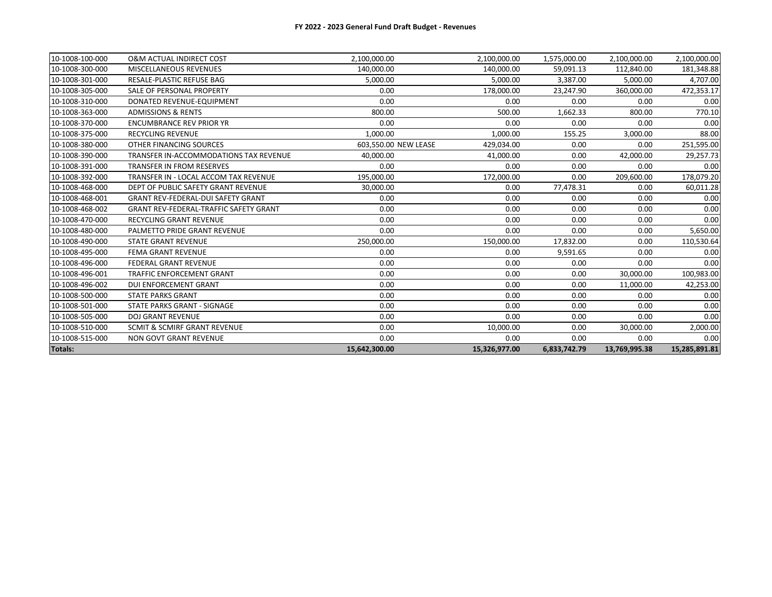**FY 2022 - 2023 General Fund Draft Budget - Revenues**

| | | | | | | | |
|---|---|---|---|---|---|---|---|
| 10-1008-100-000 | O&M ACTUAL INDIRECT COST | 2,100,000.00 | | 2,100,000.00 | 1,575,000.00 | 2,100,000.00 | 2,100,000.00 |
| 10-1008-300-000 | MISCELLANEOUS REVENUES | 140,000.00 | | 140,000.00 | 59,091.13 | 112,840.00 | 181,348.88 |
| 10-1008-301-000 | RESALE-PLASTIC REFUSE BAG | 5,000.00 | | 5,000.00 | 3,387.00 | 5,000.00 | 4,707.00 |
| 10-1008-305-000 | SALE OF PERSONAL PROPERTY | 0.00 | | 178,000.00 | 23,247.90 | 360,000.00 | 472,353.17 |
| 10-1008-310-000 | DONATED REVENUE-EQUIPMENT | 0.00 | | 0.00 | 0.00 | 0.00 | 0.00 |
| 10-1008-363-000 | ADMISSIONS & RENTS | 800.00 | | 500.00 | 1,662.33 | 800.00 | 770.10 |
| 10-1008-370-000 | ENCUMBRANCE REV PRIOR YR | 0.00 | | 0.00 | 0.00 | 0.00 | 0.00 |
| 10-1008-375-000 | RECYCLING REVENUE | 1,000.00 | | 1,000.00 | 155.25 | 3,000.00 | 88.00 |
| 10-1008-380-000 | OTHER FINANCING SOURCES | 603,550.00 | NEW LEASE | 429,034.00 | 0.00 | 0.00 | 251,595.00 |
| 10-1008-390-000 | TRANSFER IN-ACCOMMODATIONS TAX REVENUE | 40,000.00 | | 41,000.00 | 0.00 | 42,000.00 | 29,257.73 |
| 10-1008-391-000 | TRANSFER IN FROM RESERVES | 0.00 | | 0.00 | 0.00 | 0.00 | 0.00 |
| 10-1008-392-000 | TRANSFER IN - LOCAL ACCOM TAX REVENUE | 195,000.00 | | 172,000.00 | 0.00 | 209,600.00 | 178,079.20 |
| 10-1008-468-000 | DEPT OF PUBLIC SAFETY GRANT REVENUE | 30,000.00 | | 0.00 | 77,478.31 | 0.00 | 60,011.28 |
| 10-1008-468-001 | GRANT REV-FEDERAL-DUI SAFETY GRANT | 0.00 | | 0.00 | 0.00 | 0.00 | 0.00 |
| 10-1008-468-002 | GRANT REV-FEDERAL-TRAFFIC SAFETY GRANT | 0.00 | | 0.00 | 0.00 | 0.00 | 0.00 |
| 10-1008-470-000 | RECYCLING GRANT REVENUE | 0.00 | | 0.00 | 0.00 | 0.00 | 0.00 |
| 10-1008-480-000 | PALMETTO PRIDE GRANT REVENUE | 0.00 | | 0.00 | 0.00 | 0.00 | 5,650.00 |
| 10-1008-490-000 | STATE GRANT REVENUE | 250,000.00 | | 150,000.00 | 17,832.00 | 0.00 | 110,530.64 |
| 10-1008-495-000 | FEMA GRANT REVENUE | 0.00 | | 0.00 | 9,591.65 | 0.00 | 0.00 |
| 10-1008-496-000 | FEDERAL GRANT REVENUE | 0.00 | | 0.00 | 0.00 | 0.00 | 0.00 |
| 10-1008-496-001 | TRAFFIC ENFORCEMENT GRANT | 0.00 | | 0.00 | 0.00 | 30,000.00 | 100,983.00 |
| 10-1008-496-002 | DUI ENFORCEMENT GRANT | 0.00 | | 0.00 | 0.00 | 11,000.00 | 42,253.00 |
| 10-1008-500-000 | STATE PARKS GRANT | 0.00 | | 0.00 | 0.00 | 0.00 | 0.00 |
| 10-1008-501-000 | STATE PARKS GRANT - SIGNAGE | 0.00 | | 0.00 | 0.00 | 0.00 | 0.00 |
| 10-1008-505-000 | DOJ GRANT REVENUE | 0.00 | | 0.00 | 0.00 | 0.00 | 0.00 |
| 10-1008-510-000 | SCMIT & SCMIRF GRANT REVENUE | 0.00 | | 10,000.00 | 0.00 | 30,000.00 | 2,000.00 |
| 10-1008-515-000 | NON GOVT GRANT REVENUE | 0.00 | | 0.00 | 0.00 | 0.00 | 0.00 |
| **Totals:** | | **15,642,300.00** | | **15,326,977.00** | **6,833,742.79** | **13,769,995.38** | **15,285,891.81** |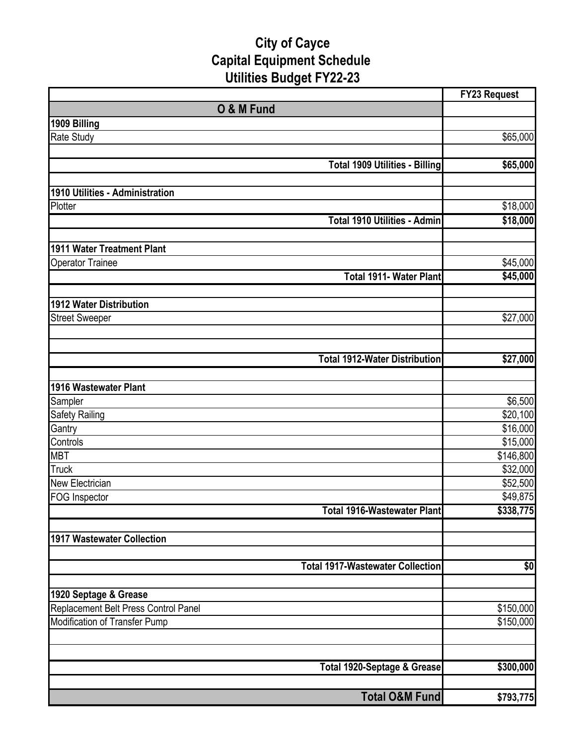# City of Cayce
## Capital Equipment Schedule
## Utilities Budget FY22-23

| | FY23 Request |
|---|---|
| **O & M Fund** | |
| **1909 Billing** | |
| Rate Study | $65,000 |
| | |
| **Total 1909 Utilities - Billing** | **$65,000** |
| | |
| **1910 Utilities - Administration** | |
| Plotter | $18,000 |
| **Total 1910 Utilities - Admin** | **$18,000** |
| | |
| **1911 Water Treatment Plant** | |
| Operator Trainee | $45,000 |
| **Total 1911- Water Plant** | **$45,000** |
| | |
| **1912 Water Distribution** | |
| Street Sweeper | $27,000 |
| | |
| | |
| **Total 1912-Water Distribution** | **$27,000** |
| | |
| **1916 Wastewater Plant** | |
| Sampler | $6,500 |
| Safety Railing | $20,100 |
| Gantry | $16,000 |
| Controls | $15,000 |
| MBT | $146,800 |
| Truck | $32,000 |
| New Electrician | $52,500 |
| FOG Inspector | $49,875 |
| **Total 1916-Wastewater Plant** | **$338,775** |
| | |
| **1917 Wastewater Collection** | |
| | |
| **Total 1917-Wastewater Collection** | **$0** |
| | |
| **1920 Septage & Grease** | |
| Replacement Belt Press Control Panel | $150,000 |
| Modification of Transfer Pump | $150,000 |
| | |
| | |
| **Total 1920-Septage & Grease** | **$300,000** |
| | |
| **Total O&M Fund** | **$793,775** |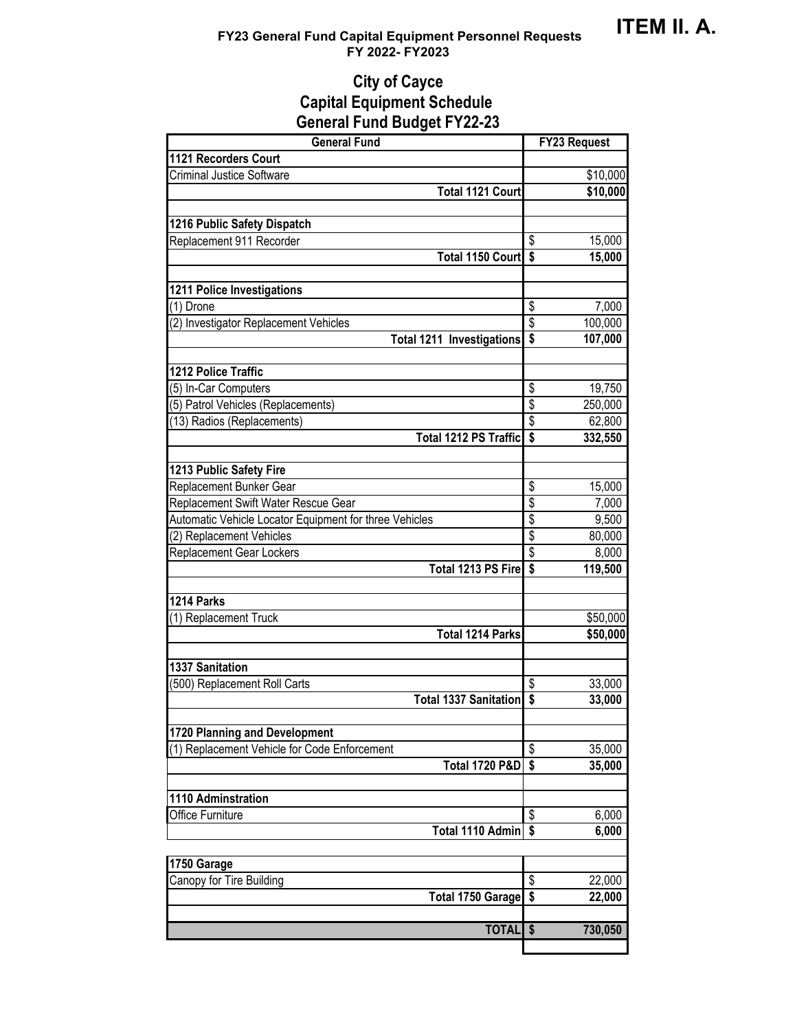**ITEM II. A.**

**FY23 General Fund Capital Equipment Personnel Requests**
**FY 2022- FY2023**

# City of Cayce
## Capital Equipment Schedule
## General Fund Budget FY22-23

| General Fund | FY23 Request |
|---|---|
| **1121 Recorders Court** | |
| Criminal Justice Software | $10,000 |
| **Total 1121 Court** | **$10,000** |
| | |
| **1216 Public Safety Dispatch** | |
| Replacement 911 Recorder | $ 15,000 |
| **Total 1150 Court** | **$ 15,000** |
| | |
| **1211 Police Investigations** | |
| (1) Drone | $ 7,000 |
| (2) Investigator Replacement Vehicles | $ 100,000 |
| **Total 1211 Investigations** | **$ 107,000** |
| | |
| **1212 Police Traffic** | |
| (5) In-Car Computers | $ 19,750 |
| (5) Patrol Vehicles (Replacements) | $ 250,000 |
| (13) Radios (Replacements) | $ 62,800 |
| **Total 1212 PS Traffic** | **$ 332,550** |
| | |
| **1213 Public Safety Fire** | |
| Replacement Bunker Gear | $ 15,000 |
| Replacement Swift Water Rescue Gear | $ 7,000 |
| Automatic Vehicle Locator Equipment for three Vehicles | $ 9,500 |
| (2) Replacement Vehicles | $ 80,000 |
| Replacement Gear Lockers | $ 8,000 |
| **Total 1213 PS Fire** | **$ 119,500** |
| | |
| **1214 Parks** | |
| (1) Replacement Truck | $50,000 |
| **Total 1214 Parks** | **$50,000** |
| | |
| **1337 Sanitation** | |
| (500) Replacement Roll Carts | $ 33,000 |
| **Total 1337 Sanitation** | **$ 33,000** |
| | |
| **1720 Planning and Development** | |
| (1) Replacement Vehicle for Code Enforcement | $ 35,000 |
| **Total 1720 P&D** | **$ 35,000** |
| | |
| **1110 Adminstration** | |
| Office Furniture | $ 6,000 |
| **Total 1110 Admin** | **$ 6,000** |
| | |
| **1750 Garage** | |
| Canopy for Tire Building | $ 22,000 |
| **Total 1750 Garage** | **$ 22,000** |
| | |
| **TOTAL** | **$ 730,050** |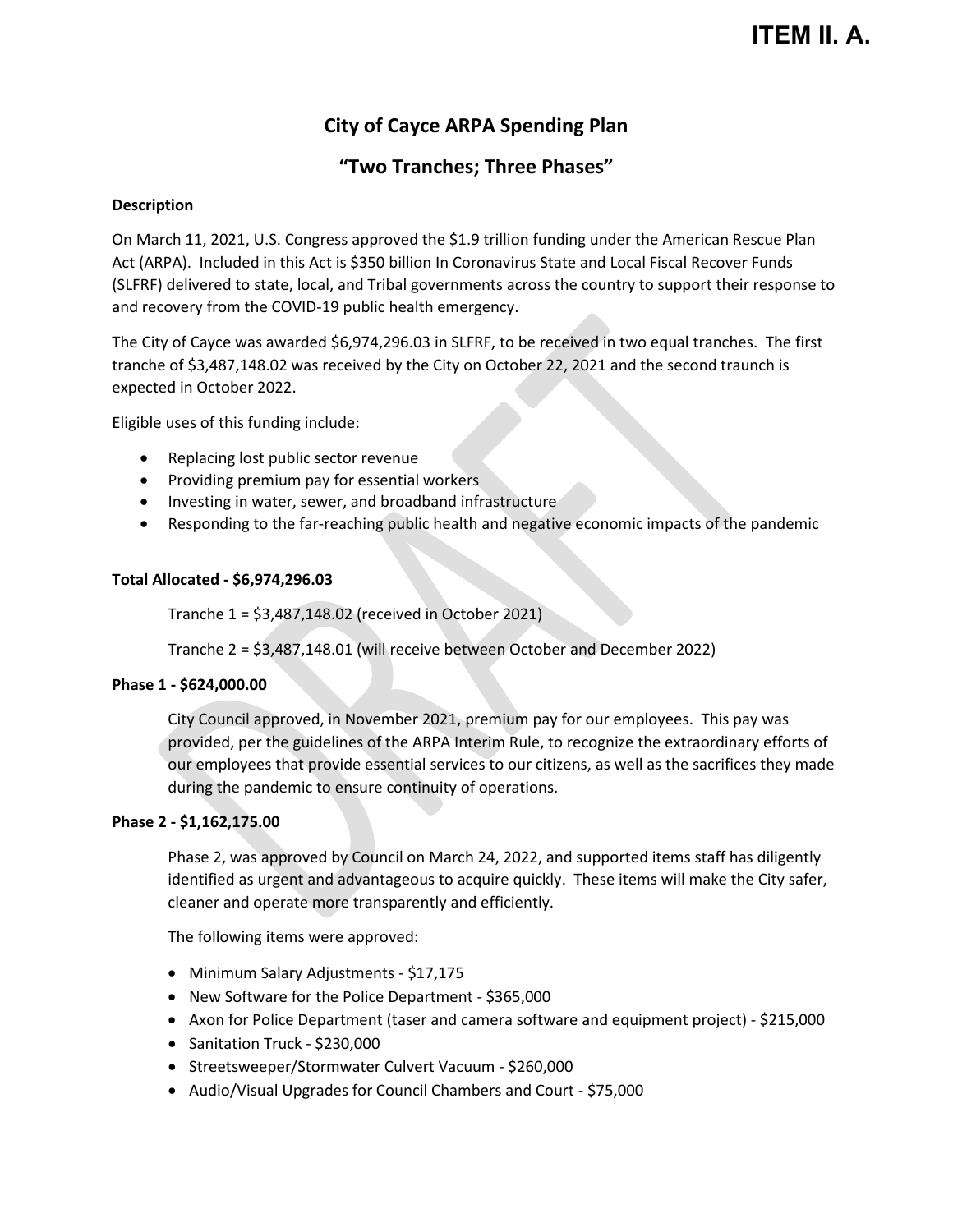# ITEM II. A.

## City of Cayce ARPA Spending Plan

## "Two Tranches; Three Phases"

**Description**

On March 11, 2021, U.S. Congress approved the $1.9 trillion funding under the American Rescue Plan Act (ARPA). Included in this Act is $350 billion In Coronavirus State and Local Fiscal Recover Funds (SLFRF) delivered to state, local, and Tribal governments across the country to support their response to and recovery from the COVID-19 public health emergency.

The City of Cayce was awarded $6,974,296.03 in SLFRF, to be received in two equal tranches. The first tranche of $3,487,148.02 was received by the City on October 22, 2021 and the second traunch is expected in October 2022.

Eligible uses of this funding include:

- Replacing lost public sector revenue
- Providing premium pay for essential workers
- Investing in water, sewer, and broadband infrastructure
- Responding to the far-reaching public health and negative economic impacts of the pandemic

**Total Allocated - $6,974,296.03**

Tranche 1 = $3,487,148.02 (received in October 2021)

Tranche 2 = $3,487,148.01 (will receive between October and December 2022)

**Phase 1 - $624,000.00**

City Council approved, in November 2021, premium pay for our employees. This pay was provided, per the guidelines of the ARPA Interim Rule, to recognize the extraordinary efforts of our employees that provide essential services to our citizens, as well as the sacrifices they made during the pandemic to ensure continuity of operations.

**Phase 2 - $1,162,175.00**

Phase 2, was approved by Council on March 24, 2022, and supported items staff has diligently identified as urgent and advantageous to acquire quickly. These items will make the City safer, cleaner and operate more transparently and efficiently.

The following items were approved:

- Minimum Salary Adjustments - $17,175
- New Software for the Police Department - $365,000
- Axon for Police Department (taser and camera software and equipment project) - $215,000
- Sanitation Truck - $230,000
- Streetsweeper/Stormwater Culvert Vacuum - $260,000
- Audio/Visual Upgrades for Council Chambers and Court - $75,000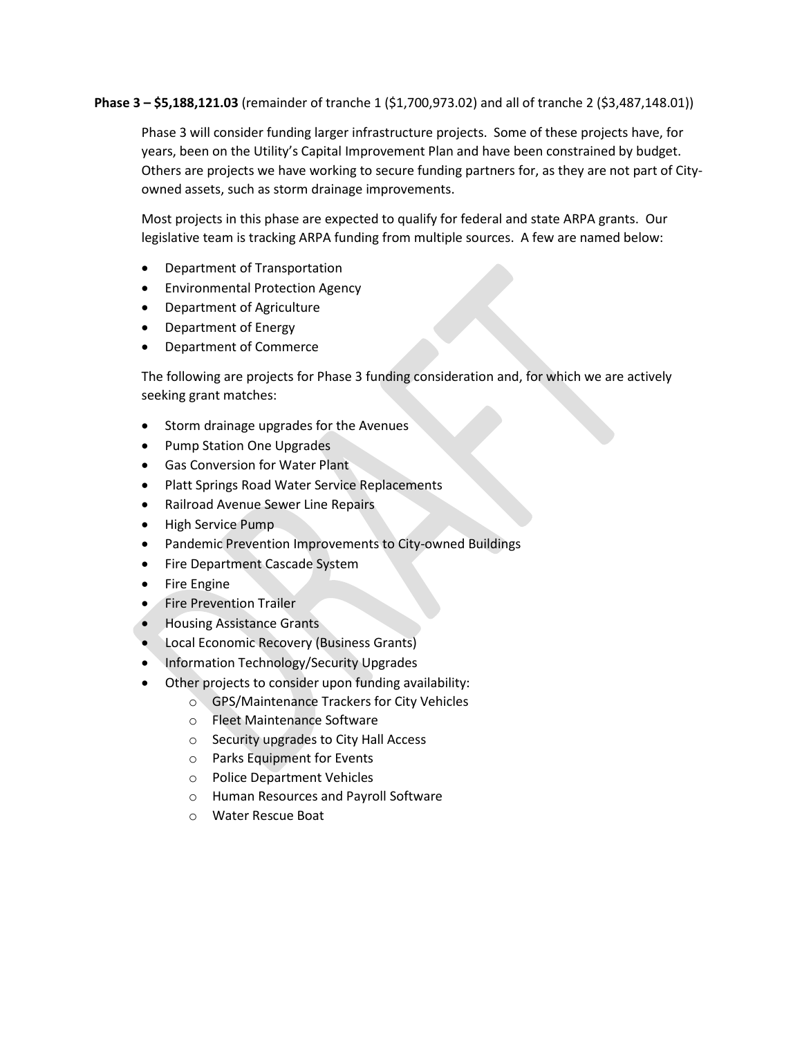**Phase 3 – $5,188,121.03** (remainder of tranche 1 ($1,700,973.02) and all of tranche 2 ($3,487,148.01))

Phase 3 will consider funding larger infrastructure projects. Some of these projects have, for years, been on the Utility's Capital Improvement Plan and have been constrained by budget. Others are projects we have working to secure funding partners for, as they are not part of City-owned assets, such as storm drainage improvements.

Most projects in this phase are expected to qualify for federal and state ARPA grants. Our legislative team is tracking ARPA funding from multiple sources. A few are named below:

- Department of Transportation
- Environmental Protection Agency
- Department of Agriculture
- Department of Energy
- Department of Commerce

The following are projects for Phase 3 funding consideration and, for which we are actively seeking grant matches:

- Storm drainage upgrades for the Avenues
- Pump Station One Upgrades
- Gas Conversion for Water Plant
- Platt Springs Road Water Service Replacements
- Railroad Avenue Sewer Line Repairs
- High Service Pump
- Pandemic Prevention Improvements to City-owned Buildings
- Fire Department Cascade System
- Fire Engine
- Fire Prevention Trailer
- Housing Assistance Grants
- Local Economic Recovery (Business Grants)
- Information Technology/Security Upgrades
- Other projects to consider upon funding availability:
  - GPS/Maintenance Trackers for City Vehicles
  - Fleet Maintenance Software
  - Security upgrades to City Hall Access
  - Parks Equipment for Events
  - Police Department Vehicles
  - Human Resources and Payroll Software
  - Water Rescue Boat

DRAFT